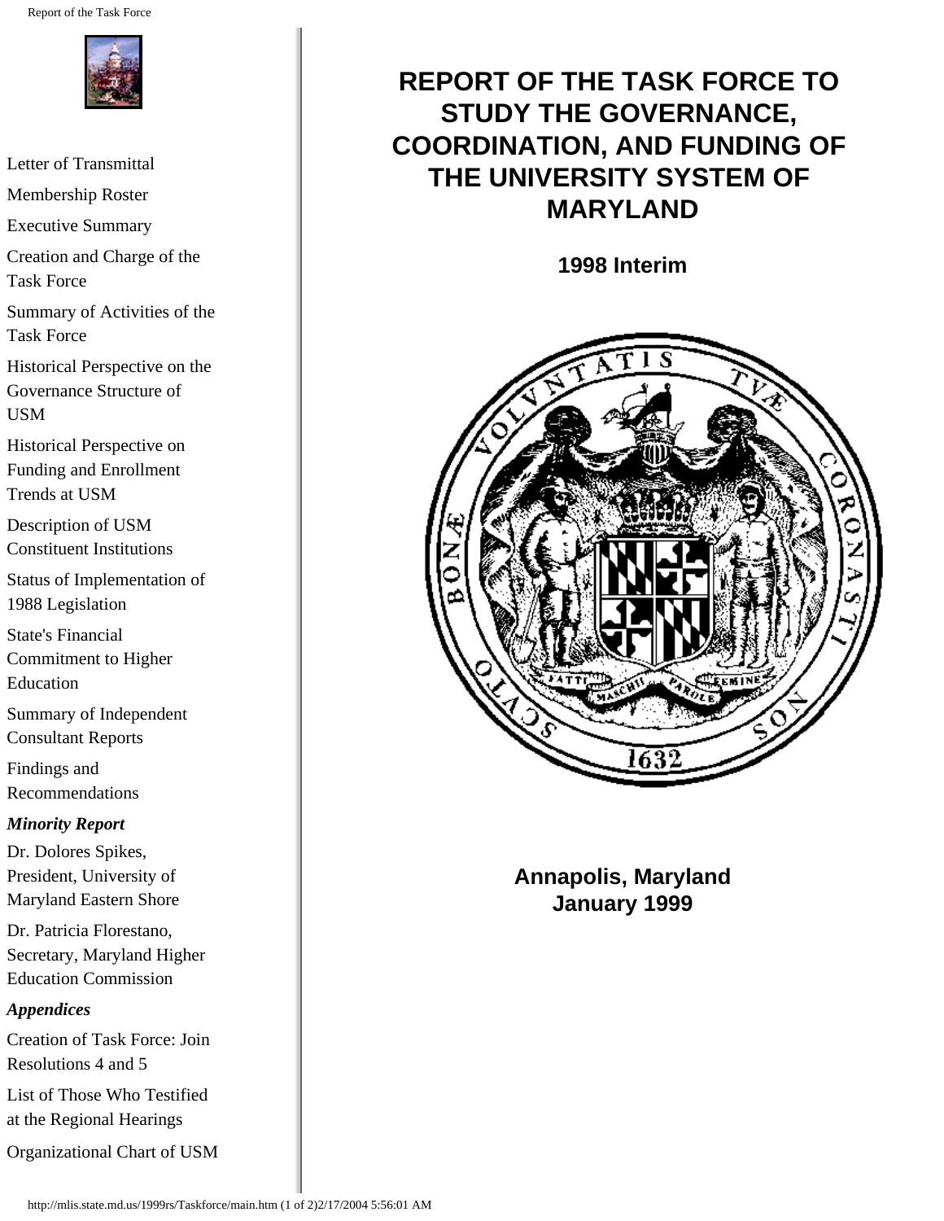# REPORT OF THE TASK FORCE TO STUDY THE GOVERNANCE, COORDINATION, AND FUNDING OF THE UNIVERSITY SYSTEM OF MARYLAND

**1998 Interim**

**Annapolis, Maryland**
**January 1999**

- Letter of Transmittal
- Membership Roster
- Executive Summary
- Creation and Charge of the Task Force
- Summary of Activities of the Task Force
- Historical Perspective on the Governance Structure of USM
- Historical Perspective on Funding and Enrollment Trends at USM
- Description of USM Constituent Institutions
- Status of Implementation of 1988 Legislation
- State's Financial Commitment to Higher Education
- Summary of Independent Consultant Reports
- Findings and Recommendations

***Minority Report***

- Dr. Dolores Spikes, President, University of Maryland Eastern Shore
- Dr. Patricia Florestano, Secretary, Maryland Higher Education Commission

***Appendices***

- Creation of Task Force: Join Resolutions 4 and 5
- List of Those Who Testified at the Regional Hearings
- Organizational Chart of USM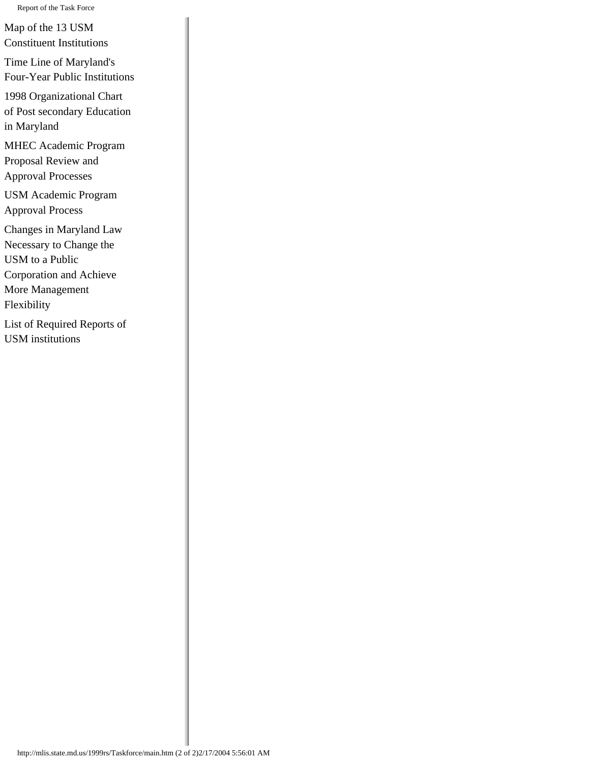Map of the 13 USM Constituent Institutions

Time Line of Maryland's Four-Year Public Institutions

1998 Organizational Chart of Post secondary Education in Maryland

MHEC Academic Program Proposal Review and Approval Processes

USM Academic Program Approval Process

Changes in Maryland Law Necessary to Change the USM to a Public Corporation and Achieve More Management Flexibility

List of Required Reports of USM institutions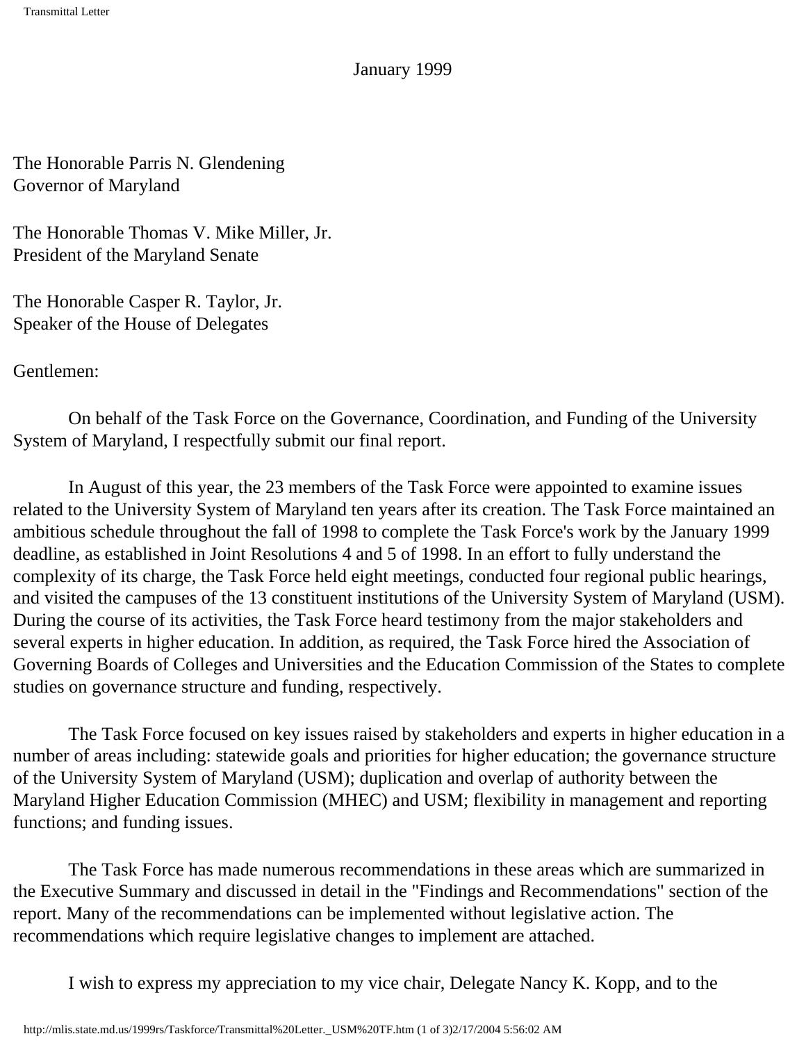January 1999

The Honorable Parris N. Glendening
Governor of Maryland

The Honorable Thomas V. Mike Miller, Jr.
President of the Maryland Senate

The Honorable Casper R. Taylor, Jr.
Speaker of the House of Delegates

Gentlemen:

On behalf of the Task Force on the Governance, Coordination, and Funding of the University System of Maryland, I respectfully submit our final report.

In August of this year, the 23 members of the Task Force were appointed to examine issues related to the University System of Maryland ten years after its creation. The Task Force maintained an ambitious schedule throughout the fall of 1998 to complete the Task Force's work by the January 1999 deadline, as established in Joint Resolutions 4 and 5 of 1998. In an effort to fully understand the complexity of its charge, the Task Force held eight meetings, conducted four regional public hearings, and visited the campuses of the 13 constituent institutions of the University System of Maryland (USM). During the course of its activities, the Task Force heard testimony from the major stakeholders and several experts in higher education. In addition, as required, the Task Force hired the Association of Governing Boards of Colleges and Universities and the Education Commission of the States to complete studies on governance structure and funding, respectively.

The Task Force focused on key issues raised by stakeholders and experts in higher education in a number of areas including: statewide goals and priorities for higher education; the governance structure of the University System of Maryland (USM); duplication and overlap of authority between the Maryland Higher Education Commission (MHEC) and USM; flexibility in management and reporting functions; and funding issues.

The Task Force has made numerous recommendations in these areas which are summarized in the Executive Summary and discussed in detail in the "Findings and Recommendations" section of the report. Many of the recommendations can be implemented without legislative action. The recommendations which require legislative changes to implement are attached.

I wish to express my appreciation to my vice chair, Delegate Nancy K. Kopp, and to the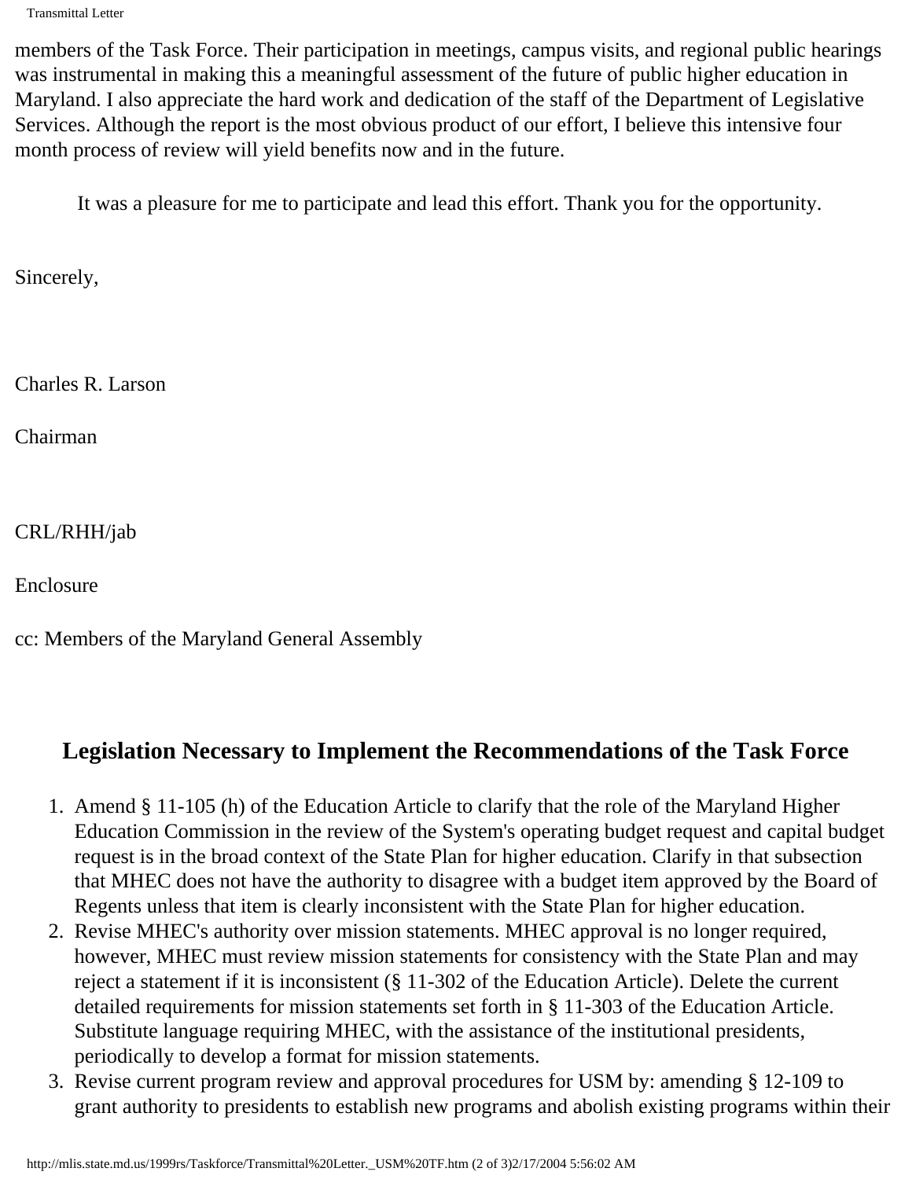members of the Task Force. Their participation in meetings, campus visits, and regional public hearings was instrumental in making this a meaningful assessment of the future of public higher education in Maryland. I also appreciate the hard work and dedication of the staff of the Department of Legislative Services. Although the report is the most obvious product of our effort, I believe this intensive four month process of review will yield benefits now and in the future.

It was a pleasure for me to participate and lead this effort. Thank you for the opportunity.

Sincerely,

Charles R. Larson

Chairman

CRL/RHH/jab

Enclosure

cc: Members of the Maryland General Assembly

## Legislation Necessary to Implement the Recommendations of the Task Force

1. Amend § 11-105 (h) of the Education Article to clarify that the role of the Maryland Higher Education Commission in the review of the System's operating budget request and capital budget request is in the broad context of the State Plan for higher education. Clarify in that subsection that MHEC does not have the authority to disagree with a budget item approved by the Board of Regents unless that item is clearly inconsistent with the State Plan for higher education.
2. Revise MHEC's authority over mission statements. MHEC approval is no longer required, however, MHEC must review mission statements for consistency with the State Plan and may reject a statement if it is inconsistent (§ 11-302 of the Education Article). Delete the current detailed requirements for mission statements set forth in § 11-303 of the Education Article. Substitute language requiring MHEC, with the assistance of the institutional presidents, periodically to develop a format for mission statements.
3. Revise current program review and approval procedures for USM by: amending § 12-109 to grant authority to presidents to establish new programs and abolish existing programs within their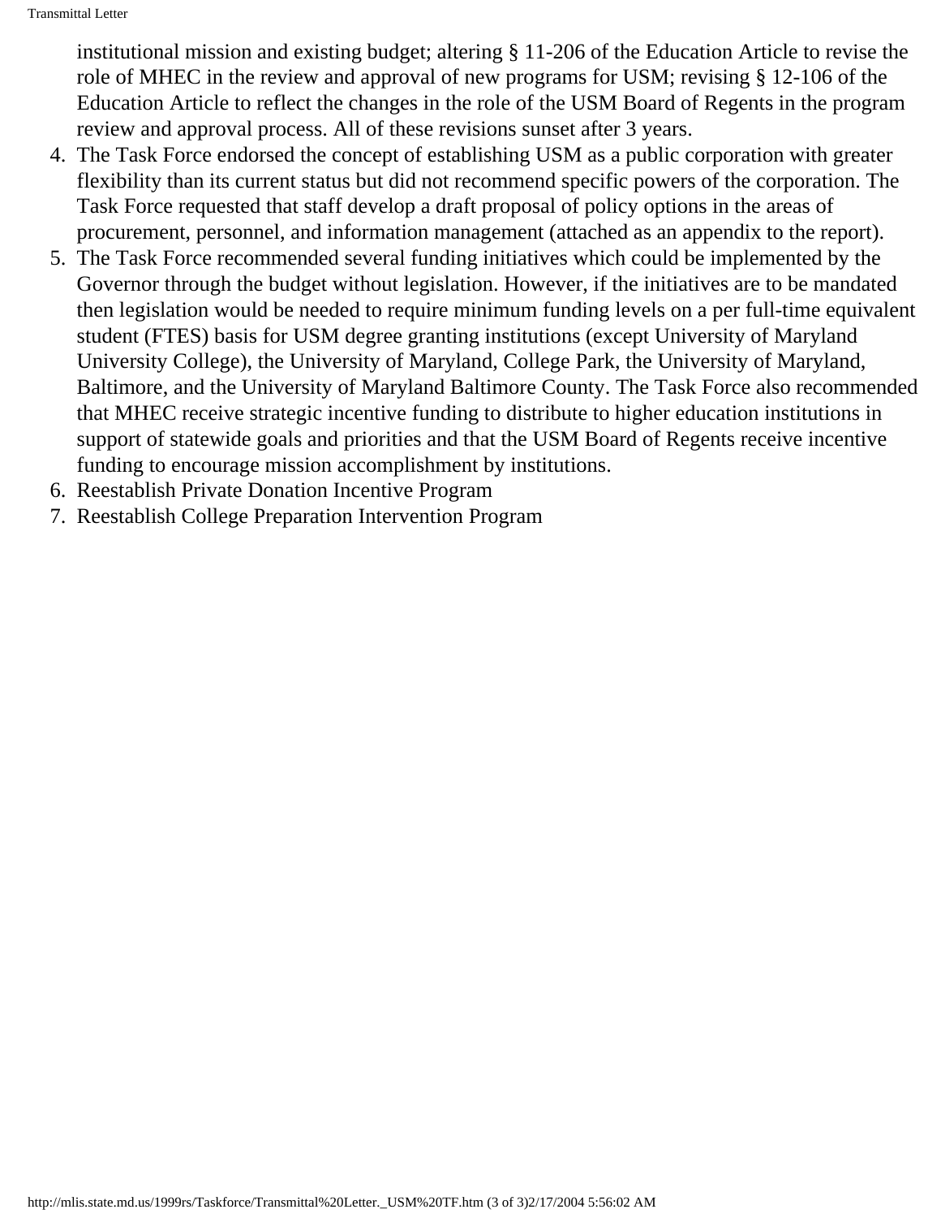institutional mission and existing budget; altering § 11-206 of the Education Article to revise the role of MHEC in the review and approval of new programs for USM; revising § 12-106 of the Education Article to reflect the changes in the role of the USM Board of Regents in the program review and approval process. All of these revisions sunset after 3 years.

4. The Task Force endorsed the concept of establishing USM as a public corporation with greater flexibility than its current status but did not recommend specific powers of the corporation. The Task Force requested that staff develop a draft proposal of policy options in the areas of procurement, personnel, and information management (attached as an appendix to the report).
5. The Task Force recommended several funding initiatives which could be implemented by the Governor through the budget without legislation. However, if the initiatives are to be mandated then legislation would be needed to require minimum funding levels on a per full-time equivalent student (FTES) basis for USM degree granting institutions (except University of Maryland University College), the University of Maryland, College Park, the University of Maryland, Baltimore, and the University of Maryland Baltimore County. The Task Force also recommended that MHEC receive strategic incentive funding to distribute to higher education institutions in support of statewide goals and priorities and that the USM Board of Regents receive incentive funding to encourage mission accomplishment by institutions.
6. Reestablish Private Donation Incentive Program
7. Reestablish College Preparation Intervention Program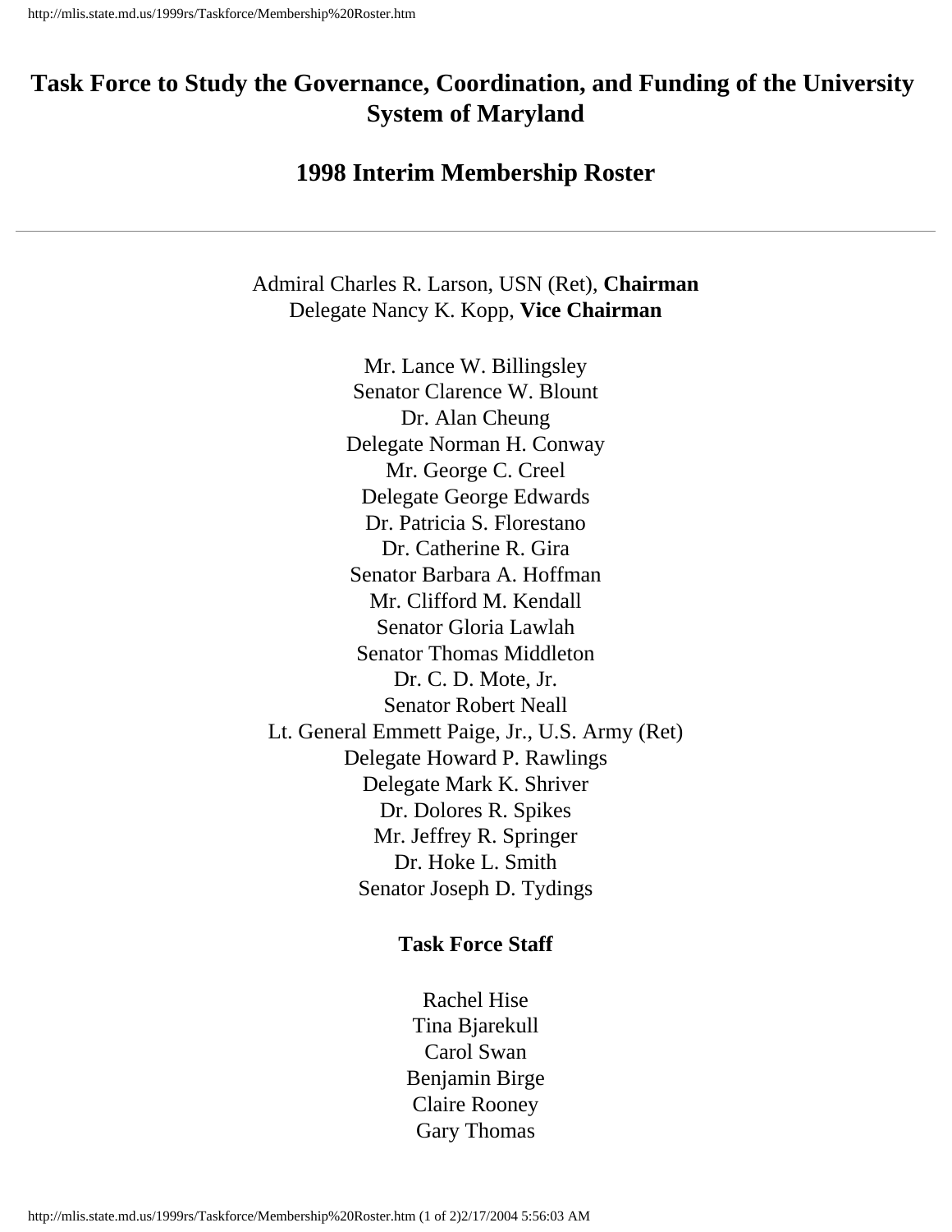# Task Force to Study the Governance, Coordination, and Funding of the University System of Maryland

## 1998 Interim Membership Roster

---

Admiral Charles R. Larson, USN (Ret), **Chairman**
Delegate Nancy K. Kopp, **Vice Chairman**

Mr. Lance W. Billingsley
Senator Clarence W. Blount
Dr. Alan Cheung
Delegate Norman H. Conway
Mr. George C. Creel
Delegate George Edwards
Dr. Patricia S. Florestano
Dr. Catherine R. Gira
Senator Barbara A. Hoffman
Mr. Clifford M. Kendall
Senator Gloria Lawlah
Senator Thomas Middleton
Dr. C. D. Mote, Jr.
Senator Robert Neall
Lt. General Emmett Paige, Jr., U.S. Army (Ret)
Delegate Howard P. Rawlings
Delegate Mark K. Shriver
Dr. Dolores R. Spikes
Mr. Jeffrey R. Springer
Dr. Hoke L. Smith
Senator Joseph D. Tydings

**Task Force Staff**

Rachel Hise
Tina Bjarekull
Carol Swan
Benjamin Birge
Claire Rooney
Gary Thomas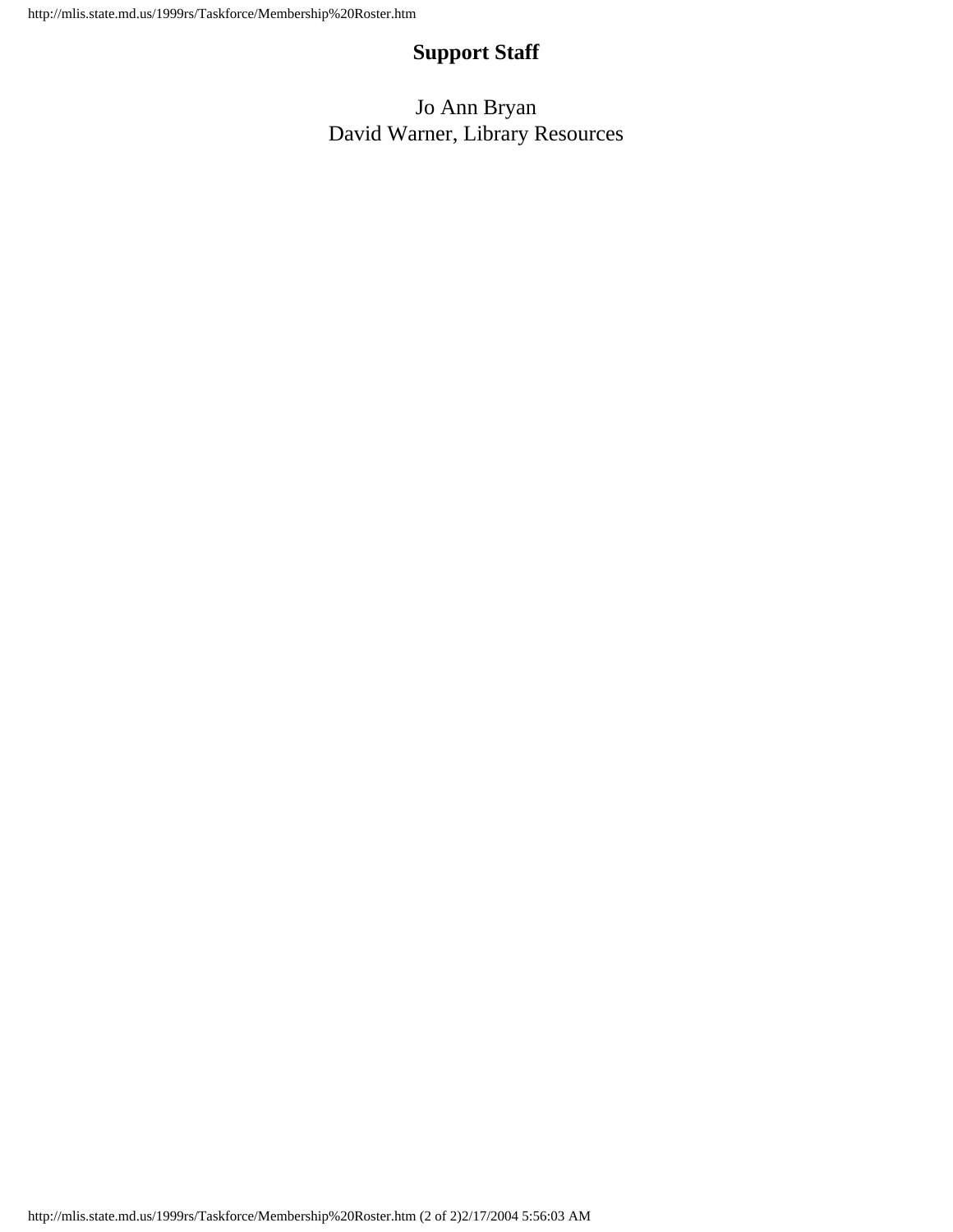## Support Staff

Jo Ann Bryan
David Warner, Library Resources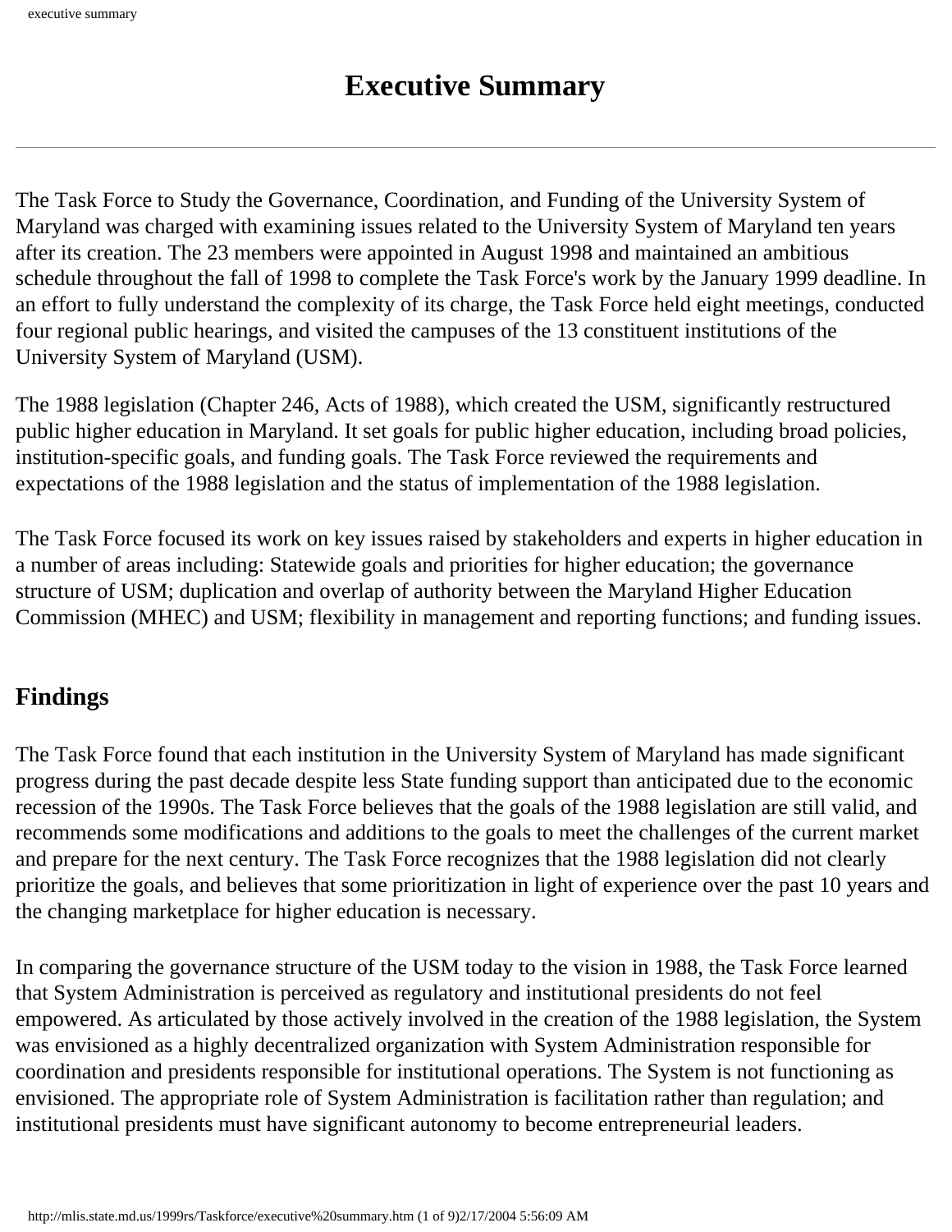# Executive Summary

---

The Task Force to Study the Governance, Coordination, and Funding of the University System of Maryland was charged with examining issues related to the University System of Maryland ten years after its creation. The 23 members were appointed in August 1998 and maintained an ambitious schedule throughout the fall of 1998 to complete the Task Force's work by the January 1999 deadline. In an effort to fully understand the complexity of its charge, the Task Force held eight meetings, conducted four regional public hearings, and visited the campuses of the 13 constituent institutions of the University System of Maryland (USM).

The 1988 legislation (Chapter 246, Acts of 1988), which created the USM, significantly restructured public higher education in Maryland. It set goals for public higher education, including broad policies, institution-specific goals, and funding goals. The Task Force reviewed the requirements and expectations of the 1988 legislation and the status of implementation of the 1988 legislation.

The Task Force focused its work on key issues raised by stakeholders and experts in higher education in a number of areas including: Statewide goals and priorities for higher education; the governance structure of USM; duplication and overlap of authority between the Maryland Higher Education Commission (MHEC) and USM; flexibility in management and reporting functions; and funding issues.

## Findings

The Task Force found that each institution in the University System of Maryland has made significant progress during the past decade despite less State funding support than anticipated due to the economic recession of the 1990s. The Task Force believes that the goals of the 1988 legislation are still valid, and recommends some modifications and additions to the goals to meet the challenges of the current market and prepare for the next century. The Task Force recognizes that the 1988 legislation did not clearly prioritize the goals, and believes that some prioritization in light of experience over the past 10 years and the changing marketplace for higher education is necessary.

In comparing the governance structure of the USM today to the vision in 1988, the Task Force learned that System Administration is perceived as regulatory and institutional presidents do not feel empowered. As articulated by those actively involved in the creation of the 1988 legislation, the System was envisioned as a highly decentralized organization with System Administration responsible for coordination and presidents responsible for institutional operations. The System is not functioning as envisioned. The appropriate role of System Administration is facilitation rather than regulation; and institutional presidents must have significant autonomy to become entrepreneurial leaders.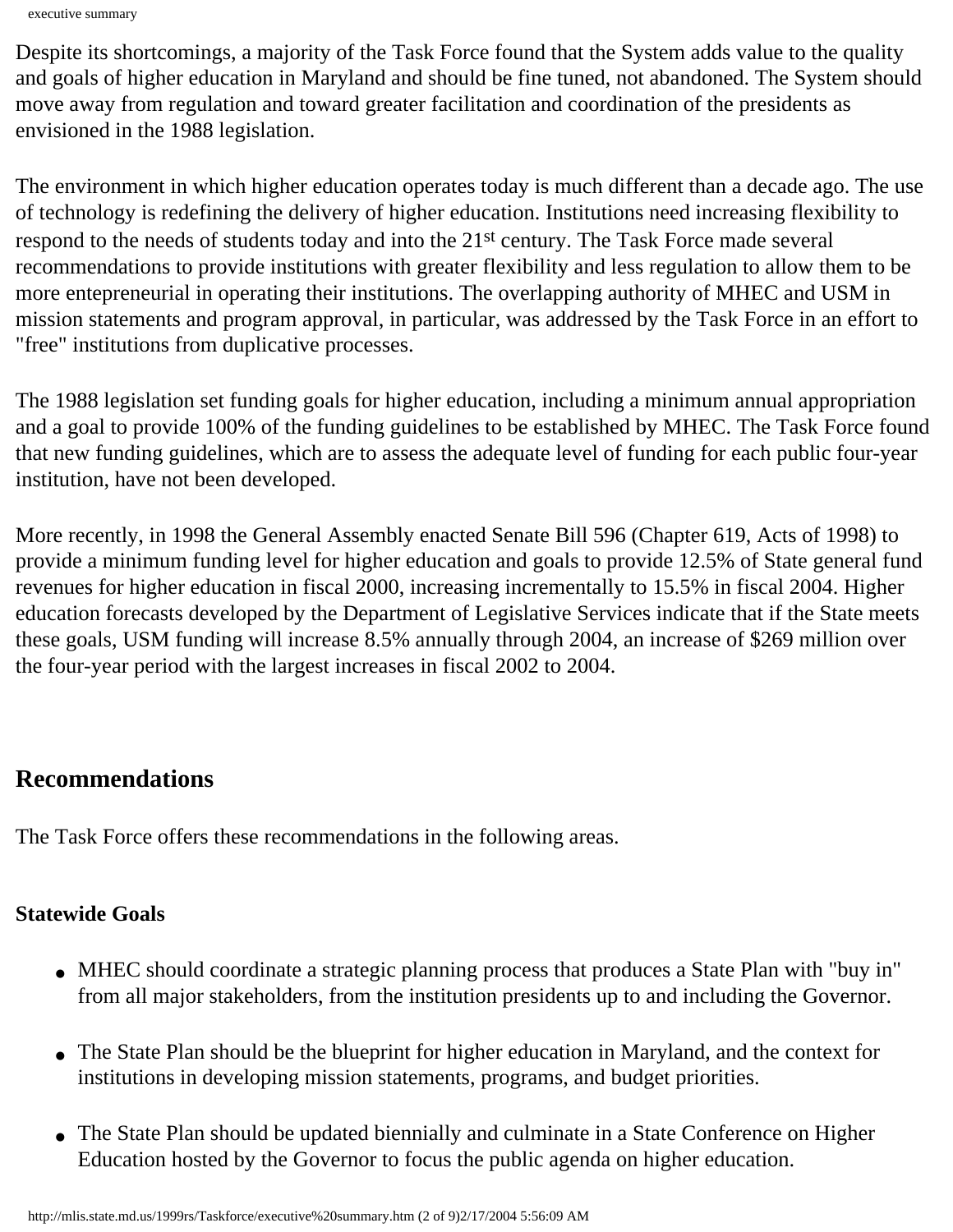Despite its shortcomings, a majority of the Task Force found that the System adds value to the quality and goals of higher education in Maryland and should be fine tuned, not abandoned. The System should move away from regulation and toward greater facilitation and coordination of the presidents as envisioned in the 1988 legislation.

The environment in which higher education operates today is much different than a decade ago. The use of technology is redefining the delivery of higher education. Institutions need increasing flexibility to respond to the needs of students today and into the 21st century. The Task Force made several recommendations to provide institutions with greater flexibility and less regulation to allow them to be more entepreneurial in operating their institutions. The overlapping authority of MHEC and USM in mission statements and program approval, in particular, was addressed by the Task Force in an effort to "free" institutions from duplicative processes.

The 1988 legislation set funding goals for higher education, including a minimum annual appropriation and a goal to provide 100% of the funding guidelines to be established by MHEC. The Task Force found that new funding guidelines, which are to assess the adequate level of funding for each public four-year institution, have not been developed.

More recently, in 1998 the General Assembly enacted Senate Bill 596 (Chapter 619, Acts of 1998) to provide a minimum funding level for higher education and goals to provide 12.5% of State general fund revenues for higher education in fiscal 2000, increasing incrementally to 15.5% in fiscal 2004. Higher education forecasts developed by the Department of Legislative Services indicate that if the State meets these goals, USM funding will increase 8.5% annually through 2004, an increase of $269 million over the four-year period with the largest increases in fiscal 2002 to 2004.

## Recommendations

The Task Force offers these recommendations in the following areas.

### Statewide Goals

- MHEC should coordinate a strategic planning process that produces a State Plan with "buy in" from all major stakeholders, from the institution presidents up to and including the Governor.
- The State Plan should be the blueprint for higher education in Maryland, and the context for institutions in developing mission statements, programs, and budget priorities.
- The State Plan should be updated biennially and culminate in a State Conference on Higher Education hosted by the Governor to focus the public agenda on higher education.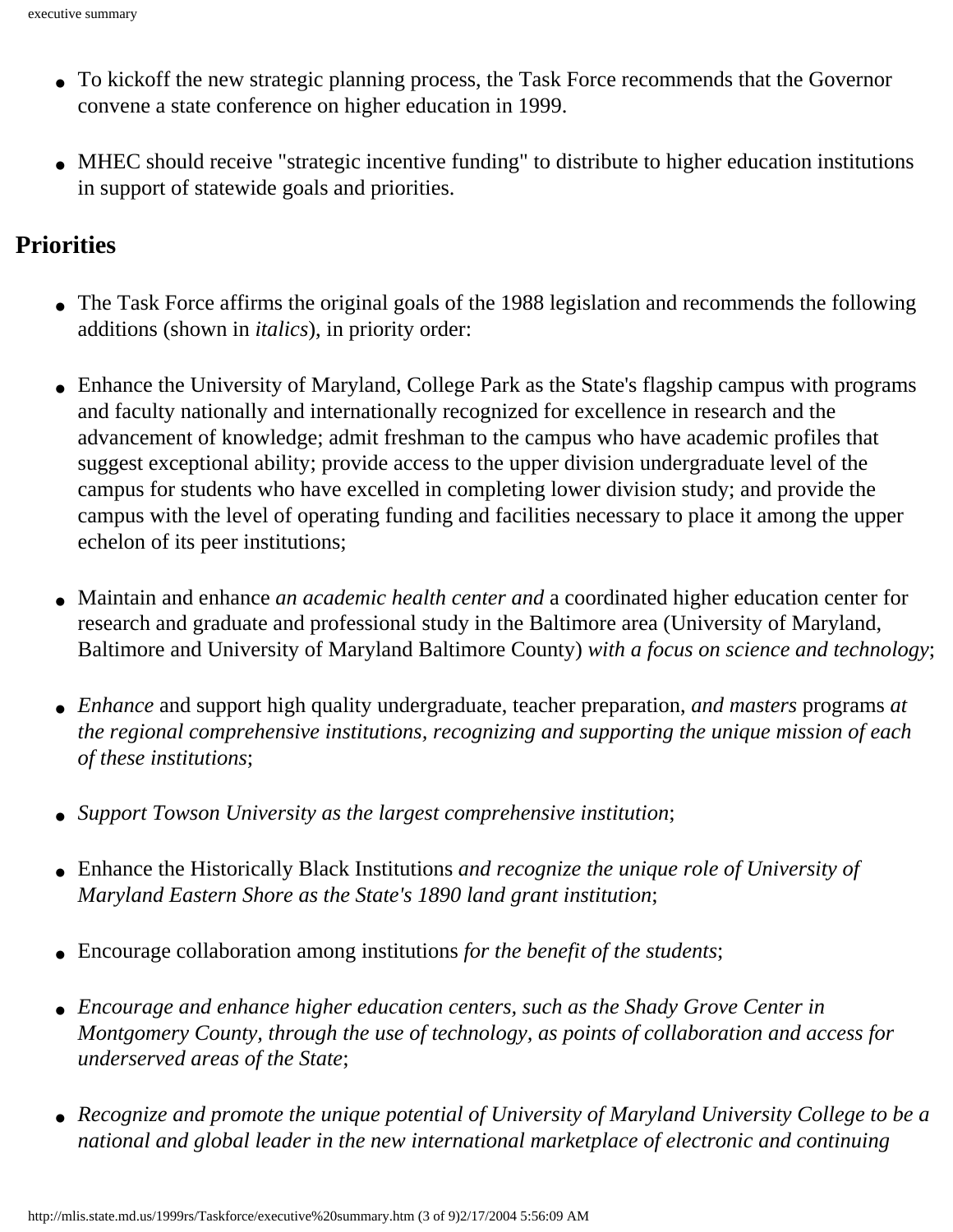- To kickoff the new strategic planning process, the Task Force recommends that the Governor convene a state conference on higher education in 1999.

- MHEC should receive "strategic incentive funding" to distribute to higher education institutions in support of statewide goals and priorities.

## Priorities

- The Task Force affirms the original goals of the 1988 legislation and recommends the following additions (shown in *italics*), in priority order:

- Enhance the University of Maryland, College Park as the State's flagship campus with programs and faculty nationally and internationally recognized for excellence in research and the advancement of knowledge; admit freshman to the campus who have academic profiles that suggest exceptional ability; provide access to the upper division undergraduate level of the campus for students who have excelled in completing lower division study; and provide the campus with the level of operating funding and facilities necessary to place it among the upper echelon of its peer institutions;

- Maintain and enhance *an academic health center and* a coordinated higher education center for research and graduate and professional study in the Baltimore area (University of Maryland, Baltimore and University of Maryland Baltimore County) *with a focus on science and technology*;

- *Enhance* and support high quality undergraduate, teacher preparation, *and masters* programs *at the regional comprehensive institutions, recognizing and supporting the unique mission of each of these institutions*;

- *Support Towson University as the largest comprehensive institution*;

- Enhance the Historically Black Institutions *and recognize the unique role of University of Maryland Eastern Shore as the State's 1890 land grant institution*;

- Encourage collaboration among institutions *for the benefit of the students*;

- *Encourage and enhance higher education centers, such as the Shady Grove Center in Montgomery County, through the use of technology, as points of collaboration and access for underserved areas of the State*;

- *Recognize and promote the unique potential of University of Maryland University College to be a national and global leader in the new international marketplace of electronic and continuing*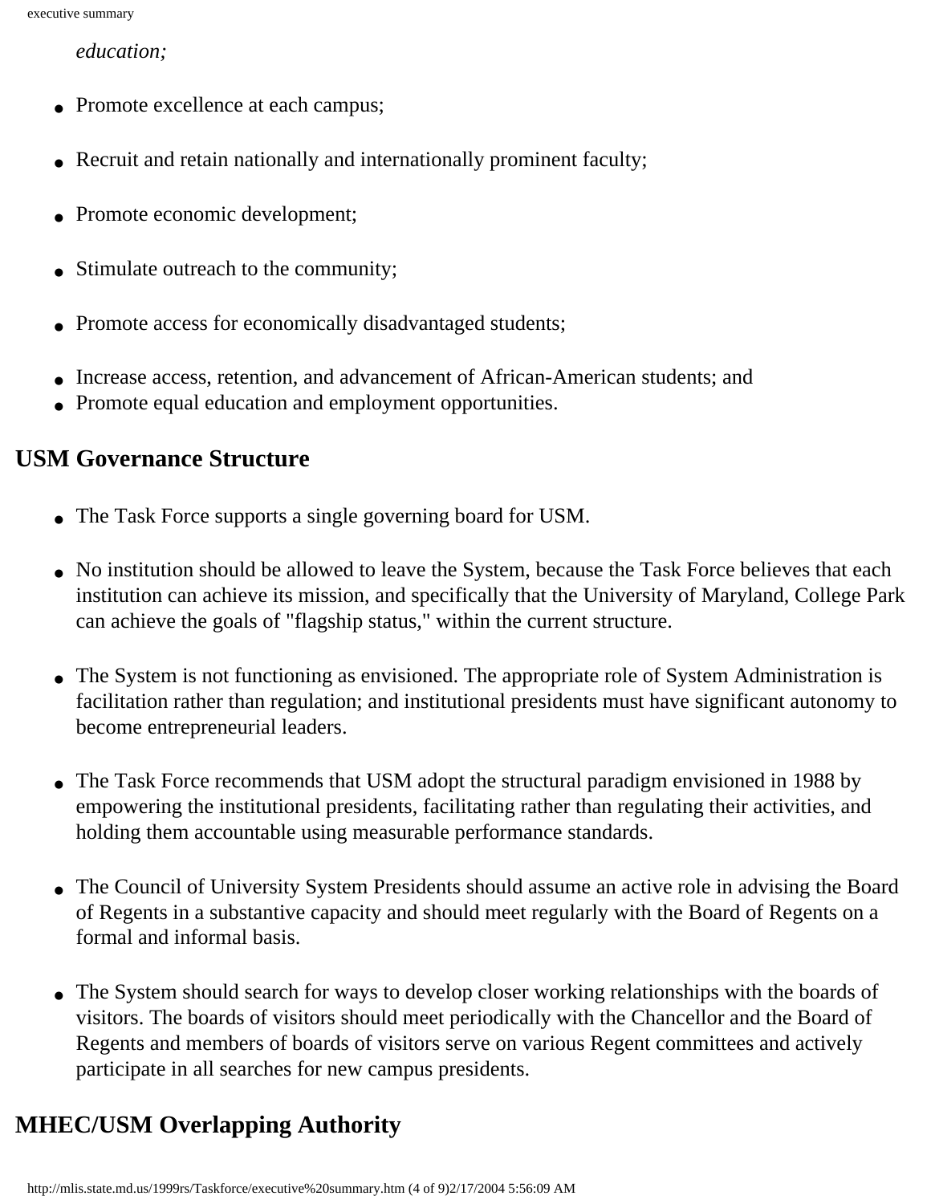*education;*

- Promote excellence at each campus;
- Recruit and retain nationally and internationally prominent faculty;
- Promote economic development;
- Stimulate outreach to the community;
- Promote access for economically disadvantaged students;
- Increase access, retention, and advancement of African-American students; and
- Promote equal education and employment opportunities.

## USM Governance Structure

- The Task Force supports a single governing board for USM.
- No institution should be allowed to leave the System, because the Task Force believes that each institution can achieve its mission, and specifically that the University of Maryland, College Park can achieve the goals of "flagship status," within the current structure.
- The System is not functioning as envisioned. The appropriate role of System Administration is facilitation rather than regulation; and institutional presidents must have significant autonomy to become entrepreneurial leaders.
- The Task Force recommends that USM adopt the structural paradigm envisioned in 1988 by empowering the institutional presidents, facilitating rather than regulating their activities, and holding them accountable using measurable performance standards.
- The Council of University System Presidents should assume an active role in advising the Board of Regents in a substantive capacity and should meet regularly with the Board of Regents on a formal and informal basis.
- The System should search for ways to develop closer working relationships with the boards of visitors. The boards of visitors should meet periodically with the Chancellor and the Board of Regents and members of boards of visitors serve on various Regent committees and actively participate in all searches for new campus presidents.

## MHEC/USM Overlapping Authority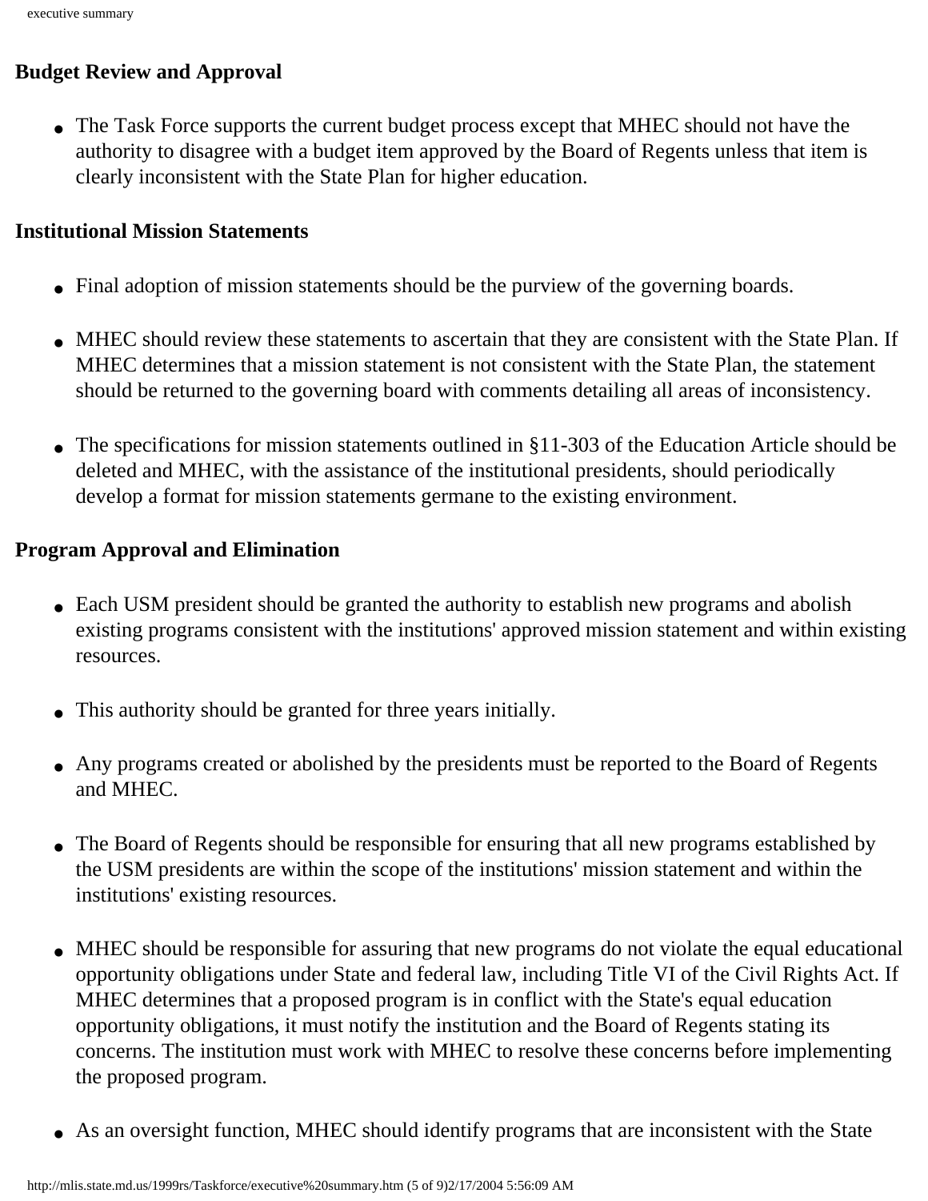**Budget Review and Approval**

- The Task Force supports the current budget process except that MHEC should not have the authority to disagree with a budget item approved by the Board of Regents unless that item is clearly inconsistent with the State Plan for higher education.

**Institutional Mission Statements**

- Final adoption of mission statements should be the purview of the governing boards.
- MHEC should review these statements to ascertain that they are consistent with the State Plan. If MHEC determines that a mission statement is not consistent with the State Plan, the statement should be returned to the governing board with comments detailing all areas of inconsistency.
- The specifications for mission statements outlined in §11-303 of the Education Article should be deleted and MHEC, with the assistance of the institutional presidents, should periodically develop a format for mission statements germane to the existing environment.

**Program Approval and Elimination**

- Each USM president should be granted the authority to establish new programs and abolish existing programs consistent with the institutions' approved mission statement and within existing resources.
- This authority should be granted for three years initially.
- Any programs created or abolished by the presidents must be reported to the Board of Regents and MHEC.
- The Board of Regents should be responsible for ensuring that all new programs established by the USM presidents are within the scope of the institutions' mission statement and within the institutions' existing resources.
- MHEC should be responsible for assuring that new programs do not violate the equal educational opportunity obligations under State and federal law, including Title VI of the Civil Rights Act. If MHEC determines that a proposed program is in conflict with the State's equal education opportunity obligations, it must notify the institution and the Board of Regents stating its concerns. The institution must work with MHEC to resolve these concerns before implementing the proposed program.
- As an oversight function, MHEC should identify programs that are inconsistent with the State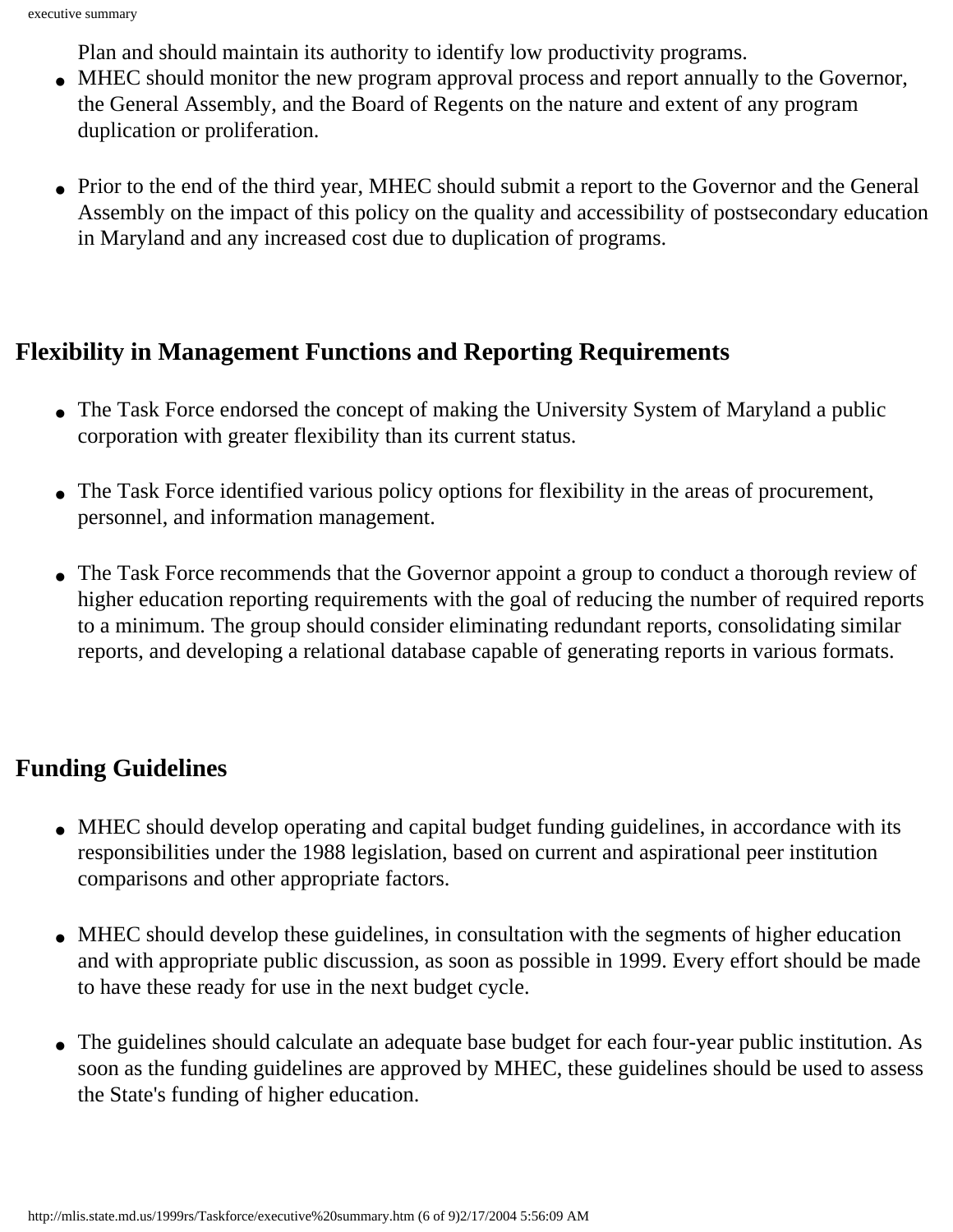Plan and should maintain its authority to identify low productivity programs.

- MHEC should monitor the new program approval process and report annually to the Governor, the General Assembly, and the Board of Regents on the nature and extent of any program duplication or proliferation.

- Prior to the end of the third year, MHEC should submit a report to the Governor and the General Assembly on the impact of this policy on the quality and accessibility of postsecondary education in Maryland and any increased cost due to duplication of programs.

## Flexibility in Management Functions and Reporting Requirements

- The Task Force endorsed the concept of making the University System of Maryland a public corporation with greater flexibility than its current status.

- The Task Force identified various policy options for flexibility in the areas of procurement, personnel, and information management.

- The Task Force recommends that the Governor appoint a group to conduct a thorough review of higher education reporting requirements with the goal of reducing the number of required reports to a minimum. The group should consider eliminating redundant reports, consolidating similar reports, and developing a relational database capable of generating reports in various formats.

## Funding Guidelines

- MHEC should develop operating and capital budget funding guidelines, in accordance with its responsibilities under the 1988 legislation, based on current and aspirational peer institution comparisons and other appropriate factors.

- MHEC should develop these guidelines, in consultation with the segments of higher education and with appropriate public discussion, as soon as possible in 1999. Every effort should be made to have these ready for use in the next budget cycle.

- The guidelines should calculate an adequate base budget for each four-year public institution. As soon as the funding guidelines are approved by MHEC, these guidelines should be used to assess the State's funding of higher education.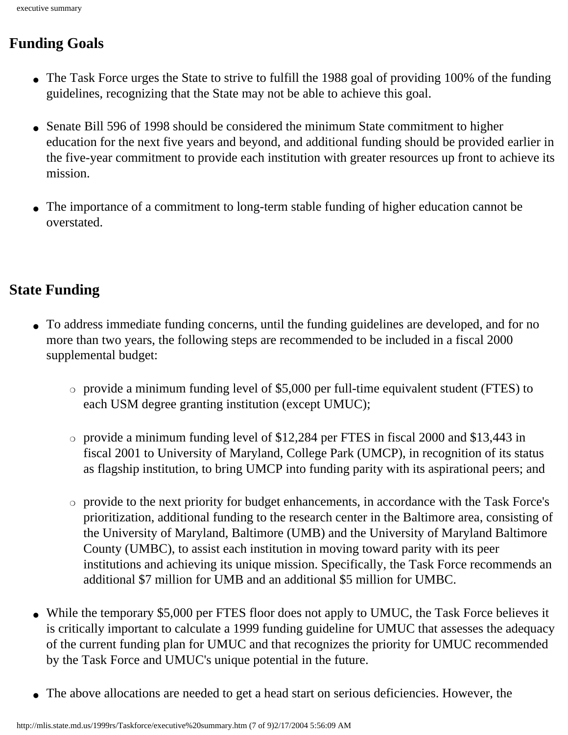## Funding Goals

- The Task Force urges the State to strive to fulfill the 1988 goal of providing 100% of the funding guidelines, recognizing that the State may not be able to achieve this goal.

- Senate Bill 596 of 1998 should be considered the minimum State commitment to higher education for the next five years and beyond, and additional funding should be provided earlier in the five-year commitment to provide each institution with greater resources up front to achieve its mission.

- The importance of a commitment to long-term stable funding of higher education cannot be overstated.

## State Funding

- To address immediate funding concerns, until the funding guidelines are developed, and for no more than two years, the following steps are recommended to be included in a fiscal 2000 supplemental budget:

  - provide a minimum funding level of $5,000 per full-time equivalent student (FTES) to each USM degree granting institution (except UMUC);

  - provide a minimum funding level of $12,284 per FTES in fiscal 2000 and $13,443 in fiscal 2001 to University of Maryland, College Park (UMCP), in recognition of its status as flagship institution, to bring UMCP into funding parity with its aspirational peers; and

  - provide to the next priority for budget enhancements, in accordance with the Task Force's prioritization, additional funding to the research center in the Baltimore area, consisting of the University of Maryland, Baltimore (UMB) and the University of Maryland Baltimore County (UMBC), to assist each institution in moving toward parity with its peer institutions and achieving its unique mission. Specifically, the Task Force recommends an additional $7 million for UMB and an additional $5 million for UMBC.

- While the temporary $5,000 per FTES floor does not apply to UMUC, the Task Force believes it is critically important to calculate a 1999 funding guideline for UMUC that assesses the adequacy of the current funding plan for UMUC and that recognizes the priority for UMUC recommended by the Task Force and UMUC's unique potential in the future.

- The above allocations are needed to get a head start on serious deficiencies. However, the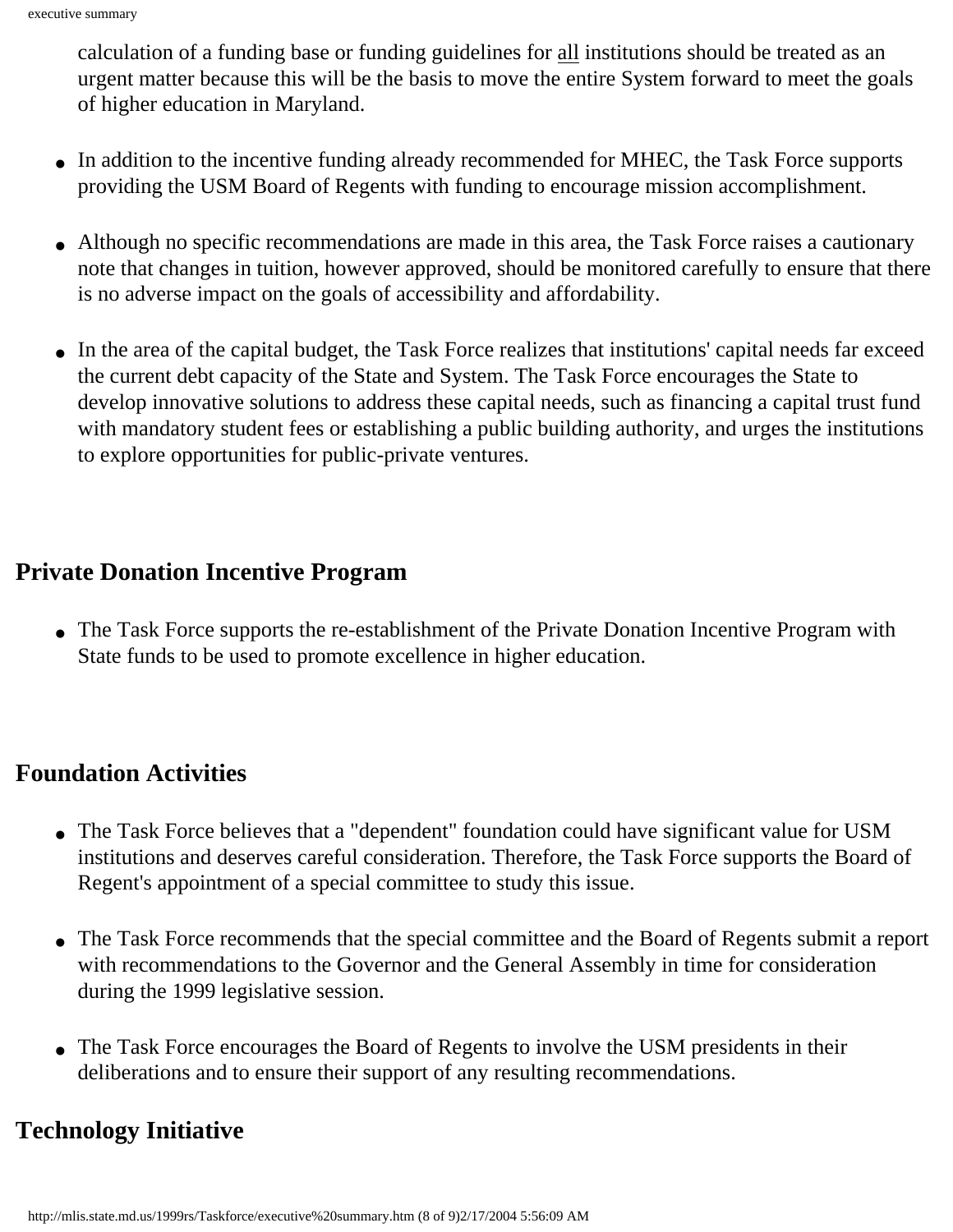calculation of a funding base or funding guidelines for all institutions should be treated as an urgent matter because this will be the basis to move the entire System forward to meet the goals of higher education in Maryland.

- In addition to the incentive funding already recommended for MHEC, the Task Force supports providing the USM Board of Regents with funding to encourage mission accomplishment.
- Although no specific recommendations are made in this area, the Task Force raises a cautionary note that changes in tuition, however approved, should be monitored carefully to ensure that there is no adverse impact on the goals of accessibility and affordability.
- In the area of the capital budget, the Task Force realizes that institutions' capital needs far exceed the current debt capacity of the State and System. The Task Force encourages the State to develop innovative solutions to address these capital needs, such as financing a capital trust fund with mandatory student fees or establishing a public building authority, and urges the institutions to explore opportunities for public-private ventures.

## Private Donation Incentive Program

- The Task Force supports the re-establishment of the Private Donation Incentive Program with State funds to be used to promote excellence in higher education.

## Foundation Activities

- The Task Force believes that a "dependent" foundation could have significant value for USM institutions and deserves careful consideration. Therefore, the Task Force supports the Board of Regent's appointment of a special committee to study this issue.
- The Task Force recommends that the special committee and the Board of Regents submit a report with recommendations to the Governor and the General Assembly in time for consideration during the 1999 legislative session.
- The Task Force encourages the Board of Regents to involve the USM presidents in their deliberations and to ensure their support of any resulting recommendations.

## Technology Initiative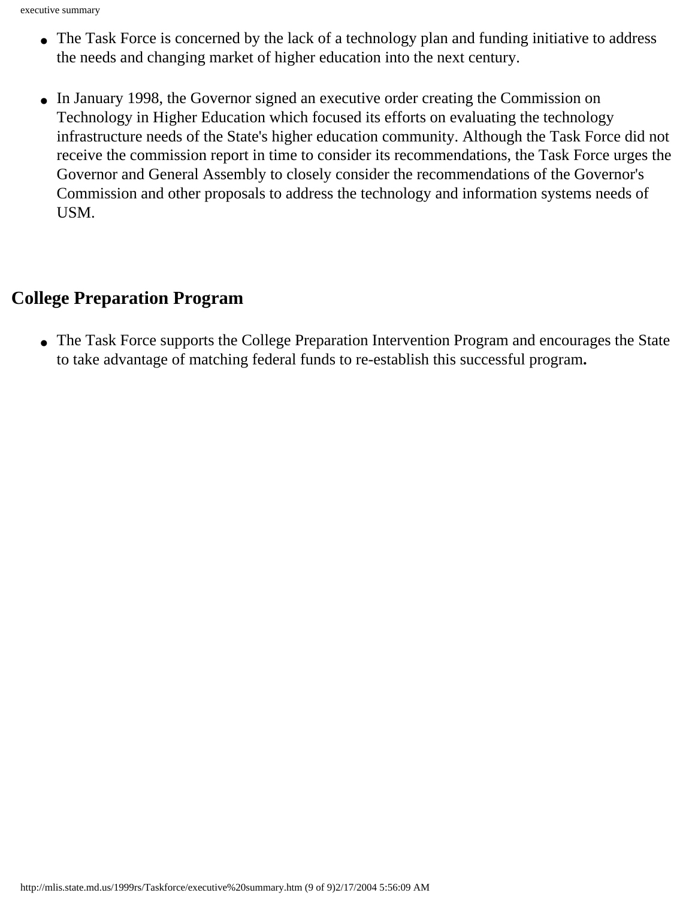- The Task Force is concerned by the lack of a technology plan and funding initiative to address the needs and changing market of higher education into the next century.

- In January 1998, the Governor signed an executive order creating the Commission on Technology in Higher Education which focused its efforts on evaluating the technology infrastructure needs of the State's higher education community. Although the Task Force did not receive the commission report in time to consider its recommendations, the Task Force urges the Governor and General Assembly to closely consider the recommendations of the Governor's Commission and other proposals to address the technology and information systems needs of USM.

## College Preparation Program

- The Task Force supports the College Preparation Intervention Program and encourages the State to take advantage of matching federal funds to re-establish this successful program**.**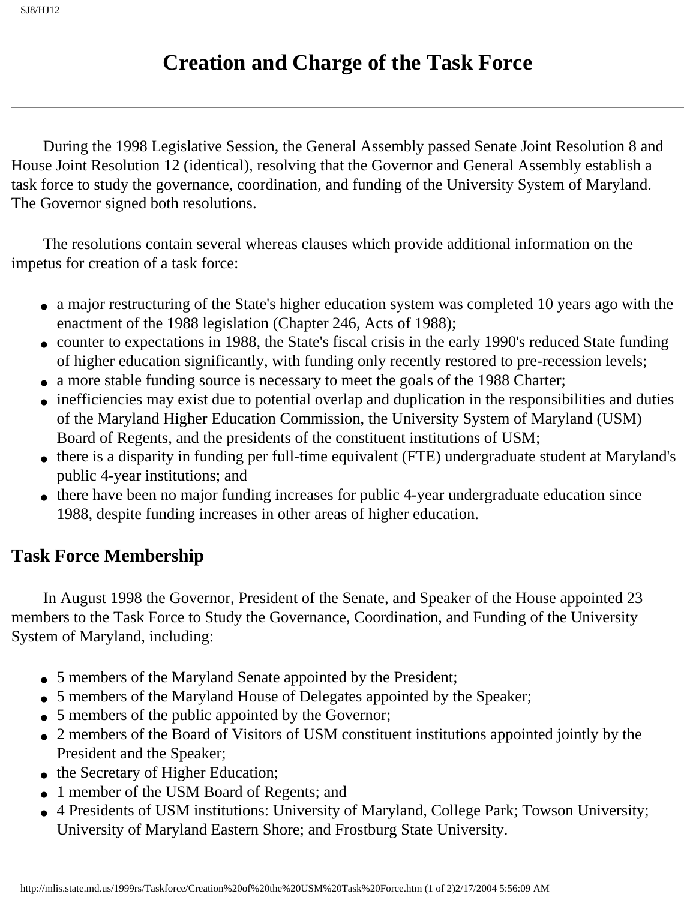# Creation and Charge of the Task Force

---

During the 1998 Legislative Session, the General Assembly passed Senate Joint Resolution 8 and House Joint Resolution 12 (identical), resolving that the Governor and General Assembly establish a task force to study the governance, coordination, and funding of the University System of Maryland. The Governor signed both resolutions.

The resolutions contain several whereas clauses which provide additional information on the impetus for creation of a task force:

- a major restructuring of the State's higher education system was completed 10 years ago with the enactment of the 1988 legislation (Chapter 246, Acts of 1988);
- counter to expectations in 1988, the State's fiscal crisis in the early 1990's reduced State funding of higher education significantly, with funding only recently restored to pre-recession levels;
- a more stable funding source is necessary to meet the goals of the 1988 Charter;
- inefficiencies may exist due to potential overlap and duplication in the responsibilities and duties of the Maryland Higher Education Commission, the University System of Maryland (USM) Board of Regents, and the presidents of the constituent institutions of USM;
- there is a disparity in funding per full-time equivalent (FTE) undergraduate student at Maryland's public 4-year institutions; and
- there have been no major funding increases for public 4-year undergraduate education since 1988, despite funding increases in other areas of higher education.

## Task Force Membership

In August 1998 the Governor, President of the Senate, and Speaker of the House appointed 23 members to the Task Force to Study the Governance, Coordination, and Funding of the University System of Maryland, including:

- 5 members of the Maryland Senate appointed by the President;
- 5 members of the Maryland House of Delegates appointed by the Speaker;
- 5 members of the public appointed by the Governor;
- 2 members of the Board of Visitors of USM constituent institutions appointed jointly by the President and the Speaker;
- the Secretary of Higher Education;
- 1 member of the USM Board of Regents; and
- 4 Presidents of USM institutions: University of Maryland, College Park; Towson University; University of Maryland Eastern Shore; and Frostburg State University.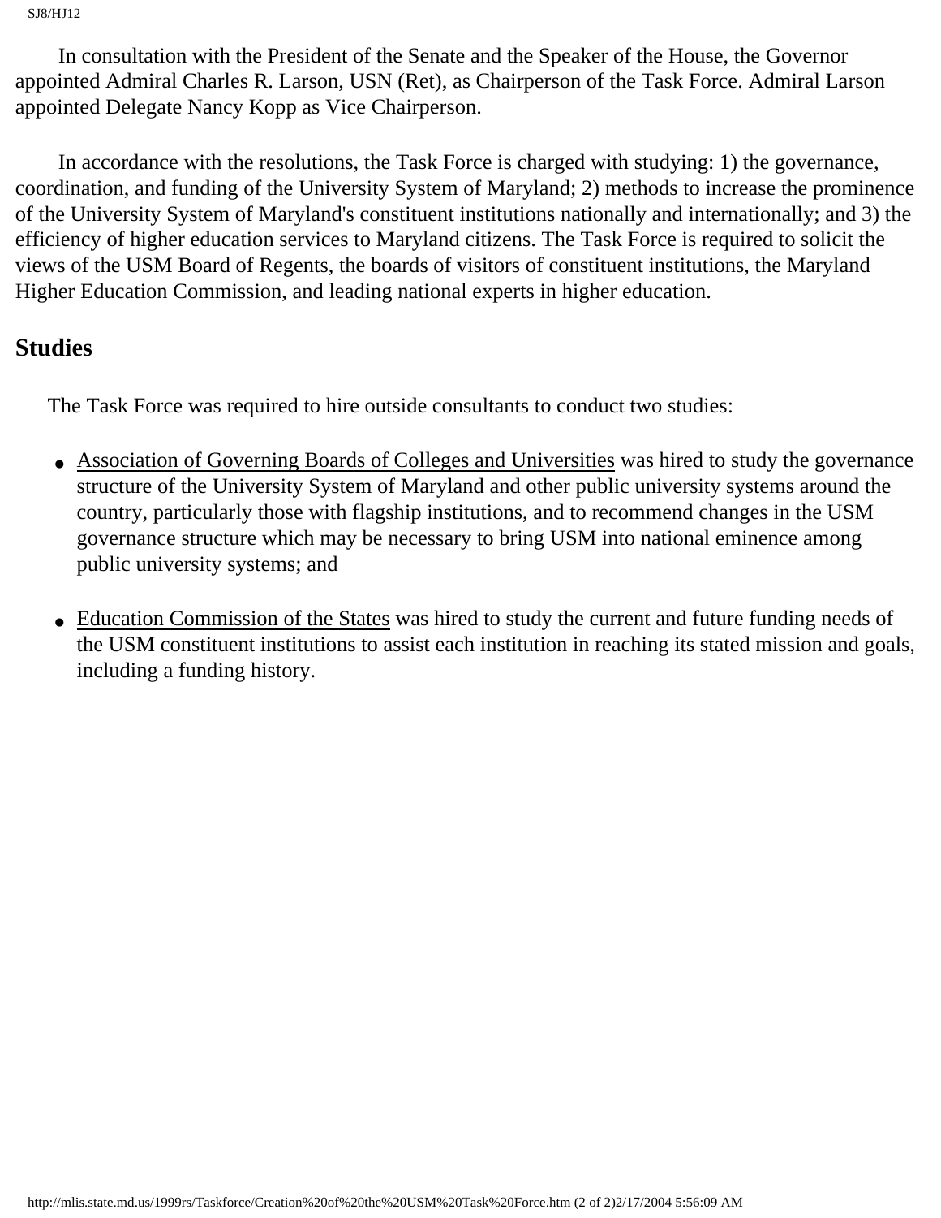In consultation with the President of the Senate and the Speaker of the House, the Governor appointed Admiral Charles R. Larson, USN (Ret), as Chairperson of the Task Force. Admiral Larson appointed Delegate Nancy Kopp as Vice Chairperson.

In accordance with the resolutions, the Task Force is charged with studying: 1) the governance, coordination, and funding of the University System of Maryland; 2) methods to increase the prominence of the University System of Maryland's constituent institutions nationally and internationally; and 3) the efficiency of higher education services to Maryland citizens. The Task Force is required to solicit the views of the USM Board of Regents, the boards of visitors of constituent institutions, the Maryland Higher Education Commission, and leading national experts in higher education.

## Studies

The Task Force was required to hire outside consultants to conduct two studies:

- Association of Governing Boards of Colleges and Universities was hired to study the governance structure of the University System of Maryland and other public university systems around the country, particularly those with flagship institutions, and to recommend changes in the USM governance structure which may be necessary to bring USM into national eminence among public university systems; and

- Education Commission of the States was hired to study the current and future funding needs of the USM constituent institutions to assist each institution in reaching its stated mission and goals, including a funding history.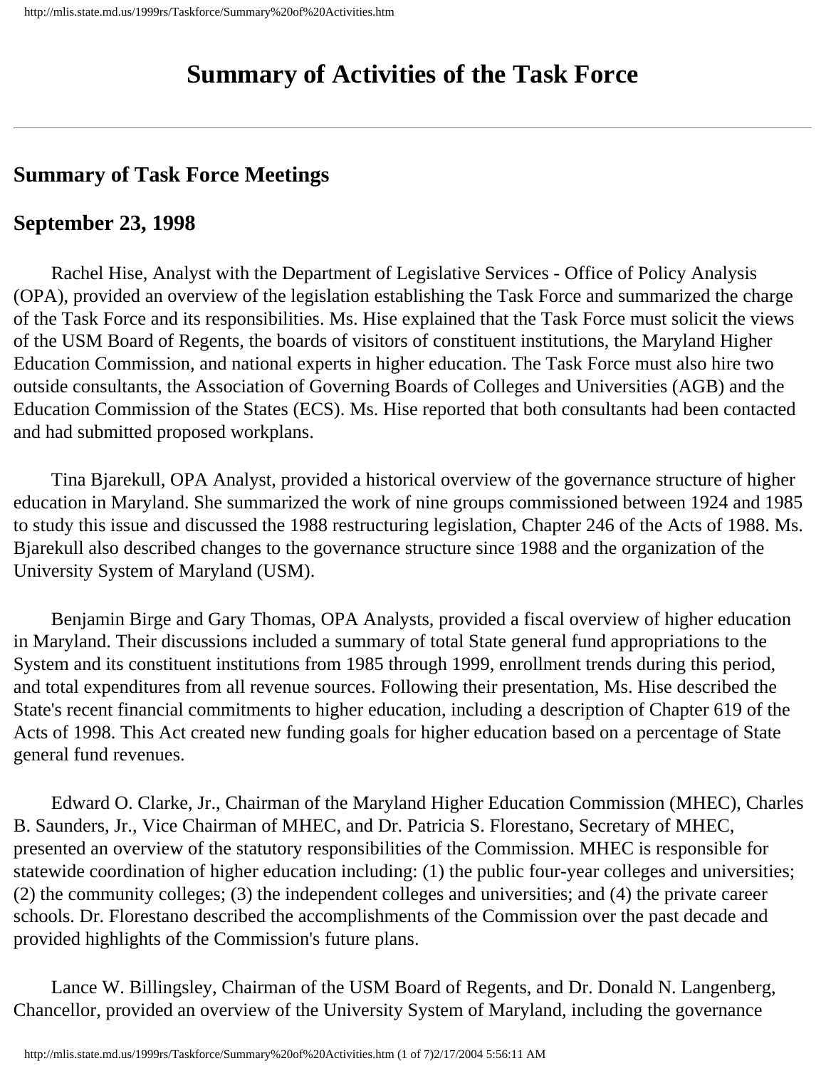# Summary of Activities of the Task Force

## Summary of Task Force Meetings

## September 23, 1998

Rachel Hise, Analyst with the Department of Legislative Services - Office of Policy Analysis (OPA), provided an overview of the legislation establishing the Task Force and summarized the charge of the Task Force and its responsibilities. Ms. Hise explained that the Task Force must solicit the views of the USM Board of Regents, the boards of visitors of constituent institutions, the Maryland Higher Education Commission, and national experts in higher education. The Task Force must also hire two outside consultants, the Association of Governing Boards of Colleges and Universities (AGB) and the Education Commission of the States (ECS). Ms. Hise reported that both consultants had been contacted and had submitted proposed workplans.

Tina Bjarekull, OPA Analyst, provided a historical overview of the governance structure of higher education in Maryland. She summarized the work of nine groups commissioned between 1924 and 1985 to study this issue and discussed the 1988 restructuring legislation, Chapter 246 of the Acts of 1988. Ms. Bjarekull also described changes to the governance structure since 1988 and the organization of the University System of Maryland (USM).

Benjamin Birge and Gary Thomas, OPA Analysts, provided a fiscal overview of higher education in Maryland. Their discussions included a summary of total State general fund appropriations to the System and its constituent institutions from 1985 through 1999, enrollment trends during this period, and total expenditures from all revenue sources. Following their presentation, Ms. Hise described the State's recent financial commitments to higher education, including a description of Chapter 619 of the Acts of 1998. This Act created new funding goals for higher education based on a percentage of State general fund revenues.

Edward O. Clarke, Jr., Chairman of the Maryland Higher Education Commission (MHEC), Charles B. Saunders, Jr., Vice Chairman of MHEC, and Dr. Patricia S. Florestano, Secretary of MHEC, presented an overview of the statutory responsibilities of the Commission. MHEC is responsible for statewide coordination of higher education including: (1) the public four-year colleges and universities; (2) the community colleges; (3) the independent colleges and universities; and (4) the private career schools. Dr. Florestano described the accomplishments of the Commission over the past decade and provided highlights of the Commission's future plans.

Lance W. Billingsley, Chairman of the USM Board of Regents, and Dr. Donald N. Langenberg, Chancellor, provided an overview of the University System of Maryland, including the governance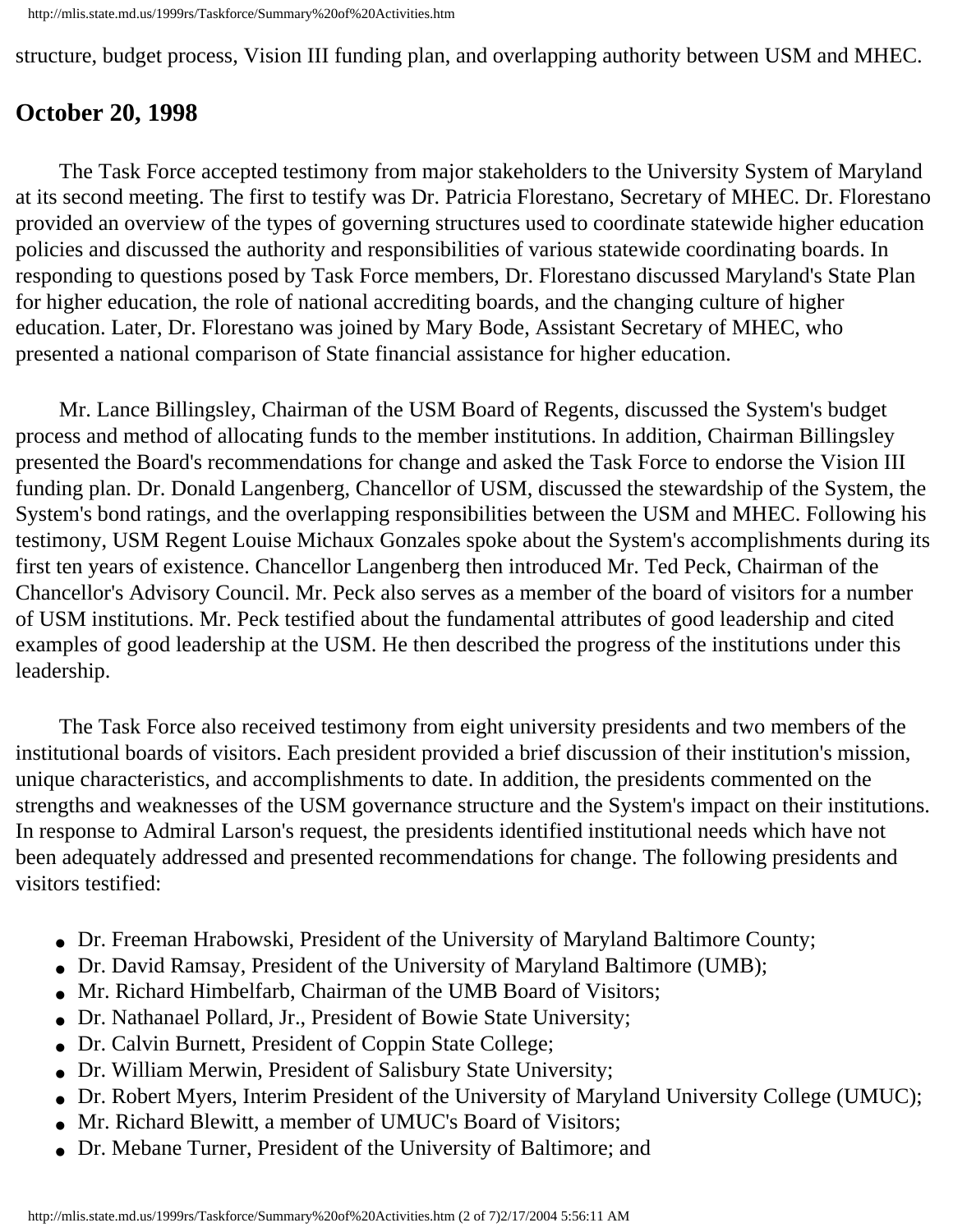structure, budget process, Vision III funding plan, and overlapping authority between USM and MHEC.

## October 20, 1998

The Task Force accepted testimony from major stakeholders to the University System of Maryland at its second meeting. The first to testify was Dr. Patricia Florestano, Secretary of MHEC. Dr. Florestano provided an overview of the types of governing structures used to coordinate statewide higher education policies and discussed the authority and responsibilities of various statewide coordinating boards. In responding to questions posed by Task Force members, Dr. Florestano discussed Maryland's State Plan for higher education, the role of national accrediting boards, and the changing culture of higher education. Later, Dr. Florestano was joined by Mary Bode, Assistant Secretary of MHEC, who presented a national comparison of State financial assistance for higher education.

Mr. Lance Billingsley, Chairman of the USM Board of Regents, discussed the System's budget process and method of allocating funds to the member institutions. In addition, Chairman Billingsley presented the Board's recommendations for change and asked the Task Force to endorse the Vision III funding plan. Dr. Donald Langenberg, Chancellor of USM, discussed the stewardship of the System, the System's bond ratings, and the overlapping responsibilities between the USM and MHEC. Following his testimony, USM Regent Louise Michaux Gonzales spoke about the System's accomplishments during its first ten years of existence. Chancellor Langenberg then introduced Mr. Ted Peck, Chairman of the Chancellor's Advisory Council. Mr. Peck also serves as a member of the board of visitors for a number of USM institutions. Mr. Peck testified about the fundamental attributes of good leadership and cited examples of good leadership at the USM. He then described the progress of the institutions under this leadership.

The Task Force also received testimony from eight university presidents and two members of the institutional boards of visitors. Each president provided a brief discussion of their institution's mission, unique characteristics, and accomplishments to date. In addition, the presidents commented on the strengths and weaknesses of the USM governance structure and the System's impact on their institutions. In response to Admiral Larson's request, the presidents identified institutional needs which have not been adequately addressed and presented recommendations for change. The following presidents and visitors testified:

- Dr. Freeman Hrabowski, President of the University of Maryland Baltimore County;
- Dr. David Ramsay, President of the University of Maryland Baltimore (UMB);
- Mr. Richard Himbelfarb, Chairman of the UMB Board of Visitors;
- Dr. Nathanael Pollard, Jr., President of Bowie State University;
- Dr. Calvin Burnett, President of Coppin State College;
- Dr. William Merwin, President of Salisbury State University;
- Dr. Robert Myers, Interim President of the University of Maryland University College (UMUC);
- Mr. Richard Blewitt, a member of UMUC's Board of Visitors;
- Dr. Mebane Turner, President of the University of Baltimore; and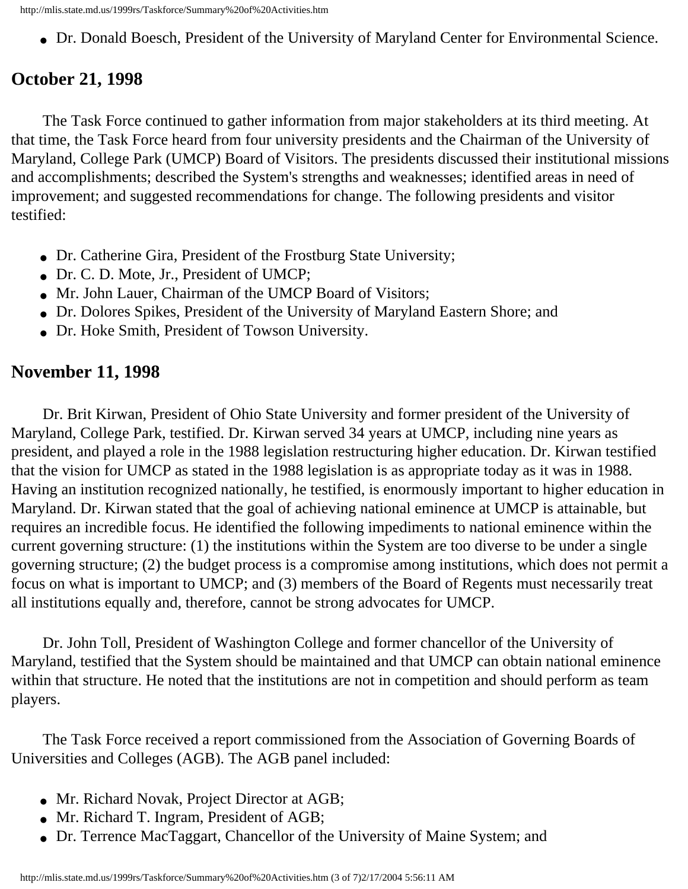- Dr. Donald Boesch, President of the University of Maryland Center for Environmental Science.

## October 21, 1998

The Task Force continued to gather information from major stakeholders at its third meeting. At that time, the Task Force heard from four university presidents and the Chairman of the University of Maryland, College Park (UMCP) Board of Visitors. The presidents discussed their institutional missions and accomplishments; described the System's strengths and weaknesses; identified areas in need of improvement; and suggested recommendations for change. The following presidents and visitor testified:

- Dr. Catherine Gira, President of the Frostburg State University;
- Dr. C. D. Mote, Jr., President of UMCP;
- Mr. John Lauer, Chairman of the UMCP Board of Visitors;
- Dr. Dolores Spikes, President of the University of Maryland Eastern Shore; and
- Dr. Hoke Smith, President of Towson University.

## November 11, 1998

Dr. Brit Kirwan, President of Ohio State University and former president of the University of Maryland, College Park, testified. Dr. Kirwan served 34 years at UMCP, including nine years as president, and played a role in the 1988 legislation restructuring higher education. Dr. Kirwan testified that the vision for UMCP as stated in the 1988 legislation is as appropriate today as it was in 1988. Having an institution recognized nationally, he testified, is enormously important to higher education in Maryland. Dr. Kirwan stated that the goal of achieving national eminence at UMCP is attainable, but requires an incredible focus. He identified the following impediments to national eminence within the current governing structure: (1) the institutions within the System are too diverse to be under a single governing structure; (2) the budget process is a compromise among institutions, which does not permit a focus on what is important to UMCP; and (3) members of the Board of Regents must necessarily treat all institutions equally and, therefore, cannot be strong advocates for UMCP.

Dr. John Toll, President of Washington College and former chancellor of the University of Maryland, testified that the System should be maintained and that UMCP can obtain national eminence within that structure. He noted that the institutions are not in competition and should perform as team players.

The Task Force received a report commissioned from the Association of Governing Boards of Universities and Colleges (AGB). The AGB panel included:

- Mr. Richard Novak, Project Director at AGB;
- Mr. Richard T. Ingram, President of AGB;
- Dr. Terrence MacTaggart, Chancellor of the University of Maine System; and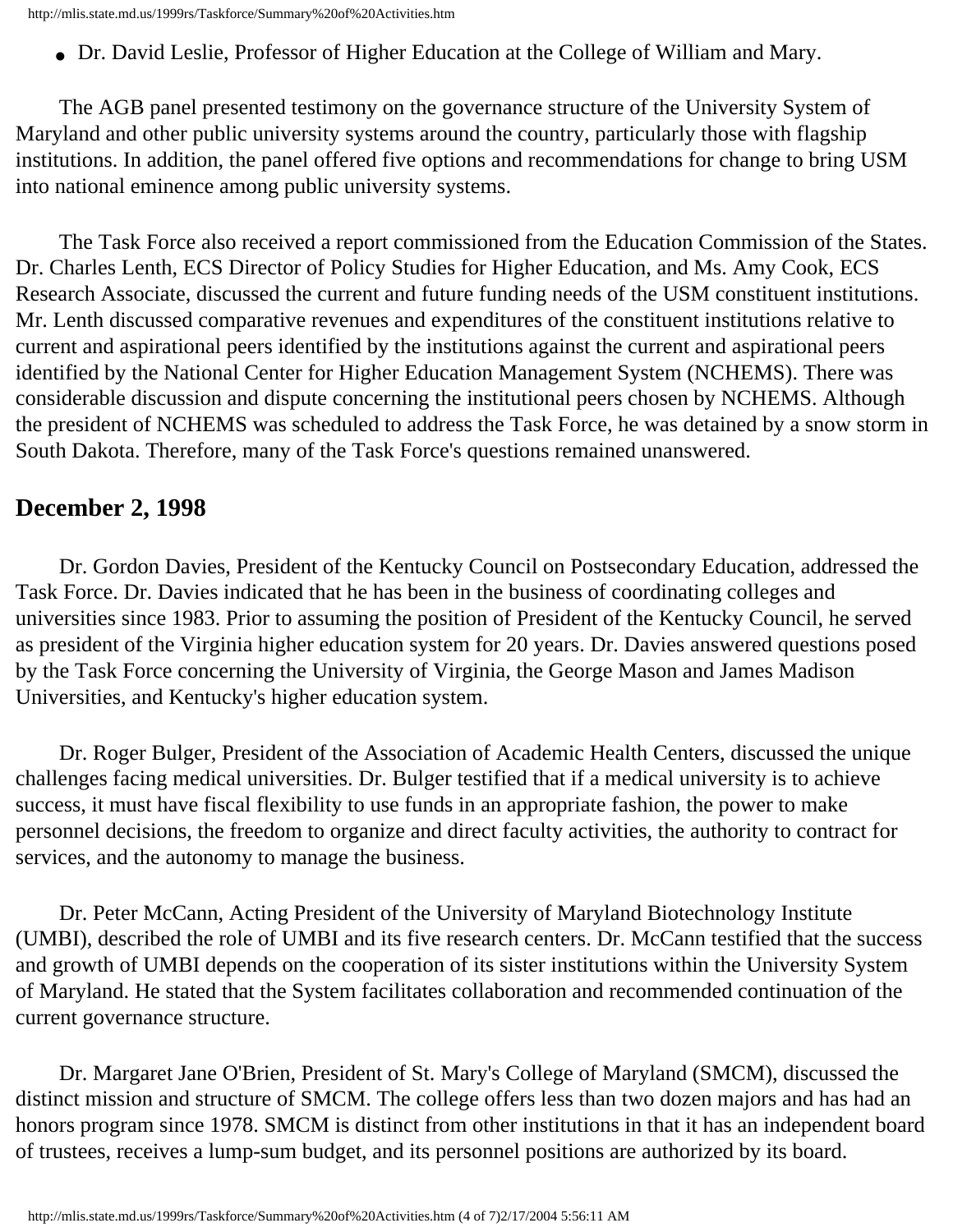- Dr. David Leslie, Professor of Higher Education at the College of William and Mary.

The AGB panel presented testimony on the governance structure of the University System of Maryland and other public university systems around the country, particularly those with flagship institutions. In addition, the panel offered five options and recommendations for change to bring USM into national eminence among public university systems.

The Task Force also received a report commissioned from the Education Commission of the States. Dr. Charles Lenth, ECS Director of Policy Studies for Higher Education, and Ms. Amy Cook, ECS Research Associate, discussed the current and future funding needs of the USM constituent institutions. Mr. Lenth discussed comparative revenues and expenditures of the constituent institutions relative to current and aspirational peers identified by the institutions against the current and aspirational peers identified by the National Center for Higher Education Management System (NCHEMS). There was considerable discussion and dispute concerning the institutional peers chosen by NCHEMS. Although the president of NCHEMS was scheduled to address the Task Force, he was detained by a snow storm in South Dakota. Therefore, many of the Task Force's questions remained unanswered.

## December 2, 1998

Dr. Gordon Davies, President of the Kentucky Council on Postsecondary Education, addressed the Task Force. Dr. Davies indicated that he has been in the business of coordinating colleges and universities since 1983. Prior to assuming the position of President of the Kentucky Council, he served as president of the Virginia higher education system for 20 years. Dr. Davies answered questions posed by the Task Force concerning the University of Virginia, the George Mason and James Madison Universities, and Kentucky's higher education system.

Dr. Roger Bulger, President of the Association of Academic Health Centers, discussed the unique challenges facing medical universities. Dr. Bulger testified that if a medical university is to achieve success, it must have fiscal flexibility to use funds in an appropriate fashion, the power to make personnel decisions, the freedom to organize and direct faculty activities, the authority to contract for services, and the autonomy to manage the business.

Dr. Peter McCann, Acting President of the University of Maryland Biotechnology Institute (UMBI), described the role of UMBI and its five research centers. Dr. McCann testified that the success and growth of UMBI depends on the cooperation of its sister institutions within the University System of Maryland. He stated that the System facilitates collaboration and recommended continuation of the current governance structure.

Dr. Margaret Jane O'Brien, President of St. Mary's College of Maryland (SMCM), discussed the distinct mission and structure of SMCM. The college offers less than two dozen majors and has had an honors program since 1978. SMCM is distinct from other institutions in that it has an independent board of trustees, receives a lump-sum budget, and its personnel positions are authorized by its board.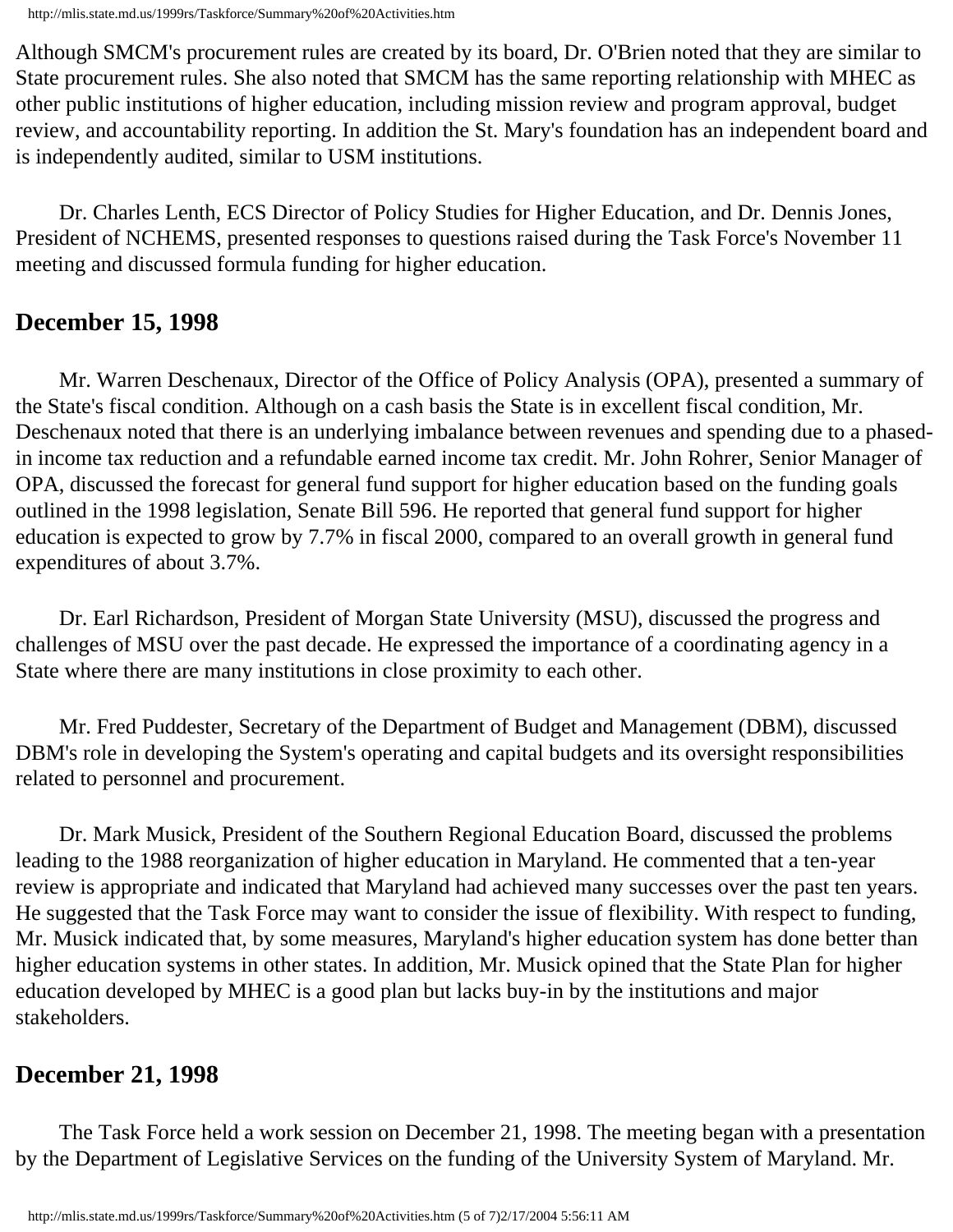Although SMCM's procurement rules are created by its board, Dr. O'Brien noted that they are similar to State procurement rules. She also noted that SMCM has the same reporting relationship with MHEC as other public institutions of higher education, including mission review and program approval, budget review, and accountability reporting. In addition the St. Mary's foundation has an independent board and is independently audited, similar to USM institutions.

Dr. Charles Lenth, ECS Director of Policy Studies for Higher Education, and Dr. Dennis Jones, President of NCHEMS, presented responses to questions raised during the Task Force's November 11 meeting and discussed formula funding for higher education.

## December 15, 1998

Mr. Warren Deschenaux, Director of the Office of Policy Analysis (OPA), presented a summary of the State's fiscal condition. Although on a cash basis the State is in excellent fiscal condition, Mr. Deschenaux noted that there is an underlying imbalance between revenues and spending due to a phased-in income tax reduction and a refundable earned income tax credit. Mr. John Rohrer, Senior Manager of OPA, discussed the forecast for general fund support for higher education based on the funding goals outlined in the 1998 legislation, Senate Bill 596. He reported that general fund support for higher education is expected to grow by 7.7% in fiscal 2000, compared to an overall growth in general fund expenditures of about 3.7%.

Dr. Earl Richardson, President of Morgan State University (MSU), discussed the progress and challenges of MSU over the past decade. He expressed the importance of a coordinating agency in a State where there are many institutions in close proximity to each other.

Mr. Fred Puddester, Secretary of the Department of Budget and Management (DBM), discussed DBM's role in developing the System's operating and capital budgets and its oversight responsibilities related to personnel and procurement.

Dr. Mark Musick, President of the Southern Regional Education Board, discussed the problems leading to the 1988 reorganization of higher education in Maryland. He commented that a ten-year review is appropriate and indicated that Maryland had achieved many successes over the past ten years. He suggested that the Task Force may want to consider the issue of flexibility. With respect to funding, Mr. Musick indicated that, by some measures, Maryland's higher education system has done better than higher education systems in other states. In addition, Mr. Musick opined that the State Plan for higher education developed by MHEC is a good plan but lacks buy-in by the institutions and major stakeholders.

## December 21, 1998

The Task Force held a work session on December 21, 1998. The meeting began with a presentation by the Department of Legislative Services on the funding of the University System of Maryland. Mr.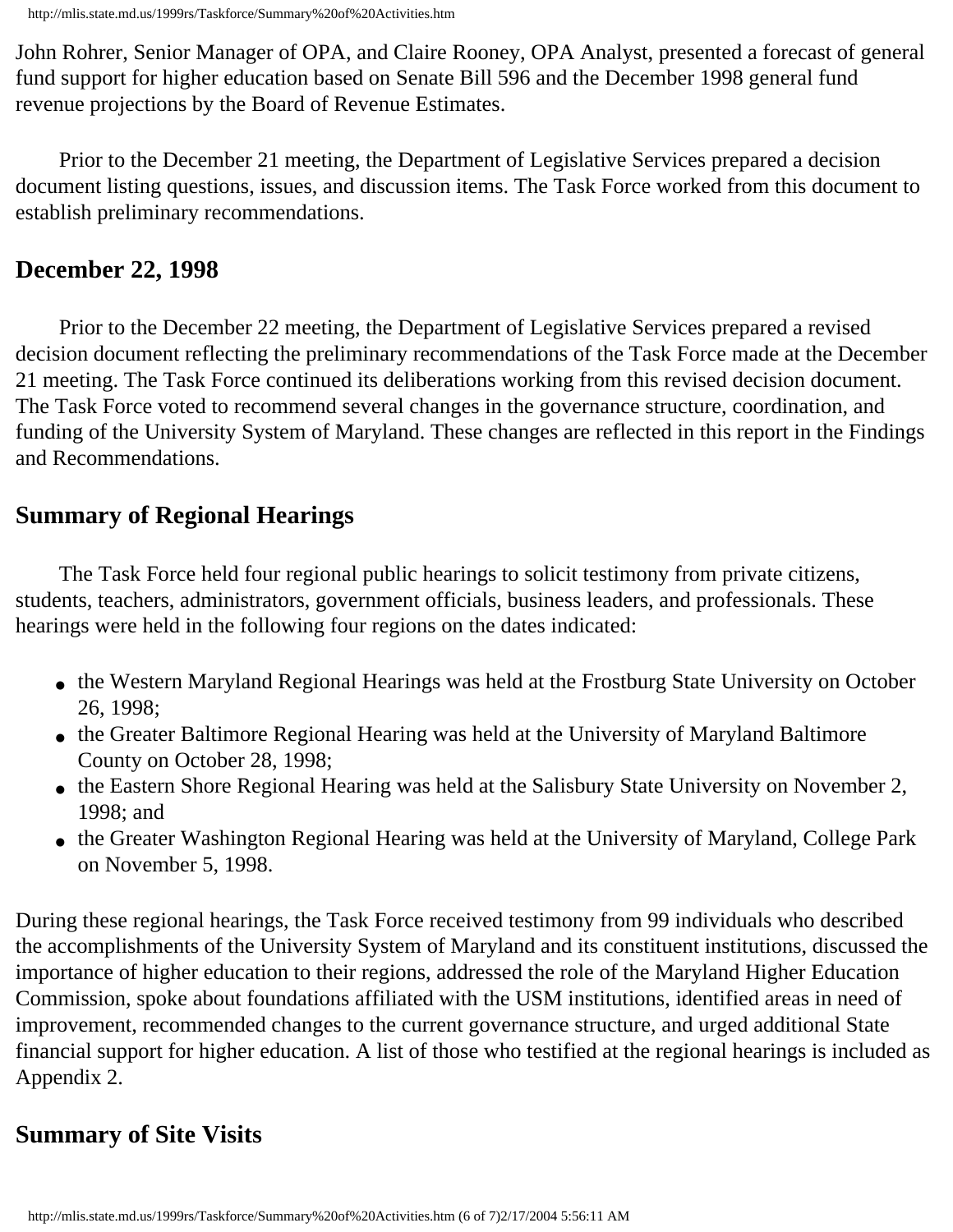John Rohrer, Senior Manager of OPA, and Claire Rooney, OPA Analyst, presented a forecast of general fund support for higher education based on Senate Bill 596 and the December 1998 general fund revenue projections by the Board of Revenue Estimates.

Prior to the December 21 meeting, the Department of Legislative Services prepared a decision document listing questions, issues, and discussion items. The Task Force worked from this document to establish preliminary recommendations.

## December 22, 1998

Prior to the December 22 meeting, the Department of Legislative Services prepared a revised decision document reflecting the preliminary recommendations of the Task Force made at the December 21 meeting. The Task Force continued its deliberations working from this revised decision document. The Task Force voted to recommend several changes in the governance structure, coordination, and funding of the University System of Maryland. These changes are reflected in this report in the Findings and Recommendations.

## Summary of Regional Hearings

The Task Force held four regional public hearings to solicit testimony from private citizens, students, teachers, administrators, government officials, business leaders, and professionals. These hearings were held in the following four regions on the dates indicated:

- the Western Maryland Regional Hearings was held at the Frostburg State University on October 26, 1998;
- the Greater Baltimore Regional Hearing was held at the University of Maryland Baltimore County on October 28, 1998;
- the Eastern Shore Regional Hearing was held at the Salisbury State University on November 2, 1998; and
- the Greater Washington Regional Hearing was held at the University of Maryland, College Park on November 5, 1998.

During these regional hearings, the Task Force received testimony from 99 individuals who described the accomplishments of the University System of Maryland and its constituent institutions, discussed the importance of higher education to their regions, addressed the role of the Maryland Higher Education Commission, spoke about foundations affiliated with the USM institutions, identified areas in need of improvement, recommended changes to the current governance structure, and urged additional State financial support for higher education. A list of those who testified at the regional hearings is included as Appendix 2.

## Summary of Site Visits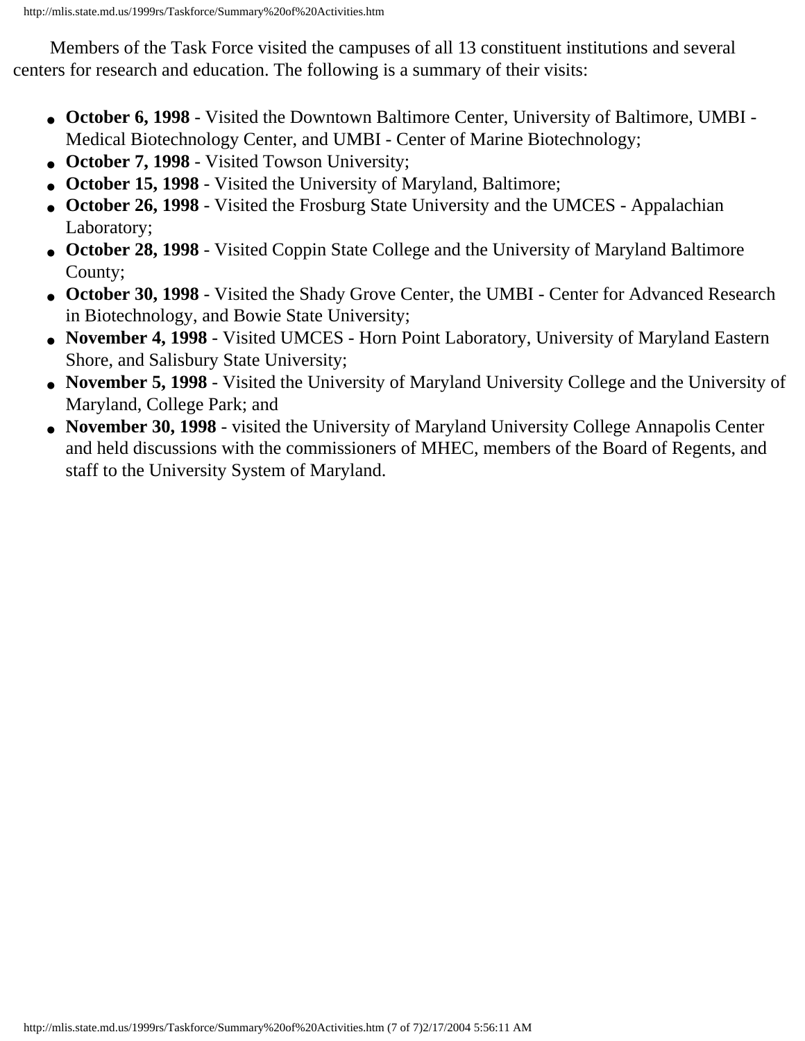Members of the Task Force visited the campuses of all 13 constituent institutions and several centers for research and education. The following is a summary of their visits:

- **October 6, 1998** - Visited the Downtown Baltimore Center, University of Baltimore, UMBI - Medical Biotechnology Center, and UMBI - Center of Marine Biotechnology;
- **October 7, 1998** - Visited Towson University;
- **October 15, 1998** - Visited the University of Maryland, Baltimore;
- **October 26, 1998** - Visited the Frosburg State University and the UMCES - Appalachian Laboratory;
- **October 28, 1998** - Visited Coppin State College and the University of Maryland Baltimore County;
- **October 30, 1998** - Visited the Shady Grove Center, the UMBI - Center for Advanced Research in Biotechnology, and Bowie State University;
- **November 4, 1998** - Visited UMCES - Horn Point Laboratory, University of Maryland Eastern Shore, and Salisbury State University;
- **November 5, 1998** - Visited the University of Maryland University College and the University of Maryland, College Park; and
- **November 30, 1998** - visited the University of Maryland University College Annapolis Center and held discussions with the commissioners of MHEC, members of the Board of Regents, and staff to the University System of Maryland.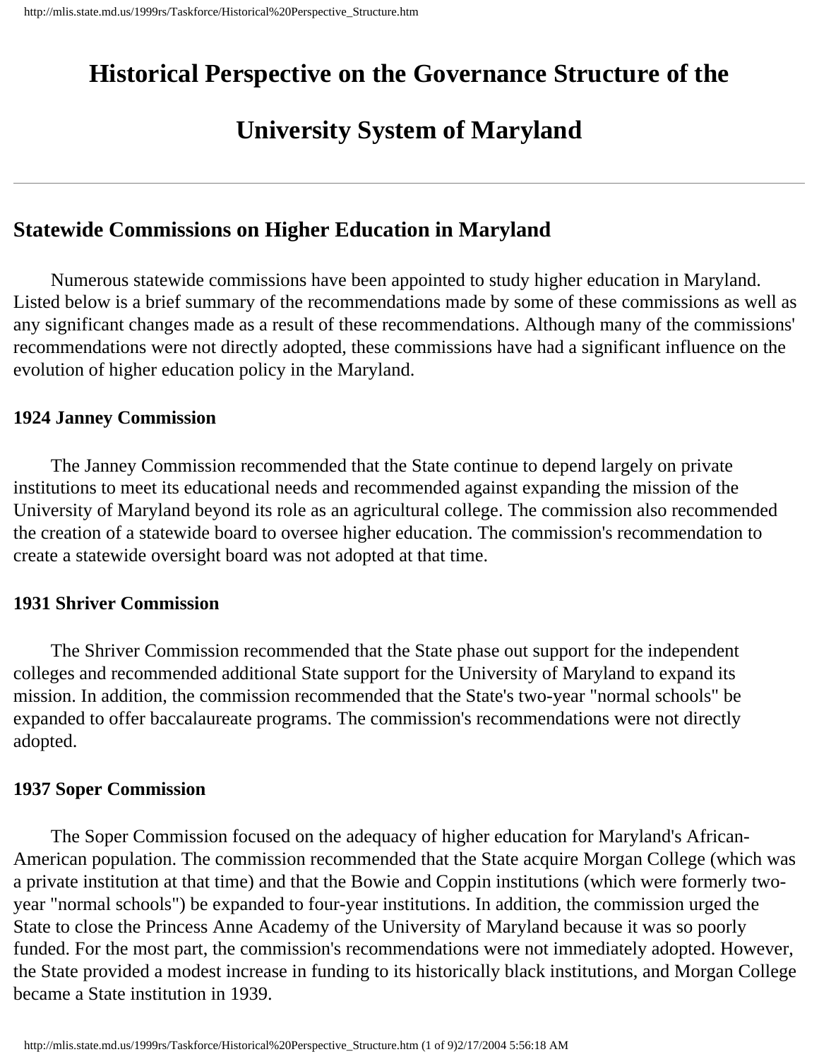# Historical Perspective on the Governance Structure of the University System of Maryland

---

## Statewide Commissions on Higher Education in Maryland

Numerous statewide commissions have been appointed to study higher education in Maryland. Listed below is a brief summary of the recommendations made by some of these commissions as well as any significant changes made as a result of these recommendations. Although many of the commissions' recommendations were not directly adopted, these commissions have had a significant influence on the evolution of higher education policy in the Maryland.

### 1924 Janney Commission

The Janney Commission recommended that the State continue to depend largely on private institutions to meet its educational needs and recommended against expanding the mission of the University of Maryland beyond its role as an agricultural college. The commission also recommended the creation of a statewide board to oversee higher education. The commission's recommendation to create a statewide oversight board was not adopted at that time.

### 1931 Shriver Commission

The Shriver Commission recommended that the State phase out support for the independent colleges and recommended additional State support for the University of Maryland to expand its mission. In addition, the commission recommended that the State's two-year "normal schools" be expanded to offer baccalaureate programs. The commission's recommendations were not directly adopted.

### 1937 Soper Commission

The Soper Commission focused on the adequacy of higher education for Maryland's African-American population. The commission recommended that the State acquire Morgan College (which was a private institution at that time) and that the Bowie and Coppin institutions (which were formerly two-year "normal schools") be expanded to four-year institutions. In addition, the commission urged the State to close the Princess Anne Academy of the University of Maryland because it was so poorly funded. For the most part, the commission's recommendations were not immediately adopted. However, the State provided a modest increase in funding to its historically black institutions, and Morgan College became a State institution in 1939.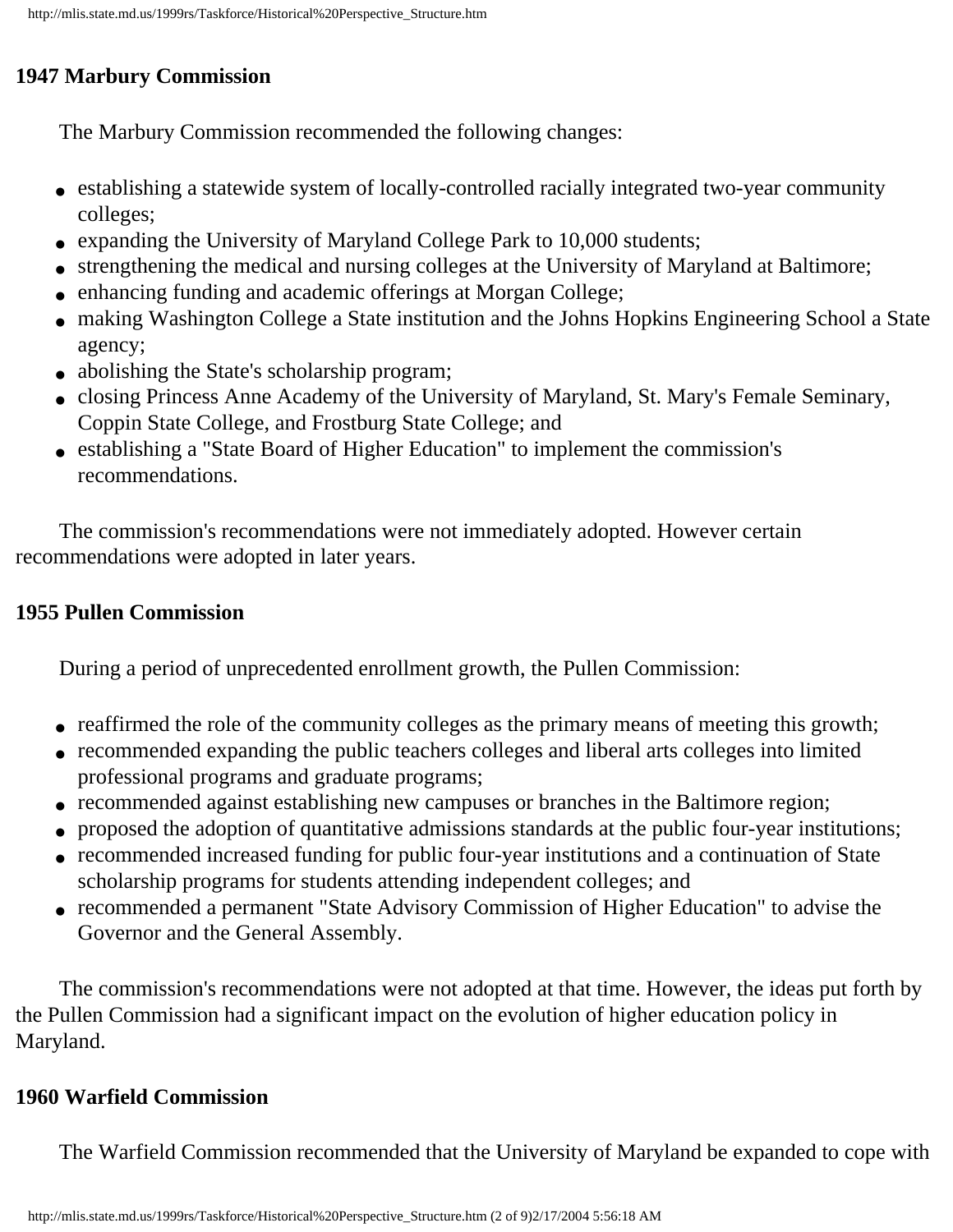**1947 Marbury Commission**

The Marbury Commission recommended the following changes:

- establishing a statewide system of locally-controlled racially integrated two-year community colleges;
- expanding the University of Maryland College Park to 10,000 students;
- strengthening the medical and nursing colleges at the University of Maryland at Baltimore;
- enhancing funding and academic offerings at Morgan College;
- making Washington College a State institution and the Johns Hopkins Engineering School a State agency;
- abolishing the State's scholarship program;
- closing Princess Anne Academy of the University of Maryland, St. Mary's Female Seminary, Coppin State College, and Frostburg State College; and
- establishing a "State Board of Higher Education" to implement the commission's recommendations.

The commission's recommendations were not immediately adopted. However certain recommendations were adopted in later years.

**1955 Pullen Commission**

During a period of unprecedented enrollment growth, the Pullen Commission:

- reaffirmed the role of the community colleges as the primary means of meeting this growth;
- recommended expanding the public teachers colleges and liberal arts colleges into limited professional programs and graduate programs;
- recommended against establishing new campuses or branches in the Baltimore region;
- proposed the adoption of quantitative admissions standards at the public four-year institutions;
- recommended increased funding for public four-year institutions and a continuation of State scholarship programs for students attending independent colleges; and
- recommended a permanent "State Advisory Commission of Higher Education" to advise the Governor and the General Assembly.

The commission's recommendations were not adopted at that time. However, the ideas put forth by the Pullen Commission had a significant impact on the evolution of higher education policy in Maryland.

**1960 Warfield Commission**

The Warfield Commission recommended that the University of Maryland be expanded to cope with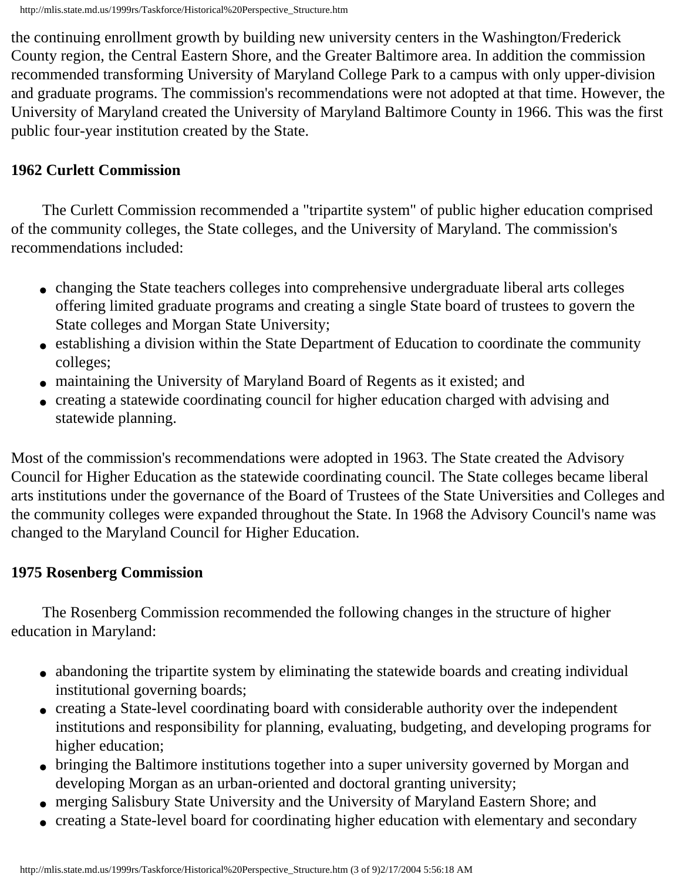the continuing enrollment growth by building new university centers in the Washington/Frederick County region, the Central Eastern Shore, and the Greater Baltimore area. In addition the commission recommended transforming University of Maryland College Park to a campus with only upper-division and graduate programs. The commission's recommendations were not adopted at that time. However, the University of Maryland created the University of Maryland Baltimore County in 1966. This was the first public four-year institution created by the State.

**1962 Curlett Commission**

The Curlett Commission recommended a "tripartite system" of public higher education comprised of the community colleges, the State colleges, and the University of Maryland. The commission's recommendations included:

- changing the State teachers colleges into comprehensive undergraduate liberal arts colleges offering limited graduate programs and creating a single State board of trustees to govern the State colleges and Morgan State University;
- establishing a division within the State Department of Education to coordinate the community colleges;
- maintaining the University of Maryland Board of Regents as it existed; and
- creating a statewide coordinating council for higher education charged with advising and statewide planning.

Most of the commission's recommendations were adopted in 1963. The State created the Advisory Council for Higher Education as the statewide coordinating council. The State colleges became liberal arts institutions under the governance of the Board of Trustees of the State Universities and Colleges and the community colleges were expanded throughout the State. In 1968 the Advisory Council's name was changed to the Maryland Council for Higher Education.

**1975 Rosenberg Commission**

The Rosenberg Commission recommended the following changes in the structure of higher education in Maryland:

- abandoning the tripartite system by eliminating the statewide boards and creating individual institutional governing boards;
- creating a State-level coordinating board with considerable authority over the independent institutions and responsibility for planning, evaluating, budgeting, and developing programs for higher education;
- bringing the Baltimore institutions together into a super university governed by Morgan and developing Morgan as an urban-oriented and doctoral granting university;
- merging Salisbury State University and the University of Maryland Eastern Shore; and
- creating a State-level board for coordinating higher education with elementary and secondary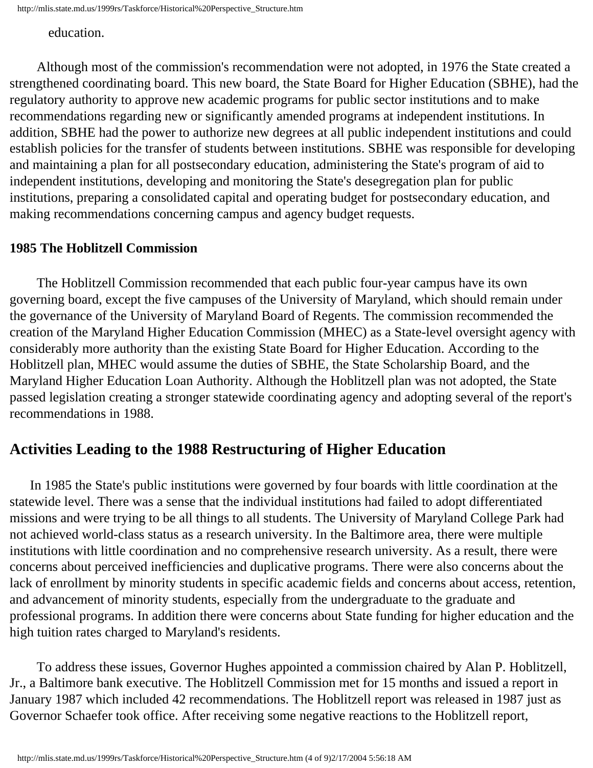education.

Although most of the commission's recommendation were not adopted, in 1976 the State created a strengthened coordinating board. This new board, the State Board for Higher Education (SBHE), had the regulatory authority to approve new academic programs for public sector institutions and to make recommendations regarding new or significantly amended programs at independent institutions. In addition, SBHE had the power to authorize new degrees at all public independent institutions and could establish policies for the transfer of students between institutions. SBHE was responsible for developing and maintaining a plan for all postsecondary education, administering the State's program of aid to independent institutions, developing and monitoring the State's desegregation plan for public institutions, preparing a consolidated capital and operating budget for postsecondary education, and making recommendations concerning campus and agency budget requests.

**1985 The Hoblitzell Commission**

The Hoblitzell Commission recommended that each public four-year campus have its own governing board, except the five campuses of the University of Maryland, which should remain under the governance of the University of Maryland Board of Regents. The commission recommended the creation of the Maryland Higher Education Commission (MHEC) as a State-level oversight agency with considerably more authority than the existing State Board for Higher Education. According to the Hoblitzell plan, MHEC would assume the duties of SBHE, the State Scholarship Board, and the Maryland Higher Education Loan Authority. Although the Hoblitzell plan was not adopted, the State passed legislation creating a stronger statewide coordinating agency and adopting several of the report's recommendations in 1988.

## Activities Leading to the 1988 Restructuring of Higher Education

In 1985 the State's public institutions were governed by four boards with little coordination at the statewide level. There was a sense that the individual institutions had failed to adopt differentiated missions and were trying to be all things to all students. The University of Maryland College Park had not achieved world-class status as a research university. In the Baltimore area, there were multiple institutions with little coordination and no comprehensive research university. As a result, there were concerns about perceived inefficiencies and duplicative programs. There were also concerns about the lack of enrollment by minority students in specific academic fields and concerns about access, retention, and advancement of minority students, especially from the undergraduate to the graduate and professional programs. In addition there were concerns about State funding for higher education and the high tuition rates charged to Maryland's residents.

To address these issues, Governor Hughes appointed a commission chaired by Alan P. Hoblitzell, Jr., a Baltimore bank executive. The Hoblitzell Commission met for 15 months and issued a report in January 1987 which included 42 recommendations. The Hoblitzell report was released in 1987 just as Governor Schaefer took office. After receiving some negative reactions to the Hoblitzell report,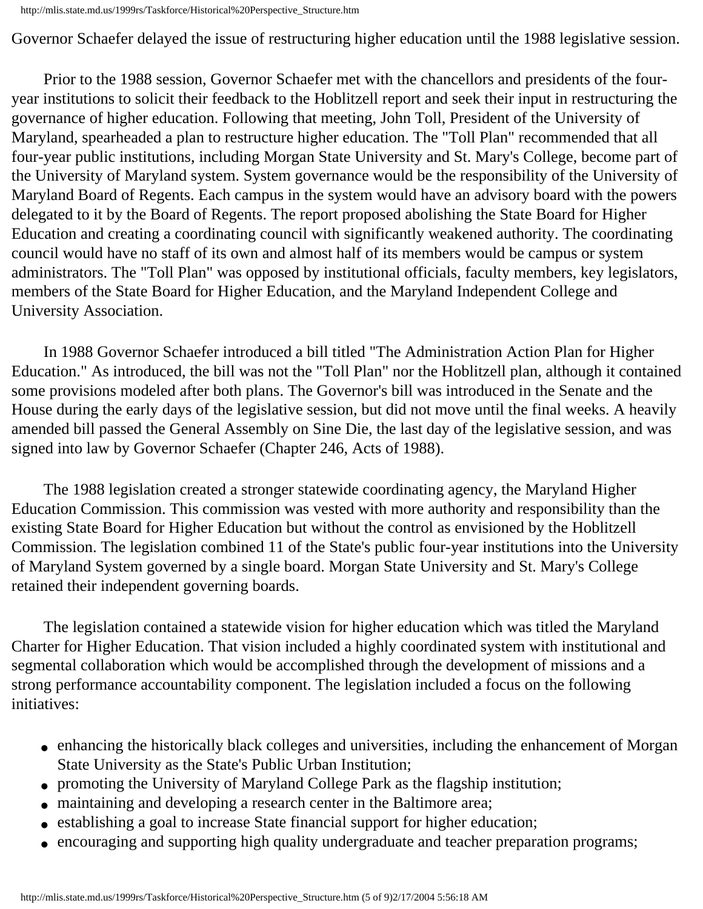Governor Schaefer delayed the issue of restructuring higher education until the 1988 legislative session.

Prior to the 1988 session, Governor Schaefer met with the chancellors and presidents of the four-year institutions to solicit their feedback to the Hoblitzell report and seek their input in restructuring the governance of higher education. Following that meeting, John Toll, President of the University of Maryland, spearheaded a plan to restructure higher education. The "Toll Plan" recommended that all four-year public institutions, including Morgan State University and St. Mary's College, become part of the University of Maryland system. System governance would be the responsibility of the University of Maryland Board of Regents. Each campus in the system would have an advisory board with the powers delegated to it by the Board of Regents. The report proposed abolishing the State Board for Higher Education and creating a coordinating council with significantly weakened authority. The coordinating council would have no staff of its own and almost half of its members would be campus or system administrators. The "Toll Plan" was opposed by institutional officials, faculty members, key legislators, members of the State Board for Higher Education, and the Maryland Independent College and University Association.

In 1988 Governor Schaefer introduced a bill titled "The Administration Action Plan for Higher Education." As introduced, the bill was not the "Toll Plan" nor the Hoblitzell plan, although it contained some provisions modeled after both plans. The Governor's bill was introduced in the Senate and the House during the early days of the legislative session, but did not move until the final weeks. A heavily amended bill passed the General Assembly on Sine Die, the last day of the legislative session, and was signed into law by Governor Schaefer (Chapter 246, Acts of 1988).

The 1988 legislation created a stronger statewide coordinating agency, the Maryland Higher Education Commission. This commission was vested with more authority and responsibility than the existing State Board for Higher Education but without the control as envisioned by the Hoblitzell Commission. The legislation combined 11 of the State's public four-year institutions into the University of Maryland System governed by a single board. Morgan State University and St. Mary's College retained their independent governing boards.

The legislation contained a statewide vision for higher education which was titled the Maryland Charter for Higher Education. That vision included a highly coordinated system with institutional and segmental collaboration which would be accomplished through the development of missions and a strong performance accountability component. The legislation included a focus on the following initiatives:

- enhancing the historically black colleges and universities, including the enhancement of Morgan State University as the State's Public Urban Institution;
- promoting the University of Maryland College Park as the flagship institution;
- maintaining and developing a research center in the Baltimore area;
- establishing a goal to increase State financial support for higher education;
- encouraging and supporting high quality undergraduate and teacher preparation programs;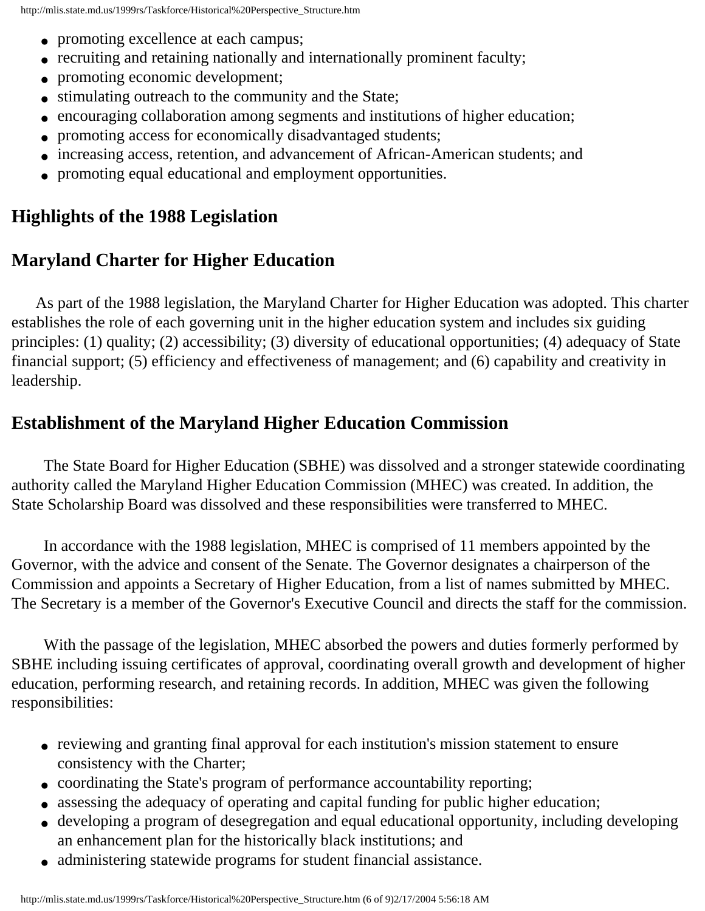- promoting excellence at each campus;
- recruiting and retaining nationally and internationally prominent faculty;
- promoting economic development;
- stimulating outreach to the community and the State;
- encouraging collaboration among segments and institutions of higher education;
- promoting access for economically disadvantaged students;
- increasing access, retention, and advancement of African-American students; and
- promoting equal educational and employment opportunities.

## Highlights of the 1988 Legislation

## Maryland Charter for Higher Education

As part of the 1988 legislation, the Maryland Charter for Higher Education was adopted. This charter establishes the role of each governing unit in the higher education system and includes six guiding principles: (1) quality; (2) accessibility; (3) diversity of educational opportunities; (4) adequacy of State financial support; (5) efficiency and effectiveness of management; and (6) capability and creativity in leadership.

## Establishment of the Maryland Higher Education Commission

The State Board for Higher Education (SBHE) was dissolved and a stronger statewide coordinating authority called the Maryland Higher Education Commission (MHEC) was created. In addition, the State Scholarship Board was dissolved and these responsibilities were transferred to MHEC.

In accordance with the 1988 legislation, MHEC is comprised of 11 members appointed by the Governor, with the advice and consent of the Senate. The Governor designates a chairperson of the Commission and appoints a Secretary of Higher Education, from a list of names submitted by MHEC. The Secretary is a member of the Governor's Executive Council and directs the staff for the commission.

With the passage of the legislation, MHEC absorbed the powers and duties formerly performed by SBHE including issuing certificates of approval, coordinating overall growth and development of higher education, performing research, and retaining records. In addition, MHEC was given the following responsibilities:

- reviewing and granting final approval for each institution's mission statement to ensure consistency with the Charter;
- coordinating the State's program of performance accountability reporting;
- assessing the adequacy of operating and capital funding for public higher education;
- developing a program of desegregation and equal educational opportunity, including developing an enhancement plan for the historically black institutions; and
- administering statewide programs for student financial assistance.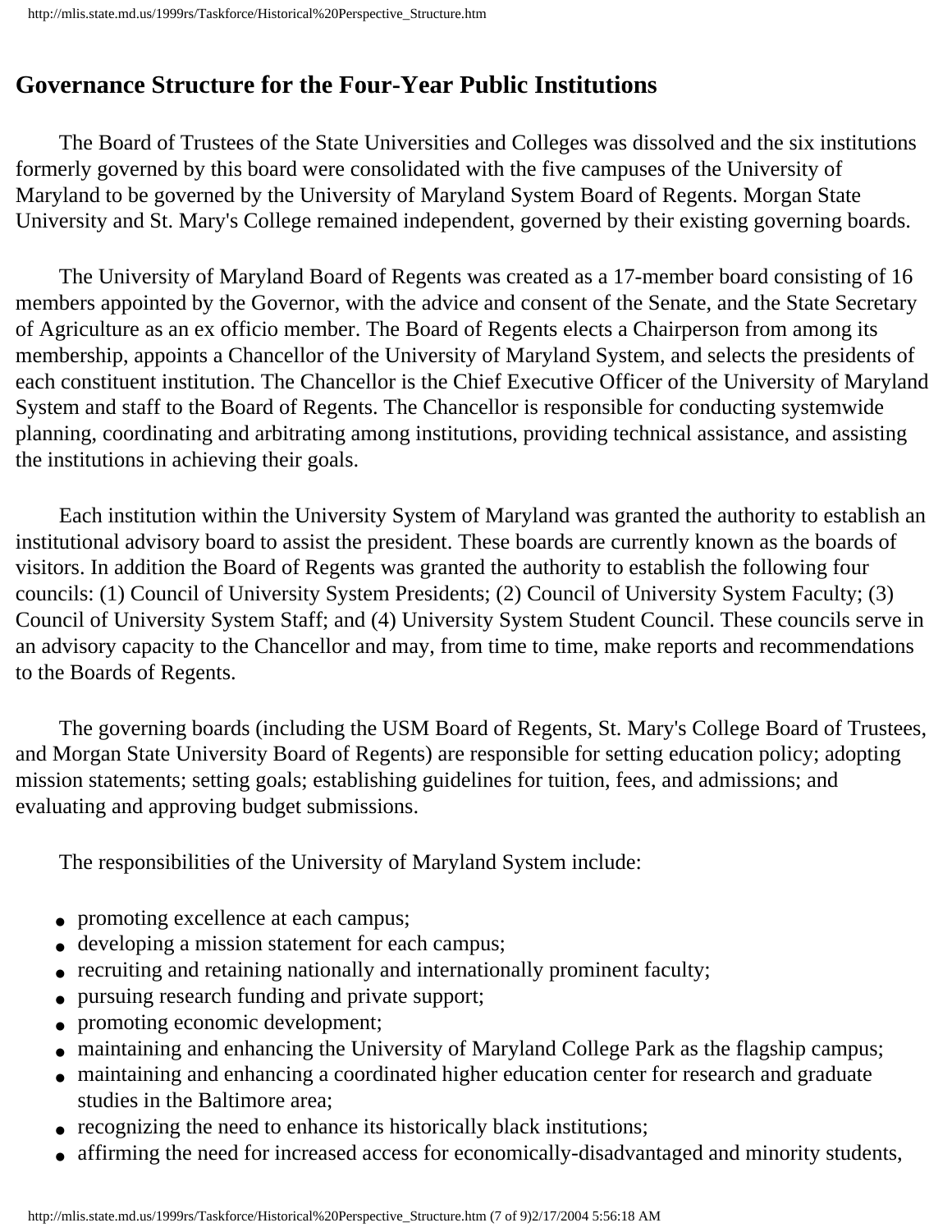## Governance Structure for the Four-Year Public Institutions

The Board of Trustees of the State Universities and Colleges was dissolved and the six institutions formerly governed by this board were consolidated with the five campuses of the University of Maryland to be governed by the University of Maryland System Board of Regents. Morgan State University and St. Mary's College remained independent, governed by their existing governing boards.

The University of Maryland Board of Regents was created as a 17-member board consisting of 16 members appointed by the Governor, with the advice and consent of the Senate, and the State Secretary of Agriculture as an ex officio member. The Board of Regents elects a Chairperson from among its membership, appoints a Chancellor of the University of Maryland System, and selects the presidents of each constituent institution. The Chancellor is the Chief Executive Officer of the University of Maryland System and staff to the Board of Regents. The Chancellor is responsible for conducting systemwide planning, coordinating and arbitrating among institutions, providing technical assistance, and assisting the institutions in achieving their goals.

Each institution within the University System of Maryland was granted the authority to establish an institutional advisory board to assist the president. These boards are currently known as the boards of visitors. In addition the Board of Regents was granted the authority to establish the following four councils: (1) Council of University System Presidents; (2) Council of University System Faculty; (3) Council of University System Staff; and (4) University System Student Council. These councils serve in an advisory capacity to the Chancellor and may, from time to time, make reports and recommendations to the Boards of Regents.

The governing boards (including the USM Board of Regents, St. Mary's College Board of Trustees, and Morgan State University Board of Regents) are responsible for setting education policy; adopting mission statements; setting goals; establishing guidelines for tuition, fees, and admissions; and evaluating and approving budget submissions.

The responsibilities of the University of Maryland System include:

- promoting excellence at each campus;
- developing a mission statement for each campus;
- recruiting and retaining nationally and internationally prominent faculty;
- pursuing research funding and private support;
- promoting economic development;
- maintaining and enhancing the University of Maryland College Park as the flagship campus;
- maintaining and enhancing a coordinated higher education center for research and graduate studies in the Baltimore area;
- recognizing the need to enhance its historically black institutions;
- affirming the need for increased access for economically-disadvantaged and minority students,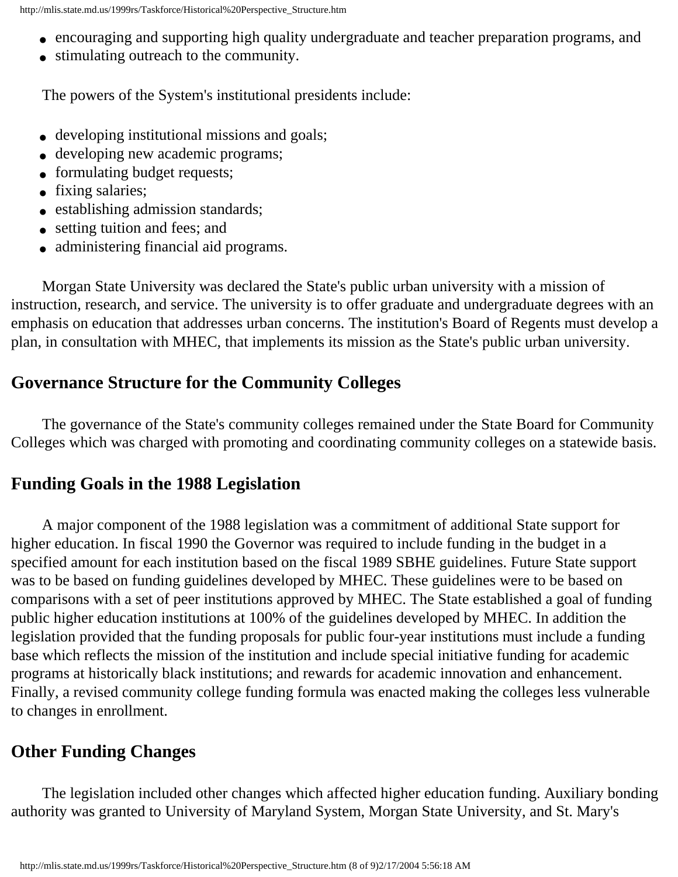- encouraging and supporting high quality undergraduate and teacher preparation programs, and
- stimulating outreach to the community.

The powers of the System's institutional presidents include:

- developing institutional missions and goals;
- developing new academic programs;
- formulating budget requests;
- fixing salaries;
- establishing admission standards;
- setting tuition and fees; and
- administering financial aid programs.

Morgan State University was declared the State's public urban university with a mission of instruction, research, and service. The university is to offer graduate and undergraduate degrees with an emphasis on education that addresses urban concerns. The institution's Board of Regents must develop a plan, in consultation with MHEC, that implements its mission as the State's public urban university.

## Governance Structure for the Community Colleges

The governance of the State's community colleges remained under the State Board for Community Colleges which was charged with promoting and coordinating community colleges on a statewide basis.

## Funding Goals in the 1988 Legislation

A major component of the 1988 legislation was a commitment of additional State support for higher education. In fiscal 1990 the Governor was required to include funding in the budget in a specified amount for each institution based on the fiscal 1989 SBHE guidelines. Future State support was to be based on funding guidelines developed by MHEC. These guidelines were to be based on comparisons with a set of peer institutions approved by MHEC. The State established a goal of funding public higher education institutions at 100% of the guidelines developed by MHEC. In addition the legislation provided that the funding proposals for public four-year institutions must include a funding base which reflects the mission of the institution and include special initiative funding for academic programs at historically black institutions; and rewards for academic innovation and enhancement. Finally, a revised community college funding formula was enacted making the colleges less vulnerable to changes in enrollment.

## Other Funding Changes

The legislation included other changes which affected higher education funding. Auxiliary bonding authority was granted to University of Maryland System, Morgan State University, and St. Mary's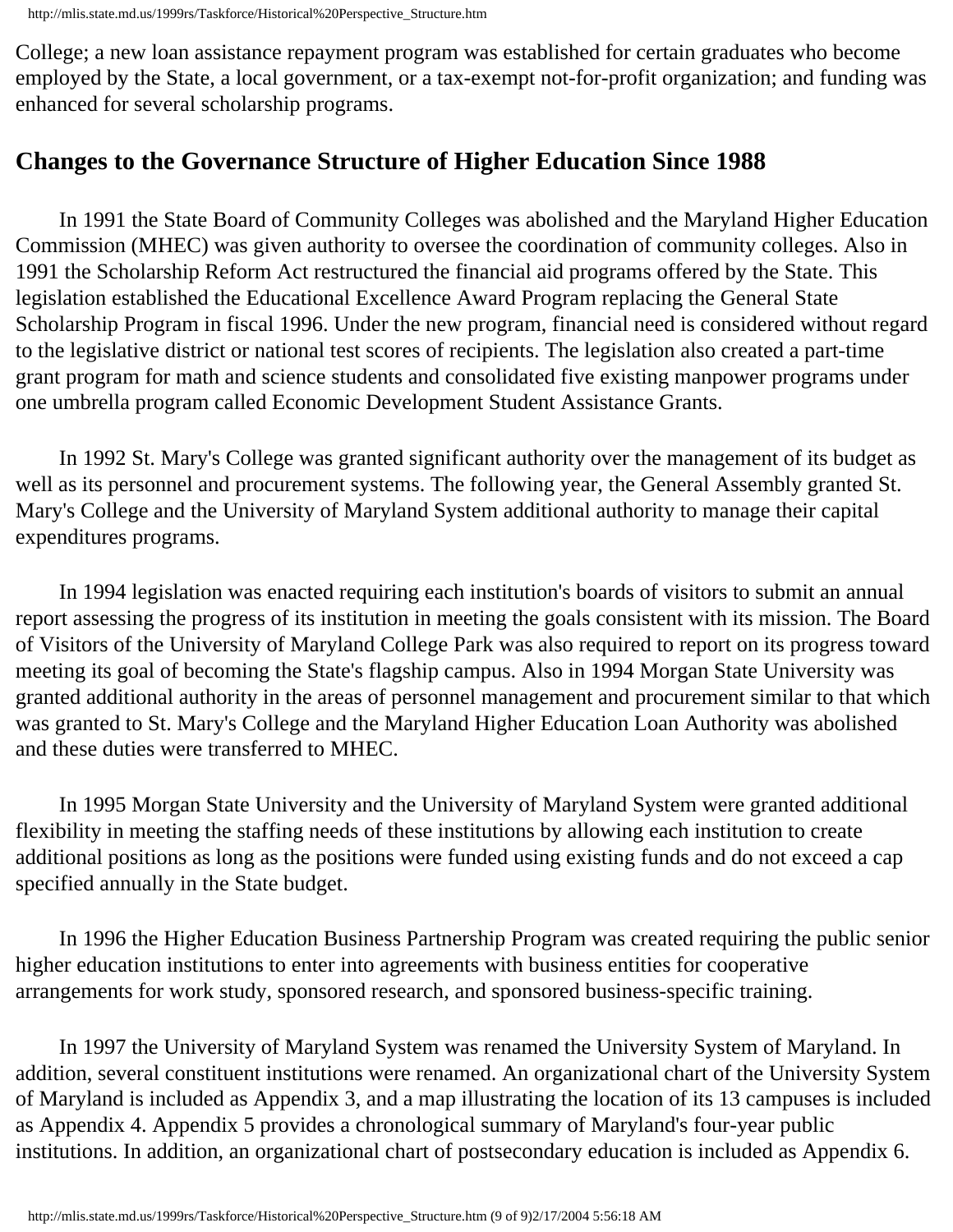College; a new loan assistance repayment program was established for certain graduates who become employed by the State, a local government, or a tax-exempt not-for-profit organization; and funding was enhanced for several scholarship programs.

## Changes to the Governance Structure of Higher Education Since 1988

In 1991 the State Board of Community Colleges was abolished and the Maryland Higher Education Commission (MHEC) was given authority to oversee the coordination of community colleges. Also in 1991 the Scholarship Reform Act restructured the financial aid programs offered by the State. This legislation established the Educational Excellence Award Program replacing the General State Scholarship Program in fiscal 1996. Under the new program, financial need is considered without regard to the legislative district or national test scores of recipients. The legislation also created a part-time grant program for math and science students and consolidated five existing manpower programs under one umbrella program called Economic Development Student Assistance Grants.

In 1992 St. Mary's College was granted significant authority over the management of its budget as well as its personnel and procurement systems. The following year, the General Assembly granted St. Mary's College and the University of Maryland System additional authority to manage their capital expenditures programs.

In 1994 legislation was enacted requiring each institution's boards of visitors to submit an annual report assessing the progress of its institution in meeting the goals consistent with its mission. The Board of Visitors of the University of Maryland College Park was also required to report on its progress toward meeting its goal of becoming the State's flagship campus. Also in 1994 Morgan State University was granted additional authority in the areas of personnel management and procurement similar to that which was granted to St. Mary's College and the Maryland Higher Education Loan Authority was abolished and these duties were transferred to MHEC.

In 1995 Morgan State University and the University of Maryland System were granted additional flexibility in meeting the staffing needs of these institutions by allowing each institution to create additional positions as long as the positions were funded using existing funds and do not exceed a cap specified annually in the State budget.

In 1996 the Higher Education Business Partnership Program was created requiring the public senior higher education institutions to enter into agreements with business entities for cooperative arrangements for work study, sponsored research, and sponsored business-specific training.

In 1997 the University of Maryland System was renamed the University System of Maryland. In addition, several constituent institutions were renamed. An organizational chart of the University System of Maryland is included as Appendix 3, and a map illustrating the location of its 13 campuses is included as Appendix 4. Appendix 5 provides a chronological summary of Maryland's four-year public institutions. In addition, an organizational chart of postsecondary education is included as Appendix 6.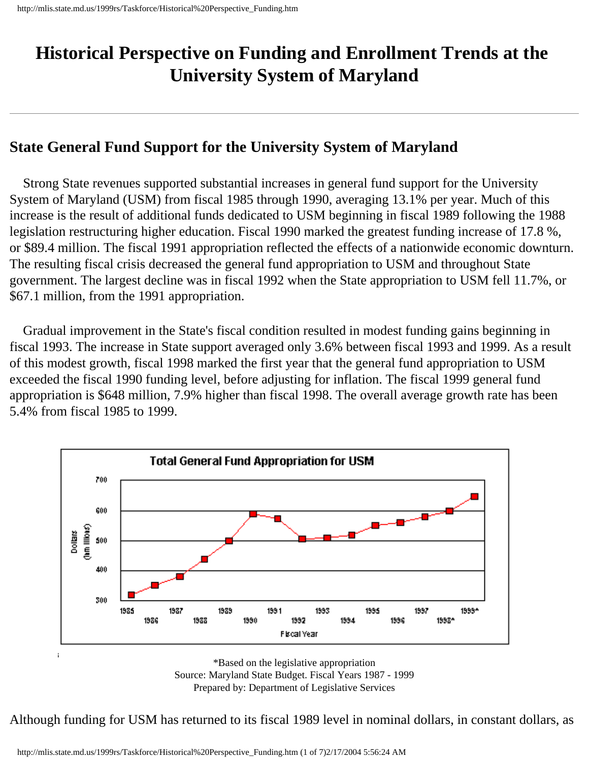# Historical Perspective on Funding and Enrollment Trends at the University System of Maryland

## State General Fund Support for the University System of Maryland

Strong State revenues supported substantial increases in general fund support for the University System of Maryland (USM) from fiscal 1985 through 1990, averaging 13.1% per year. Much of this increase is the result of additional funds dedicated to USM beginning in fiscal 1989 following the 1988 legislation restructuring higher education. Fiscal 1990 marked the greatest funding increase of 17.8 %, or $89.4 million. The fiscal 1991 appropriation reflected the effects of a nationwide economic downturn. The resulting fiscal crisis decreased the general fund appropriation to USM and throughout State government. The largest decline was in fiscal 1992 when the State appropriation to USM fell 11.7%, or $67.1 million, from the 1991 appropriation.

Gradual improvement in the State's fiscal condition resulted in modest funding gains beginning in fiscal 1993. The increase in State support averaged only 3.6% between fiscal 1993 and 1999. As a result of this modest growth, fiscal 1998 marked the first year that the general fund appropriation to USM exceeded the fiscal 1990 funding level, before adjusting for inflation. The fiscal 1999 general fund appropriation is $648 million, 7.9% higher than fiscal 1998. The overall average growth rate has been 5.4% from fiscal 1985 to 1999.

*Based on the legislative appropriation
Source: Maryland State Budget. Fiscal Years 1987 - 1999
Prepared by: Department of Legislative Services

Although funding for USM has returned to its fiscal 1989 level in nominal dollars, in constant dollars, as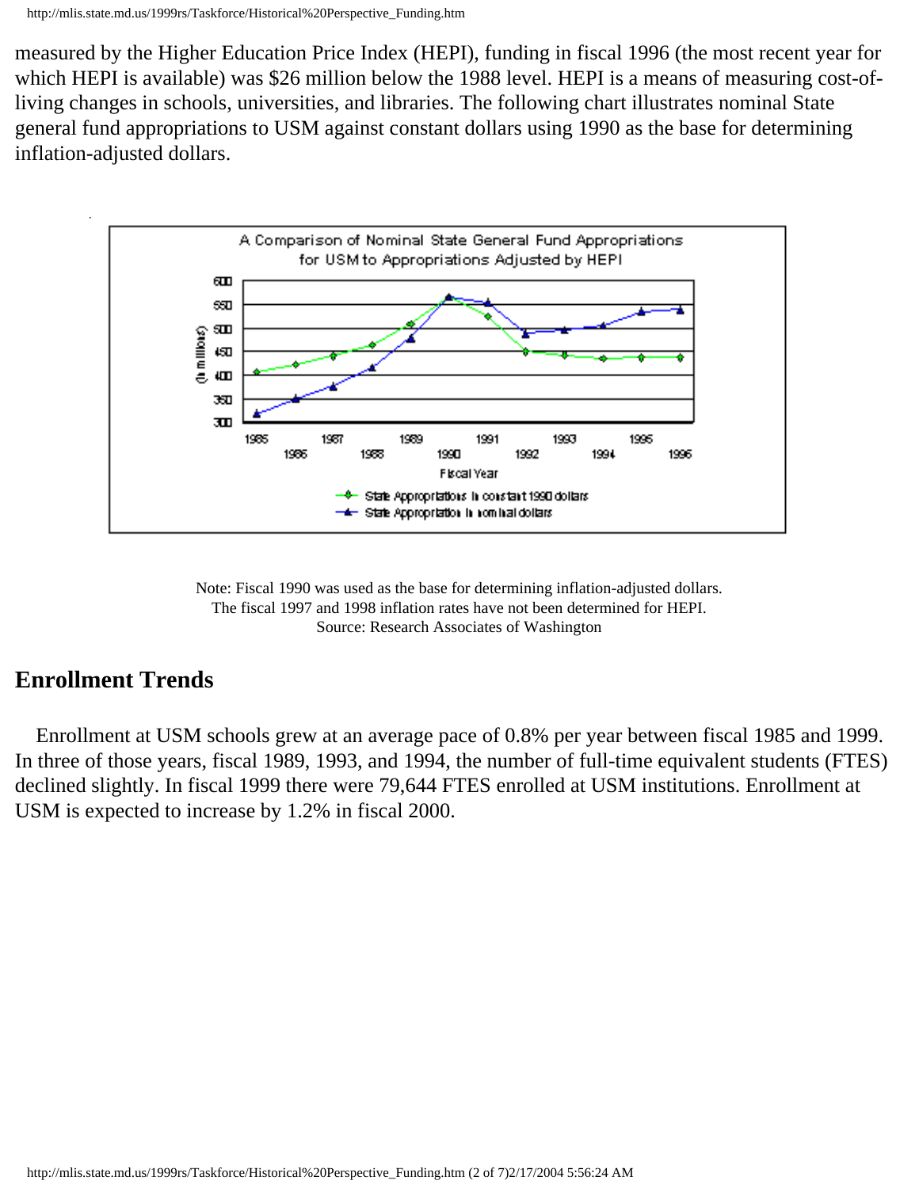measured by the Higher Education Price Index (HEPI), funding in fiscal 1996 (the most recent year for which HEPI is available) was $26 million below the 1988 level. HEPI is a means of measuring cost-of-living changes in schools, universities, and libraries. The following chart illustrates nominal State general fund appropriations to USM against constant dollars using 1990 as the base for determining inflation-adjusted dollars.

Note: Fiscal 1990 was used as the base for determining inflation-adjusted dollars.
The fiscal 1997 and 1998 inflation rates have not been determined for HEPI.
Source: Research Associates of Washington

## Enrollment Trends

Enrollment at USM schools grew at an average pace of 0.8% per year between fiscal 1985 and 1999. In three of those years, fiscal 1989, 1993, and 1994, the number of full-time equivalent students (FTES) declined slightly. In fiscal 1999 there were 79,644 FTES enrolled at USM institutions. Enrollment at USM is expected to increase by 1.2% in fiscal 2000.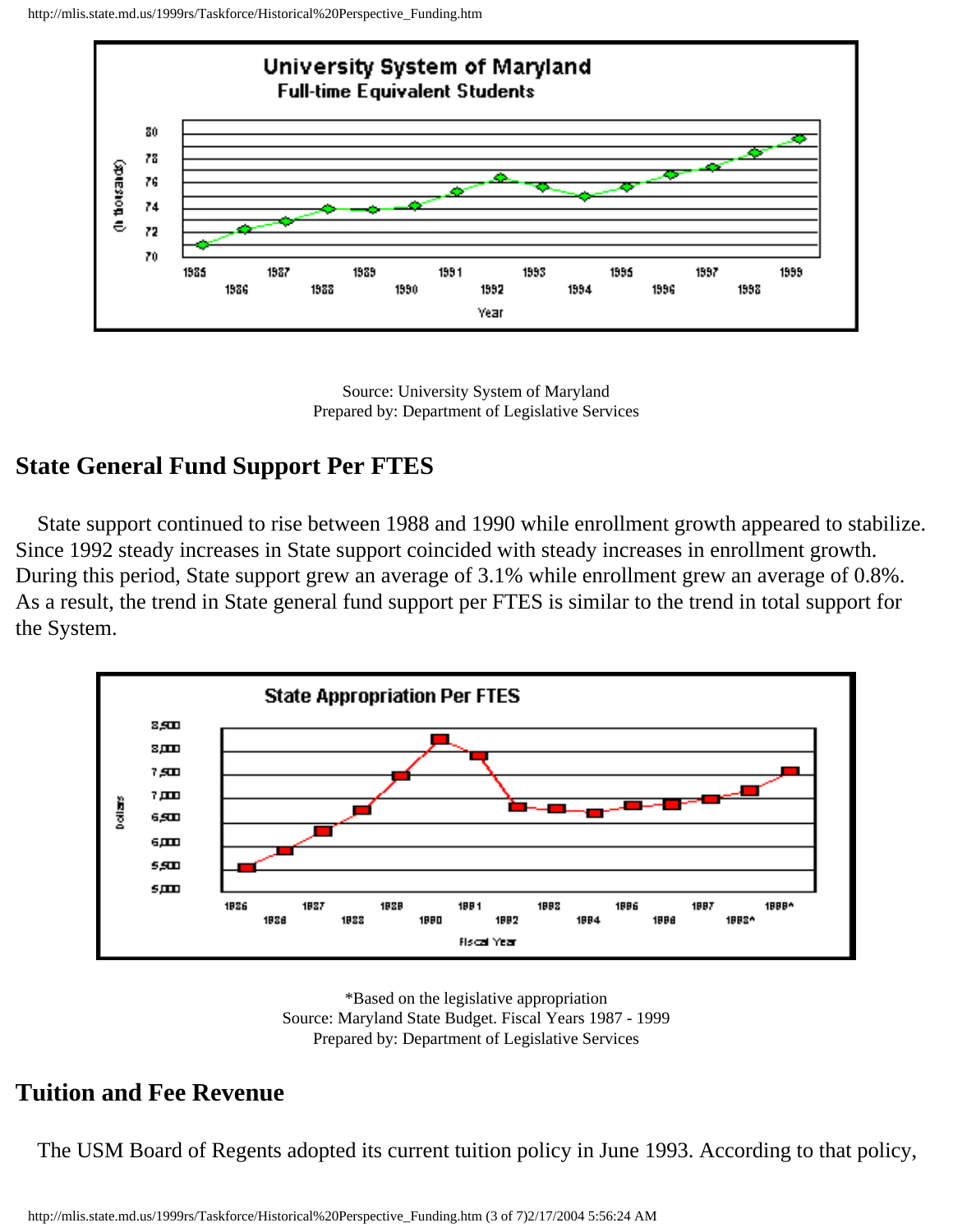## University System of Maryland
### Full-time Equivalent Students

Source: University System of Maryland
Prepared by: Department of Legislative Services

## State General Fund Support Per FTES

State support continued to rise between 1988 and 1990 while enrollment growth appeared to stabilize. Since 1992 steady increases in State support coincided with steady increases in enrollment growth. During this period, State support grew an average of 3.1% while enrollment grew an average of 0.8%. As a result, the trend in State general fund support per FTES is similar to the trend in total support for the System.

### State Appropriation Per FTES

*Based on the legislative appropriation
Source: Maryland State Budget. Fiscal Years 1987 - 1999
Prepared by: Department of Legislative Services

## Tuition and Fee Revenue

The USM Board of Regents adopted its current tuition policy in June 1993. According to that policy,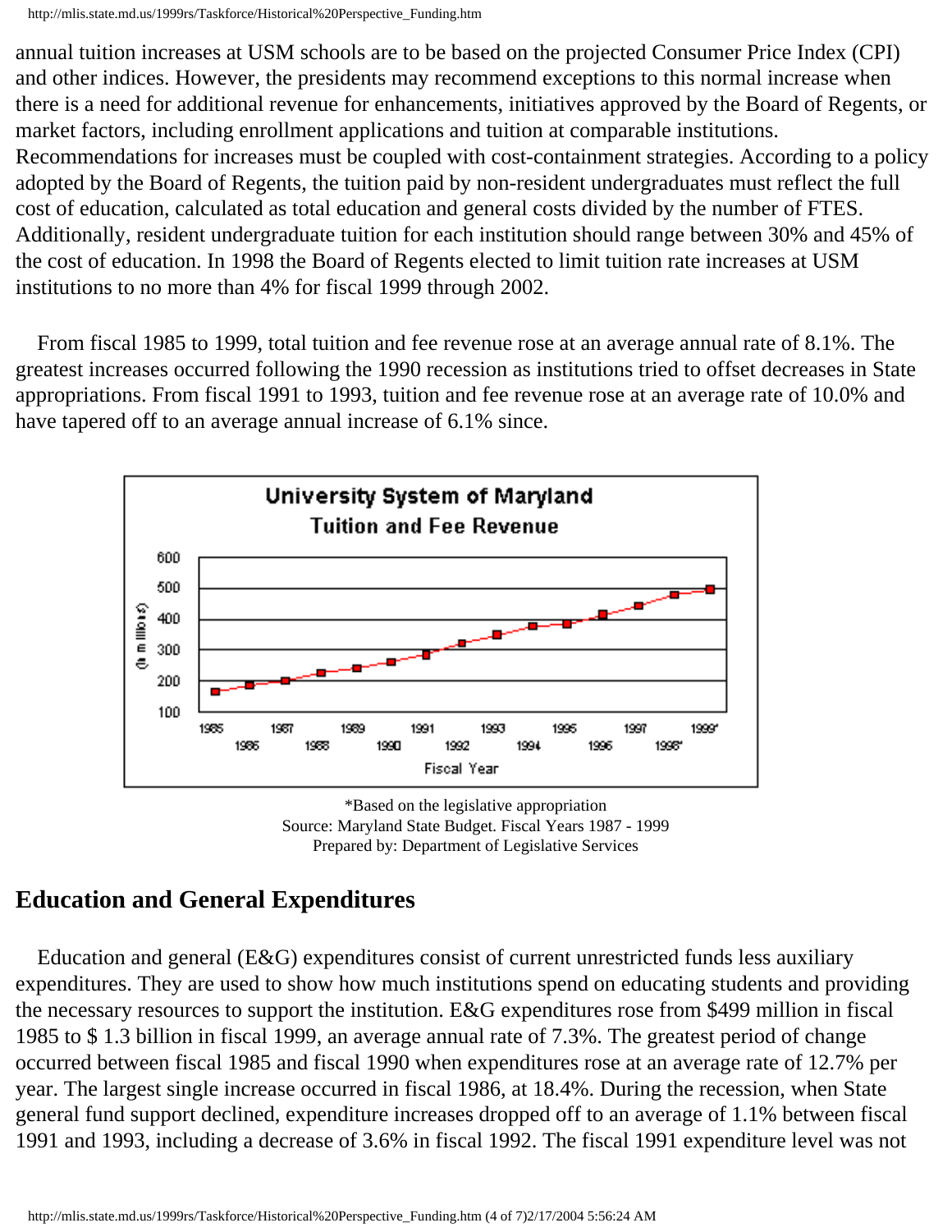annual tuition increases at USM schools are to be based on the projected Consumer Price Index (CPI) and other indices. However, the presidents may recommend exceptions to this normal increase when there is a need for additional revenue for enhancements, initiatives approved by the Board of Regents, or market factors, including enrollment applications and tuition at comparable institutions. Recommendations for increases must be coupled with cost-containment strategies. According to a policy adopted by the Board of Regents, the tuition paid by non-resident undergraduates must reflect the full cost of education, calculated as total education and general costs divided by the number of FTES. Additionally, resident undergraduate tuition for each institution should range between 30% and 45% of the cost of education. In 1998 the Board of Regents elected to limit tuition rate increases at USM institutions to no more than 4% for fiscal 1999 through 2002.

From fiscal 1985 to 1999, total tuition and fee revenue rose at an average annual rate of 8.1%. The greatest increases occurred following the 1990 recession as institutions tried to offset decreases in State appropriations. From fiscal 1991 to 1993, tuition and fee revenue rose at an average rate of 10.0% and have tapered off to an average annual increase of 6.1% since.

**University System of Maryland**
**Tuition and Fee Revenue**

(In millions)

Fiscal Year: 1985, 1986, 1987, 1988, 1989, 1990, 1991, 1992, 1993, 1994, 1995, 1996, 1997, 1998*, 1999*

*Based on the legislative appropriation
Source: Maryland State Budget. Fiscal Years 1987 - 1999
Prepared by: Department of Legislative Services

## Education and General Expenditures

Education and general (E&G) expenditures consist of current unrestricted funds less auxiliary expenditures. They are used to show how much institutions spend on educating students and providing the necessary resources to support the institution. E&G expenditures rose from $499 million in fiscal 1985 to $ 1.3 billion in fiscal 1999, an average annual rate of 7.3%. The greatest period of change occurred between fiscal 1985 and fiscal 1990 when expenditures rose at an average rate of 12.7% per year. The largest single increase occurred in fiscal 1986, at 18.4%. During the recession, when State general fund support declined, expenditure increases dropped off to an average of 1.1% between fiscal 1991 and 1993, including a decrease of 3.6% in fiscal 1992. The fiscal 1991 expenditure level was not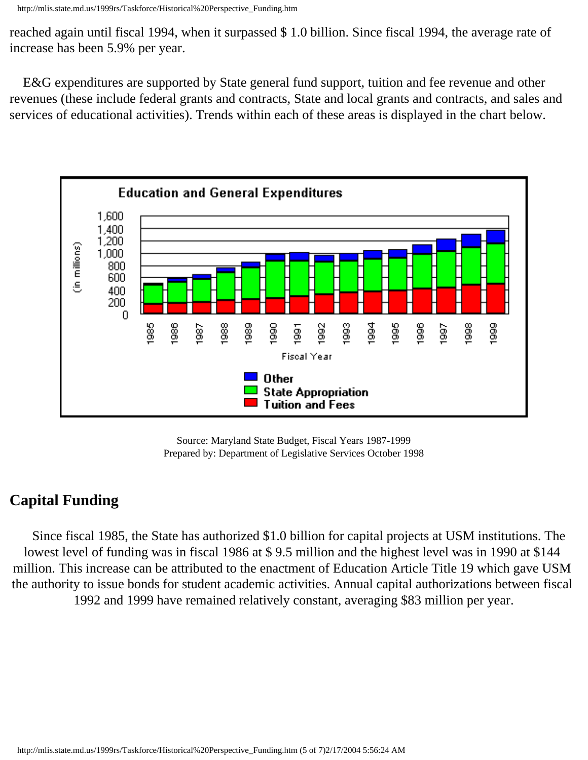reached again until fiscal 1994, when it surpassed $ 1.0 billion. Since fiscal 1994, the average rate of increase has been 5.9% per year.

E&G expenditures are supported by State general fund support, tuition and fee revenue and other revenues (these include federal grants and contracts, State and local grants and contracts, and sales and services of educational activities). Trends within each of these areas is displayed in the chart below.

Source: Maryland State Budget, Fiscal Years 1987-1999
Prepared by: Department of Legislative Services October 1998

## Capital Funding

Since fiscal 1985, the State has authorized $1.0 billion for capital projects at USM institutions. The lowest level of funding was in fiscal 1986 at $ 9.5 million and the highest level was in 1990 at $144 million. This increase can be attributed to the enactment of Education Article Title 19 which gave USM the authority to issue bonds for student academic activities. Annual capital authorizations between fiscal 1992 and 1999 have remained relatively constant, averaging $83 million per year.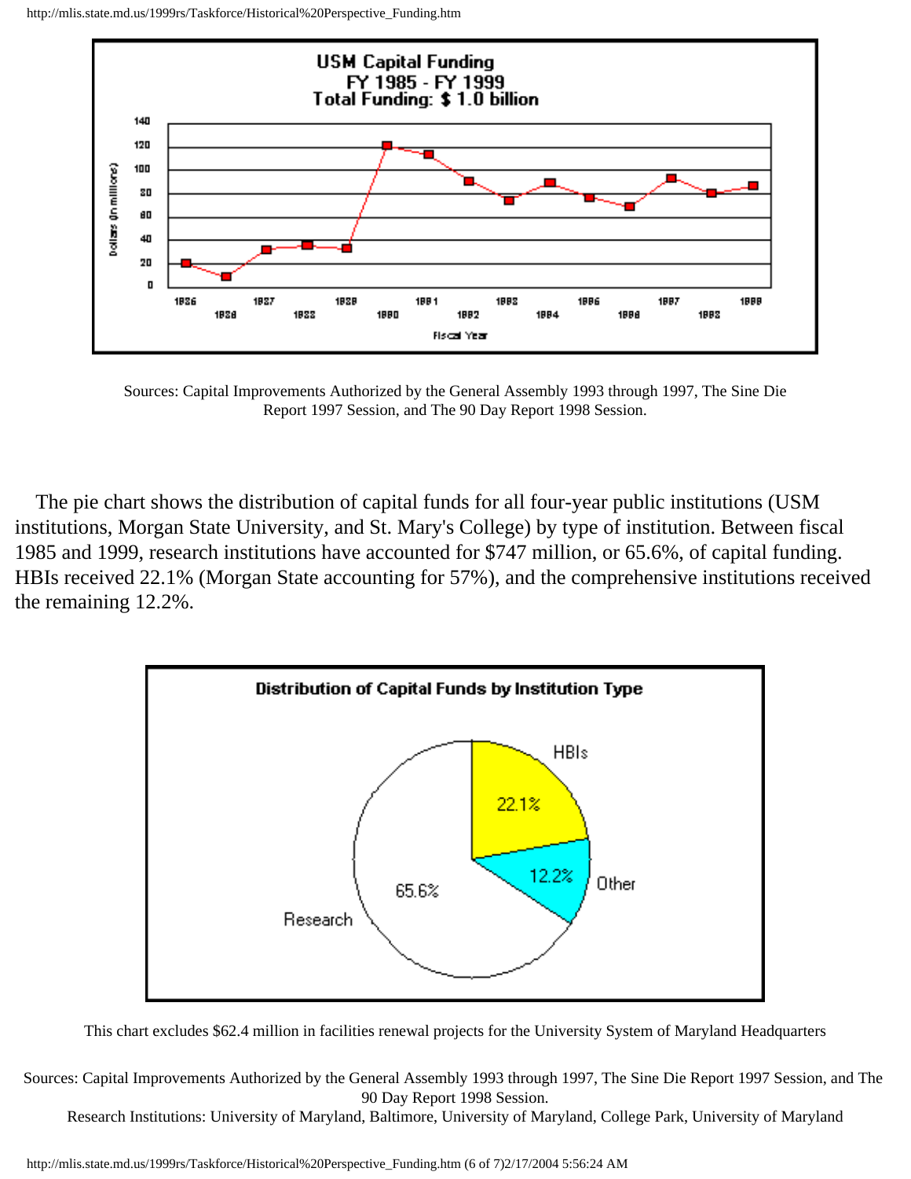**USM Capital Funding**
**FY 1985 - FY 1999**
**Total Funding: $ 1.0 billion**

Sources: Capital Improvements Authorized by the General Assembly 1993 through 1997, The Sine Die Report 1997 Session, and The 90 Day Report 1998 Session.

The pie chart shows the distribution of capital funds for all four-year public institutions (USM institutions, Morgan State University, and St. Mary's College) by type of institution. Between fiscal 1985 and 1999, research institutions have accounted for $747 million, or 65.6%, of capital funding. HBIs received 22.1% (Morgan State accounting for 57%), and the comprehensive institutions received the remaining 12.2%.

**Distribution of Capital Funds by Institution Type**

| Institution Type | Share |
| --- | --- |
| Research | 65.6% |
| HBIs | 22.1% |
| Other | 12.2% |

This chart excludes $62.4 million in facilities renewal projects for the University System of Maryland Headquarters

Sources: Capital Improvements Authorized by the General Assembly 1993 through 1997, The Sine Die Report 1997 Session, and The 90 Day Report 1998 Session.
Research Institutions: University of Maryland, Baltimore, University of Maryland, College Park, University of Maryland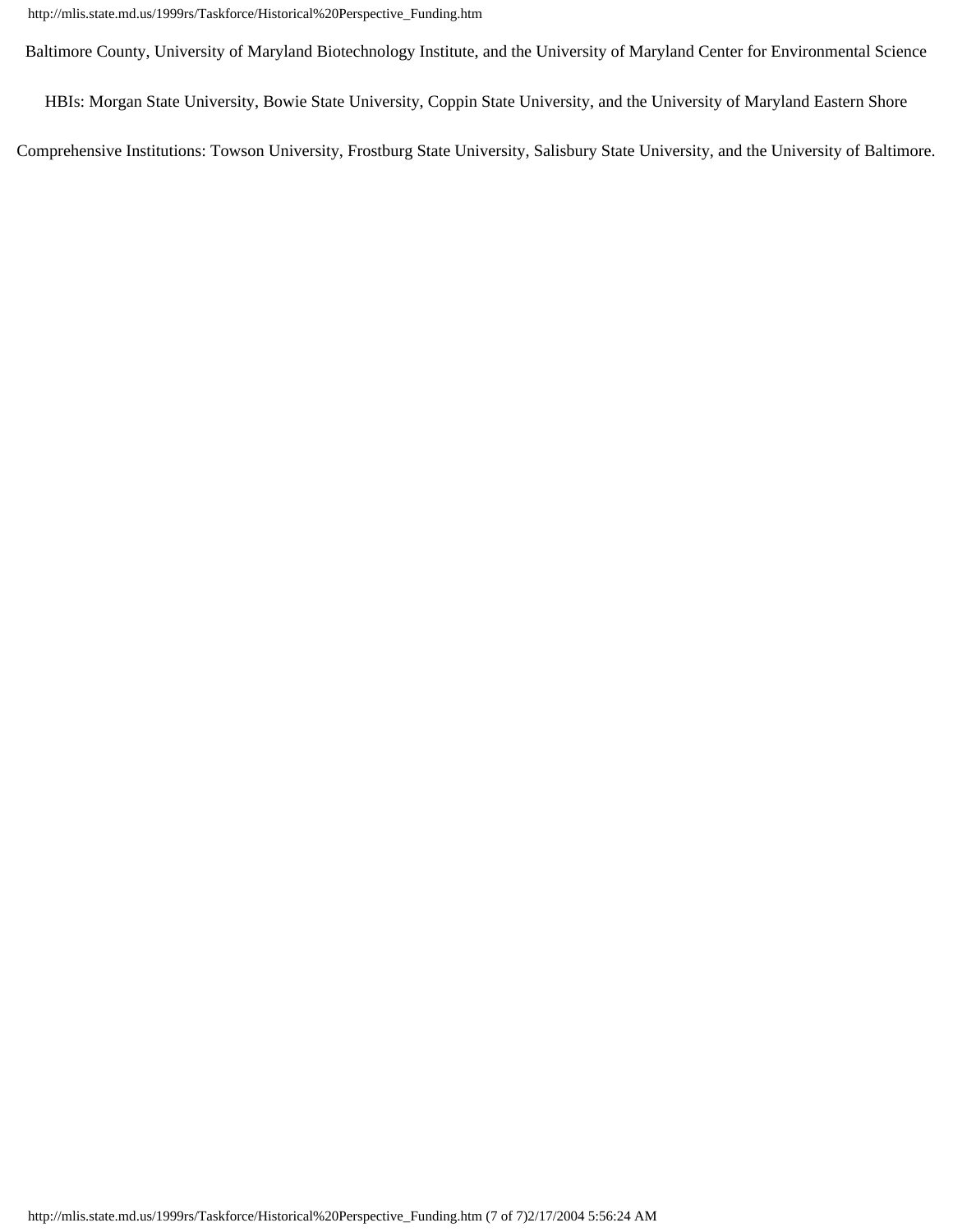Baltimore County, University of Maryland Biotechnology Institute, and the University of Maryland Center for Environmental Science

HBIs: Morgan State University, Bowie State University, Coppin State University, and the University of Maryland Eastern Shore

Comprehensive Institutions: Towson University, Frostburg State University, Salisbury State University, and the University of Baltimore.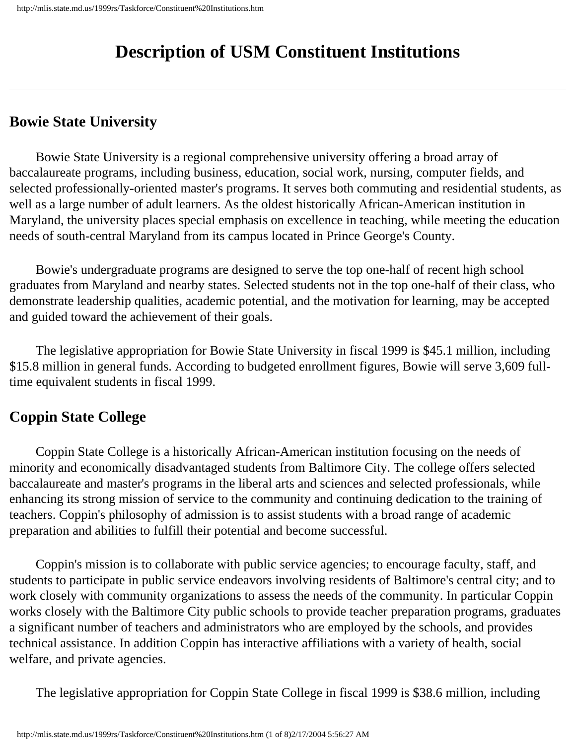# Description of USM Constituent Institutions

---

## Bowie State University

Bowie State University is a regional comprehensive university offering a broad array of baccalaureate programs, including business, education, social work, nursing, computer fields, and selected professionally-oriented master's programs. It serves both commuting and residential students, as well as a large number of adult learners. As the oldest historically African-American institution in Maryland, the university places special emphasis on excellence in teaching, while meeting the education needs of south-central Maryland from its campus located in Prince George's County.

Bowie's undergraduate programs are designed to serve the top one-half of recent high school graduates from Maryland and nearby states. Selected students not in the top one-half of their class, who demonstrate leadership qualities, academic potential, and the motivation for learning, may be accepted and guided toward the achievement of their goals.

The legislative appropriation for Bowie State University in fiscal 1999 is $45.1 million, including $15.8 million in general funds. According to budgeted enrollment figures, Bowie will serve 3,609 full-time equivalent students in fiscal 1999.

## Coppin State College

Coppin State College is a historically African-American institution focusing on the needs of minority and economically disadvantaged students from Baltimore City. The college offers selected baccalaureate and master's programs in the liberal arts and sciences and selected professionals, while enhancing its strong mission of service to the community and continuing dedication to the training of teachers. Coppin's philosophy of admission is to assist students with a broad range of academic preparation and abilities to fulfill their potential and become successful.

Coppin's mission is to collaborate with public service agencies; to encourage faculty, staff, and students to participate in public service endeavors involving residents of Baltimore's central city; and to work closely with community organizations to assess the needs of the community. In particular Coppin works closely with the Baltimore City public schools to provide teacher preparation programs, graduates a significant number of teachers and administrators who are employed by the schools, and provides technical assistance. In addition Coppin has interactive affiliations with a variety of health, social welfare, and private agencies.

The legislative appropriation for Coppin State College in fiscal 1999 is $38.6 million, including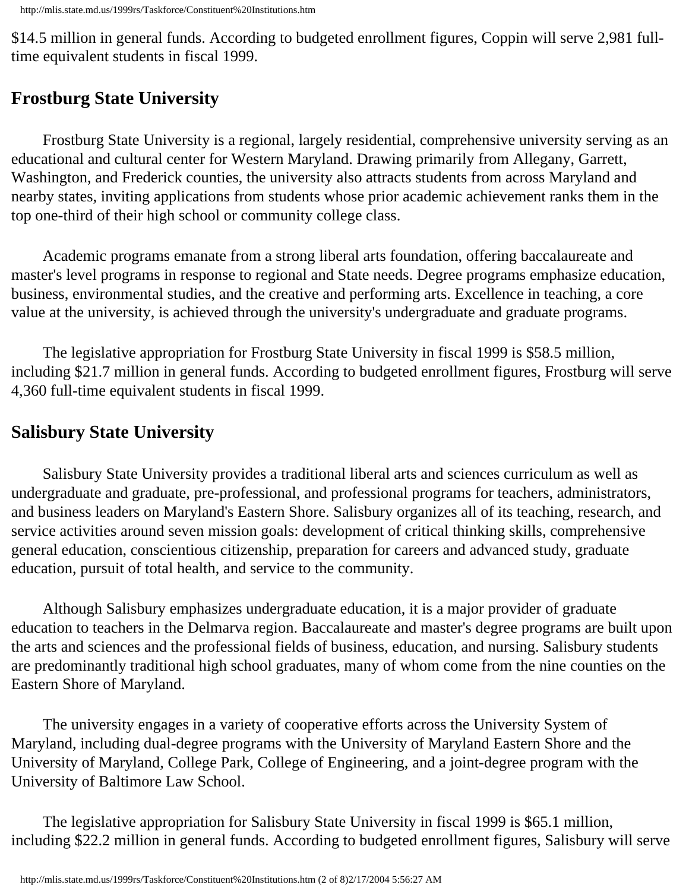$14.5 million in general funds. According to budgeted enrollment figures, Coppin will serve 2,981 full-time equivalent students in fiscal 1999.

## Frostburg State University

Frostburg State University is a regional, largely residential, comprehensive university serving as an educational and cultural center for Western Maryland. Drawing primarily from Allegany, Garrett, Washington, and Frederick counties, the university also attracts students from across Maryland and nearby states, inviting applications from students whose prior academic achievement ranks them in the top one-third of their high school or community college class.

Academic programs emanate from a strong liberal arts foundation, offering baccalaureate and master's level programs in response to regional and State needs. Degree programs emphasize education, business, environmental studies, and the creative and performing arts. Excellence in teaching, a core value at the university, is achieved through the university's undergraduate and graduate programs.

The legislative appropriation for Frostburg State University in fiscal 1999 is $58.5 million, including $21.7 million in general funds. According to budgeted enrollment figures, Frostburg will serve 4,360 full-time equivalent students in fiscal 1999.

## Salisbury State University

Salisbury State University provides a traditional liberal arts and sciences curriculum as well as undergraduate and graduate, pre-professional, and professional programs for teachers, administrators, and business leaders on Maryland's Eastern Shore. Salisbury organizes all of its teaching, research, and service activities around seven mission goals: development of critical thinking skills, comprehensive general education, conscientious citizenship, preparation for careers and advanced study, graduate education, pursuit of total health, and service to the community.

Although Salisbury emphasizes undergraduate education, it is a major provider of graduate education to teachers in the Delmarva region. Baccalaureate and master's degree programs are built upon the arts and sciences and the professional fields of business, education, and nursing. Salisbury students are predominantly traditional high school graduates, many of whom come from the nine counties on the Eastern Shore of Maryland.

The university engages in a variety of cooperative efforts across the University System of Maryland, including dual-degree programs with the University of Maryland Eastern Shore and the University of Maryland, College Park, College of Engineering, and a joint-degree program with the University of Baltimore Law School.

The legislative appropriation for Salisbury State University in fiscal 1999 is $65.1 million, including $22.2 million in general funds. According to budgeted enrollment figures, Salisbury will serve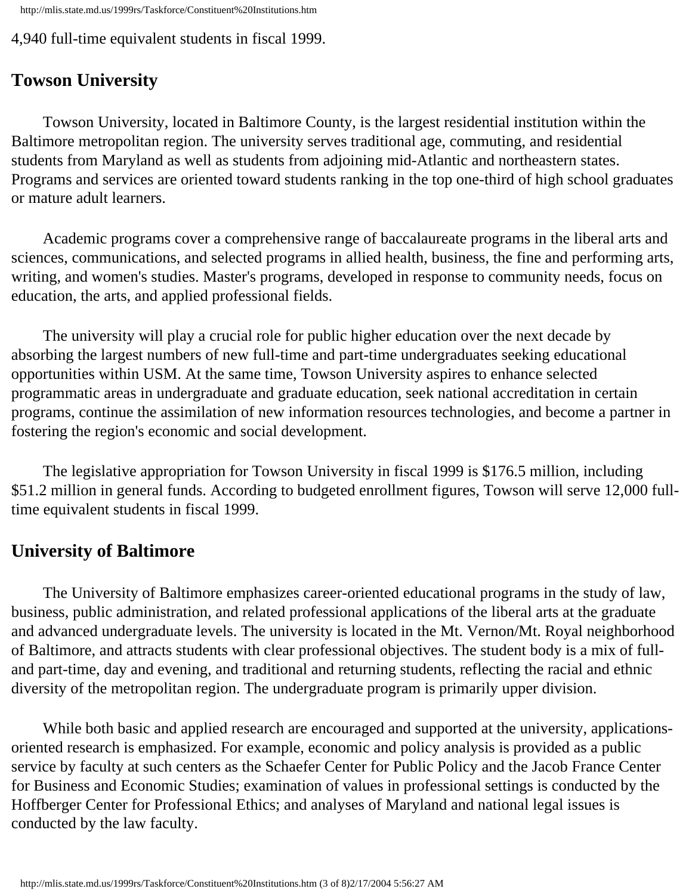4,940 full-time equivalent students in fiscal 1999.

## Towson University

Towson University, located in Baltimore County, is the largest residential institution within the Baltimore metropolitan region. The university serves traditional age, commuting, and residential students from Maryland as well as students from adjoining mid-Atlantic and northeastern states. Programs and services are oriented toward students ranking in the top one-third of high school graduates or mature adult learners.

Academic programs cover a comprehensive range of baccalaureate programs in the liberal arts and sciences, communications, and selected programs in allied health, business, the fine and performing arts, writing, and women's studies. Master's programs, developed in response to community needs, focus on education, the arts, and applied professional fields.

The university will play a crucial role for public higher education over the next decade by absorbing the largest numbers of new full-time and part-time undergraduates seeking educational opportunities within USM. At the same time, Towson University aspires to enhance selected programmatic areas in undergraduate and graduate education, seek national accreditation in certain programs, continue the assimilation of new information resources technologies, and become a partner in fostering the region's economic and social development.

The legislative appropriation for Towson University in fiscal 1999 is $176.5 million, including $51.2 million in general funds. According to budgeted enrollment figures, Towson will serve 12,000 full-time equivalent students in fiscal 1999.

## University of Baltimore

The University of Baltimore emphasizes career-oriented educational programs in the study of law, business, public administration, and related professional applications of the liberal arts at the graduate and advanced undergraduate levels. The university is located in the Mt. Vernon/Mt. Royal neighborhood of Baltimore, and attracts students with clear professional objectives. The student body is a mix of full- and part-time, day and evening, and traditional and returning students, reflecting the racial and ethnic diversity of the metropolitan region. The undergraduate program is primarily upper division.

While both basic and applied research are encouraged and supported at the university, applications-oriented research is emphasized. For example, economic and policy analysis is provided as a public service by faculty at such centers as the Schaefer Center for Public Policy and the Jacob France Center for Business and Economic Studies; examination of values in professional settings is conducted by the Hoffberger Center for Professional Ethics; and analyses of Maryland and national legal issues is conducted by the law faculty.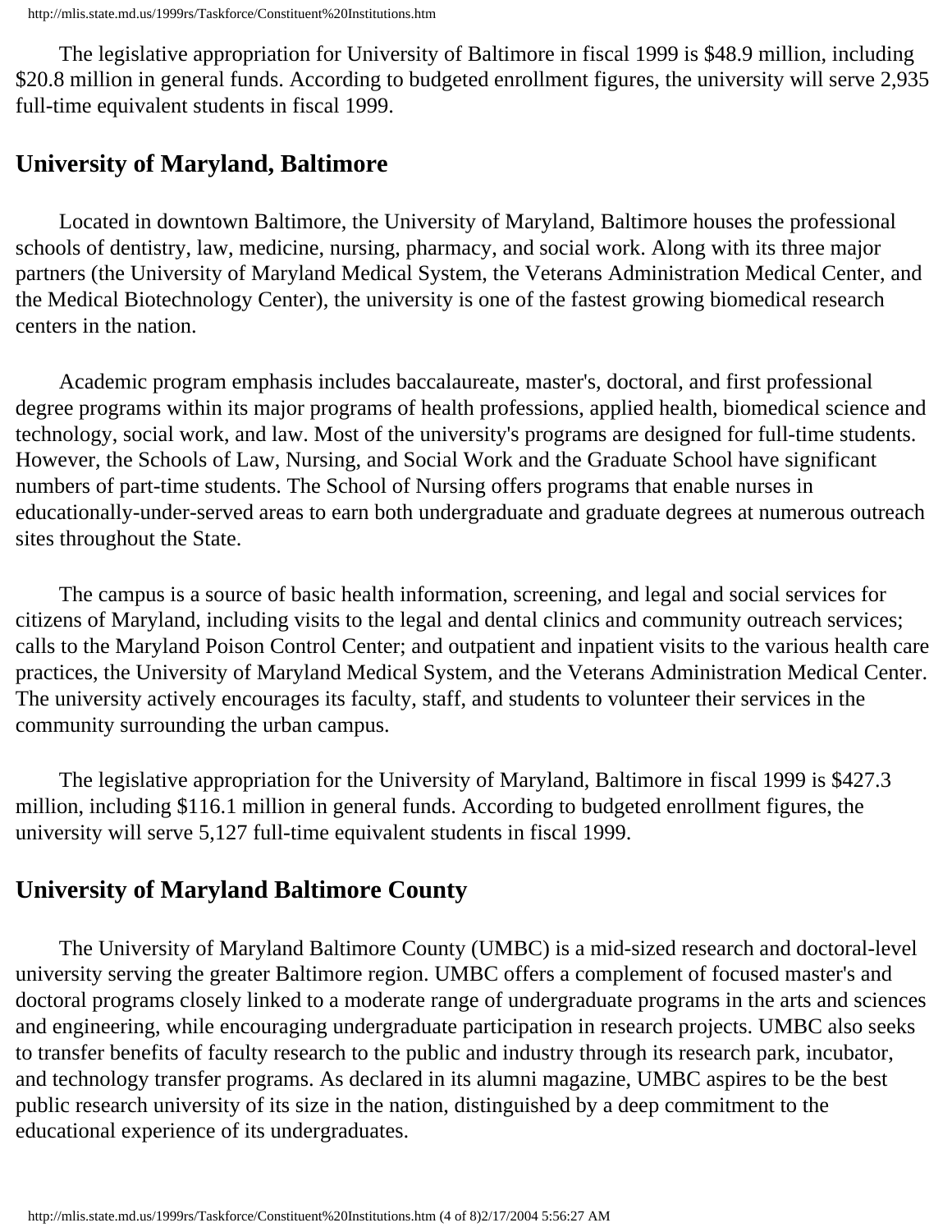The legislative appropriation for University of Baltimore in fiscal 1999 is $48.9 million, including $20.8 million in general funds. According to budgeted enrollment figures, the university will serve 2,935 full-time equivalent students in fiscal 1999.

## University of Maryland, Baltimore

Located in downtown Baltimore, the University of Maryland, Baltimore houses the professional schools of dentistry, law, medicine, nursing, pharmacy, and social work. Along with its three major partners (the University of Maryland Medical System, the Veterans Administration Medical Center, and the Medical Biotechnology Center), the university is one of the fastest growing biomedical research centers in the nation.

Academic program emphasis includes baccalaureate, master's, doctoral, and first professional degree programs within its major programs of health professions, applied health, biomedical science and technology, social work, and law. Most of the university's programs are designed for full-time students. However, the Schools of Law, Nursing, and Social Work and the Graduate School have significant numbers of part-time students. The School of Nursing offers programs that enable nurses in educationally-under-served areas to earn both undergraduate and graduate degrees at numerous outreach sites throughout the State.

The campus is a source of basic health information, screening, and legal and social services for citizens of Maryland, including visits to the legal and dental clinics and community outreach services; calls to the Maryland Poison Control Center; and outpatient and inpatient visits to the various health care practices, the University of Maryland Medical System, and the Veterans Administration Medical Center. The university actively encourages its faculty, staff, and students to volunteer their services in the community surrounding the urban campus.

The legislative appropriation for the University of Maryland, Baltimore in fiscal 1999 is $427.3 million, including $116.1 million in general funds. According to budgeted enrollment figures, the university will serve 5,127 full-time equivalent students in fiscal 1999.

## University of Maryland Baltimore County

The University of Maryland Baltimore County (UMBC) is a mid-sized research and doctoral-level university serving the greater Baltimore region. UMBC offers a complement of focused master's and doctoral programs closely linked to a moderate range of undergraduate programs in the arts and sciences and engineering, while encouraging undergraduate participation in research projects. UMBC also seeks to transfer benefits of faculty research to the public and industry through its research park, incubator, and technology transfer programs. As declared in its alumni magazine, UMBC aspires to be the best public research university of its size in the nation, distinguished by a deep commitment to the educational experience of its undergraduates.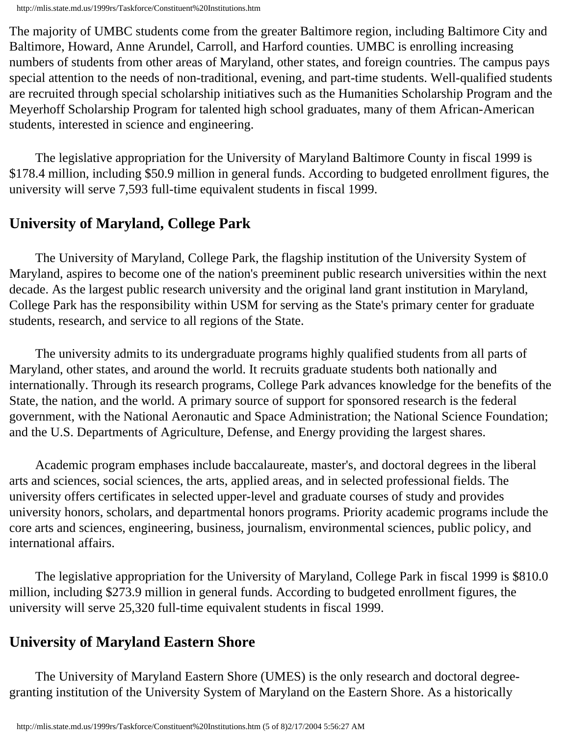The majority of UMBC students come from the greater Baltimore region, including Baltimore City and Baltimore, Howard, Anne Arundel, Carroll, and Harford counties. UMBC is enrolling increasing numbers of students from other areas of Maryland, other states, and foreign countries. The campus pays special attention to the needs of non-traditional, evening, and part-time students. Well-qualified students are recruited through special scholarship initiatives such as the Humanities Scholarship Program and the Meyerhoff Scholarship Program for talented high school graduates, many of them African-American students, interested in science and engineering.

The legislative appropriation for the University of Maryland Baltimore County in fiscal 1999 is $178.4 million, including $50.9 million in general funds. According to budgeted enrollment figures, the university will serve 7,593 full-time equivalent students in fiscal 1999.

## University of Maryland, College Park

The University of Maryland, College Park, the flagship institution of the University System of Maryland, aspires to become one of the nation's preeminent public research universities within the next decade. As the largest public research university and the original land grant institution in Maryland, College Park has the responsibility within USM for serving as the State's primary center for graduate students, research, and service to all regions of the State.

The university admits to its undergraduate programs highly qualified students from all parts of Maryland, other states, and around the world. It recruits graduate students both nationally and internationally. Through its research programs, College Park advances knowledge for the benefits of the State, the nation, and the world. A primary source of support for sponsored research is the federal government, with the National Aeronautic and Space Administration; the National Science Foundation; and the U.S. Departments of Agriculture, Defense, and Energy providing the largest shares.

Academic program emphases include baccalaureate, master's, and doctoral degrees in the liberal arts and sciences, social sciences, the arts, applied areas, and in selected professional fields. The university offers certificates in selected upper-level and graduate courses of study and provides university honors, scholars, and departmental honors programs. Priority academic programs include the core arts and sciences, engineering, business, journalism, environmental sciences, public policy, and international affairs.

The legislative appropriation for the University of Maryland, College Park in fiscal 1999 is $810.0 million, including $273.9 million in general funds. According to budgeted enrollment figures, the university will serve 25,320 full-time equivalent students in fiscal 1999.

## University of Maryland Eastern Shore

The University of Maryland Eastern Shore (UMES) is the only research and doctoral degree-granting institution of the University System of Maryland on the Eastern Shore. As a historically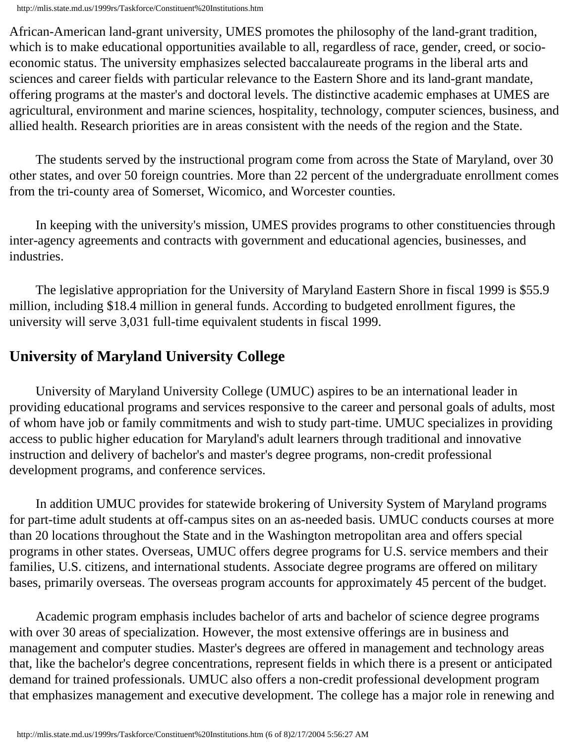African-American land-grant university, UMES promotes the philosophy of the land-grant tradition, which is to make educational opportunities available to all, regardless of race, gender, creed, or socio-economic status. The university emphasizes selected baccalaureate programs in the liberal arts and sciences and career fields with particular relevance to the Eastern Shore and its land-grant mandate, offering programs at the master's and doctoral levels. The distinctive academic emphases at UMES are agricultural, environment and marine sciences, hospitality, technology, computer sciences, business, and allied health. Research priorities are in areas consistent with the needs of the region and the State.

The students served by the instructional program come from across the State of Maryland, over 30 other states, and over 50 foreign countries. More than 22 percent of the undergraduate enrollment comes from the tri-county area of Somerset, Wicomico, and Worcester counties.

In keeping with the university's mission, UMES provides programs to other constituencies through inter-agency agreements and contracts with government and educational agencies, businesses, and industries.

The legislative appropriation for the University of Maryland Eastern Shore in fiscal 1999 is $55.9 million, including $18.4 million in general funds. According to budgeted enrollment figures, the university will serve 3,031 full-time equivalent students in fiscal 1999.

## University of Maryland University College

University of Maryland University College (UMUC) aspires to be an international leader in providing educational programs and services responsive to the career and personal goals of adults, most of whom have job or family commitments and wish to study part-time. UMUC specializes in providing access to public higher education for Maryland's adult learners through traditional and innovative instruction and delivery of bachelor's and master's degree programs, non-credit professional development programs, and conference services.

In addition UMUC provides for statewide brokering of University System of Maryland programs for part-time adult students at off-campus sites on an as-needed basis. UMUC conducts courses at more than 20 locations throughout the State and in the Washington metropolitan area and offers special programs in other states. Overseas, UMUC offers degree programs for U.S. service members and their families, U.S. citizens, and international students. Associate degree programs are offered on military bases, primarily overseas. The overseas program accounts for approximately 45 percent of the budget.

Academic program emphasis includes bachelor of arts and bachelor of science degree programs with over 30 areas of specialization. However, the most extensive offerings are in business and management and computer studies. Master's degrees are offered in management and technology areas that, like the bachelor's degree concentrations, represent fields in which there is a present or anticipated demand for trained professionals. UMUC also offers a non-credit professional development program that emphasizes management and executive development. The college has a major role in renewing and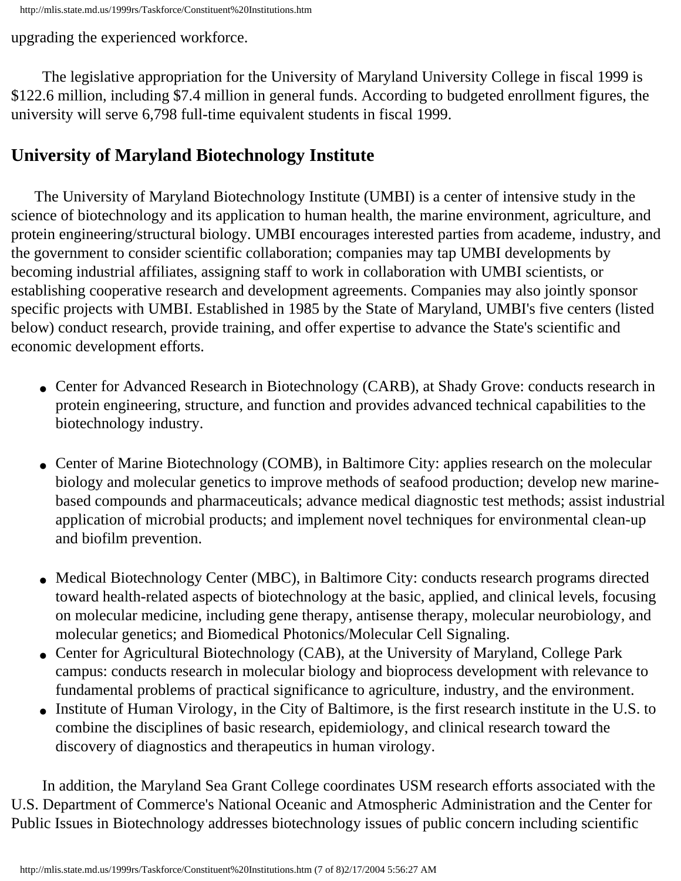upgrading the experienced workforce.

The legislative appropriation for the University of Maryland University College in fiscal 1999 is $122.6 million, including $7.4 million in general funds. According to budgeted enrollment figures, the university will serve 6,798 full-time equivalent students in fiscal 1999.

## University of Maryland Biotechnology Institute

The University of Maryland Biotechnology Institute (UMBI) is a center of intensive study in the science of biotechnology and its application to human health, the marine environment, agriculture, and protein engineering/structural biology. UMBI encourages interested parties from academe, industry, and the government to consider scientific collaboration; companies may tap UMBI developments by becoming industrial affiliates, assigning staff to work in collaboration with UMBI scientists, or establishing cooperative research and development agreements. Companies may also jointly sponsor specific projects with UMBI. Established in 1985 by the State of Maryland, UMBI's five centers (listed below) conduct research, provide training, and offer expertise to advance the State's scientific and economic development efforts.

- Center for Advanced Research in Biotechnology (CARB), at Shady Grove: conducts research in protein engineering, structure, and function and provides advanced technical capabilities to the biotechnology industry.

- Center of Marine Biotechnology (COMB), in Baltimore City: applies research on the molecular biology and molecular genetics to improve methods of seafood production; develop new marine-based compounds and pharmaceuticals; advance medical diagnostic test methods; assist industrial application of microbial products; and implement novel techniques for environmental clean-up and biofilm prevention.

- Medical Biotechnology Center (MBC), in Baltimore City: conducts research programs directed toward health-related aspects of biotechnology at the basic, applied, and clinical levels, focusing on molecular medicine, including gene therapy, antisense therapy, molecular neurobiology, and molecular genetics; and Biomedical Photonics/Molecular Cell Signaling.
- Center for Agricultural Biotechnology (CAB), at the University of Maryland, College Park campus: conducts research in molecular biology and bioprocess development with relevance to fundamental problems of practical significance to agriculture, industry, and the environment.
- Institute of Human Virology, in the City of Baltimore, is the first research institute in the U.S. to combine the disciplines of basic research, epidemiology, and clinical research toward the discovery of diagnostics and therapeutics in human virology.

In addition, the Maryland Sea Grant College coordinates USM research efforts associated with the U.S. Department of Commerce's National Oceanic and Atmospheric Administration and the Center for Public Issues in Biotechnology addresses biotechnology issues of public concern including scientific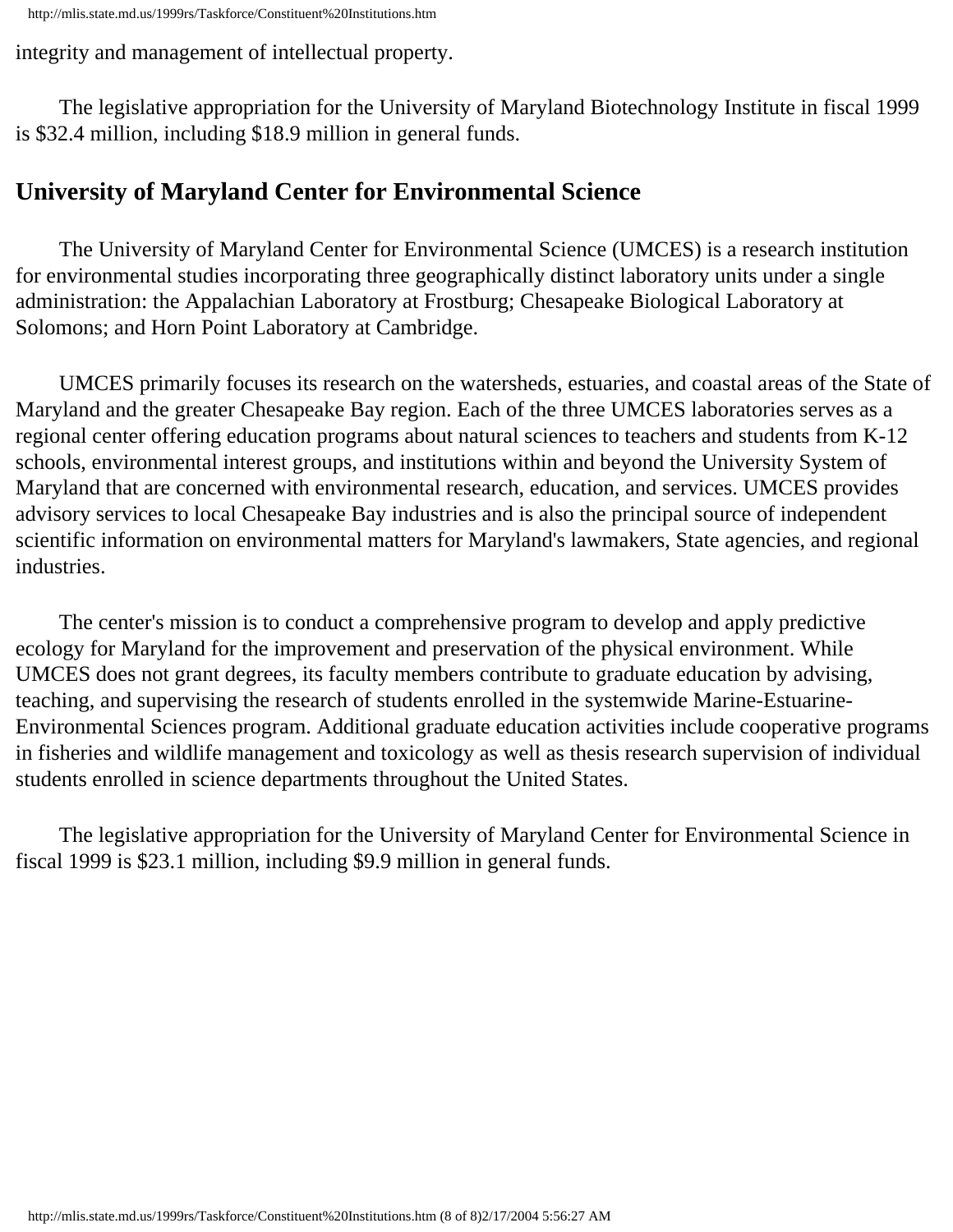integrity and management of intellectual property.

The legislative appropriation for the University of Maryland Biotechnology Institute in fiscal 1999 is $32.4 million, including $18.9 million in general funds.

## University of Maryland Center for Environmental Science

The University of Maryland Center for Environmental Science (UMCES) is a research institution for environmental studies incorporating three geographically distinct laboratory units under a single administration: the Appalachian Laboratory at Frostburg; Chesapeake Biological Laboratory at Solomons; and Horn Point Laboratory at Cambridge.

UMCES primarily focuses its research on the watersheds, estuaries, and coastal areas of the State of Maryland and the greater Chesapeake Bay region. Each of the three UMCES laboratories serves as a regional center offering education programs about natural sciences to teachers and students from K-12 schools, environmental interest groups, and institutions within and beyond the University System of Maryland that are concerned with environmental research, education, and services. UMCES provides advisory services to local Chesapeake Bay industries and is also the principal source of independent scientific information on environmental matters for Maryland's lawmakers, State agencies, and regional industries.

The center's mission is to conduct a comprehensive program to develop and apply predictive ecology for Maryland for the improvement and preservation of the physical environment. While UMCES does not grant degrees, its faculty members contribute to graduate education by advising, teaching, and supervising the research of students enrolled in the systemwide Marine-Estuarine-Environmental Sciences program. Additional graduate education activities include cooperative programs in fisheries and wildlife management and toxicology as well as thesis research supervision of individual students enrolled in science departments throughout the United States.

The legislative appropriation for the University of Maryland Center for Environmental Science in fiscal 1999 is $23.1 million, including $9.9 million in general funds.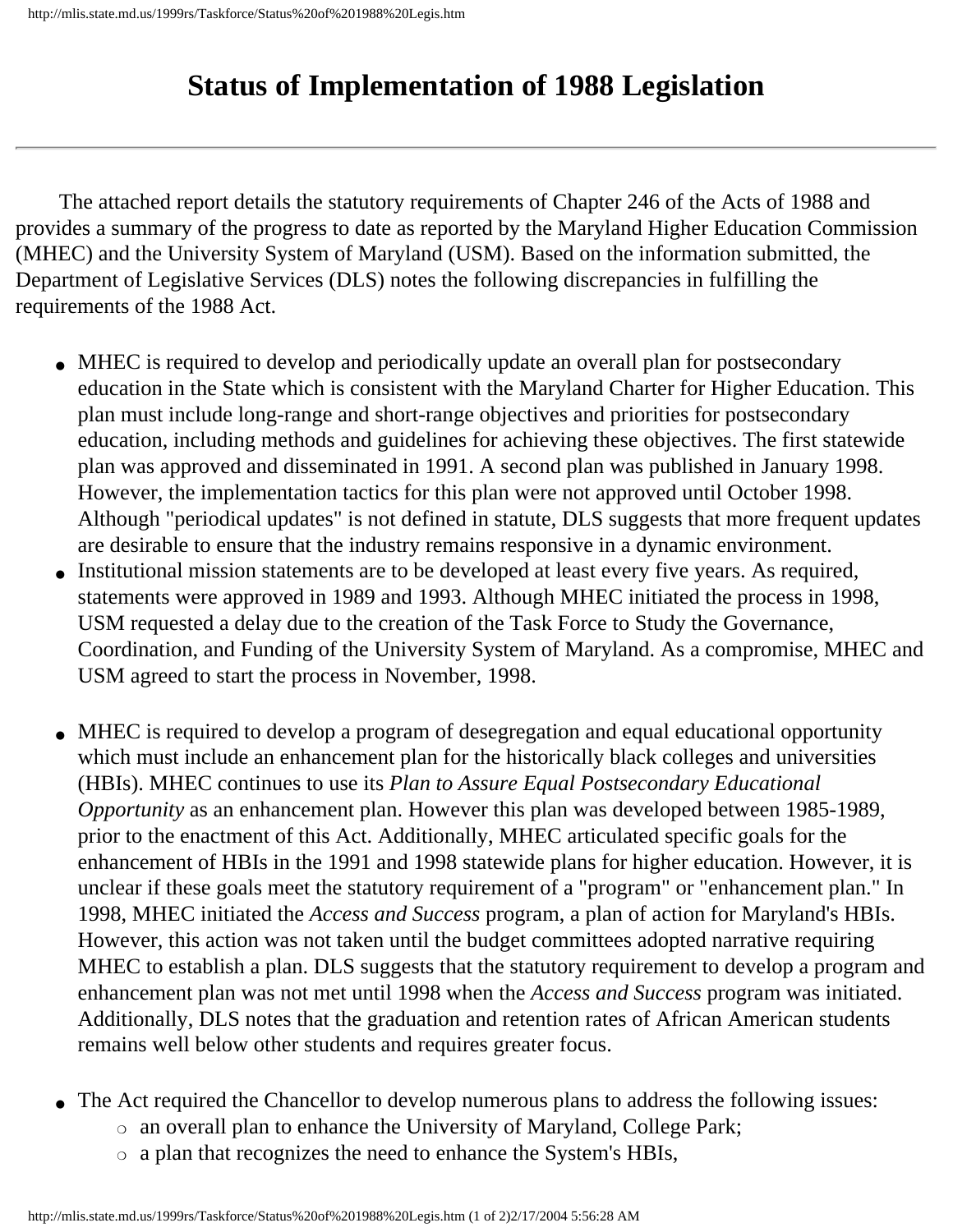# Status of Implementation of 1988 Legislation

---

The attached report details the statutory requirements of Chapter 246 of the Acts of 1988 and provides a summary of the progress to date as reported by the Maryland Higher Education Commission (MHEC) and the University System of Maryland (USM). Based on the information submitted, the Department of Legislative Services (DLS) notes the following discrepancies in fulfilling the requirements of the 1988 Act.

- MHEC is required to develop and periodically update an overall plan for postsecondary education in the State which is consistent with the Maryland Charter for Higher Education. This plan must include long-range and short-range objectives and priorities for postsecondary education, including methods and guidelines for achieving these objectives. The first statewide plan was approved and disseminated in 1991. A second plan was published in January 1998. However, the implementation tactics for this plan were not approved until October 1998. Although "periodical updates" is not defined in statute, DLS suggests that more frequent updates are desirable to ensure that the industry remains responsive in a dynamic environment.
- Institutional mission statements are to be developed at least every five years. As required, statements were approved in 1989 and 1993. Although MHEC initiated the process in 1998, USM requested a delay due to the creation of the Task Force to Study the Governance, Coordination, and Funding of the University System of Maryland. As a compromise, MHEC and USM agreed to start the process in November, 1998.
- MHEC is required to develop a program of desegregation and equal educational opportunity which must include an enhancement plan for the historically black colleges and universities (HBIs). MHEC continues to use its *Plan to Assure Equal Postsecondary Educational Opportunity* as an enhancement plan. However this plan was developed between 1985-1989, prior to the enactment of this Act. Additionally, MHEC articulated specific goals for the enhancement of HBIs in the 1991 and 1998 statewide plans for higher education. However, it is unclear if these goals meet the statutory requirement of a "program" or "enhancement plan." In 1998, MHEC initiated the *Access and Success* program, a plan of action for Maryland's HBIs. However, this action was not taken until the budget committees adopted narrative requiring MHEC to establish a plan. DLS suggests that the statutory requirement to develop a program and enhancement plan was not met until 1998 when the *Access and Success* program was initiated. Additionally, DLS notes that the graduation and retention rates of African American students remains well below other students and requires greater focus.
- The Act required the Chancellor to develop numerous plans to address the following issues:
  - an overall plan to enhance the University of Maryland, College Park;
  - a plan that recognizes the need to enhance the System's HBIs,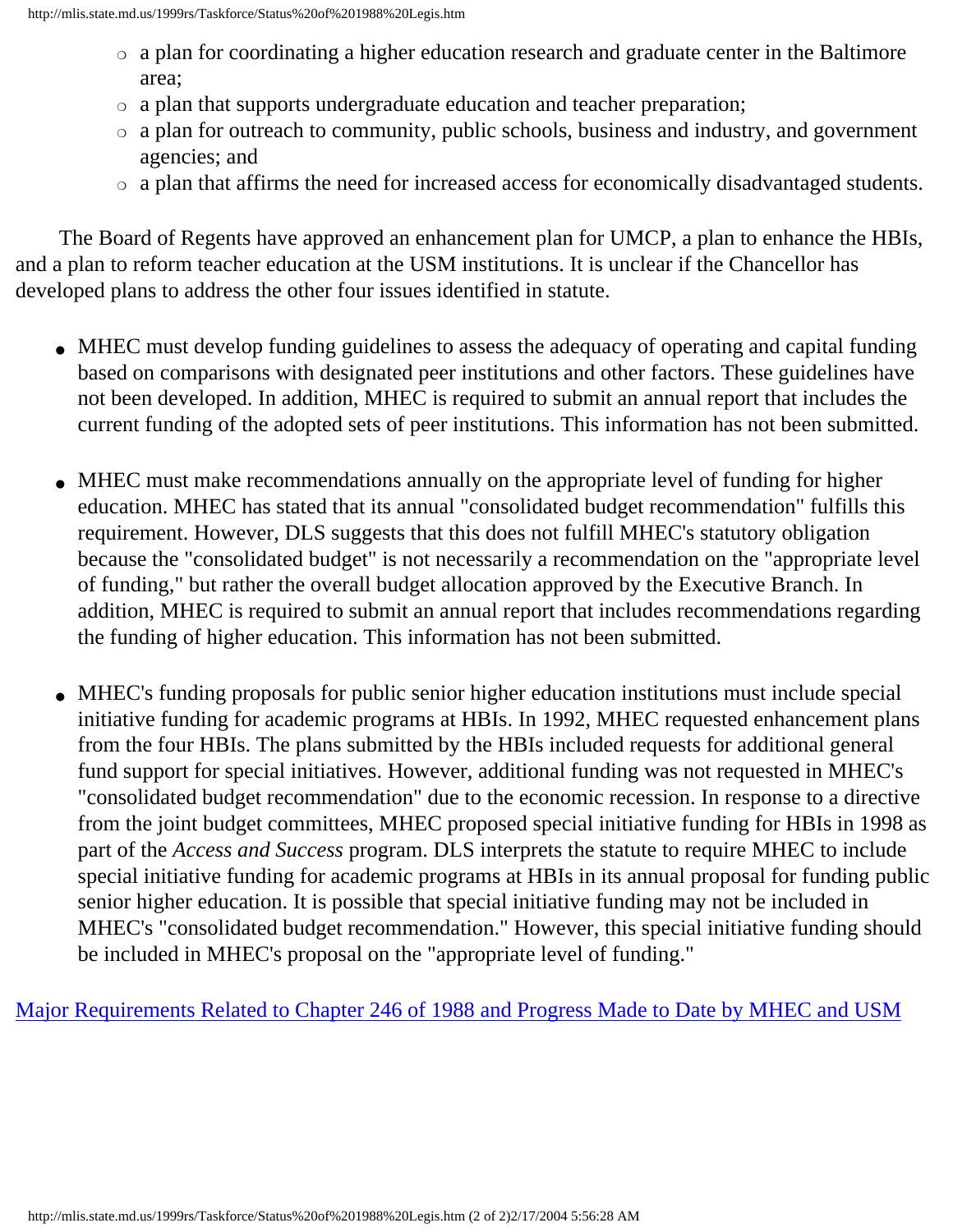- a plan for coordinating a higher education research and graduate center in the Baltimore area;
   - a plan that supports undergraduate education and teacher preparation;
   - a plan for outreach to community, public schools, business and industry, and government agencies; and
   - a plan that affirms the need for increased access for economically disadvantaged students.

The Board of Regents have approved an enhancement plan for UMCP, a plan to enhance the HBIs, and a plan to reform teacher education at the USM institutions. It is unclear if the Chancellor has developed plans to address the other four issues identified in statute.

- MHEC must develop funding guidelines to assess the adequacy of operating and capital funding based on comparisons with designated peer institutions and other factors. These guidelines have not been developed. In addition, MHEC is required to submit an annual report that includes the current funding of the adopted sets of peer institutions. This information has not been submitted.

- MHEC must make recommendations annually on the appropriate level of funding for higher education. MHEC has stated that its annual "consolidated budget recommendation" fulfills this requirement. However, DLS suggests that this does not fulfill MHEC's statutory obligation because the "consolidated budget" is not necessarily a recommendation on the "appropriate level of funding," but rather the overall budget allocation approved by the Executive Branch. In addition, MHEC is required to submit an annual report that includes recommendations regarding the funding of higher education. This information has not been submitted.

- MHEC's funding proposals for public senior higher education institutions must include special initiative funding for academic programs at HBIs. In 1992, MHEC requested enhancement plans from the four HBIs. The plans submitted by the HBIs included requests for additional general fund support for special initiatives. However, additional funding was not requested in MHEC's "consolidated budget recommendation" due to the economic recession. In response to a directive from the joint budget committees, MHEC proposed special initiative funding for HBIs in 1998 as part of the *Access and Success* program. DLS interprets the statute to require MHEC to include special initiative funding for academic programs at HBIs in its annual proposal for funding public senior higher education. It is possible that special initiative funding may not be included in MHEC's "consolidated budget recommendation." However, this special initiative funding should be included in MHEC's proposal on the "appropriate level of funding."

Major Requirements Related to Chapter 246 of 1988 and Progress Made to Date by MHEC and USM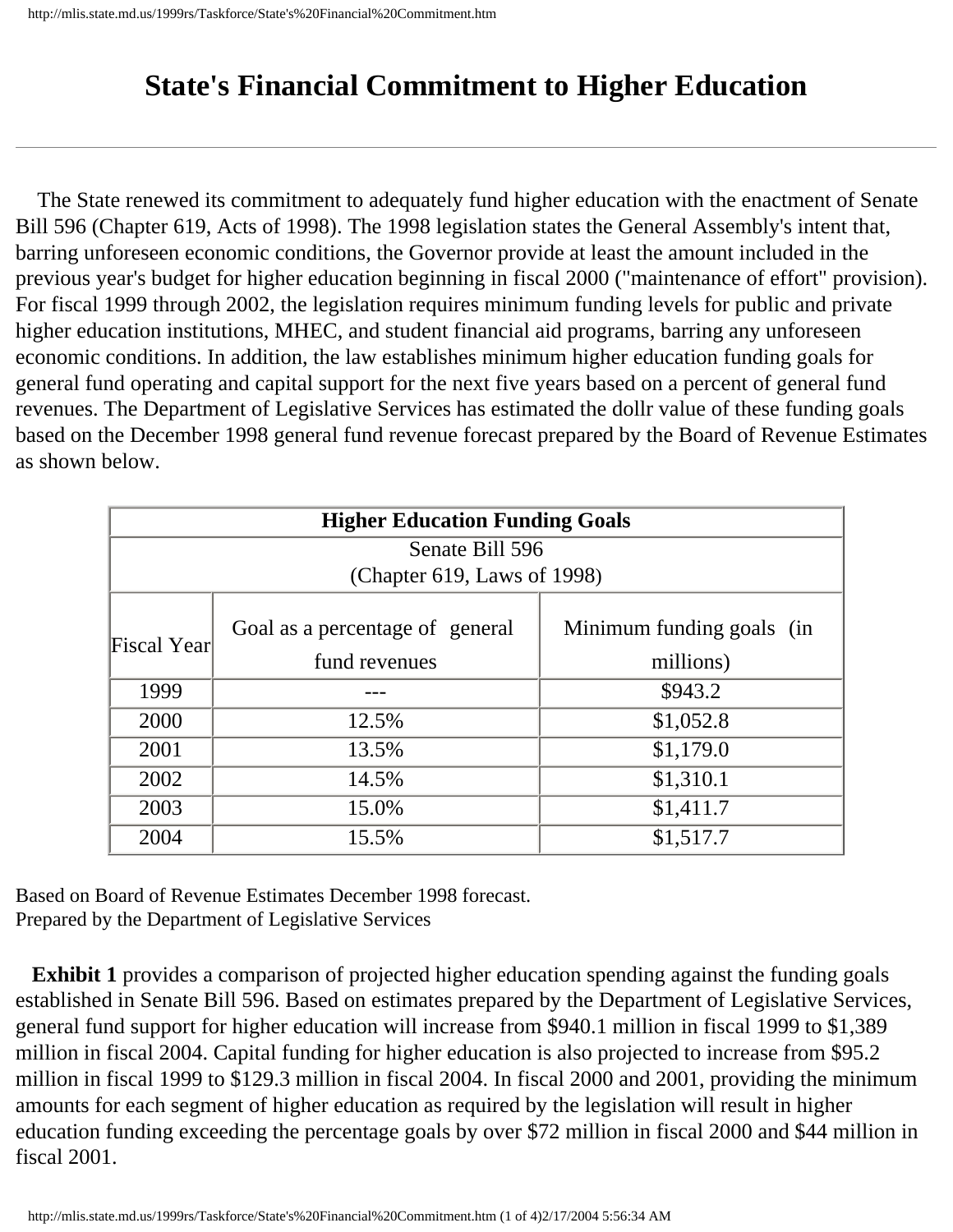# State's Financial Commitment to Higher Education

The State renewed its commitment to adequately fund higher education with the enactment of Senate Bill 596 (Chapter 619, Acts of 1998). The 1998 legislation states the General Assembly's intent that, barring unforeseen economic conditions, the Governor provide at least the amount included in the previous year's budget for higher education beginning in fiscal 2000 ("maintenance of effort" provision). For fiscal 1999 through 2002, the legislation requires minimum funding levels for public and private higher education institutions, MHEC, and student financial aid programs, barring any unforeseen economic conditions. In addition, the law establishes minimum higher education funding goals for general fund operating and capital support for the next five years based on a percent of general fund revenues. The Department of Legislative Services has estimated the dollr value of these funding goals based on the December 1998 general fund revenue forecast prepared by the Board of Revenue Estimates as shown below.

| **Higher Education Funding Goals** | | |
|---|---|---|
| Senate Bill 596<br>(Chapter 619, Laws of 1998) | | |
| Fiscal Year | Goal as a percentage of general fund revenues | Minimum funding goals (in millions) |
| 1999 | --- | $943.2 |
| 2000 | 12.5% | $1,052.8 |
| 2001 | 13.5% | $1,179.0 |
| 2002 | 14.5% | $1,310.1 |
| 2003 | 15.0% | $1,411.7 |
| 2004 | 15.5% | $1,517.7 |

Based on Board of Revenue Estimates December 1998 forecast.
Prepared by the Department of Legislative Services

**Exhibit 1** provides a comparison of projected higher education spending against the funding goals established in Senate Bill 596. Based on estimates prepared by the Department of Legislative Services, general fund support for higher education will increase from $940.1 million in fiscal 1999 to $1,389 million in fiscal 2004. Capital funding for higher education is also projected to increase from $95.2 million in fiscal 1999 to $129.3 million in fiscal 2004. In fiscal 2000 and 2001, providing the minimum amounts for each segment of higher education as required by the legislation will result in higher education funding exceeding the percentage goals by over $72 million in fiscal 2000 and $44 million in fiscal 2001.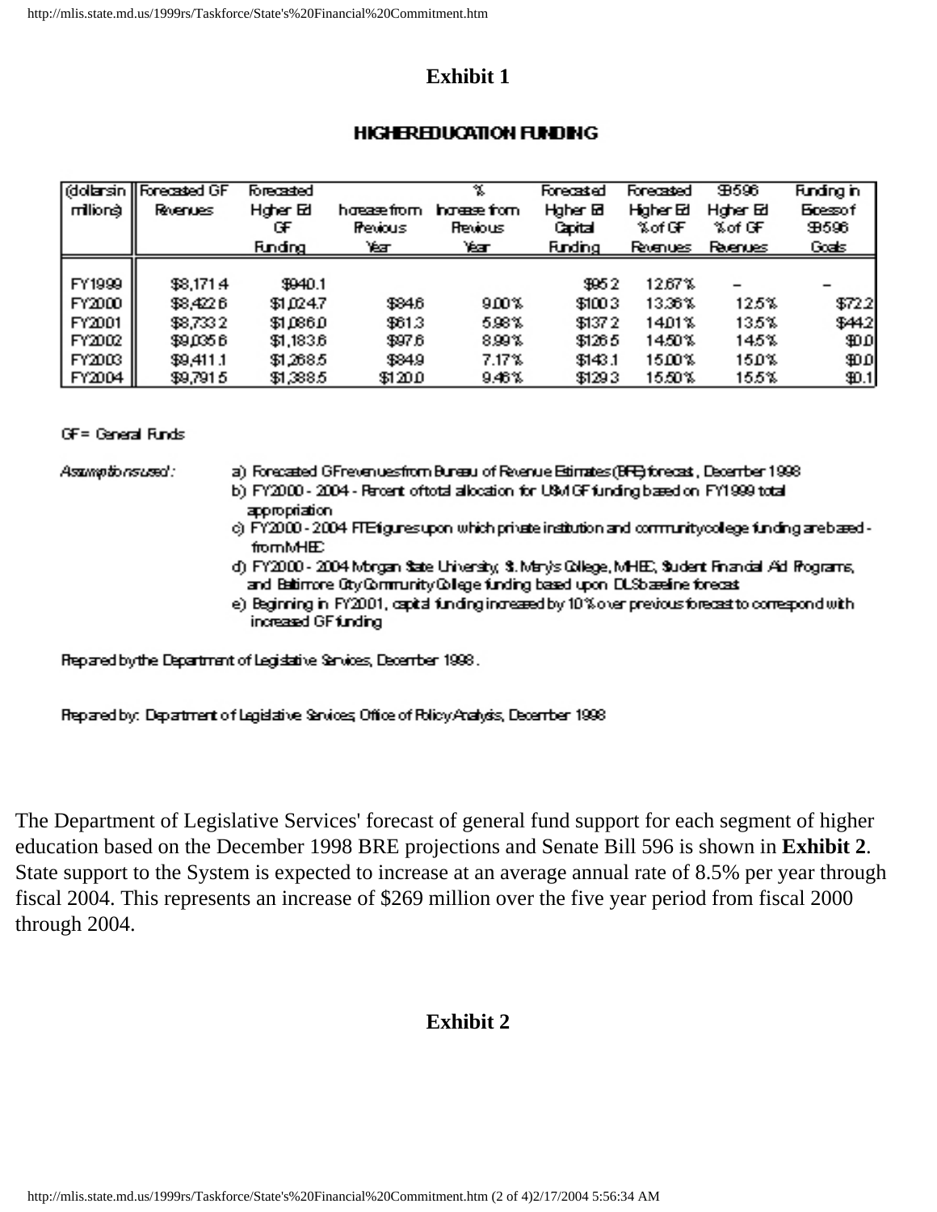## Exhibit 1

### HIGHER EDUCATION FUNDING

| (dollars in millions) | Forecasted GF Revenues | Forecasted Higher Ed GF Funding | Increase from Previous Year | % Increase from Previous Year | Forecasted Higher Ed Capital Funding | Forecasted Higher Ed % of GF Revenues | SB596 Higher Ed % of GF Revenues | Funding in Excess of SB596 Goals |
|---|---|---|---|---|---|---|---|---|
| FY1999 | $8,171.4 | $940.1 | | | $95.2 | 12.67% | – | – |
| FY2000 | $8,422.6 | $1,024.7 | $84.6 | 9.00% | $100.3 | 13.36% | 12.5% | $72.2 |
| FY2001 | $8,733.2 | $1,086.0 | $61.3 | 5.98% | $137.2 | 14.01% | 13.5% | $44.2 |
| FY2002 | $9,035.6 | $1,183.6 | $97.6 | 8.99% | $126.5 | 14.50% | 14.5% | $0.0 |
| FY2003 | $9,411.1 | $1,268.5 | $84.9 | 7.17% | $143.1 | 15.00% | 15.0% | $0.0 |
| FY2004 | $9,791.5 | $1,388.5 | $120.0 | 9.46% | $129.3 | 15.50% | 15.5% | $0.1 |

GF = General Funds

*Assumptions used:*

a) Forecasted GF revenues from Bureau of Revenue Estimates (BRE) forecast, December 1998
b) FY2000 - 2004 - Percent of total allocation for USM GF funding based on FY1999 total appropriation
c) FY2000 - 2004 FTE figures upon which private institution and community college funding are based - from MHEC
d) FY2000 - 2004 Morgan State University, St. Mary's College, MHEC, Student Financial Aid Programs, and Baltimore City Community College funding based upon DLS baseline forecast
e) Beginning in FY2001, capital funding increased by 10% over previous forecast to correspond with increased GF funding

Prepared by the Department of Legislative Services, December 1998.

Prepared by: Department of Legislative Services, Office of Policy Analysis, December 1998

The Department of Legislative Services' forecast of general fund support for each segment of higher education based on the December 1998 BRE projections and Senate Bill 596 is shown in **Exhibit 2**. State support to the System is expected to increase at an average annual rate of 8.5% per year through fiscal 2004. This represents an increase of $269 million over the five year period from fiscal 2000 through 2004.

## Exhibit 2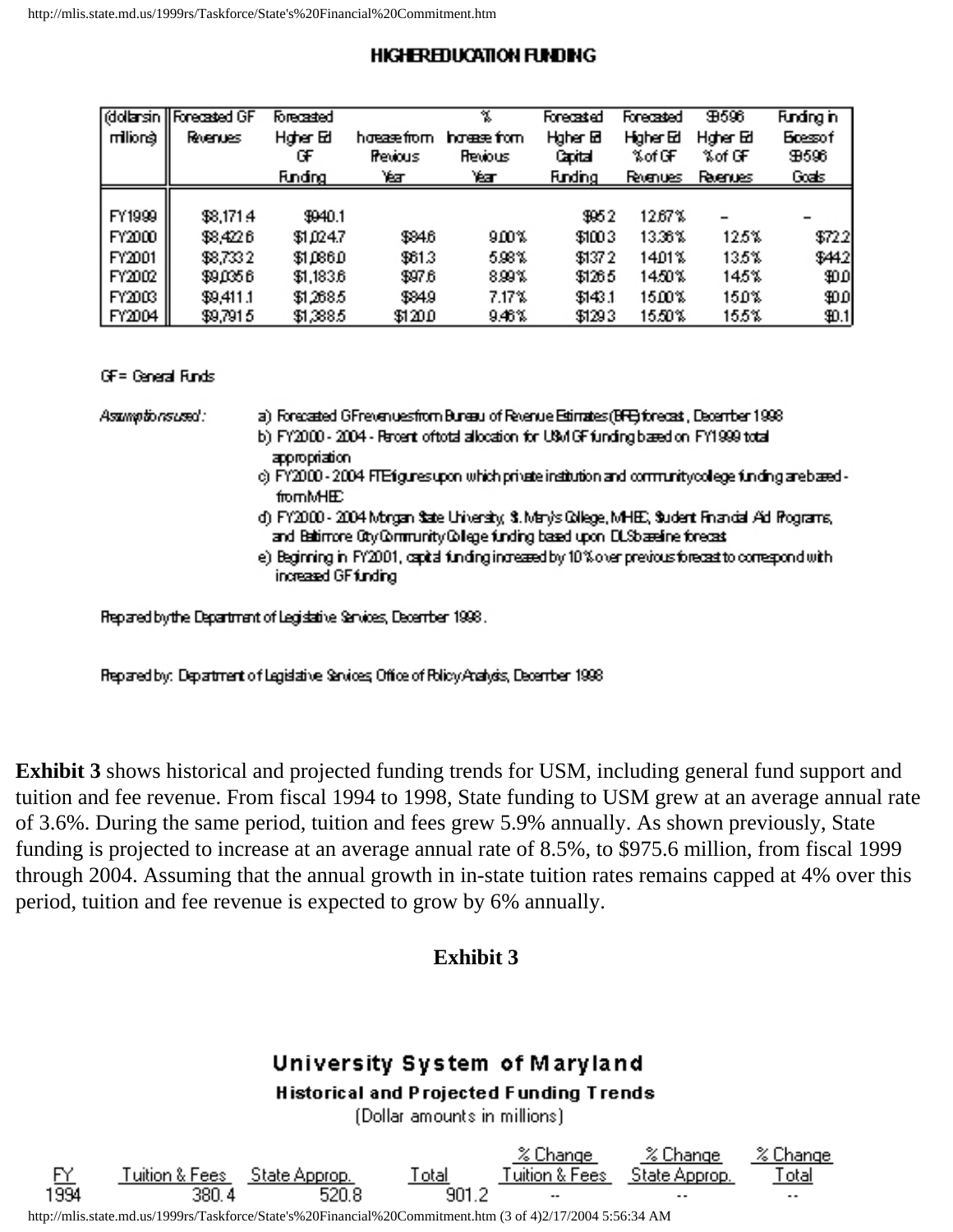## HIGHER EDUCATION FUNDING

| (dollars in millions) | Forecasted GF Revenues | Forecasted Higher Ed GF Funding | Increase from Previous Year | % Increase from Previous Year | Forecasted Higher Ed Capital Funding | Forecasted Higher Ed % of GF Revenues | SB596 Higher Ed % of GF Revenues | Funding in Excess of SB596 Goals |
|---|---|---|---|---|---|---|---|---|
| FY1999 | $8,171.4 | $940.1 | | | $95.2 | 12.67% | – | – |
| FY2000 | $8,422.6 | $1,024.7 | $84.6 | 9.00% | $100.3 | 13.36% | 12.5% | $72.2 |
| FY2001 | $8,733.2 | $1,086.0 | $61.3 | 5.98% | $137.2 | 14.01% | 13.5% | $44.2 |
| FY2002 | $9,035.6 | $1,183.6 | $97.6 | 8.99% | $126.5 | 14.50% | 14.5% | $0.0 |
| FY2003 | $9,411.1 | $1,268.5 | $84.9 | 7.17% | $143.1 | 15.00% | 15.0% | $0.0 |
| FY2004 | $9,791.5 | $1,388.5 | $120.0 | 9.46% | $129.3 | 15.50% | 15.5% | $0.1 |

GF = General Funds

*Assumptions used:*

a) Forecasted GF revenues from Bureau of Revenue Estimates (BRE) forecast, December 1998

b) FY2000 - 2004 - Percent of total allocation for USM GF funding based on FY1999 total appropriation

c) FY2000 - 2004 FTE figures upon which private institution and community college funding are based - from MHEC

d) FY2000 - 2004 Morgan State University, St. Mary's College, MHEC, Student Financial Aid Programs, and Baltimore City Community College funding based upon DLS baseline forecast

e) Beginning in FY2001, capital funding increased by 10% over previous forecast to correspond with increased GF funding

Prepared by the Department of Legislative Services, December 1998.

Prepared by: Department of Legislative Services, Office of Policy Analysis, December 1998

**Exhibit 3** shows historical and projected funding trends for USM, including general fund support and tuition and fee revenue. From fiscal 1994 to 1998, State funding to USM grew at an average annual rate of 3.6%. During the same period, tuition and fees grew 5.9% annually. As shown previously, State funding is projected to increase at an average annual rate of 8.5%, to $975.6 million, from fiscal 1999 through 2004. Assuming that the annual growth in in-state tuition rates remains capped at 4% over this period, tuition and fee revenue is expected to grow by 6% annually.

**Exhibit 3**

### University System of Maryland

**Historical and Projected Funding Trends**

(Dollar amounts in millions)

| FY | Tuition & Fees | State Approp. | Total | % Change Tuition & Fees | % Change State Approp. | % Change Total |
|---|---|---|---|---|---|---|
| 1994 | 380.4 | 520.8 | 901.2 | -- | -- | -- |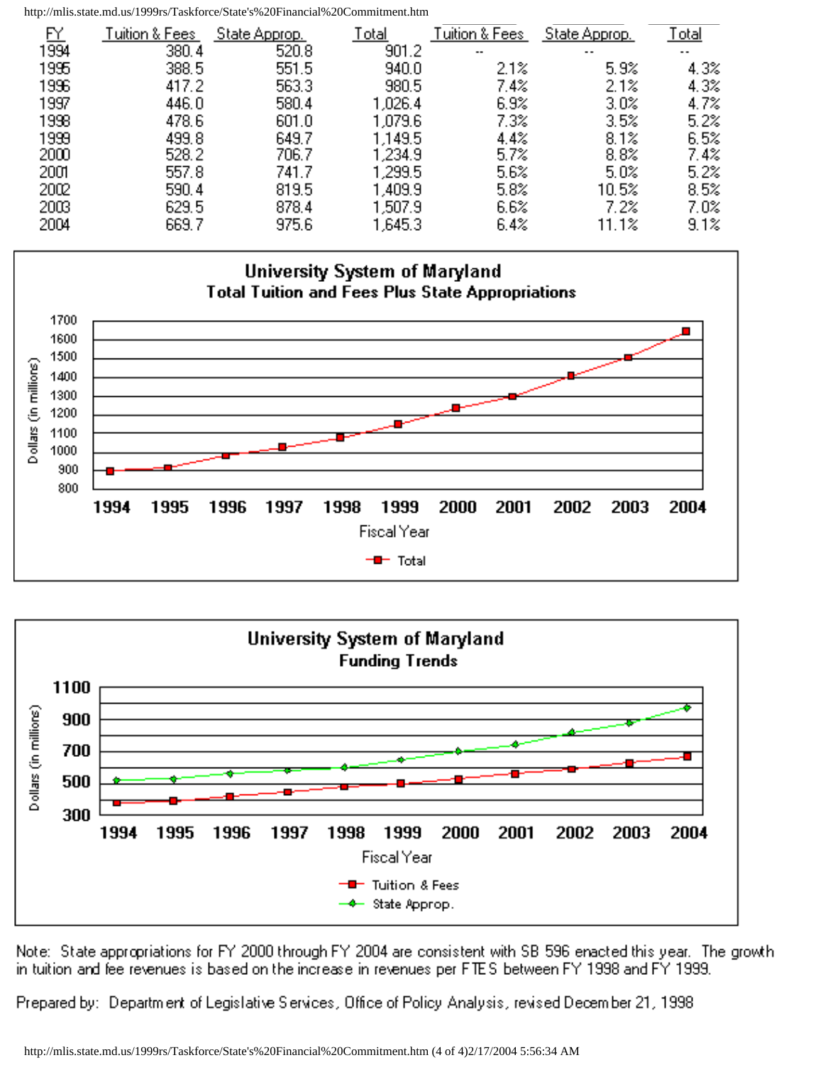| FY | Tuition & Fees | State Approp. | Total | Tuition & Fees | State Approp. | Total |
|---|---|---|---|---|---|---|
| 1994 | 380.4 | 520.8 | 901.2 | -- | -- | -- |
| 1995 | 388.5 | 551.5 | 940.0 | 2.1% | 5.9% | 4.3% |
| 1996 | 417.2 | 563.3 | 980.5 | 7.4% | 2.1% | 4.3% |
| 1997 | 446.0 | 580.4 | 1,026.4 | 6.9% | 3.0% | 4.7% |
| 1998 | 478.6 | 601.0 | 1,079.6 | 7.3% | 3.5% | 5.2% |
| 1999 | 499.8 | 649.7 | 1,149.5 | 4.4% | 8.1% | 6.5% |
| 2000 | 528.2 | 706.7 | 1,234.9 | 5.7% | 8.8% | 7.4% |
| 2001 | 557.8 | 741.7 | 1,299.5 | 5.6% | 5.0% | 5.2% |
| 2002 | 590.4 | 819.5 | 1,409.9 | 5.8% | 10.5% | 8.5% |
| 2003 | 629.5 | 878.4 | 1,507.9 | 6.6% | 7.2% | 7.0% |
| 2004 | 669.7 | 975.6 | 1,645.3 | 6.4% | 11.1% | 9.1% |

**University System of Maryland**
**Total Tuition and Fees Plus State Appropriations**

| Fiscal Year | Total (Dollars in millions) |
|---|---|
| 1994 | 901.2 |
| 1995 | 940.0 |
| 1996 | 980.5 |
| 1997 | 1,026.4 |
| 1998 | 1,079.6 |
| 1999 | 1,149.5 |
| 2000 | 1,234.9 |
| 2001 | 1,299.5 |
| 2002 | 1,409.9 |
| 2003 | 1,507.9 |
| 2004 | 1,645.3 |

**University System of Maryland**
**Funding Trends**

| Fiscal Year | Tuition & Fees (Dollars in millions) | State Approp. (Dollars in millions) |
|---|---|---|
| 1994 | 380.4 | 520.8 |
| 1995 | 388.5 | 551.5 |
| 1996 | 417.2 | 563.3 |
| 1997 | 446.0 | 580.4 |
| 1998 | 478.6 | 601.0 |
| 1999 | 499.8 | 649.7 |
| 2000 | 528.2 | 706.7 |
| 2001 | 557.8 | 741.7 |
| 2002 | 590.4 | 819.5 |
| 2003 | 629.5 | 878.4 |
| 2004 | 669.7 | 975.6 |

Note: State appropriations for FY 2000 through FY 2004 are consistent with SB 596 enacted this year. The growth in tuition and fee revenues is based on the increase in revenues per FTES between FY 1998 and FY 1999.

Prepared by: Department of Legislative Services, Office of Policy Analysis, revised December 21, 1998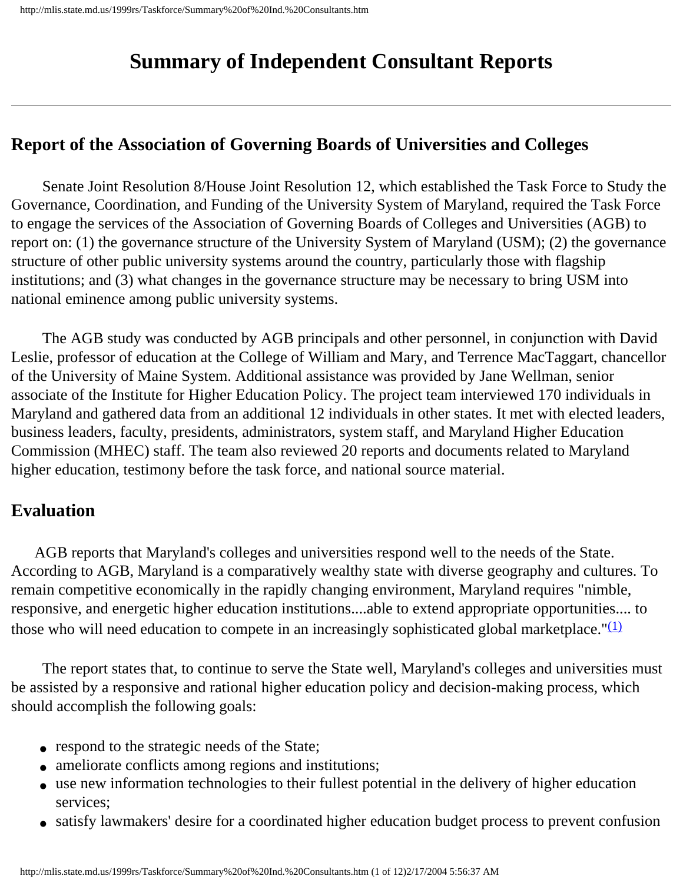# Summary of Independent Consultant Reports

## Report of the Association of Governing Boards of Universities and Colleges

Senate Joint Resolution 8/House Joint Resolution 12, which established the Task Force to Study the Governance, Coordination, and Funding of the University System of Maryland, required the Task Force to engage the services of the Association of Governing Boards of Colleges and Universities (AGB) to report on: (1) the governance structure of the University System of Maryland (USM); (2) the governance structure of other public university systems around the country, particularly those with flagship institutions; and (3) what changes in the governance structure may be necessary to bring USM into national eminence among public university systems.

The AGB study was conducted by AGB principals and other personnel, in conjunction with David Leslie, professor of education at the College of William and Mary, and Terrence MacTaggart, chancellor of the University of Maine System. Additional assistance was provided by Jane Wellman, senior associate of the Institute for Higher Education Policy. The project team interviewed 170 individuals in Maryland and gathered data from an additional 12 individuals in other states. It met with elected leaders, business leaders, faculty, presidents, administrators, system staff, and Maryland Higher Education Commission (MHEC) staff. The team also reviewed 20 reports and documents related to Maryland higher education, testimony before the task force, and national source material.

## Evaluation

AGB reports that Maryland's colleges and universities respond well to the needs of the State. According to AGB, Maryland is a comparatively wealthy state with diverse geography and cultures. To remain competitive economically in the rapidly changing environment, Maryland requires "nimble, responsive, and energetic higher education institutions....able to extend appropriate opportunities.... to those who will need education to compete in an increasingly sophisticated global marketplace."[(1)]

The report states that, to continue to serve the State well, Maryland's colleges and universities must be assisted by a responsive and rational higher education policy and decision-making process, which should accomplish the following goals:

- respond to the strategic needs of the State;
- ameliorate conflicts among regions and institutions;
- use new information technologies to their fullest potential in the delivery of higher education services;
- satisfy lawmakers' desire for a coordinated higher education budget process to prevent confusion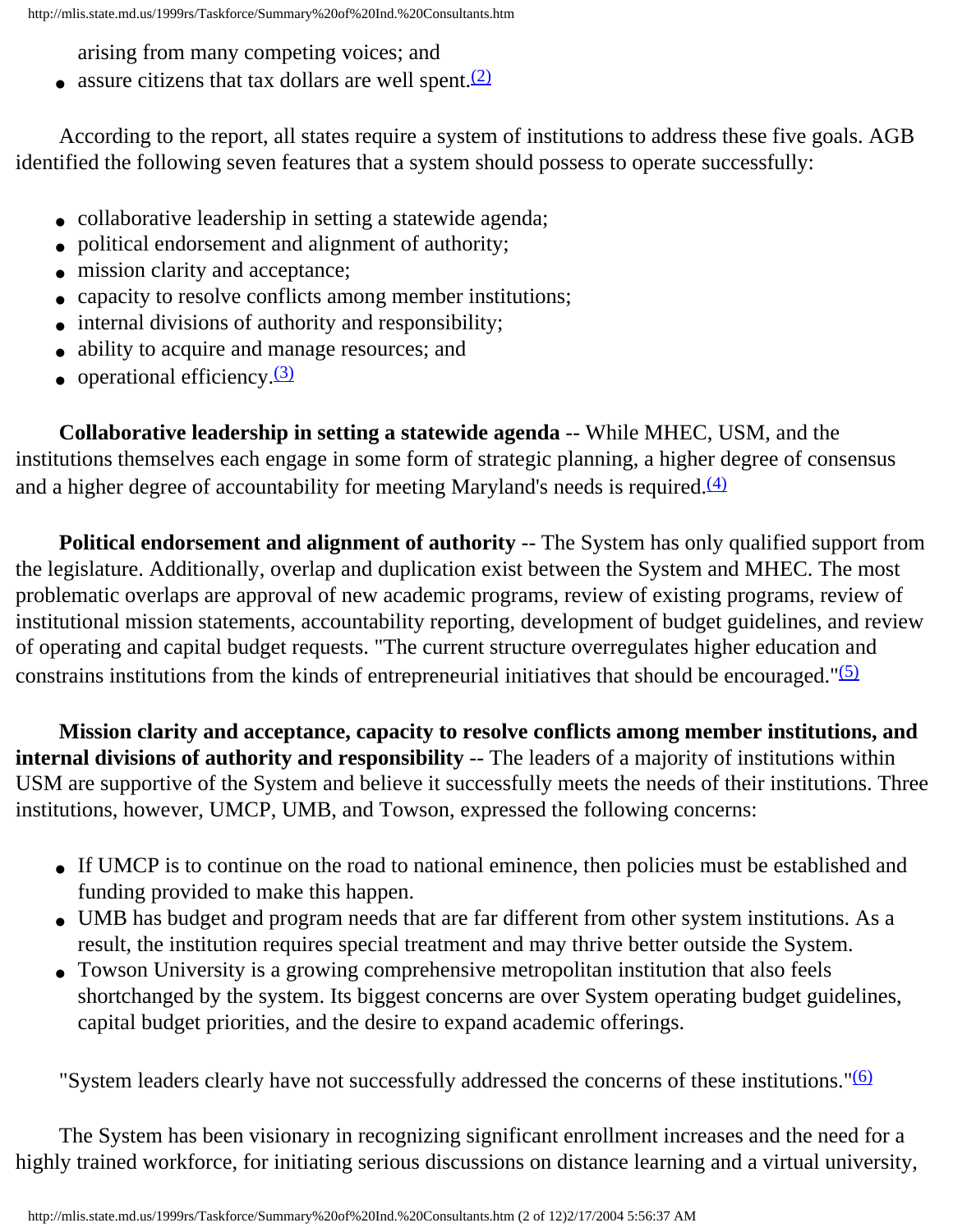arising from many competing voices; and

- assure citizens that tax dollars are well spent.[(2)]

According to the report, all states require a system of institutions to address these five goals. AGB identified the following seven features that a system should possess to operate successfully:

- collaborative leadership in setting a statewide agenda;
- political endorsement and alignment of authority;
- mission clarity and acceptance;
- capacity to resolve conflicts among member institutions;
- internal divisions of authority and responsibility;
- ability to acquire and manage resources; and
- operational efficiency.[(3)]

**Collaborative leadership in setting a statewide agenda** -- While MHEC, USM, and the institutions themselves each engage in some form of strategic planning, a higher degree of consensus and a higher degree of accountability for meeting Maryland's needs is required.[(4)]

**Political endorsement and alignment of authority** -- The System has only qualified support from the legislature. Additionally, overlap and duplication exist between the System and MHEC. The most problematic overlaps are approval of new academic programs, review of existing programs, review of institutional mission statements, accountability reporting, development of budget guidelines, and review of operating and capital budget requests. "The current structure overregulates higher education and constrains institutions from the kinds of entrepreneurial initiatives that should be encouraged."[(5)]

**Mission clarity and acceptance, capacity to resolve conflicts among member institutions, and internal divisions of authority and responsibility** -- The leaders of a majority of institutions within USM are supportive of the System and believe it successfully meets the needs of their institutions. Three institutions, however, UMCP, UMB, and Towson, expressed the following concerns:

- If UMCP is to continue on the road to national eminence, then policies must be established and funding provided to make this happen.
- UMB has budget and program needs that are far different from other system institutions. As a result, the institution requires special treatment and may thrive better outside the System.
- Towson University is a growing comprehensive metropolitan institution that also feels shortchanged by the system. Its biggest concerns are over System operating budget guidelines, capital budget priorities, and the desire to expand academic offerings.

"System leaders clearly have not successfully addressed the concerns of these institutions."[(6)]

The System has been visionary in recognizing significant enrollment increases and the need for a highly trained workforce, for initiating serious discussions on distance learning and a virtual university,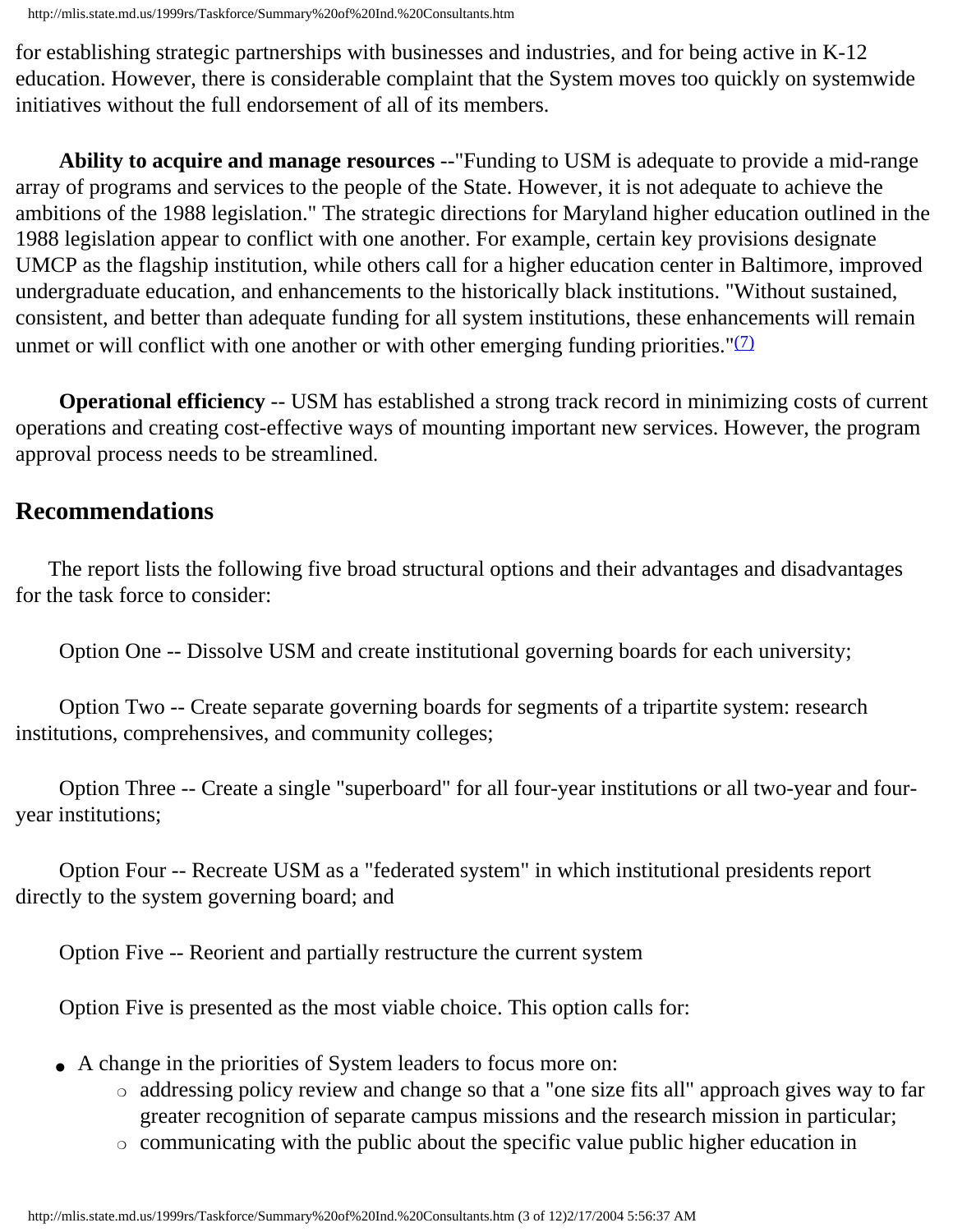for establishing strategic partnerships with businesses and industries, and for being active in K-12 education. However, there is considerable complaint that the System moves too quickly on systemwide initiatives without the full endorsement of all of its members.

**Ability to acquire and manage resources** --"Funding to USM is adequate to provide a mid-range array of programs and services to the people of the State. However, it is not adequate to achieve the ambitions of the 1988 legislation." The strategic directions for Maryland higher education outlined in the 1988 legislation appear to conflict with one another. For example, certain key provisions designate UMCP as the flagship institution, while others call for a higher education center in Baltimore, improved undergraduate education, and enhancements to the historically black institutions. "Without sustained, consistent, and better than adequate funding for all system institutions, these enhancements will remain unmet or will conflict with one another or with other emerging funding priorities."[(7)]

**Operational efficiency** -- USM has established a strong track record in minimizing costs of current operations and creating cost-effective ways of mounting important new services. However, the program approval process needs to be streamlined.

## Recommendations

The report lists the following five broad structural options and their advantages and disadvantages for the task force to consider:

Option One -- Dissolve USM and create institutional governing boards for each university;

Option Two -- Create separate governing boards for segments of a tripartite system: research institutions, comprehensives, and community colleges;

Option Three -- Create a single "superboard" for all four-year institutions or all two-year and four-year institutions;

Option Four -- Recreate USM as a "federated system" in which institutional presidents report directly to the system governing board; and

Option Five -- Reorient and partially restructure the current system

Option Five is presented as the most viable choice. This option calls for:

- A change in the priorities of System leaders to focus more on:
  - addressing policy review and change so that a "one size fits all" approach gives way to far greater recognition of separate campus missions and the research mission in particular;
  - communicating with the public about the specific value public higher education in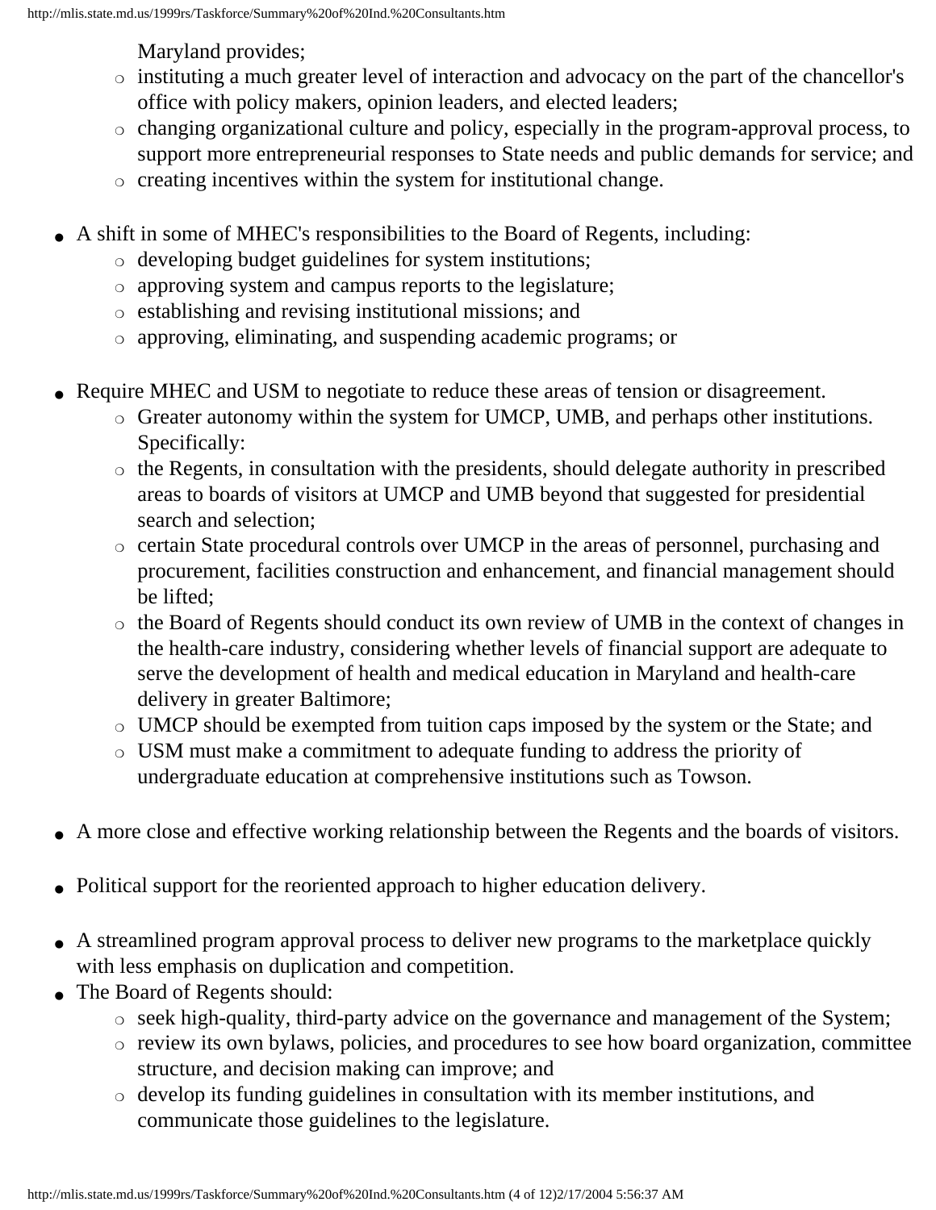Maryland provides;
    - instituting a much greater level of interaction and advocacy on the part of the chancellor's office with policy makers, opinion leaders, and elected leaders;
    - changing organizational culture and policy, especially in the program-approval process, to support more entrepreneurial responses to State needs and public demands for service; and
    - creating incentives within the system for institutional change.

- A shift in some of MHEC's responsibilities to the Board of Regents, including:
    - developing budget guidelines for system institutions;
    - approving system and campus reports to the legislature;
    - establishing and revising institutional missions; and
    - approving, eliminating, and suspending academic programs; or

- Require MHEC and USM to negotiate to reduce these areas of tension or disagreement.
    - Greater autonomy within the system for UMCP, UMB, and perhaps other institutions. Specifically:
    - the Regents, in consultation with the presidents, should delegate authority in prescribed areas to boards of visitors at UMCP and UMB beyond that suggested for presidential search and selection;
    - certain State procedural controls over UMCP in the areas of personnel, purchasing and procurement, facilities construction and enhancement, and financial management should be lifted;
    - the Board of Regents should conduct its own review of UMB in the context of changes in the health-care industry, considering whether levels of financial support are adequate to serve the development of health and medical education in Maryland and health-care delivery in greater Baltimore;
    - UMCP should be exempted from tuition caps imposed by the system or the State; and
    - USM must make a commitment to adequate funding to address the priority of undergraduate education at comprehensive institutions such as Towson.

- A more close and effective working relationship between the Regents and the boards of visitors.

- Political support for the reoriented approach to higher education delivery.

- A streamlined program approval process to deliver new programs to the marketplace quickly with less emphasis on duplication and competition.
- The Board of Regents should:
    - seek high-quality, third-party advice on the governance and management of the System;
    - review its own bylaws, policies, and procedures to see how board organization, committee structure, and decision making can improve; and
    - develop its funding guidelines in consultation with its member institutions, and communicate those guidelines to the legislature.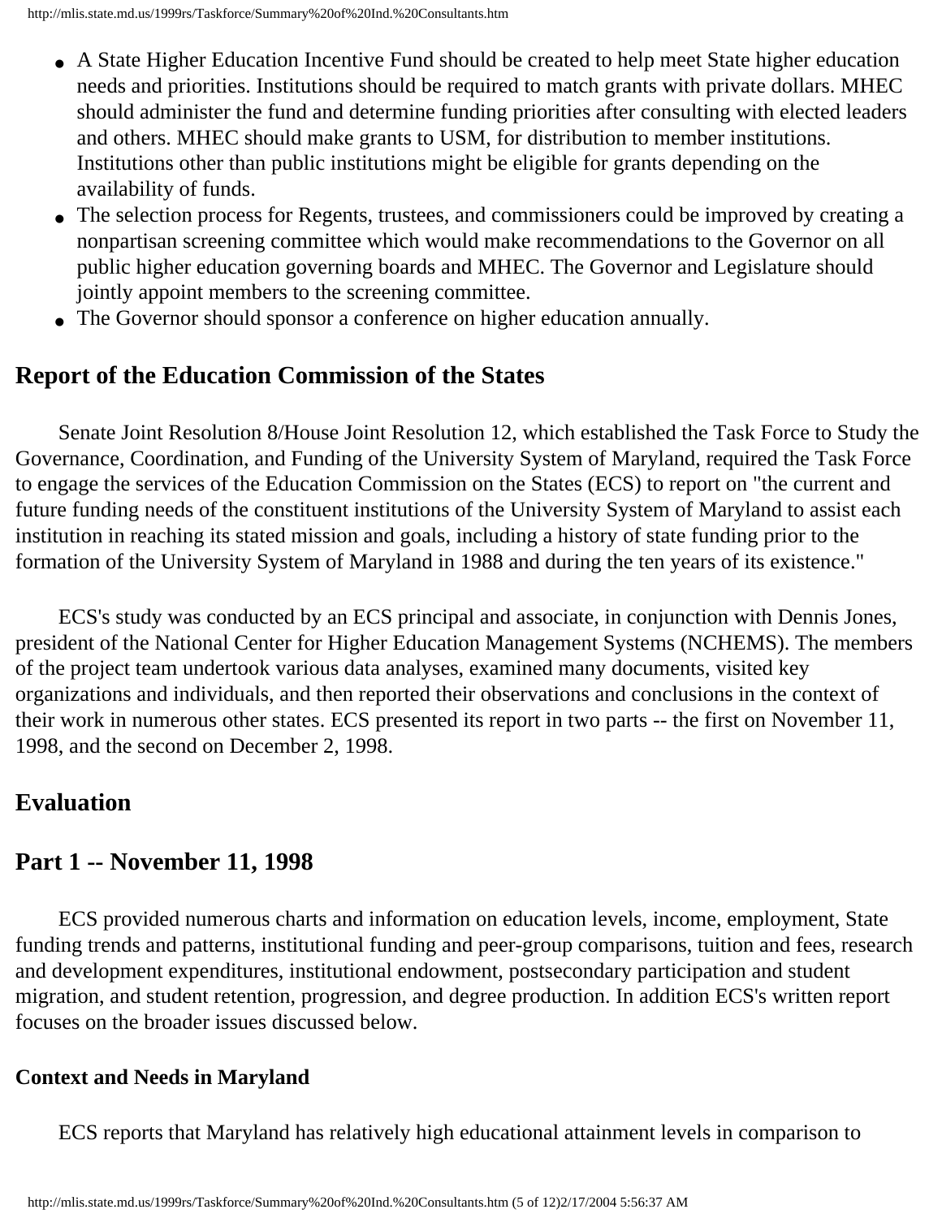- A State Higher Education Incentive Fund should be created to help meet State higher education needs and priorities. Institutions should be required to match grants with private dollars. MHEC should administer the fund and determine funding priorities after consulting with elected leaders and others. MHEC should make grants to USM, for distribution to member institutions. Institutions other than public institutions might be eligible for grants depending on the availability of funds.
- The selection process for Regents, trustees, and commissioners could be improved by creating a nonpartisan screening committee which would make recommendations to the Governor on all public higher education governing boards and MHEC. The Governor and Legislature should jointly appoint members to the screening committee.
- The Governor should sponsor a conference on higher education annually.

## Report of the Education Commission of the States

Senate Joint Resolution 8/House Joint Resolution 12, which established the Task Force to Study the Governance, Coordination, and Funding of the University System of Maryland, required the Task Force to engage the services of the Education Commission on the States (ECS) to report on "the current and future funding needs of the constituent institutions of the University System of Maryland to assist each institution in reaching its stated mission and goals, including a history of state funding prior to the formation of the University System of Maryland in 1988 and during the ten years of its existence."

ECS's study was conducted by an ECS principal and associate, in conjunction with Dennis Jones, president of the National Center for Higher Education Management Systems (NCHEMS). The members of the project team undertook various data analyses, examined many documents, visited key organizations and individuals, and then reported their observations and conclusions in the context of their work in numerous other states. ECS presented its report in two parts -- the first on November 11, 1998, and the second on December 2, 1998.

## Evaluation

## Part 1 -- November 11, 1998

ECS provided numerous charts and information on education levels, income, employment, State funding trends and patterns, institutional funding and peer-group comparisons, tuition and fees, research and development expenditures, institutional endowment, postsecondary participation and student migration, and student retention, progression, and degree production. In addition ECS's written report focuses on the broader issues discussed below.

### Context and Needs in Maryland

ECS reports that Maryland has relatively high educational attainment levels in comparison to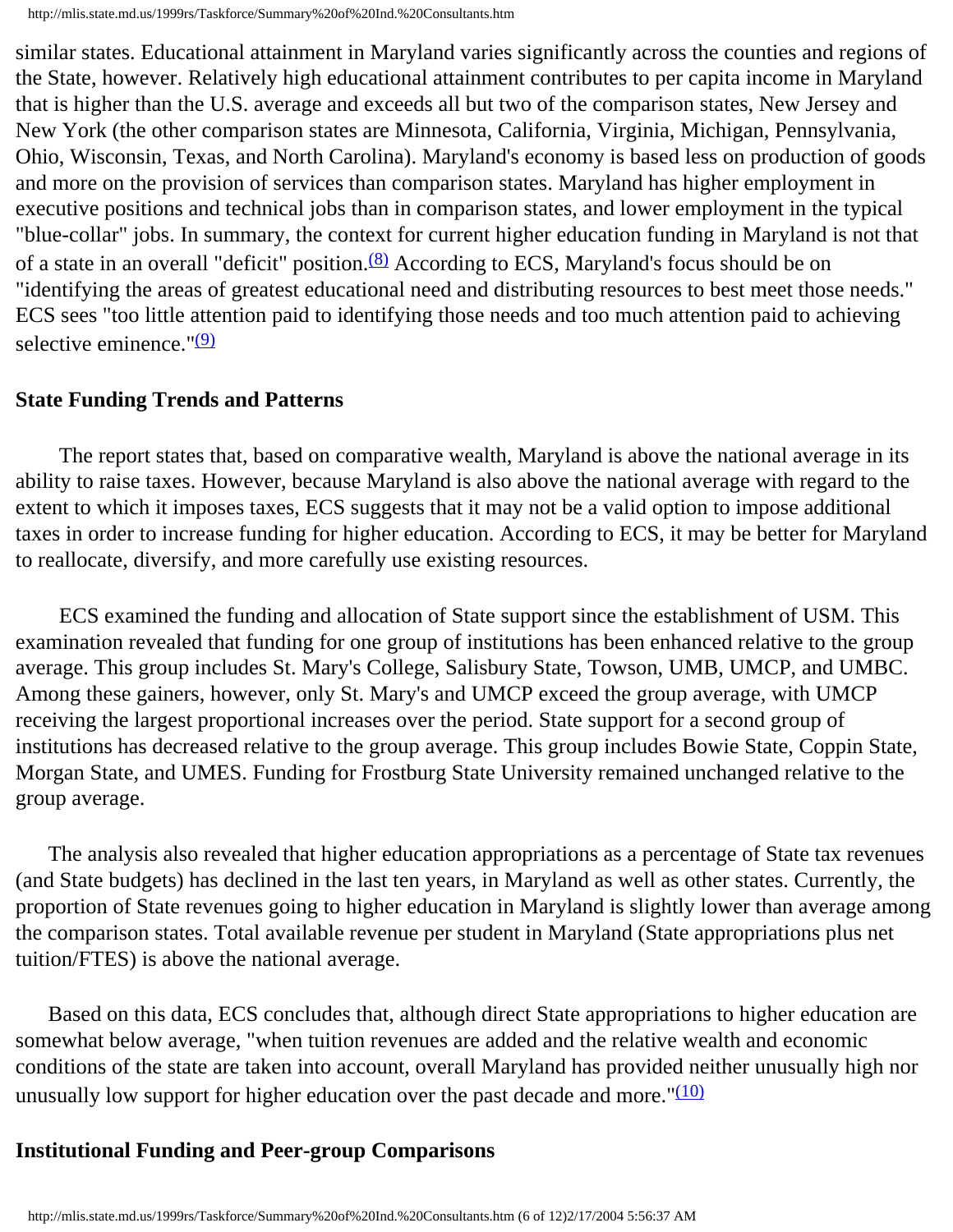similar states. Educational attainment in Maryland varies significantly across the counties and regions of the State, however. Relatively high educational attainment contributes to per capita income in Maryland that is higher than the U.S. average and exceeds all but two of the comparison states, New Jersey and New York (the other comparison states are Minnesota, California, Virginia, Michigan, Pennsylvania, Ohio, Wisconsin, Texas, and North Carolina). Maryland's economy is based less on production of goods and more on the provision of services than comparison states. Maryland has higher employment in executive positions and technical jobs than in comparison states, and lower employment in the typical "blue-collar" jobs. In summary, the context for current higher education funding in Maryland is not that of a state in an overall "deficit" position.[(8)] According to ECS, Maryland's focus should be on "identifying the areas of greatest educational need and distributing resources to best meet those needs." ECS sees "too little attention paid to identifying those needs and too much attention paid to achieving selective eminence."[(9)]

**State Funding Trends and Patterns**

The report states that, based on comparative wealth, Maryland is above the national average in its ability to raise taxes. However, because Maryland is also above the national average with regard to the extent to which it imposes taxes, ECS suggests that it may not be a valid option to impose additional taxes in order to increase funding for higher education. According to ECS, it may be better for Maryland to reallocate, diversify, and more carefully use existing resources.

ECS examined the funding and allocation of State support since the establishment of USM. This examination revealed that funding for one group of institutions has been enhanced relative to the group average. This group includes St. Mary's College, Salisbury State, Towson, UMB, UMCP, and UMBC. Among these gainers, however, only St. Mary's and UMCP exceed the group average, with UMCP receiving the largest proportional increases over the period. State support for a second group of institutions has decreased relative to the group average. This group includes Bowie State, Coppin State, Morgan State, and UMES. Funding for Frostburg State University remained unchanged relative to the group average.

The analysis also revealed that higher education appropriations as a percentage of State tax revenues (and State budgets) has declined in the last ten years, in Maryland as well as other states. Currently, the proportion of State revenues going to higher education in Maryland is slightly lower than average among the comparison states. Total available revenue per student in Maryland (State appropriations plus net tuition/FTES) is above the national average.

Based on this data, ECS concludes that, although direct State appropriations to higher education are somewhat below average, "when tuition revenues are added and the relative wealth and economic conditions of the state are taken into account, overall Maryland has provided neither unusually high nor unusually low support for higher education over the past decade and more."[(10)]

**Institutional Funding and Peer-group Comparisons**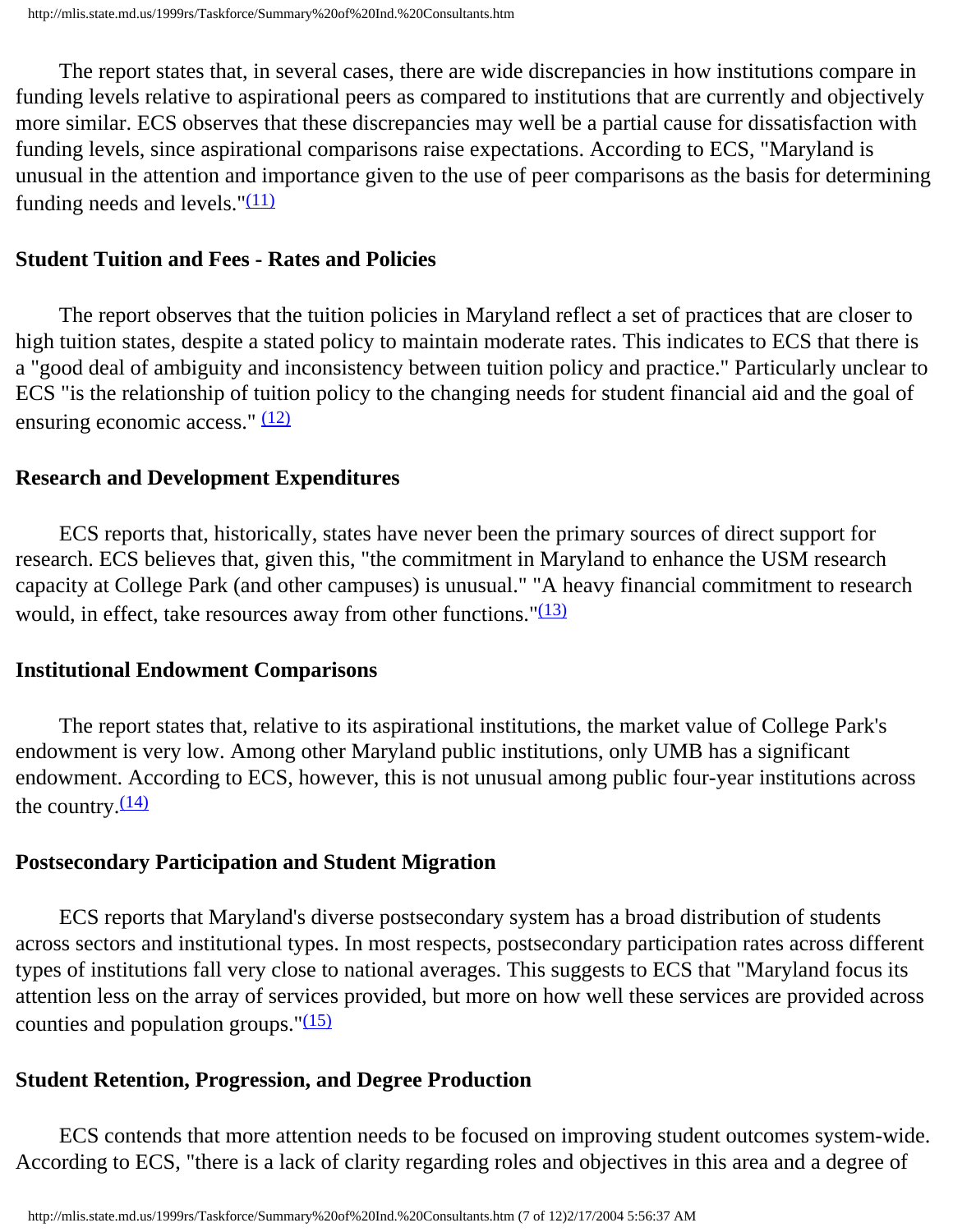The report states that, in several cases, there are wide discrepancies in how institutions compare in funding levels relative to aspirational peers as compared to institutions that are currently and objectively more similar. ECS observes that these discrepancies may well be a partial cause for dissatisfaction with funding levels, since aspirational comparisons raise expectations. According to ECS, "Maryland is unusual in the attention and importance given to the use of peer comparisons as the basis for determining funding needs and levels."(11)

**Student Tuition and Fees - Rates and Policies**

The report observes that the tuition policies in Maryland reflect a set of practices that are closer to high tuition states, despite a stated policy to maintain moderate rates. This indicates to ECS that there is a "good deal of ambiguity and inconsistency between tuition policy and practice." Particularly unclear to ECS "is the relationship of tuition policy to the changing needs for student financial aid and the goal of ensuring economic access." (12)

**Research and Development Expenditures**

ECS reports that, historically, states have never been the primary sources of direct support for research. ECS believes that, given this, "the commitment in Maryland to enhance the USM research capacity at College Park (and other campuses) is unusual." "A heavy financial commitment to research would, in effect, take resources away from other functions."(13)

**Institutional Endowment Comparisons**

The report states that, relative to its aspirational institutions, the market value of College Park's endowment is very low. Among other Maryland public institutions, only UMB has a significant endowment. According to ECS, however, this is not unusual among public four-year institutions across the country.(14)

**Postsecondary Participation and Student Migration**

ECS reports that Maryland's diverse postsecondary system has a broad distribution of students across sectors and institutional types. In most respects, postsecondary participation rates across different types of institutions fall very close to national averages. This suggests to ECS that "Maryland focus its attention less on the array of services provided, but more on how well these services are provided across counties and population groups."(15)

**Student Retention, Progression, and Degree Production**

ECS contends that more attention needs to be focused on improving student outcomes system-wide. According to ECS, "there is a lack of clarity regarding roles and objectives in this area and a degree of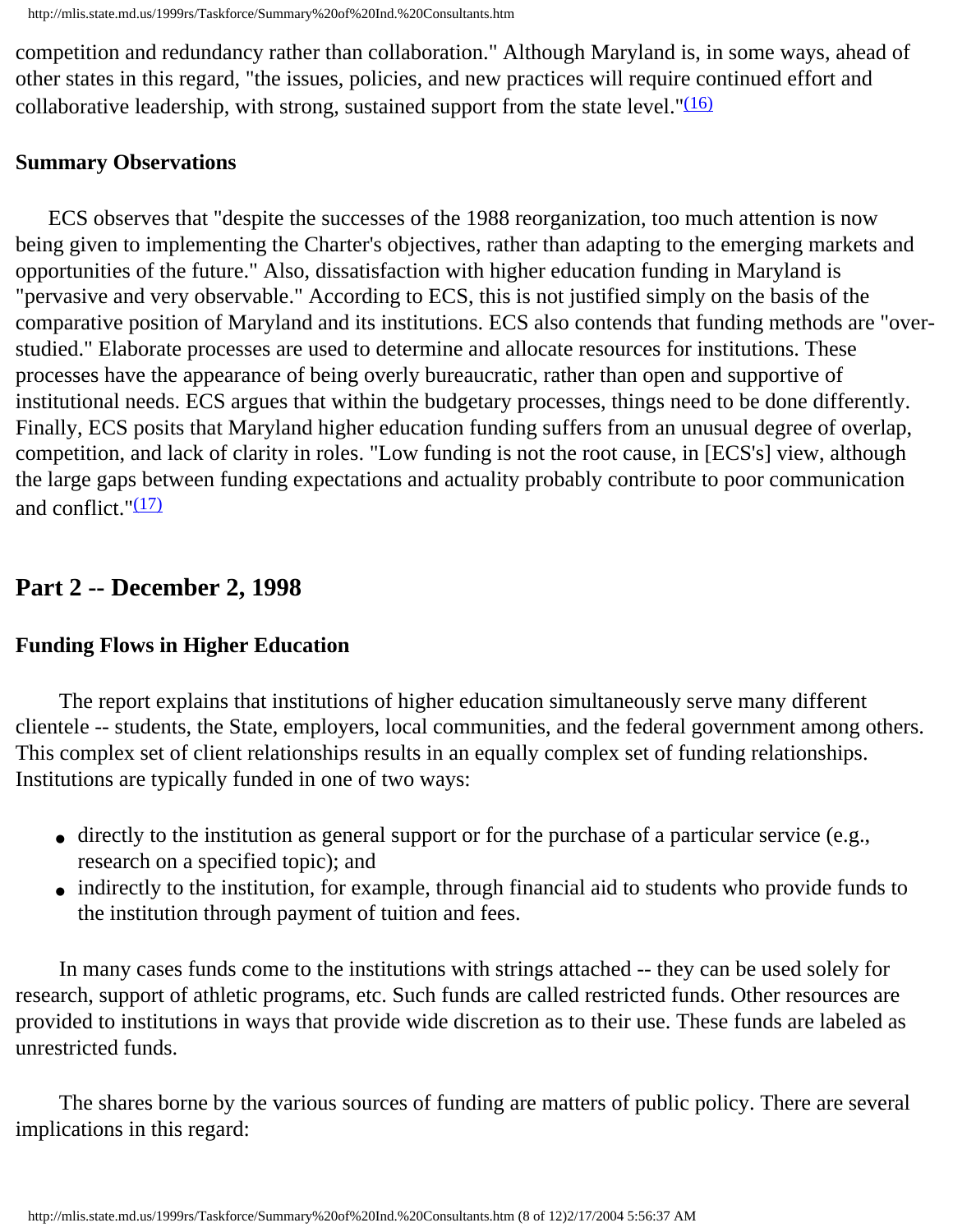competition and redundancy rather than collaboration." Although Maryland is, in some ways, ahead of other states in this regard, "the issues, policies, and new practices will require continued effort and collaborative leadership, with strong, sustained support from the state level."(16)

**Summary Observations**

ECS observes that "despite the successes of the 1988 reorganization, too much attention is now being given to implementing the Charter's objectives, rather than adapting to the emerging markets and opportunities of the future." Also, dissatisfaction with higher education funding in Maryland is "pervasive and very observable." According to ECS, this is not justified simply on the basis of the comparative position of Maryland and its institutions. ECS also contends that funding methods are "over-studied." Elaborate processes are used to determine and allocate resources for institutions. These processes have the appearance of being overly bureaucratic, rather than open and supportive of institutional needs. ECS argues that within the budgetary processes, things need to be done differently. Finally, ECS posits that Maryland higher education funding suffers from an unusual degree of overlap, competition, and lack of clarity in roles. "Low funding is not the root cause, in [ECS's] view, although the large gaps between funding expectations and actuality probably contribute to poor communication and conflict."(17)

## Part 2 -- December 2, 1998

**Funding Flows in Higher Education**

The report explains that institutions of higher education simultaneously serve many different clientele -- students, the State, employers, local communities, and the federal government among others. This complex set of client relationships results in an equally complex set of funding relationships. Institutions are typically funded in one of two ways:

- directly to the institution as general support or for the purchase of a particular service (e.g., research on a specified topic); and
- indirectly to the institution, for example, through financial aid to students who provide funds to the institution through payment of tuition and fees.

In many cases funds come to the institutions with strings attached -- they can be used solely for research, support of athletic programs, etc. Such funds are called restricted funds. Other resources are provided to institutions in ways that provide wide discretion as to their use. These funds are labeled as unrestricted funds.

The shares borne by the various sources of funding are matters of public policy. There are several implications in this regard: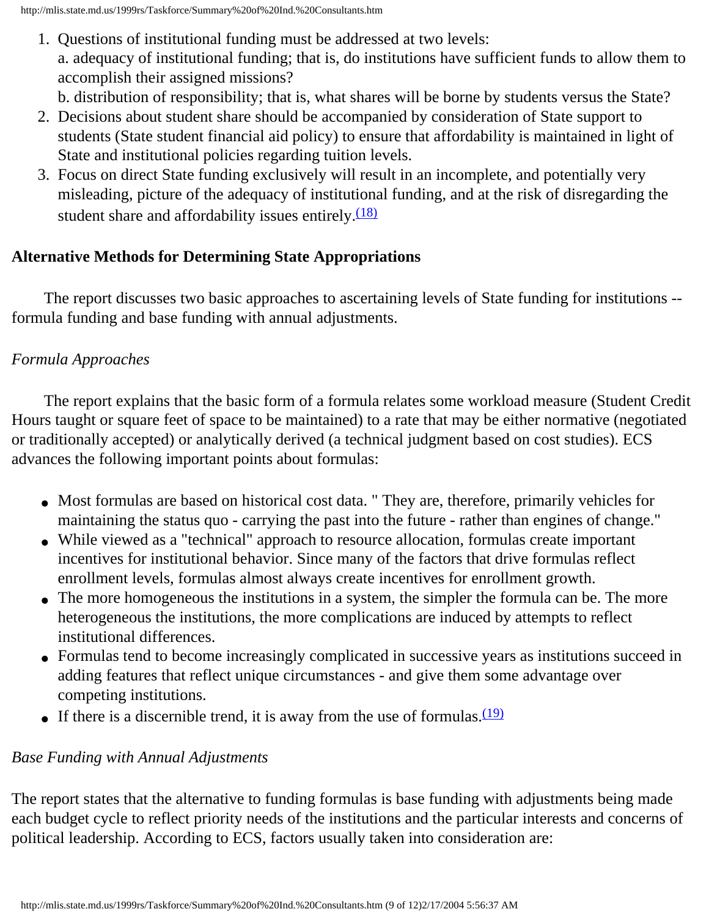1. Questions of institutional funding must be addressed at two levels:
   a. adequacy of institutional funding; that is, do institutions have sufficient funds to allow them to accomplish their assigned missions?
   b. distribution of responsibility; that is, what shares will be borne by students versus the State?
2. Decisions about student share should be accompanied by consideration of State support to students (State student financial aid policy) to ensure that affordability is maintained in light of State and institutional policies regarding tuition levels.
3. Focus on direct State funding exclusively will result in an incomplete, and potentially very misleading, picture of the adequacy of institutional funding, and at the risk of disregarding the student share and affordability issues entirely.[(18)]

**Alternative Methods for Determining State Appropriations**

The report discusses two basic approaches to ascertaining levels of State funding for institutions -- formula funding and base funding with annual adjustments.

*Formula Approaches*

The report explains that the basic form of a formula relates some workload measure (Student Credit Hours taught or square feet of space to be maintained) to a rate that may be either normative (negotiated or traditionally accepted) or analytically derived (a technical judgment based on cost studies). ECS advances the following important points about formulas:

- Most formulas are based on historical cost data. " They are, therefore, primarily vehicles for maintaining the status quo - carrying the past into the future - rather than engines of change."
- While viewed as a "technical" approach to resource allocation, formulas create important incentives for institutional behavior. Since many of the factors that drive formulas reflect enrollment levels, formulas almost always create incentives for enrollment growth.
- The more homogeneous the institutions in a system, the simpler the formula can be. The more heterogeneous the institutions, the more complications are induced by attempts to reflect institutional differences.
- Formulas tend to become increasingly complicated in successive years as institutions succeed in adding features that reflect unique circumstances - and give them some advantage over competing institutions.
- If there is a discernible trend, it is away from the use of formulas.[(19)]

*Base Funding with Annual Adjustments*

The report states that the alternative to funding formulas is base funding with adjustments being made each budget cycle to reflect priority needs of the institutions and the particular interests and concerns of political leadership. According to ECS, factors usually taken into consideration are: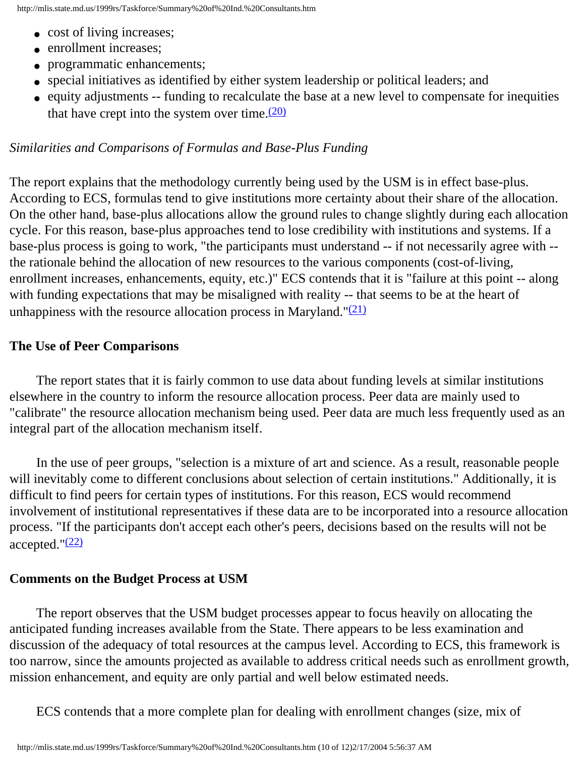- cost of living increases;
- enrollment increases;
- programmatic enhancements;
- special initiatives as identified by either system leadership or political leaders; and
- equity adjustments -- funding to recalculate the base at a new level to compensate for inequities that have crept into the system over time.[(20)]

*Similarities and Comparisons of Formulas and Base-Plus Funding*

The report explains that the methodology currently being used by the USM is in effect base-plus. According to ECS, formulas tend to give institutions more certainty about their share of the allocation. On the other hand, base-plus allocations allow the ground rules to change slightly during each allocation cycle. For this reason, base-plus approaches tend to lose credibility with institutions and systems. If a base-plus process is going to work, "the participants must understand -- if not necessarily agree with -- the rationale behind the allocation of new resources to the various components (cost-of-living, enrollment increases, enhancements, equity, etc.)" ECS contends that it is "failure at this point -- along with funding expectations that may be misaligned with reality -- that seems to be at the heart of unhappiness with the resource allocation process in Maryland."[(21)]

**The Use of Peer Comparisons**

The report states that it is fairly common to use data about funding levels at similar institutions elsewhere in the country to inform the resource allocation process. Peer data are mainly used to "calibrate" the resource allocation mechanism being used. Peer data are much less frequently used as an integral part of the allocation mechanism itself.

In the use of peer groups, "selection is a mixture of art and science. As a result, reasonable people will inevitably come to different conclusions about selection of certain institutions." Additionally, it is difficult to find peers for certain types of institutions. For this reason, ECS would recommend involvement of institutional representatives if these data are to be incorporated into a resource allocation process. "If the participants don't accept each other's peers, decisions based on the results will not be accepted."[(22)]

**Comments on the Budget Process at USM**

The report observes that the USM budget processes appear to focus heavily on allocating the anticipated funding increases available from the State. There appears to be less examination and discussion of the adequacy of total resources at the campus level. According to ECS, this framework is too narrow, since the amounts projected as available to address critical needs such as enrollment growth, mission enhancement, and equity are only partial and well below estimated needs.

ECS contends that a more complete plan for dealing with enrollment changes (size, mix of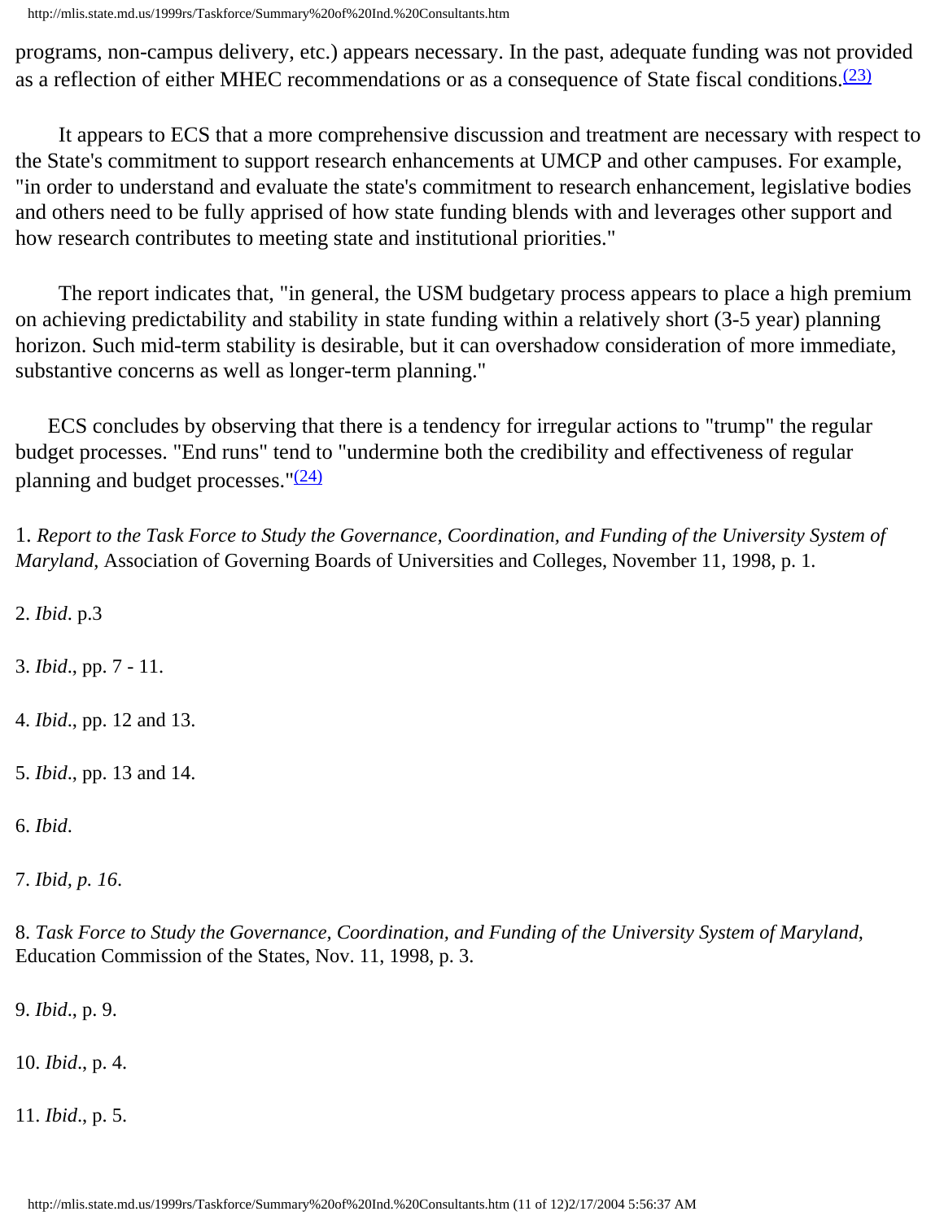programs, non-campus delivery, etc.) appears necessary. In the past, adequate funding was not provided as a reflection of either MHEC recommendations or as a consequence of State fiscal conditions.[(23)]

It appears to ECS that a more comprehensive discussion and treatment are necessary with respect to the State's commitment to support research enhancements at UMCP and other campuses. For example, "in order to understand and evaluate the state's commitment to research enhancement, legislative bodies and others need to be fully apprised of how state funding blends with and leverages other support and how research contributes to meeting state and institutional priorities."

The report indicates that, "in general, the USM budgetary process appears to place a high premium on achieving predictability and stability in state funding within a relatively short (3-5 year) planning horizon. Such mid-term stability is desirable, but it can overshadow consideration of more immediate, substantive concerns as well as longer-term planning."

ECS concludes by observing that there is a tendency for irregular actions to "trump" the regular budget processes. "End runs" tend to "undermine both the credibility and effectiveness of regular planning and budget processes."[(24)]

1. *Report to the Task Force to Study the Governance, Coordination, and Funding of the University System of Maryland*, Association of Governing Boards of Universities and Colleges, November 11, 1998, p. 1.

2. *Ibid*. p.3

3. *Ibid*., pp. 7 - 11.

4. *Ibid*., pp. 12 and 13.

5. *Ibid*., pp. 13 and 14.

6. *Ibid*.

7. *Ibid, p. 16*.

8. *Task Force to Study the Governance, Coordination, and Funding of the University System of Maryland,* Education Commission of the States, Nov. 11, 1998, p. 3.

9. *Ibid*., p. 9.

10. *Ibid*., p. 4.

11. *Ibid*., p. 5.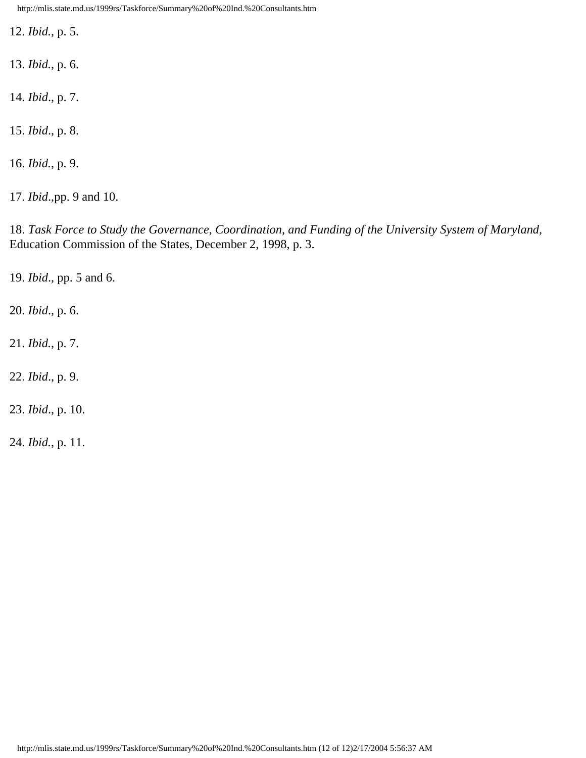12. *Ibid.*, p. 5.

13. *Ibid.*, p. 6.

14. *Ibid*., p. 7.

15. *Ibid*., p. 8.

16. *Ibid.*, p. 9.

17. *Ibid*.,pp. 9 and 10.

18. *Task Force to Study the Governance, Coordination, and Funding of the University System of Maryland,* Education Commission of the States, December 2, 1998, p. 3.

19. *Ibid*., pp. 5 and 6.

20. *Ibid*., p. 6.

21. *Ibid.*, p. 7.

22. *Ibid*., p. 9.

23. *Ibid*., p. 10.

24. *Ibid.*, p. 11.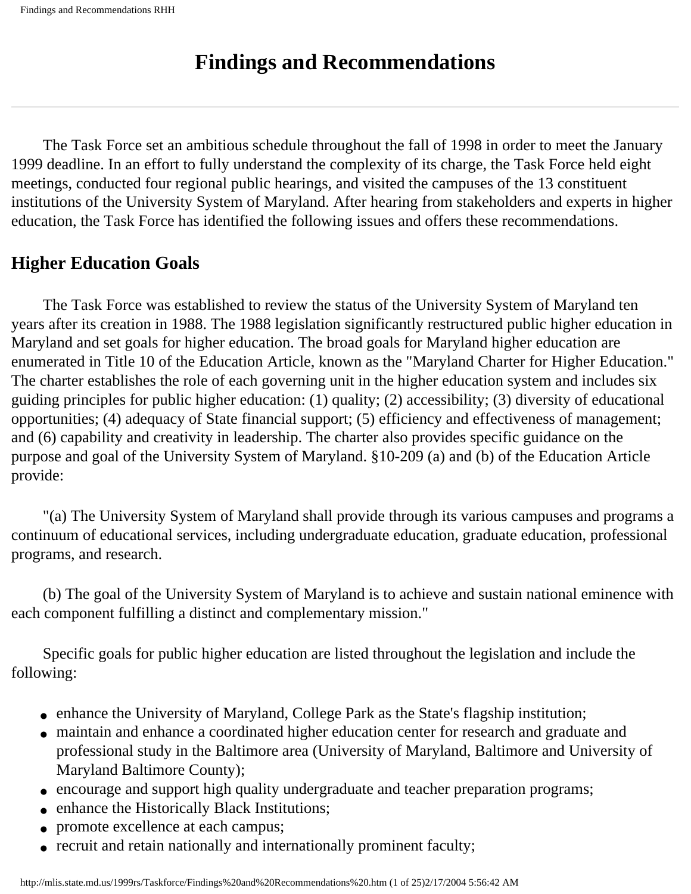# Findings and Recommendations

---

The Task Force set an ambitious schedule throughout the fall of 1998 in order to meet the January 1999 deadline. In an effort to fully understand the complexity of its charge, the Task Force held eight meetings, conducted four regional public hearings, and visited the campuses of the 13 constituent institutions of the University System of Maryland. After hearing from stakeholders and experts in higher education, the Task Force has identified the following issues and offers these recommendations.

## Higher Education Goals

The Task Force was established to review the status of the University System of Maryland ten years after its creation in 1988. The 1988 legislation significantly restructured public higher education in Maryland and set goals for higher education. The broad goals for Maryland higher education are enumerated in Title 10 of the Education Article, known as the "Maryland Charter for Higher Education." The charter establishes the role of each governing unit in the higher education system and includes six guiding principles for public higher education: (1) quality; (2) accessibility; (3) diversity of educational opportunities; (4) adequacy of State financial support; (5) efficiency and effectiveness of management; and (6) capability and creativity in leadership. The charter also provides specific guidance on the purpose and goal of the University System of Maryland. §10-209 (a) and (b) of the Education Article provide:

"(a) The University System of Maryland shall provide through its various campuses and programs a continuum of educational services, including undergraduate education, graduate education, professional programs, and research.

(b) The goal of the University System of Maryland is to achieve and sustain national eminence with each component fulfilling a distinct and complementary mission."

Specific goals for public higher education are listed throughout the legislation and include the following:

- enhance the University of Maryland, College Park as the State's flagship institution;
- maintain and enhance a coordinated higher education center for research and graduate and professional study in the Baltimore area (University of Maryland, Baltimore and University of Maryland Baltimore County);
- encourage and support high quality undergraduate and teacher preparation programs;
- enhance the Historically Black Institutions;
- promote excellence at each campus;
- recruit and retain nationally and internationally prominent faculty;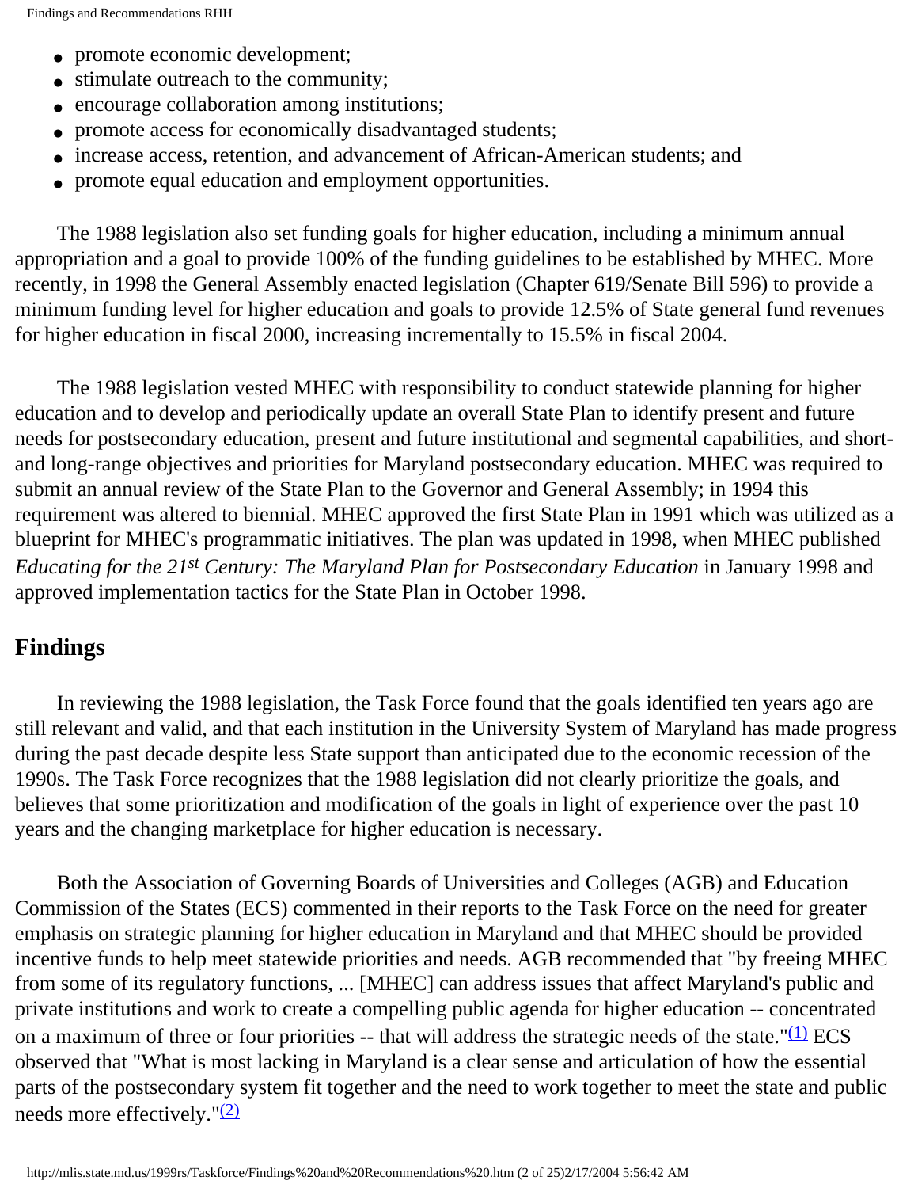- promote economic development;
- stimulate outreach to the community;
- encourage collaboration among institutions;
- promote access for economically disadvantaged students;
- increase access, retention, and advancement of African-American students; and
- promote equal education and employment opportunities.

The 1988 legislation also set funding goals for higher education, including a minimum annual appropriation and a goal to provide 100% of the funding guidelines to be established by MHEC. More recently, in 1998 the General Assembly enacted legislation (Chapter 619/Senate Bill 596) to provide a minimum funding level for higher education and goals to provide 12.5% of State general fund revenues for higher education in fiscal 2000, increasing incrementally to 15.5% in fiscal 2004.

The 1988 legislation vested MHEC with responsibility to conduct statewide planning for higher education and to develop and periodically update an overall State Plan to identify present and future needs for postsecondary education, present and future institutional and segmental capabilities, and short- and long-range objectives and priorities for Maryland postsecondary education. MHEC was required to submit an annual review of the State Plan to the Governor and General Assembly; in 1994 this requirement was altered to biennial. MHEC approved the first State Plan in 1991 which was utilized as a blueprint for MHEC's programmatic initiatives. The plan was updated in 1998, when MHEC published *Educating for the 21st Century: The Maryland Plan for Postsecondary Education* in January 1998 and approved implementation tactics for the State Plan in October 1998.

## Findings

In reviewing the 1988 legislation, the Task Force found that the goals identified ten years ago are still relevant and valid, and that each institution in the University System of Maryland has made progress during the past decade despite less State support than anticipated due to the economic recession of the 1990s. The Task Force recognizes that the 1988 legislation did not clearly prioritize the goals, and believes that some prioritization and modification of the goals in light of experience over the past 10 years and the changing marketplace for higher education is necessary.

Both the Association of Governing Boards of Universities and Colleges (AGB) and Education Commission of the States (ECS) commented in their reports to the Task Force on the need for greater emphasis on strategic planning for higher education in Maryland and that MHEC should be provided incentive funds to help meet statewide priorities and needs. AGB recommended that "by freeing MHEC from some of its regulatory functions, ... [MHEC] can address issues that affect Maryland's public and private institutions and work to create a compelling public agenda for higher education -- concentrated on a maximum of three or four priorities -- that will address the strategic needs of the state."[(1)] ECS observed that "What is most lacking in Maryland is a clear sense and articulation of how the essential parts of the postsecondary system fit together and the need to work together to meet the state and public needs more effectively."[(2)]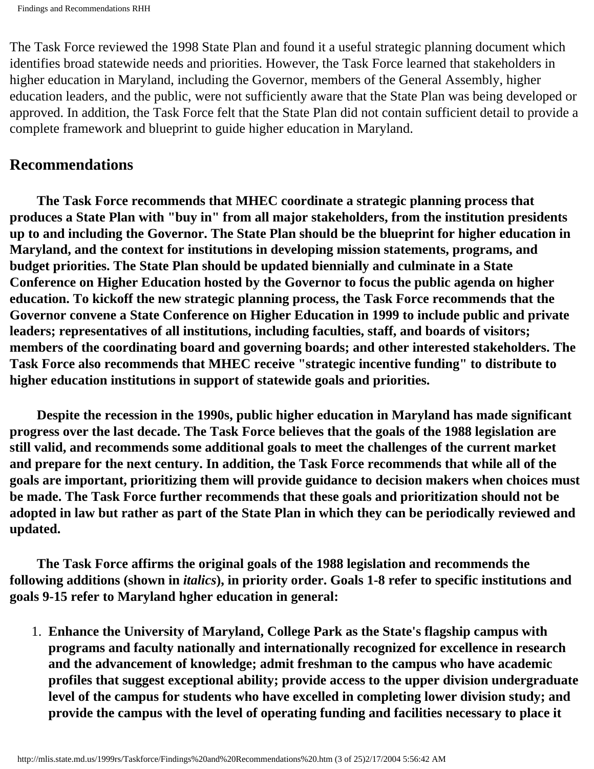The Task Force reviewed the 1998 State Plan and found it a useful strategic planning document which identifies broad statewide needs and priorities. However, the Task Force learned that stakeholders in higher education in Maryland, including the Governor, members of the General Assembly, higher education leaders, and the public, were not sufficiently aware that the State Plan was being developed or approved. In addition, the Task Force felt that the State Plan did not contain sufficient detail to provide a complete framework and blueprint to guide higher education in Maryland.

## Recommendations

**The Task Force recommends that MHEC coordinate a strategic planning process that produces a State Plan with "buy in" from all major stakeholders, from the institution presidents up to and including the Governor. The State Plan should be the blueprint for higher education in Maryland, and the context for institutions in developing mission statements, programs, and budget priorities. The State Plan should be updated biennially and culminate in a State Conference on Higher Education hosted by the Governor to focus the public agenda on higher education. To kickoff the new strategic planning process, the Task Force recommends that the Governor convene a State Conference on Higher Education in 1999 to include public and private leaders; representatives of all institutions, including faculties, staff, and boards of visitors; members of the coordinating board and governing boards; and other interested stakeholders. The Task Force also recommends that MHEC receive "strategic incentive funding" to distribute to higher education institutions in support of statewide goals and priorities.**

**Despite the recession in the 1990s, public higher education in Maryland has made significant progress over the last decade. The Task Force believes that the goals of the 1988 legislation are still valid, and recommends some additional goals to meet the challenges of the current market and prepare for the next century. In addition, the Task Force recommends that while all of the goals are important, prioritizing them will provide guidance to decision makers when choices must be made. The Task Force further recommends that these goals and prioritization should not be adopted in law but rather as part of the State Plan in which they can be periodically reviewed and updated.**

**The Task Force affirms the original goals of the 1988 legislation and recommends the following additions (shown in *italics*), in priority order. Goals 1-8 refer to specific institutions and goals 9-15 refer to Maryland hgher education in general:**

1. **Enhance the University of Maryland, College Park as the State's flagship campus with programs and faculty nationally and internationally recognized for excellence in research and the advancement of knowledge; admit freshman to the campus who have academic profiles that suggest exceptional ability; provide access to the upper division undergraduate level of the campus for students who have excelled in completing lower division study; and provide the campus with the level of operating funding and facilities necessary to place it**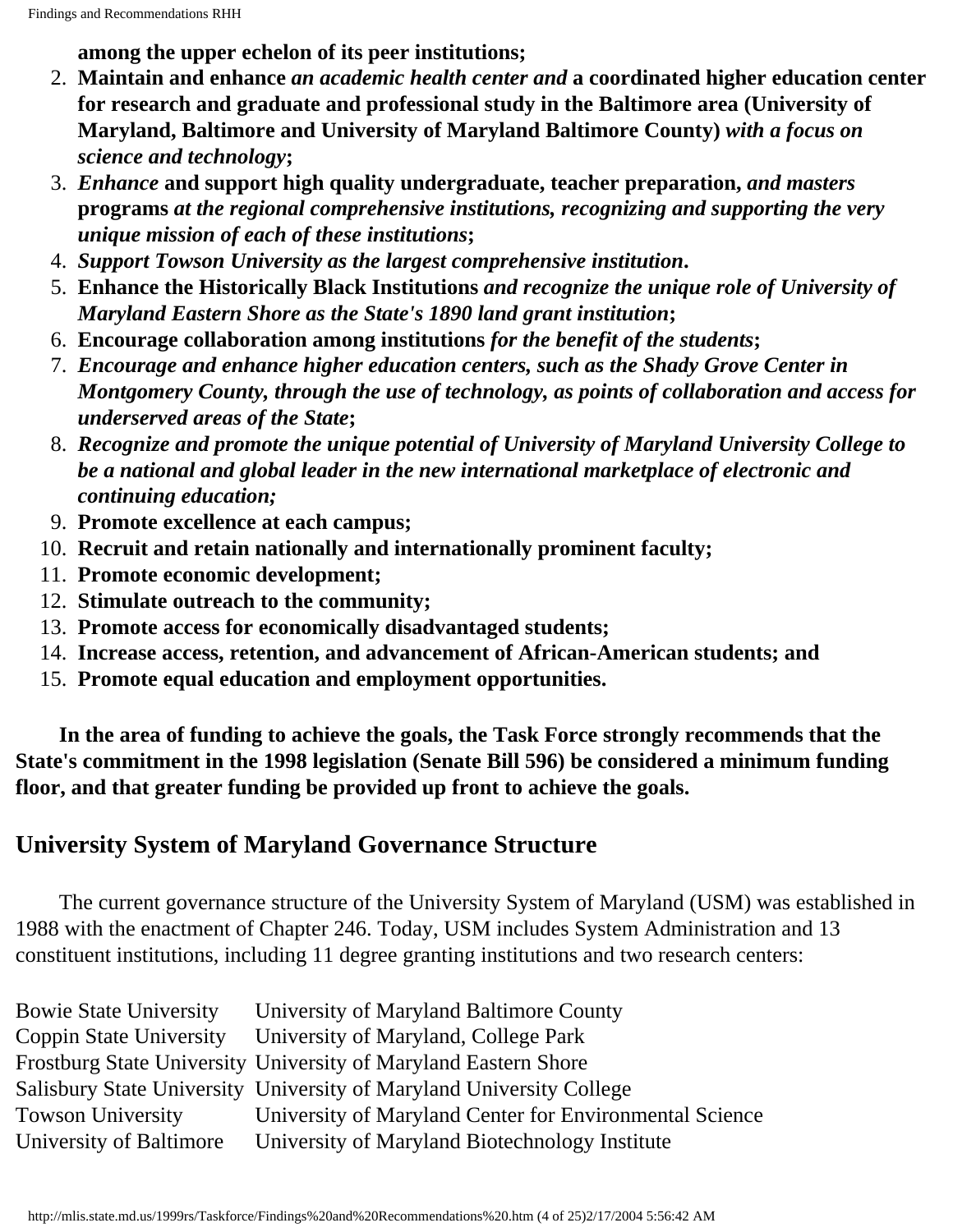**among the upper echelon of its peer institutions;**

2. **Maintain and enhance** ***an academic health center and*** **a coordinated higher education center for research and graduate and professional study in the Baltimore area (University of Maryland, Baltimore and University of Maryland Baltimore County)** ***with a focus on science and technology*****;**
3. ***Enhance*** **and support high quality undergraduate, teacher preparation,** ***and masters*** **programs** ***at the regional comprehensive institutions, recognizing and supporting the very unique mission of each of these institutions*****;**
4. ***Support Towson University as the largest comprehensive institution*****.**
5. **Enhance the Historically Black Institutions** ***and recognize the unique role of University of Maryland Eastern Shore as the State's 1890 land grant institution*****;**
6. **Encourage collaboration among institutions** ***for the benefit of the students*****;**
7. ***Encourage and enhance higher education centers, such as the Shady Grove Center in Montgomery County, through the use of technology, as points of collaboration and access for underserved areas of the State*****;**
8. ***Recognize and promote the unique potential of University of Maryland University College to be a national and global leader in the new international marketplace of electronic and continuing education;***
9. **Promote excellence at each campus;**
10. **Recruit and retain nationally and internationally prominent faculty;**
11. **Promote economic development;**
12. **Stimulate outreach to the community;**
13. **Promote access for economically disadvantaged students;**
14. **Increase access, retention, and advancement of African-American students; and**
15. **Promote equal education and employment opportunities.**

**In the area of funding to achieve the goals, the Task Force strongly recommends that the State's commitment in the 1998 legislation (Senate Bill 596) be considered a minimum funding floor, and that greater funding be provided up front to achieve the goals.**

## University System of Maryland Governance Structure

The current governance structure of the University System of Maryland (USM) was established in 1988 with the enactment of Chapter 246. Today, USM includes System Administration and 13 constituent institutions, including 11 degree granting institutions and two research centers:

| | |
|---|---|
| Bowie State University | University of Maryland Baltimore County |
| Coppin State University | University of Maryland, College Park |
| Frostburg State University | University of Maryland Eastern Shore |
| Salisbury State University | University of Maryland University College |
| Towson University | University of Maryland Center for Environmental Science |
| University of Baltimore | University of Maryland Biotechnology Institute |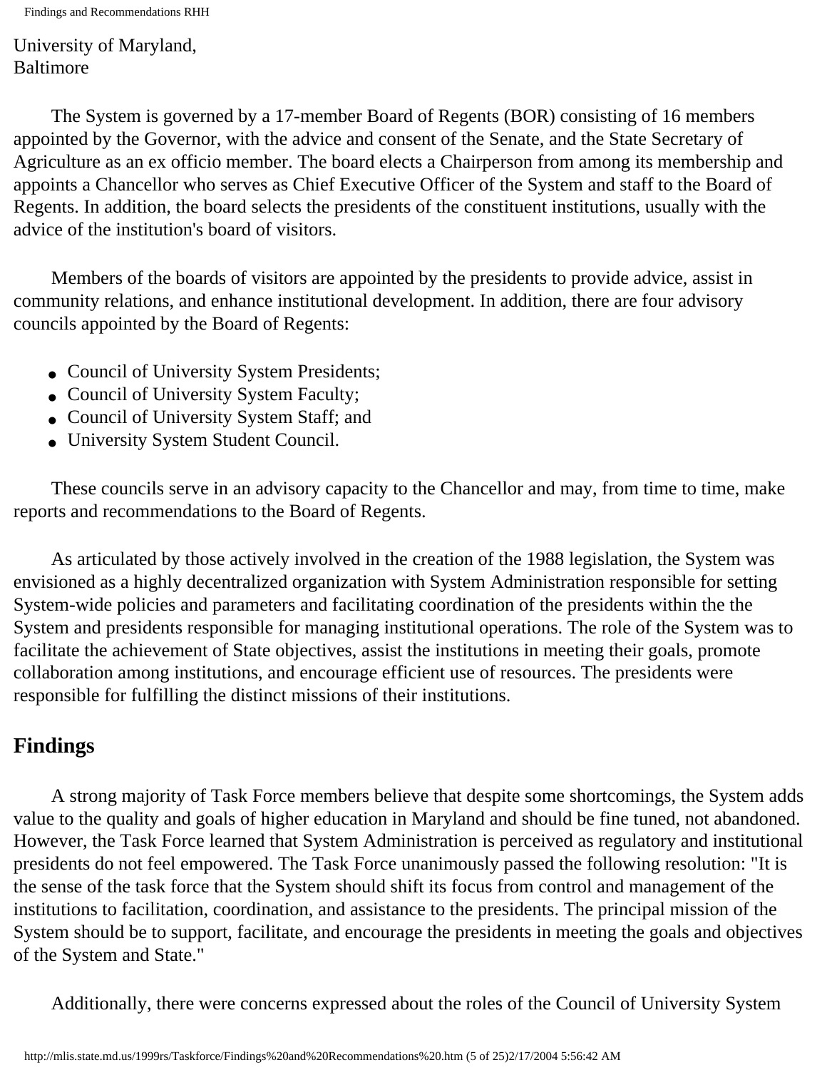University of Maryland,
Baltimore

The System is governed by a 17-member Board of Regents (BOR) consisting of 16 members appointed by the Governor, with the advice and consent of the Senate, and the State Secretary of Agriculture as an ex officio member. The board elects a Chairperson from among its membership and appoints a Chancellor who serves as Chief Executive Officer of the System and staff to the Board of Regents. In addition, the board selects the presidents of the constituent institutions, usually with the advice of the institution's board of visitors.

Members of the boards of visitors are appointed by the presidents to provide advice, assist in community relations, and enhance institutional development. In addition, there are four advisory councils appointed by the Board of Regents:

- Council of University System Presidents;
- Council of University System Faculty;
- Council of University System Staff; and
- University System Student Council.

These councils serve in an advisory capacity to the Chancellor and may, from time to time, make reports and recommendations to the Board of Regents.

As articulated by those actively involved in the creation of the 1988 legislation, the System was envisioned as a highly decentralized organization with System Administration responsible for setting System-wide policies and parameters and facilitating coordination of the presidents within the the System and presidents responsible for managing institutional operations. The role of the System was to facilitate the achievement of State objectives, assist the institutions in meeting their goals, promote collaboration among institutions, and encourage efficient use of resources. The presidents were responsible for fulfilling the distinct missions of their institutions.

## Findings

A strong majority of Task Force members believe that despite some shortcomings, the System adds value to the quality and goals of higher education in Maryland and should be fine tuned, not abandoned. However, the Task Force learned that System Administration is perceived as regulatory and institutional presidents do not feel empowered. The Task Force unanimously passed the following resolution: "It is the sense of the task force that the System should shift its focus from control and management of the institutions to facilitation, coordination, and assistance to the presidents. The principal mission of the System should be to support, facilitate, and encourage the presidents in meeting the goals and objectives of the System and State."

Additionally, there were concerns expressed about the roles of the Council of University System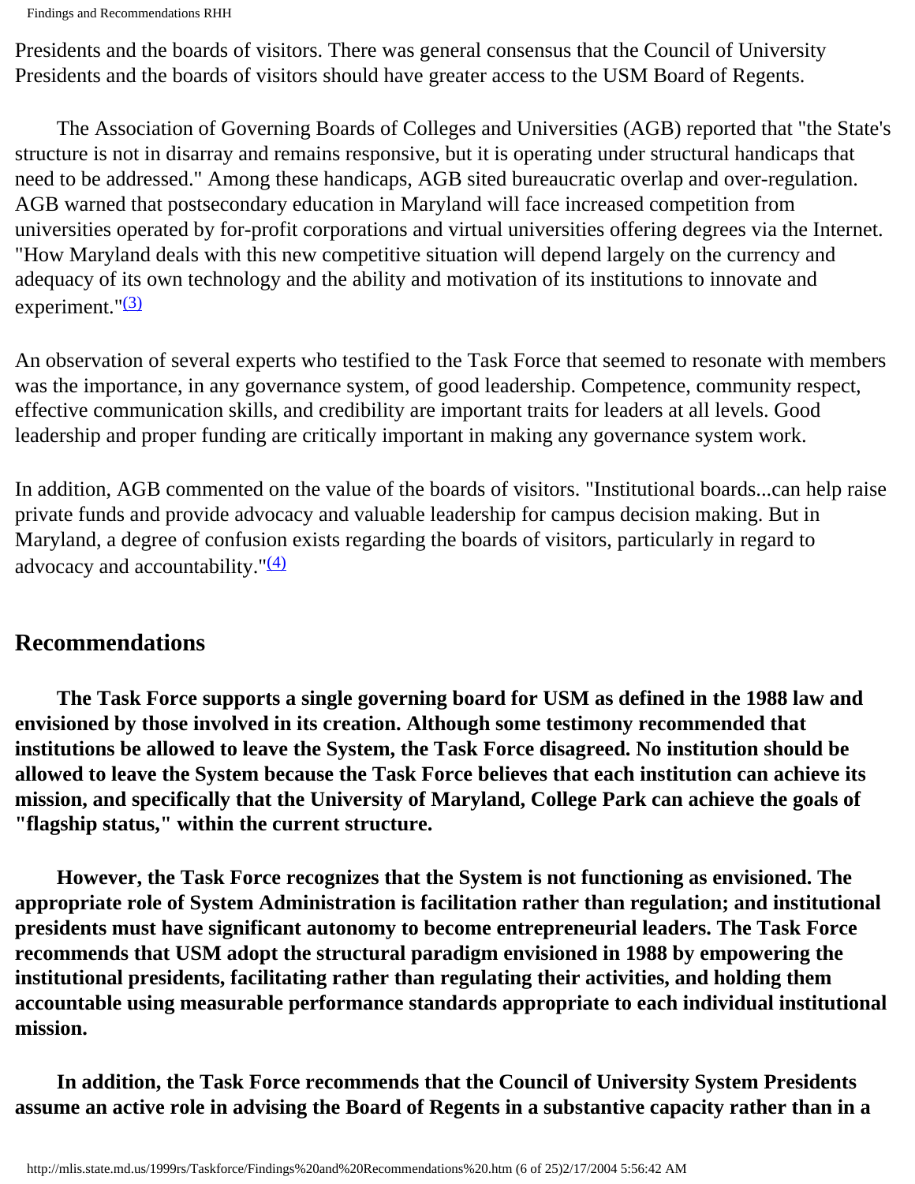Presidents and the boards of visitors. There was general consensus that the Council of University Presidents and the boards of visitors should have greater access to the USM Board of Regents.

The Association of Governing Boards of Colleges and Universities (AGB) reported that "the State's structure is not in disarray and remains responsive, but it is operating under structural handicaps that need to be addressed." Among these handicaps, AGB sited bureaucratic overlap and over-regulation. AGB warned that postsecondary education in Maryland will face increased competition from universities operated by for-profit corporations and virtual universities offering degrees via the Internet. "How Maryland deals with this new competitive situation will depend largely on the currency and adequacy of its own technology and the ability and motivation of its institutions to innovate and experiment."[(3)]

An observation of several experts who testified to the Task Force that seemed to resonate with members was the importance, in any governance system, of good leadership. Competence, community respect, effective communication skills, and credibility are important traits for leaders at all levels. Good leadership and proper funding are critically important in making any governance system work.

In addition, AGB commented on the value of the boards of visitors. "Institutional boards...can help raise private funds and provide advocacy and valuable leadership for campus decision making. But in Maryland, a degree of confusion exists regarding the boards of visitors, particularly in regard to advocacy and accountability."[(4)]

## Recommendations

**The Task Force supports a single governing board for USM as defined in the 1988 law and envisioned by those involved in its creation. Although some testimony recommended that institutions be allowed to leave the System, the Task Force disagreed. No institution should be allowed to leave the System because the Task Force believes that each institution can achieve its mission, and specifically that the University of Maryland, College Park can achieve the goals of "flagship status," within the current structure.**

**However, the Task Force recognizes that the System is not functioning as envisioned. The appropriate role of System Administration is facilitation rather than regulation; and institutional presidents must have significant autonomy to become entrepreneurial leaders. The Task Force recommends that USM adopt the structural paradigm envisioned in 1988 by empowering the institutional presidents, facilitating rather than regulating their activities, and holding them accountable using measurable performance standards appropriate to each individual institutional mission.**

**In addition, the Task Force recommends that the Council of University System Presidents assume an active role in advising the Board of Regents in a substantive capacity rather than in a**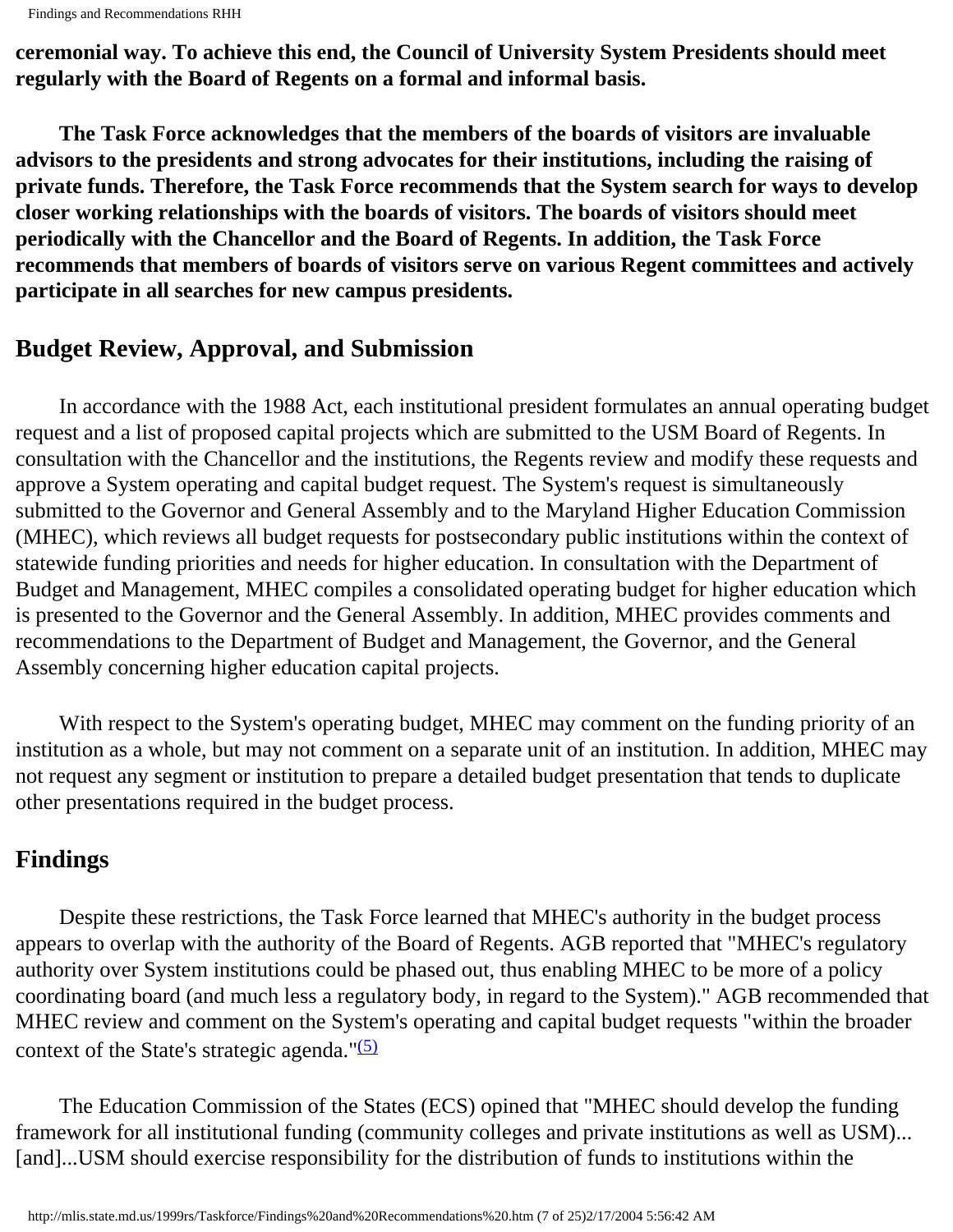**ceremonial way. To achieve this end, the Council of University System Presidents should meet regularly with the Board of Regents on a formal and informal basis.**

**The Task Force acknowledges that the members of the boards of visitors are invaluable advisors to the presidents and strong advocates for their institutions, including the raising of private funds. Therefore, the Task Force recommends that the System search for ways to develop closer working relationships with the boards of visitors. The boards of visitors should meet periodically with the Chancellor and the Board of Regents. In addition, the Task Force recommends that members of boards of visitors serve on various Regent committees and actively participate in all searches for new campus presidents.**

## Budget Review, Approval, and Submission

In accordance with the 1988 Act, each institutional president formulates an annual operating budget request and a list of proposed capital projects which are submitted to the USM Board of Regents. In consultation with the Chancellor and the institutions, the Regents review and modify these requests and approve a System operating and capital budget request. The System's request is simultaneously submitted to the Governor and General Assembly and to the Maryland Higher Education Commission (MHEC), which reviews all budget requests for postsecondary public institutions within the context of statewide funding priorities and needs for higher education. In consultation with the Department of Budget and Management, MHEC compiles a consolidated operating budget for higher education which is presented to the Governor and the General Assembly. In addition, MHEC provides comments and recommendations to the Department of Budget and Management, the Governor, and the General Assembly concerning higher education capital projects.

With respect to the System's operating budget, MHEC may comment on the funding priority of an institution as a whole, but may not comment on a separate unit of an institution. In addition, MHEC may not request any segment or institution to prepare a detailed budget presentation that tends to duplicate other presentations required in the budget process.

## Findings

Despite these restrictions, the Task Force learned that MHEC's authority in the budget process appears to overlap with the authority of the Board of Regents. AGB reported that "MHEC's regulatory authority over System institutions could be phased out, thus enabling MHEC to be more of a policy coordinating board (and much less a regulatory body, in regard to the System)." AGB recommended that MHEC review and comment on the System's operating and capital budget requests "within the broader context of the State's strategic agenda."[(5)]

The Education Commission of the States (ECS) opined that "MHEC should develop the funding framework for all institutional funding (community colleges and private institutions as well as USM)... [and]...USM should exercise responsibility for the distribution of funds to institutions within the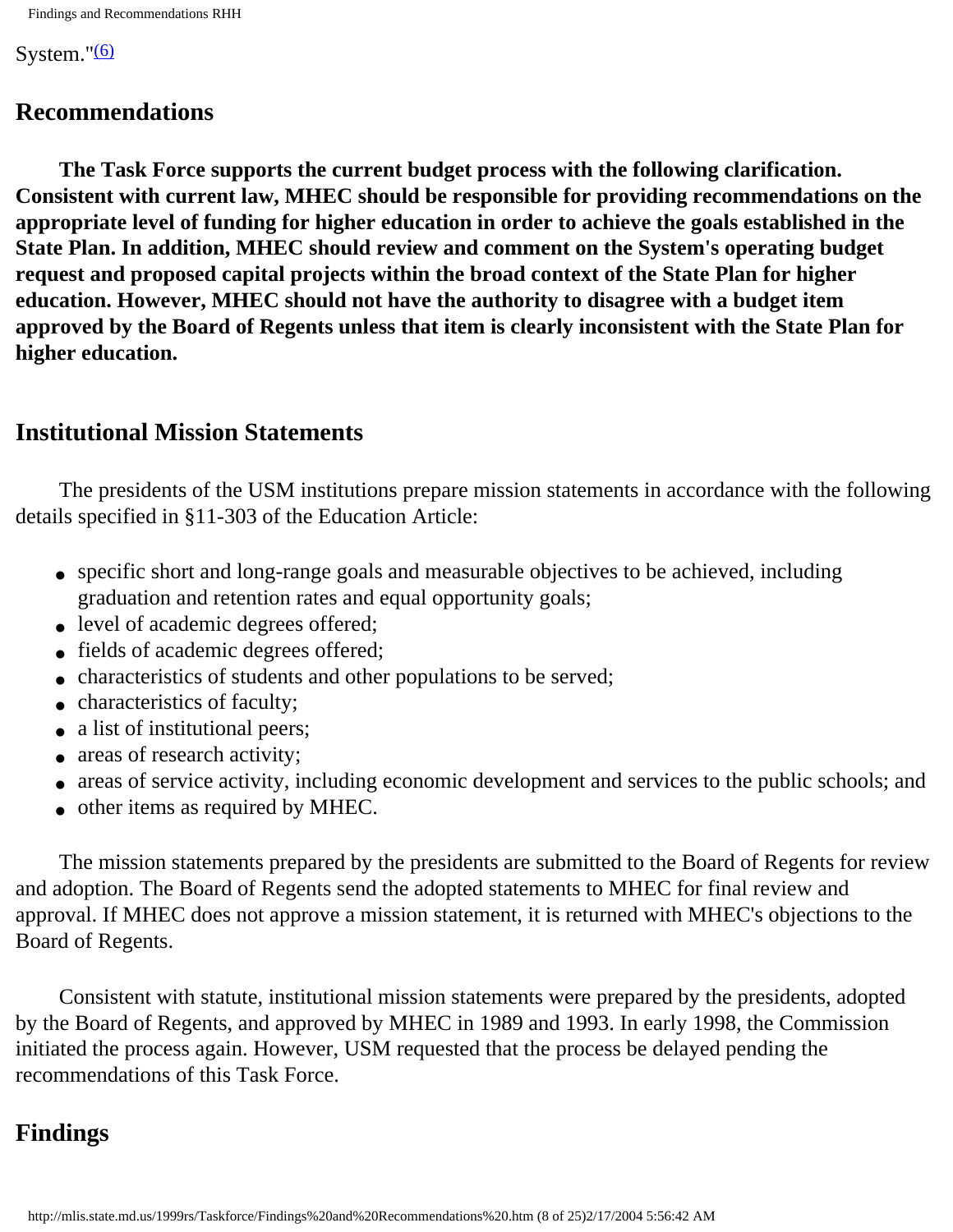System."[(6)]

## Recommendations

**The Task Force supports the current budget process with the following clarification. Consistent with current law, MHEC should be responsible for providing recommendations on the appropriate level of funding for higher education in order to achieve the goals established in the State Plan. In addition, MHEC should review and comment on the System's operating budget request and proposed capital projects within the broad context of the State Plan for higher education. However, MHEC should not have the authority to disagree with a budget item approved by the Board of Regents unless that item is clearly inconsistent with the State Plan for higher education.**

## Institutional Mission Statements

The presidents of the USM institutions prepare mission statements in accordance with the following details specified in §11-303 of the Education Article:

- specific short and long-range goals and measurable objectives to be achieved, including graduation and retention rates and equal opportunity goals;
- level of academic degrees offered;
- fields of academic degrees offered;
- characteristics of students and other populations to be served;
- characteristics of faculty;
- a list of institutional peers;
- areas of research activity;
- areas of service activity, including economic development and services to the public schools; and
- other items as required by MHEC.

The mission statements prepared by the presidents are submitted to the Board of Regents for review and adoption. The Board of Regents send the adopted statements to MHEC for final review and approval. If MHEC does not approve a mission statement, it is returned with MHEC's objections to the Board of Regents.

Consistent with statute, institutional mission statements were prepared by the presidents, adopted by the Board of Regents, and approved by MHEC in 1989 and 1993. In early 1998, the Commission initiated the process again. However, USM requested that the process be delayed pending the recommendations of this Task Force.

## Findings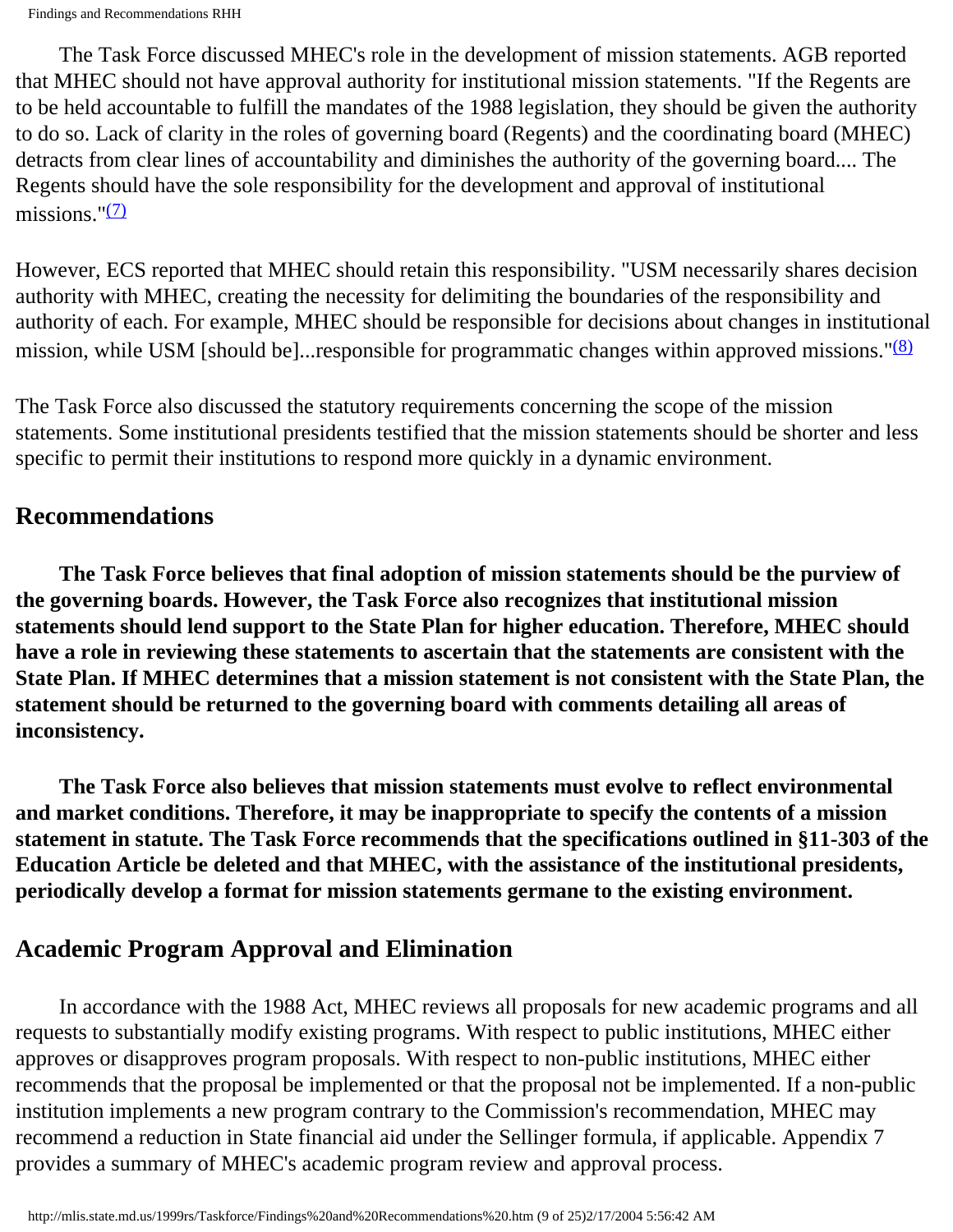The Task Force discussed MHEC's role in the development of mission statements. AGB reported that MHEC should not have approval authority for institutional mission statements. "If the Regents are to be held accountable to fulfill the mandates of the 1988 legislation, they should be given the authority to do so. Lack of clarity in the roles of governing board (Regents) and the coordinating board (MHEC) detracts from clear lines of accountability and diminishes the authority of the governing board.... The Regents should have the sole responsibility for the development and approval of institutional missions."[(7)]

However, ECS reported that MHEC should retain this responsibility. "USM necessarily shares decision authority with MHEC, creating the necessity for delimiting the boundaries of the responsibility and authority of each. For example, MHEC should be responsible for decisions about changes in institutional mission, while USM [should be]...responsible for programmatic changes within approved missions."[(8)]

The Task Force also discussed the statutory requirements concerning the scope of the mission statements. Some institutional presidents testified that the mission statements should be shorter and less specific to permit their institutions to respond more quickly in a dynamic environment.

## Recommendations

**The Task Force believes that final adoption of mission statements should be the purview of the governing boards. However, the Task Force also recognizes that institutional mission statements should lend support to the State Plan for higher education. Therefore, MHEC should have a role in reviewing these statements to ascertain that the statements are consistent with the State Plan. If MHEC determines that a mission statement is not consistent with the State Plan, the statement should be returned to the governing board with comments detailing all areas of inconsistency.**

**The Task Force also believes that mission statements must evolve to reflect environmental and market conditions. Therefore, it may be inappropriate to specify the contents of a mission statement in statute. The Task Force recommends that the specifications outlined in §11-303 of the Education Article be deleted and that MHEC, with the assistance of the institutional presidents, periodically develop a format for mission statements germane to the existing environment.**

## Academic Program Approval and Elimination

In accordance with the 1988 Act, MHEC reviews all proposals for new academic programs and all requests to substantially modify existing programs. With respect to public institutions, MHEC either approves or disapproves program proposals. With respect to non-public institutions, MHEC either recommends that the proposal be implemented or that the proposal not be implemented. If a non-public institution implements a new program contrary to the Commission's recommendation, MHEC may recommend a reduction in State financial aid under the Sellinger formula, if applicable. Appendix 7 provides a summary of MHEC's academic program review and approval process.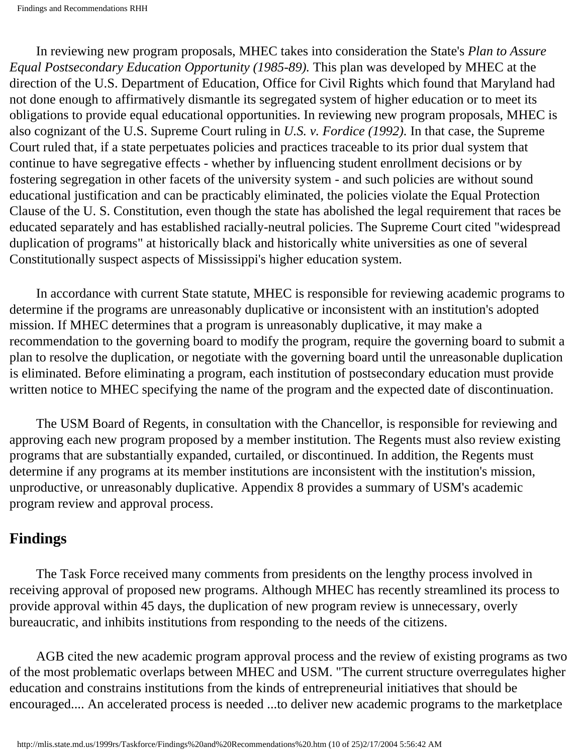In reviewing new program proposals, MHEC takes into consideration the State's *Plan to Assure Equal Postsecondary Education Opportunity (1985-89).* This plan was developed by MHEC at the direction of the U.S. Department of Education, Office for Civil Rights which found that Maryland had not done enough to affirmatively dismantle its segregated system of higher education or to meet its obligations to provide equal educational opportunities. In reviewing new program proposals, MHEC is also cognizant of the U.S. Supreme Court ruling in *U.S. v. Fordice (1992).* In that case, the Supreme Court ruled that, if a state perpetuates policies and practices traceable to its prior dual system that continue to have segregative effects - whether by influencing student enrollment decisions or by fostering segregation in other facets of the university system - and such policies are without sound educational justification and can be practicably eliminated, the policies violate the Equal Protection Clause of the U. S. Constitution, even though the state has abolished the legal requirement that races be educated separately and has established racially-neutral policies. The Supreme Court cited "widespread duplication of programs" at historically black and historically white universities as one of several Constitutionally suspect aspects of Mississippi's higher education system.

In accordance with current State statute, MHEC is responsible for reviewing academic programs to determine if the programs are unreasonably duplicative or inconsistent with an institution's adopted mission. If MHEC determines that a program is unreasonably duplicative, it may make a recommendation to the governing board to modify the program, require the governing board to submit a plan to resolve the duplication, or negotiate with the governing board until the unreasonable duplication is eliminated. Before eliminating a program, each institution of postsecondary education must provide written notice to MHEC specifying the name of the program and the expected date of discontinuation.

The USM Board of Regents, in consultation with the Chancellor, is responsible for reviewing and approving each new program proposed by a member institution. The Regents must also review existing programs that are substantially expanded, curtailed, or discontinued. In addition, the Regents must determine if any programs at its member institutions are inconsistent with the institution's mission, unproductive, or unreasonably duplicative. Appendix 8 provides a summary of USM's academic program review and approval process.

## Findings

The Task Force received many comments from presidents on the lengthy process involved in receiving approval of proposed new programs. Although MHEC has recently streamlined its process to provide approval within 45 days, the duplication of new program review is unnecessary, overly bureaucratic, and inhibits institutions from responding to the needs of the citizens.

AGB cited the new academic program approval process and the review of existing programs as two of the most problematic overlaps between MHEC and USM. "The current structure overregulates higher education and constrains institutions from the kinds of entrepreneurial initiatives that should be encouraged.... An accelerated process is needed ...to deliver new academic programs to the marketplace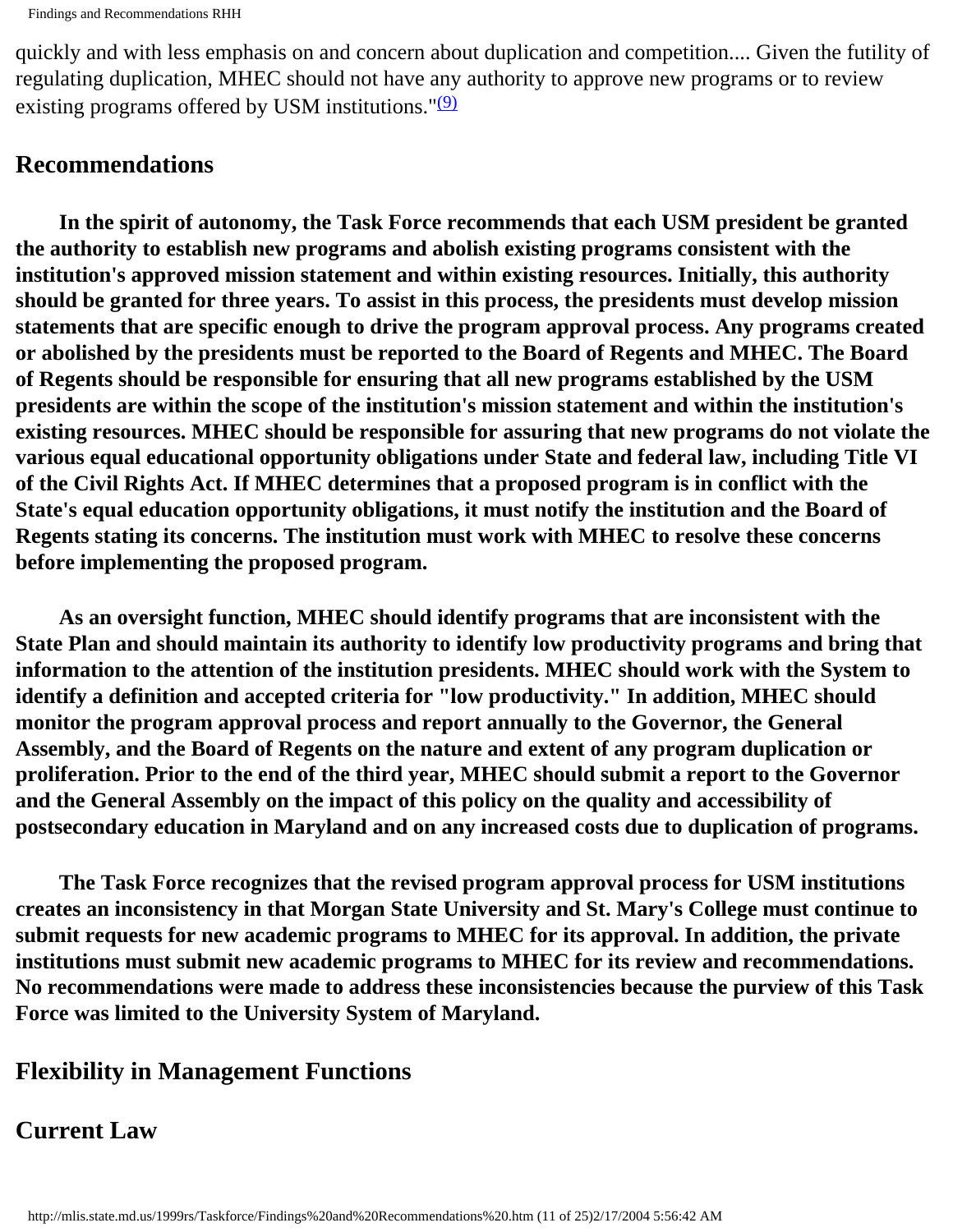quickly and with less emphasis on and concern about duplication and competition.... Given the futility of regulating duplication, MHEC should not have any authority to approve new programs or to review existing programs offered by USM institutions."(9)

## Recommendations

**In the spirit of autonomy, the Task Force recommends that each USM president be granted the authority to establish new programs and abolish existing programs consistent with the institution's approved mission statement and within existing resources. Initially, this authority should be granted for three years. To assist in this process, the presidents must develop mission statements that are specific enough to drive the program approval process. Any programs created or abolished by the presidents must be reported to the Board of Regents and MHEC. The Board of Regents should be responsible for ensuring that all new programs established by the USM presidents are within the scope of the institution's mission statement and within the institution's existing resources. MHEC should be responsible for assuring that new programs do not violate the various equal educational opportunity obligations under State and federal law, including Title VI of the Civil Rights Act. If MHEC determines that a proposed program is in conflict with the State's equal education opportunity obligations, it must notify the institution and the Board of Regents stating its concerns. The institution must work with MHEC to resolve these concerns before implementing the proposed program.**

**As an oversight function, MHEC should identify programs that are inconsistent with the State Plan and should maintain its authority to identify low productivity programs and bring that information to the attention of the institution presidents. MHEC should work with the System to identify a definition and accepted criteria for "low productivity." In addition, MHEC should monitor the program approval process and report annually to the Governor, the General Assembly, and the Board of Regents on the nature and extent of any program duplication or proliferation. Prior to the end of the third year, MHEC should submit a report to the Governor and the General Assembly on the impact of this policy on the quality and accessibility of postsecondary education in Maryland and on any increased costs due to duplication of programs.**

**The Task Force recognizes that the revised program approval process for USM institutions creates an inconsistency in that Morgan State University and St. Mary's College must continue to submit requests for new academic programs to MHEC for its approval. In addition, the private institutions must submit new academic programs to MHEC for its review and recommendations. No recommendations were made to address these inconsistencies because the purview of this Task Force was limited to the University System of Maryland.**

## Flexibility in Management Functions

## Current Law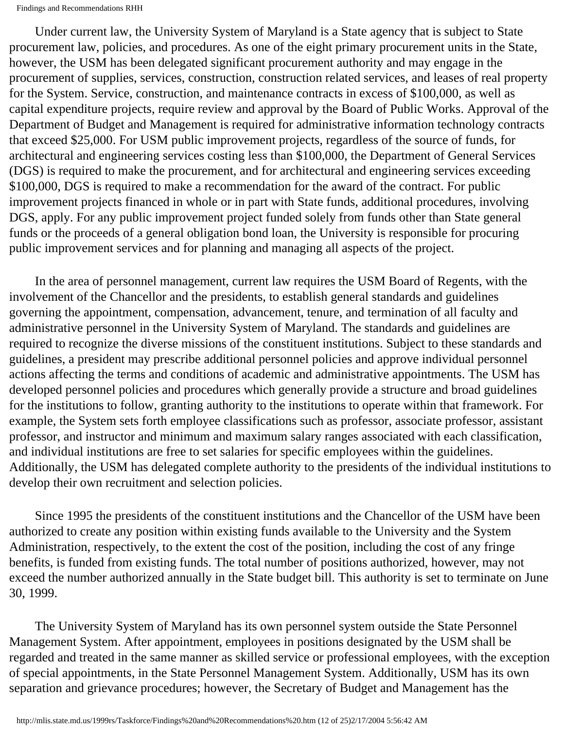Under current law, the University System of Maryland is a State agency that is subject to State procurement law, policies, and procedures. As one of the eight primary procurement units in the State, however, the USM has been delegated significant procurement authority and may engage in the procurement of supplies, services, construction, construction related services, and leases of real property for the System. Service, construction, and maintenance contracts in excess of $100,000, as well as capital expenditure projects, require review and approval by the Board of Public Works. Approval of the Department of Budget and Management is required for administrative information technology contracts that exceed $25,000. For USM public improvement projects, regardless of the source of funds, for architectural and engineering services costing less than $100,000, the Department of General Services (DGS) is required to make the procurement, and for architectural and engineering services exceeding $100,000, DGS is required to make a recommendation for the award of the contract. For public improvement projects financed in whole or in part with State funds, additional procedures, involving DGS, apply. For any public improvement project funded solely from funds other than State general funds or the proceeds of a general obligation bond loan, the University is responsible for procuring public improvement services and for planning and managing all aspects of the project.

In the area of personnel management, current law requires the USM Board of Regents, with the involvement of the Chancellor and the presidents, to establish general standards and guidelines governing the appointment, compensation, advancement, tenure, and termination of all faculty and administrative personnel in the University System of Maryland. The standards and guidelines are required to recognize the diverse missions of the constituent institutions. Subject to these standards and guidelines, a president may prescribe additional personnel policies and approve individual personnel actions affecting the terms and conditions of academic and administrative appointments. The USM has developed personnel policies and procedures which generally provide a structure and broad guidelines for the institutions to follow, granting authority to the institutions to operate within that framework. For example, the System sets forth employee classifications such as professor, associate professor, assistant professor, and instructor and minimum and maximum salary ranges associated with each classification, and individual institutions are free to set salaries for specific employees within the guidelines. Additionally, the USM has delegated complete authority to the presidents of the individual institutions to develop their own recruitment and selection policies.

Since 1995 the presidents of the constituent institutions and the Chancellor of the USM have been authorized to create any position within existing funds available to the University and the System Administration, respectively, to the extent the cost of the position, including the cost of any fringe benefits, is funded from existing funds. The total number of positions authorized, however, may not exceed the number authorized annually in the State budget bill. This authority is set to terminate on June 30, 1999.

The University System of Maryland has its own personnel system outside the State Personnel Management System. After appointment, employees in positions designated by the USM shall be regarded and treated in the same manner as skilled service or professional employees, with the exception of special appointments, in the State Personnel Management System. Additionally, USM has its own separation and grievance procedures; however, the Secretary of Budget and Management has the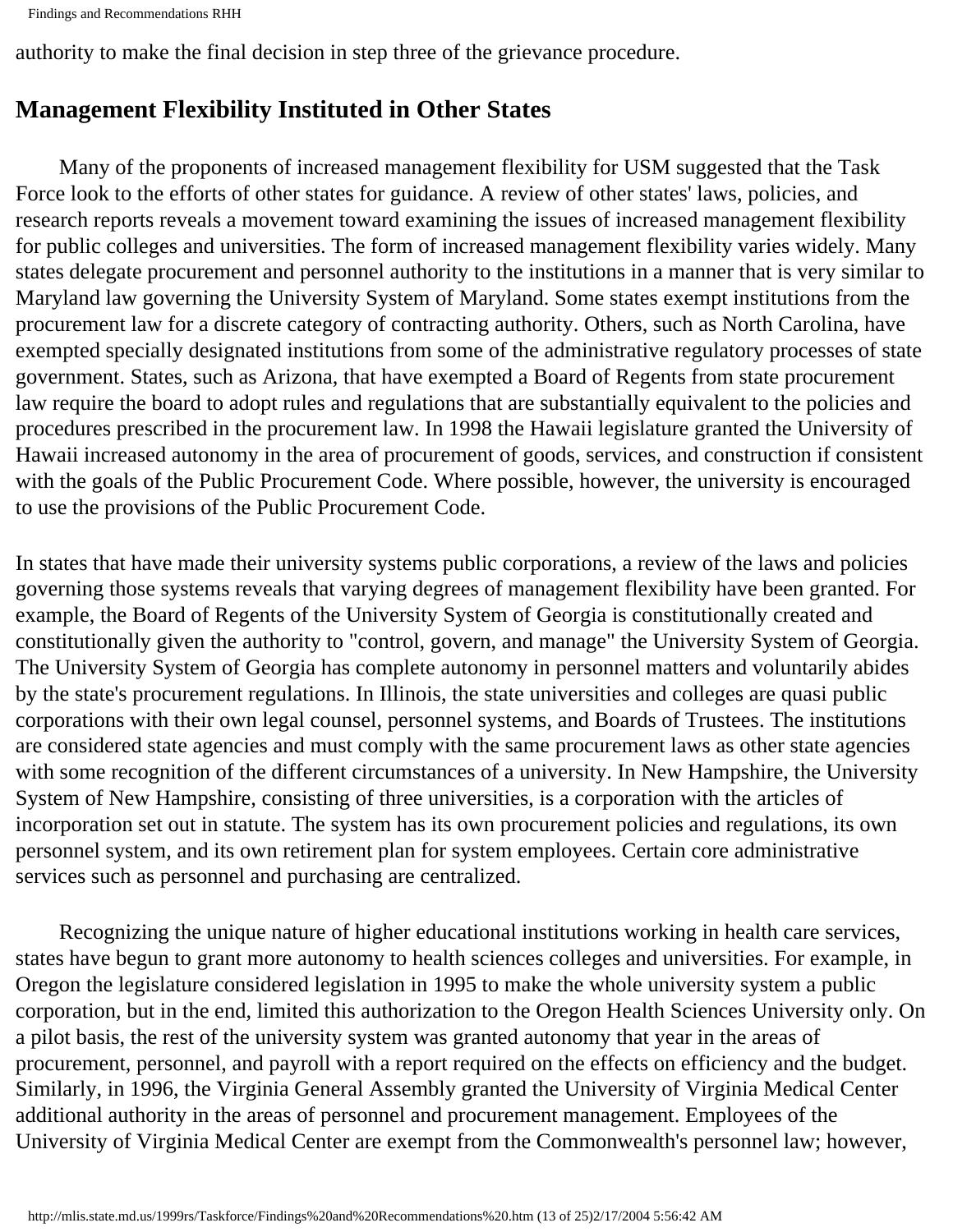authority to make the final decision in step three of the grievance procedure.

## Management Flexibility Instituted in Other States

Many of the proponents of increased management flexibility for USM suggested that the Task Force look to the efforts of other states for guidance. A review of other states' laws, policies, and research reports reveals a movement toward examining the issues of increased management flexibility for public colleges and universities. The form of increased management flexibility varies widely. Many states delegate procurement and personnel authority to the institutions in a manner that is very similar to Maryland law governing the University System of Maryland. Some states exempt institutions from the procurement law for a discrete category of contracting authority. Others, such as North Carolina, have exempted specially designated institutions from some of the administrative regulatory processes of state government. States, such as Arizona, that have exempted a Board of Regents from state procurement law require the board to adopt rules and regulations that are substantially equivalent to the policies and procedures prescribed in the procurement law. In 1998 the Hawaii legislature granted the University of Hawaii increased autonomy in the area of procurement of goods, services, and construction if consistent with the goals of the Public Procurement Code. Where possible, however, the university is encouraged to use the provisions of the Public Procurement Code.

In states that have made their university systems public corporations, a review of the laws and policies governing those systems reveals that varying degrees of management flexibility have been granted. For example, the Board of Regents of the University System of Georgia is constitutionally created and constitutionally given the authority to "control, govern, and manage" the University System of Georgia. The University System of Georgia has complete autonomy in personnel matters and voluntarily abides by the state's procurement regulations. In Illinois, the state universities and colleges are quasi public corporations with their own legal counsel, personnel systems, and Boards of Trustees. The institutions are considered state agencies and must comply with the same procurement laws as other state agencies with some recognition of the different circumstances of a university. In New Hampshire, the University System of New Hampshire, consisting of three universities, is a corporation with the articles of incorporation set out in statute. The system has its own procurement policies and regulations, its own personnel system, and its own retirement plan for system employees. Certain core administrative services such as personnel and purchasing are centralized.

Recognizing the unique nature of higher educational institutions working in health care services, states have begun to grant more autonomy to health sciences colleges and universities. For example, in Oregon the legislature considered legislation in 1995 to make the whole university system a public corporation, but in the end, limited this authorization to the Oregon Health Sciences University only. On a pilot basis, the rest of the university system was granted autonomy that year in the areas of procurement, personnel, and payroll with a report required on the effects on efficiency and the budget. Similarly, in 1996, the Virginia General Assembly granted the University of Virginia Medical Center additional authority in the areas of personnel and procurement management. Employees of the University of Virginia Medical Center are exempt from the Commonwealth's personnel law; however,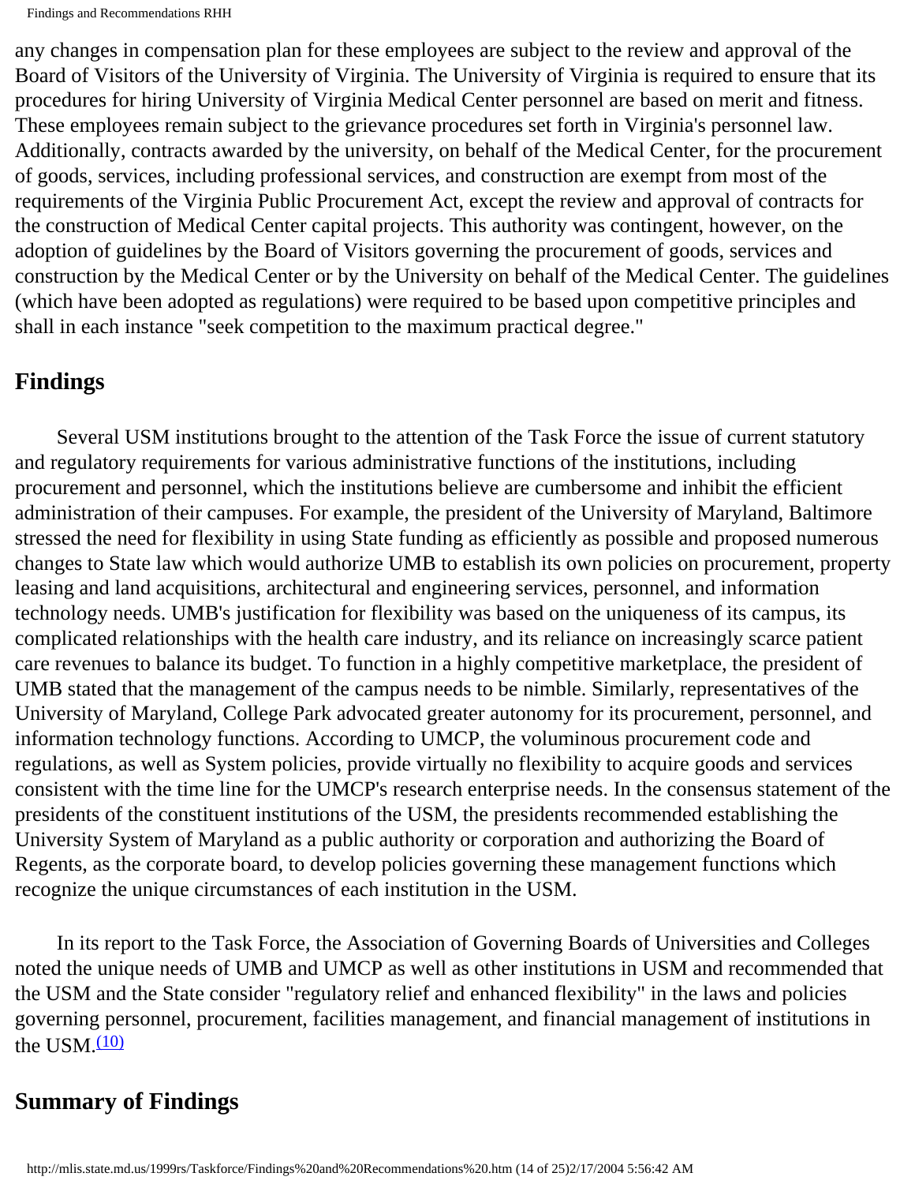any changes in compensation plan for these employees are subject to the review and approval of the Board of Visitors of the University of Virginia. The University of Virginia is required to ensure that its procedures for hiring University of Virginia Medical Center personnel are based on merit and fitness. These employees remain subject to the grievance procedures set forth in Virginia's personnel law. Additionally, contracts awarded by the university, on behalf of the Medical Center, for the procurement of goods, services, including professional services, and construction are exempt from most of the requirements of the Virginia Public Procurement Act, except the review and approval of contracts for the construction of Medical Center capital projects. This authority was contingent, however, on the adoption of guidelines by the Board of Visitors governing the procurement of goods, services and construction by the Medical Center or by the University on behalf of the Medical Center. The guidelines (which have been adopted as regulations) were required to be based upon competitive principles and shall in each instance "seek competition to the maximum practical degree."

## Findings

Several USM institutions brought to the attention of the Task Force the issue of current statutory and regulatory requirements for various administrative functions of the institutions, including procurement and personnel, which the institutions believe are cumbersome and inhibit the efficient administration of their campuses. For example, the president of the University of Maryland, Baltimore stressed the need for flexibility in using State funding as efficiently as possible and proposed numerous changes to State law which would authorize UMB to establish its own policies on procurement, property leasing and land acquisitions, architectural and engineering services, personnel, and information technology needs. UMB's justification for flexibility was based on the uniqueness of its campus, its complicated relationships with the health care industry, and its reliance on increasingly scarce patient care revenues to balance its budget. To function in a highly competitive marketplace, the president of UMB stated that the management of the campus needs to be nimble. Similarly, representatives of the University of Maryland, College Park advocated greater autonomy for its procurement, personnel, and information technology functions. According to UMCP, the voluminous procurement code and regulations, as well as System policies, provide virtually no flexibility to acquire goods and services consistent with the time line for the UMCP's research enterprise needs. In the consensus statement of the presidents of the constituent institutions of the USM, the presidents recommended establishing the University System of Maryland as a public authority or corporation and authorizing the Board of Regents, as the corporate board, to develop policies governing these management functions which recognize the unique circumstances of each institution in the USM.

In its report to the Task Force, the Association of Governing Boards of Universities and Colleges noted the unique needs of UMB and UMCP as well as other institutions in USM and recommended that the USM and the State consider "regulatory relief and enhanced flexibility" in the laws and policies governing personnel, procurement, facilities management, and financial management of institutions in the USM.[10]

## Summary of Findings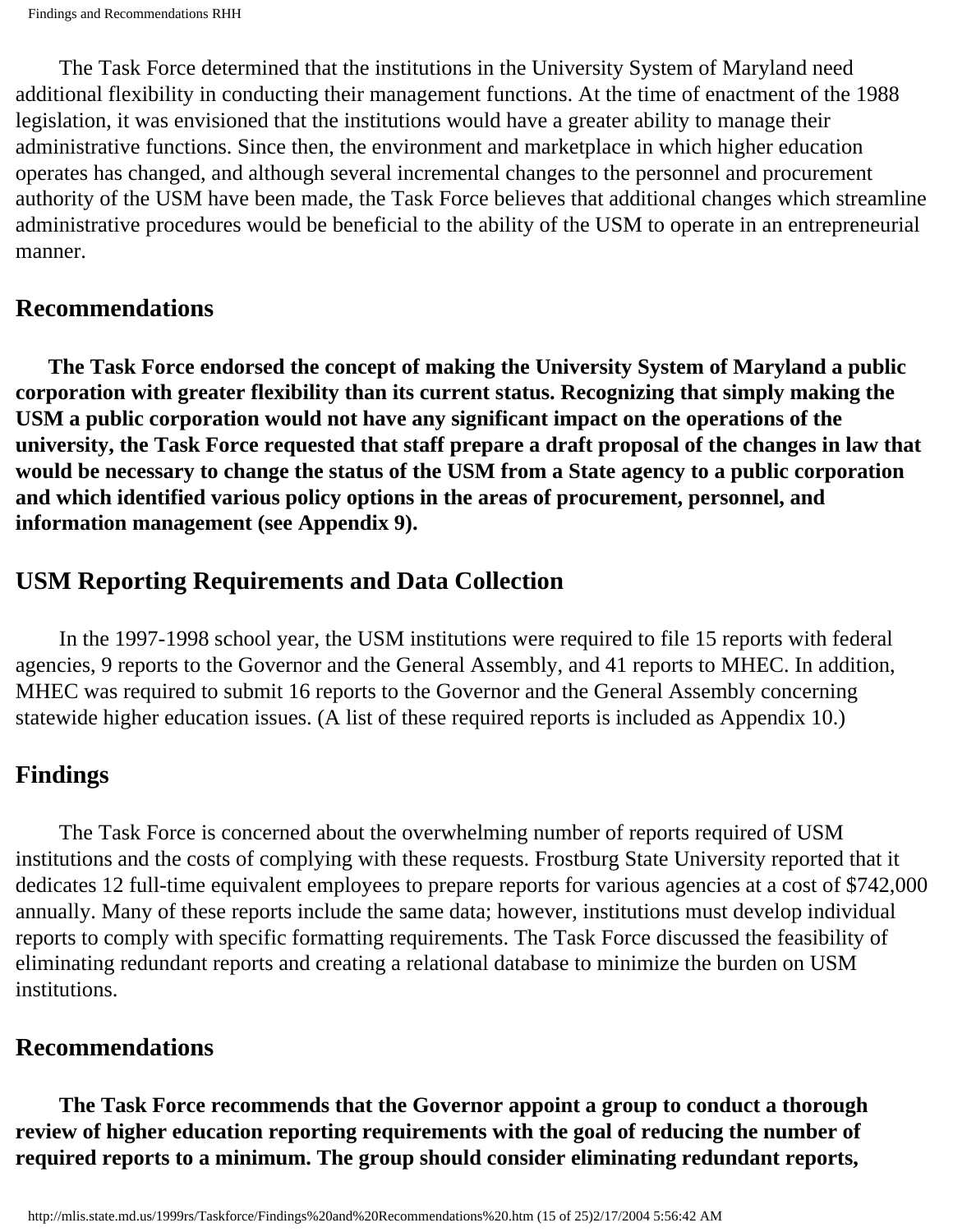The Task Force determined that the institutions in the University System of Maryland need additional flexibility in conducting their management functions. At the time of enactment of the 1988 legislation, it was envisioned that the institutions would have a greater ability to manage their administrative functions. Since then, the environment and marketplace in which higher education operates has changed, and although several incremental changes to the personnel and procurement authority of the USM have been made, the Task Force believes that additional changes which streamline administrative procedures would be beneficial to the ability of the USM to operate in an entrepreneurial manner.

## Recommendations

**The Task Force endorsed the concept of making the University System of Maryland a public corporation with greater flexibility than its current status. Recognizing that simply making the USM a public corporation would not have any significant impact on the operations of the university, the Task Force requested that staff prepare a draft proposal of the changes in law that would be necessary to change the status of the USM from a State agency to a public corporation and which identified various policy options in the areas of procurement, personnel, and information management (see Appendix 9).**

## USM Reporting Requirements and Data Collection

In the 1997-1998 school year, the USM institutions were required to file 15 reports with federal agencies, 9 reports to the Governor and the General Assembly, and 41 reports to MHEC. In addition, MHEC was required to submit 16 reports to the Governor and the General Assembly concerning statewide higher education issues. (A list of these required reports is included as Appendix 10.)

## Findings

The Task Force is concerned about the overwhelming number of reports required of USM institutions and the costs of complying with these requests. Frostburg State University reported that it dedicates 12 full-time equivalent employees to prepare reports for various agencies at a cost of $742,000 annually. Many of these reports include the same data; however, institutions must develop individual reports to comply with specific formatting requirements. The Task Force discussed the feasibility of eliminating redundant reports and creating a relational database to minimize the burden on USM institutions.

## Recommendations

**The Task Force recommends that the Governor appoint a group to conduct a thorough review of higher education reporting requirements with the goal of reducing the number of required reports to a minimum. The group should consider eliminating redundant reports,**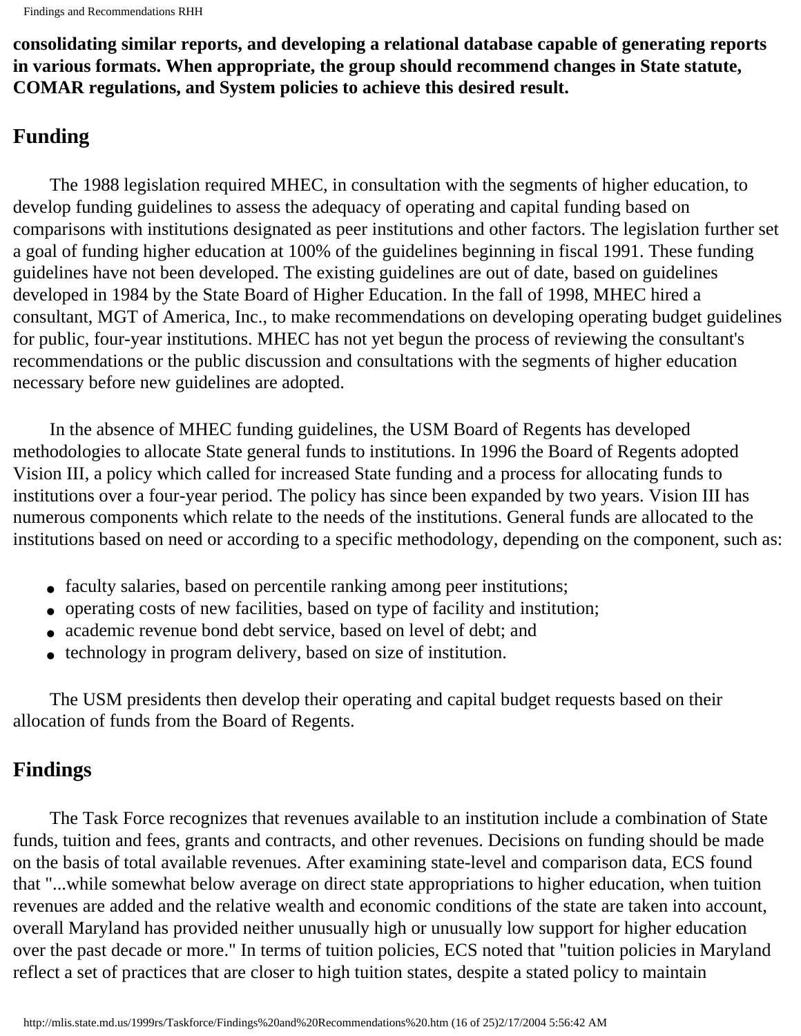**consolidating similar reports, and developing a relational database capable of generating reports in various formats. When appropriate, the group should recommend changes in State statute, COMAR regulations, and System policies to achieve this desired result.**

## Funding

The 1988 legislation required MHEC, in consultation with the segments of higher education, to develop funding guidelines to assess the adequacy of operating and capital funding based on comparisons with institutions designated as peer institutions and other factors. The legislation further set a goal of funding higher education at 100% of the guidelines beginning in fiscal 1991. These funding guidelines have not been developed. The existing guidelines are out of date, based on guidelines developed in 1984 by the State Board of Higher Education. In the fall of 1998, MHEC hired a consultant, MGT of America, Inc., to make recommendations on developing operating budget guidelines for public, four-year institutions. MHEC has not yet begun the process of reviewing the consultant's recommendations or the public discussion and consultations with the segments of higher education necessary before new guidelines are adopted.

In the absence of MHEC funding guidelines, the USM Board of Regents has developed methodologies to allocate State general funds to institutions. In 1996 the Board of Regents adopted Vision III, a policy which called for increased State funding and a process for allocating funds to institutions over a four-year period. The policy has since been expanded by two years. Vision III has numerous components which relate to the needs of the institutions. General funds are allocated to the institutions based on need or according to a specific methodology, depending on the component, such as:

- faculty salaries, based on percentile ranking among peer institutions;
- operating costs of new facilities, based on type of facility and institution;
- academic revenue bond debt service, based on level of debt; and
- technology in program delivery, based on size of institution.

The USM presidents then develop their operating and capital budget requests based on their allocation of funds from the Board of Regents.

## Findings

The Task Force recognizes that revenues available to an institution include a combination of State funds, tuition and fees, grants and contracts, and other revenues. Decisions on funding should be made on the basis of total available revenues. After examining state-level and comparison data, ECS found that "...while somewhat below average on direct state appropriations to higher education, when tuition revenues are added and the relative wealth and economic conditions of the state are taken into account, overall Maryland has provided neither unusually high or unusually low support for higher education over the past decade or more." In terms of tuition policies, ECS noted that "tuition policies in Maryland reflect a set of practices that are closer to high tuition states, despite a stated policy to maintain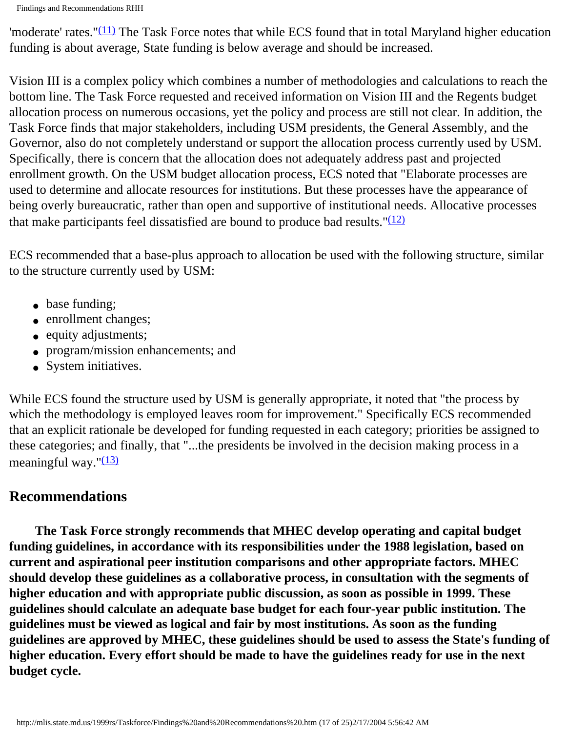'moderate' rates."[(11)] The Task Force notes that while ECS found that in total Maryland higher education funding is about average, State funding is below average and should be increased.

Vision III is a complex policy which combines a number of methodologies and calculations to reach the bottom line. The Task Force requested and received information on Vision III and the Regents budget allocation process on numerous occasions, yet the policy and process are still not clear. In addition, the Task Force finds that major stakeholders, including USM presidents, the General Assembly, and the Governor, also do not completely understand or support the allocation process currently used by USM. Specifically, there is concern that the allocation does not adequately address past and projected enrollment growth. On the USM budget allocation process, ECS noted that "Elaborate processes are used to determine and allocate resources for institutions. But these processes have the appearance of being overly bureaucratic, rather than open and supportive of institutional needs. Allocative processes that make participants feel dissatisfied are bound to produce bad results."[(12)]

ECS recommended that a base-plus approach to allocation be used with the following structure, similar to the structure currently used by USM:

- base funding;
- enrollment changes;
- equity adjustments;
- program/mission enhancements; and
- System initiatives.

While ECS found the structure used by USM is generally appropriate, it noted that "the process by which the methodology is employed leaves room for improvement." Specifically ECS recommended that an explicit rationale be developed for funding requested in each category; priorities be assigned to these categories; and finally, that "...the presidents be involved in the decision making process in a meaningful way."[(13)]

## Recommendations

**The Task Force strongly recommends that MHEC develop operating and capital budget funding guidelines, in accordance with its responsibilities under the 1988 legislation, based on current and aspirational peer institution comparisons and other appropriate factors. MHEC should develop these guidelines as a collaborative process, in consultation with the segments of higher education and with appropriate public discussion, as soon as possible in 1999. These guidelines should calculate an adequate base budget for each four-year public institution. The guidelines must be viewed as logical and fair by most institutions. As soon as the funding guidelines are approved by MHEC, these guidelines should be used to assess the State's funding of higher education. Every effort should be made to have the guidelines ready for use in the next budget cycle.**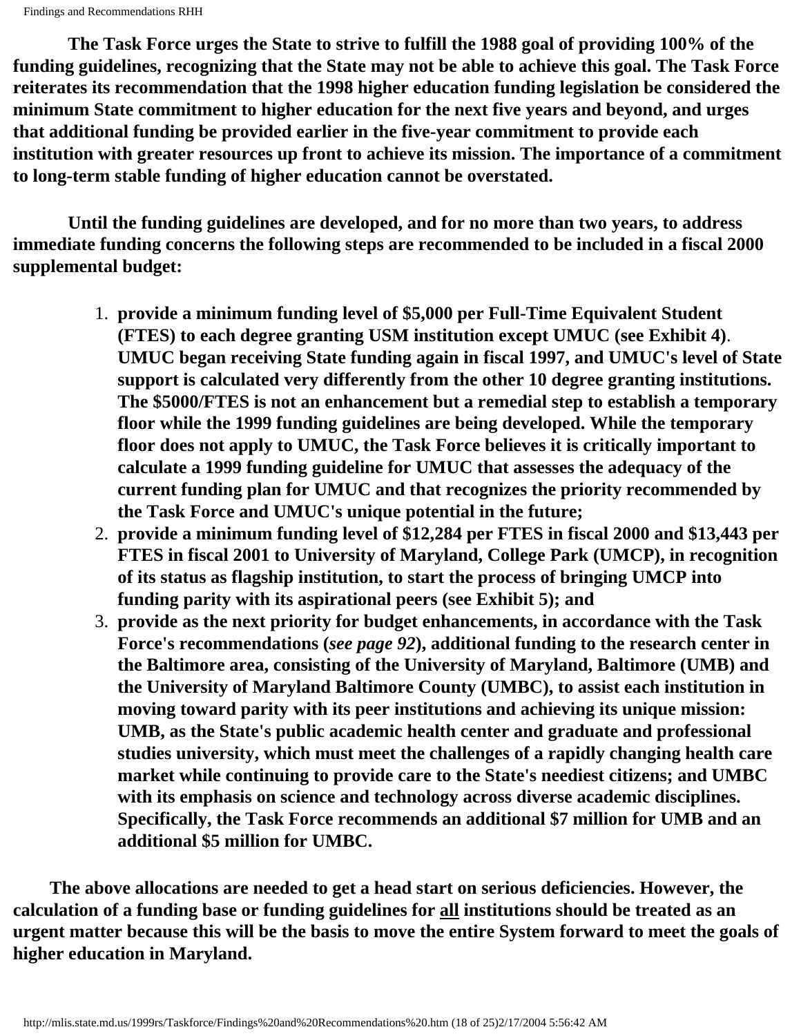**The Task Force urges the State to strive to fulfill the 1988 goal of providing 100% of the funding guidelines, recognizing that the State may not be able to achieve this goal. The Task Force reiterates its recommendation that the 1998 higher education funding legislation be considered the minimum State commitment to higher education for the next five years and beyond, and urges that additional funding be provided earlier in the five-year commitment to provide each institution with greater resources up front to achieve its mission. The importance of a commitment to long-term stable funding of higher education cannot be overstated.**

**Until the funding guidelines are developed, and for no more than two years, to address immediate funding concerns the following steps are recommended to be included in a fiscal 2000 supplemental budget:**

1. **provide a minimum funding level of $5,000 per Full-Time Equivalent Student (FTES) to each degree granting USM institution except UMUC (see Exhibit 4)**. **UMUC began receiving State funding again in fiscal 1997, and UMUC's level of State support is calculated very differently from the other 10 degree granting institutions. The $5000/FTES is not an enhancement but a remedial step to establish a temporary floor while the 1999 funding guidelines are being developed. While the temporary floor does not apply to UMUC, the Task Force believes it is critically important to calculate a 1999 funding guideline for UMUC that assesses the adequacy of the current funding plan for UMUC and that recognizes the priority recommended by the Task Force and UMUC's unique potential in the future;**
2. **provide a minimum funding level of $12,284 per FTES in fiscal 2000 and $13,443 per FTES in fiscal 2001 to University of Maryland, College Park (UMCP), in recognition of its status as flagship institution, to start the process of bringing UMCP into funding parity with its aspirational peers (see Exhibit 5); and**
3. **provide as the next priority for budget enhancements, in accordance with the Task Force's recommendations (*see page 92*), additional funding to the research center in the Baltimore area, consisting of the University of Maryland, Baltimore (UMB) and the University of Maryland Baltimore County (UMBC), to assist each institution in moving toward parity with its peer institutions and achieving its unique mission: UMB, as the State's public academic health center and graduate and professional studies university, which must meet the challenges of a rapidly changing health care market while continuing to provide care to the State's neediest citizens; and UMBC with its emphasis on science and technology across diverse academic disciplines. Specifically, the Task Force recommends an additional $7 million for UMB and an additional $5 million for UMBC.**

**The above allocations are needed to get a head start on serious deficiencies. However, the calculation of a funding base or funding guidelines for <u>all</u> institutions should be treated as an urgent matter because this will be the basis to move the entire System forward to meet the goals of higher education in Maryland.**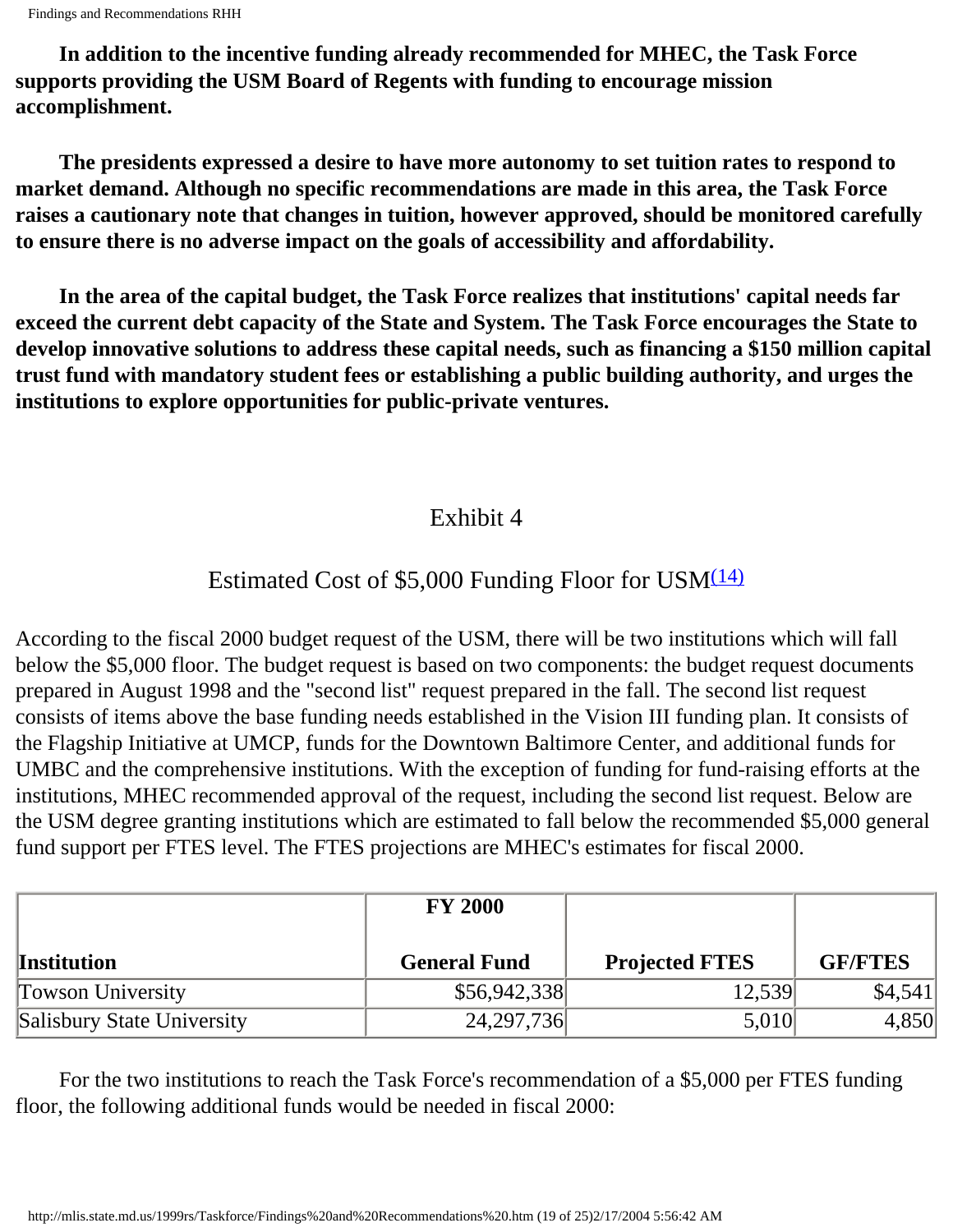**In addition to the incentive funding already recommended for MHEC, the Task Force supports providing the USM Board of Regents with funding to encourage mission accomplishment.**

**The presidents expressed a desire to have more autonomy to set tuition rates to respond to market demand. Although no specific recommendations are made in this area, the Task Force raises a cautionary note that changes in tuition, however approved, should be monitored carefully to ensure there is no adverse impact on the goals of accessibility and affordability.**

**In the area of the capital budget, the Task Force realizes that institutions' capital needs far exceed the current debt capacity of the State and System. The Task Force encourages the State to develop innovative solutions to address these capital needs, such as financing a $150 million capital trust fund with mandatory student fees or establishing a public building authority, and urges the institutions to explore opportunities for public-private ventures.**

## Exhibit 4

## Estimated Cost of $5,000 Funding Floor for USM[(14)]

According to the fiscal 2000 budget request of the USM, there will be two institutions which will fall below the $5,000 floor. The budget request is based on two components: the budget request documents prepared in August 1998 and the "second list" request prepared in the fall. The second list request consists of items above the base funding needs established in the Vision III funding plan. It consists of the Flagship Initiative at UMCP, funds for the Downtown Baltimore Center, and additional funds for UMBC and the comprehensive institutions. With the exception of funding for fund-raising efforts at the institutions, MHEC recommended approval of the request, including the second list request. Below are the USM degree granting institutions which are estimated to fall below the recommended $5,000 general fund support per FTES level. The FTES projections are MHEC's estimates for fiscal 2000.

| Institution | FY 2000 General Fund | Projected FTES | GF/FTES |
|---|---:|---:|---:|
| Towson University | $56,942,338 | 12,539 | $4,541 |
| Salisbury State University | 24,297,736 | 5,010 | 4,850 |

For the two institutions to reach the Task Force's recommendation of a $5,000 per FTES funding floor, the following additional funds would be needed in fiscal 2000: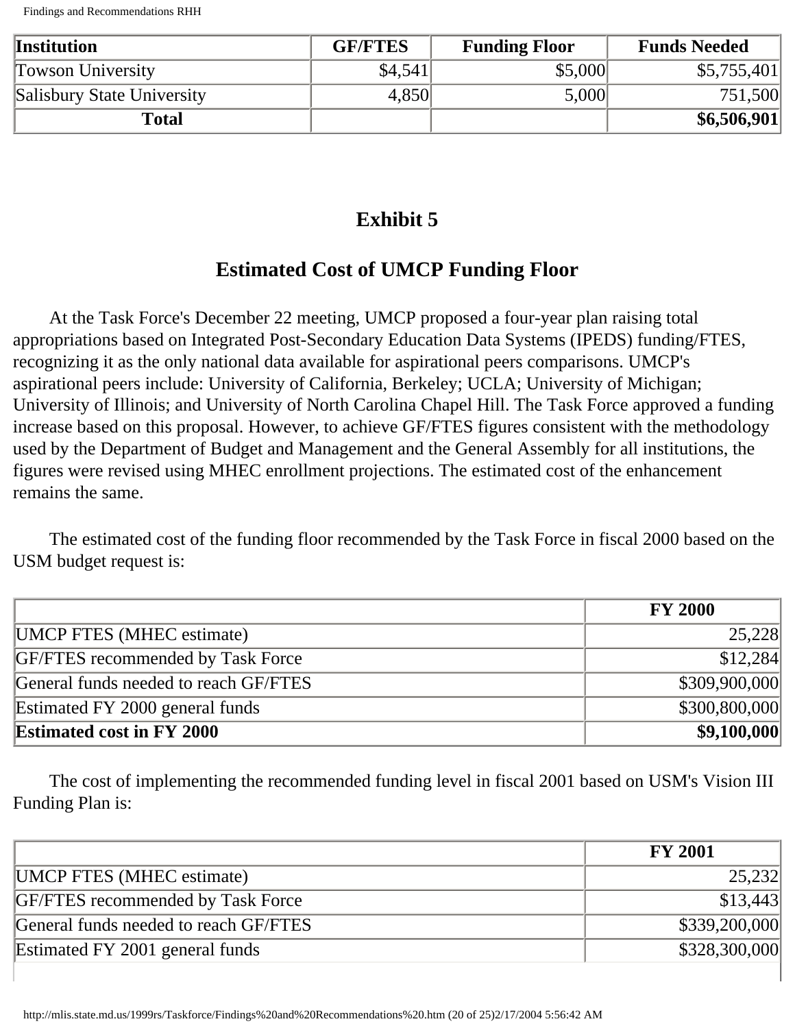| Institution | GF/FTES | Funding Floor | Funds Needed |
| --- | --- | --- | --- |
| Towson University | $4,541 | $5,000 | $5,755,401 |
| Salisbury State University | 4,850 | 5,000 | 751,500 |
| **Total** | | | **$6,506,901** |

## Exhibit 5

## Estimated Cost of UMCP Funding Floor

At the Task Force's December 22 meeting, UMCP proposed a four-year plan raising total appropriations based on Integrated Post-Secondary Education Data Systems (IPEDS) funding/FTES, recognizing it as the only national data available for aspirational peers comparisons. UMCP's aspirational peers include: University of California, Berkeley; UCLA; University of Michigan; University of Illinois; and University of North Carolina Chapel Hill. The Task Force approved a funding increase based on this proposal. However, to achieve GF/FTES figures consistent with the methodology used by the Department of Budget and Management and the General Assembly for all institutions, the figures were revised using MHEC enrollment projections. The estimated cost of the enhancement remains the same.

The estimated cost of the funding floor recommended by the Task Force in fiscal 2000 based on the USM budget request is:

| | FY 2000 |
| --- | --- |
| UMCP FTES (MHEC estimate) | 25,228 |
| GF/FTES recommended by Task Force | $12,284 |
| General funds needed to reach GF/FTES | $309,900,000 |
| Estimated FY 2000 general funds | $300,800,000 |
| **Estimated cost in FY 2000** | **$9,100,000** |

The cost of implementing the recommended funding level in fiscal 2001 based on USM's Vision III Funding Plan is:

| | FY 2001 |
| --- | --- |
| UMCP FTES (MHEC estimate) | 25,232 |
| GF/FTES recommended by Task Force | $13,443 |
| General funds needed to reach GF/FTES | $339,200,000 |
| Estimated FY 2001 general funds | $328,300,000 |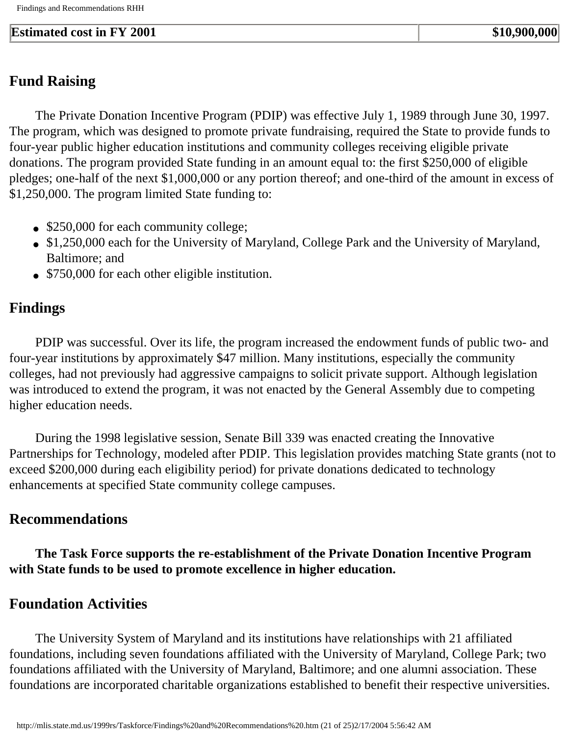| Estimated cost in FY 2001 | $10,900,000 |
| --- | --- |

## Fund Raising

The Private Donation Incentive Program (PDIP) was effective July 1, 1989 through June 30, 1997. The program, which was designed to promote private fundraising, required the State to provide funds to four-year public higher education institutions and community colleges receiving eligible private donations. The program provided State funding in an amount equal to: the first $250,000 of eligible pledges; one-half of the next $1,000,000 or any portion thereof; and one-third of the amount in excess of $1,250,000. The program limited State funding to:

- $250,000 for each community college;
- $1,250,000 each for the University of Maryland, College Park and the University of Maryland, Baltimore; and
- $750,000 for each other eligible institution.

## Findings

PDIP was successful. Over its life, the program increased the endowment funds of public two- and four-year institutions by approximately $47 million. Many institutions, especially the community colleges, had not previously had aggressive campaigns to solicit private support. Although legislation was introduced to extend the program, it was not enacted by the General Assembly due to competing higher education needs.

During the 1998 legislative session, Senate Bill 339 was enacted creating the Innovative Partnerships for Technology, modeled after PDIP. This legislation provides matching State grants (not to exceed $200,000 during each eligibility period) for private donations dedicated to technology enhancements at specified State community college campuses.

## Recommendations

**The Task Force supports the re-establishment of the Private Donation Incentive Program with State funds to be used to promote excellence in higher education.**

## Foundation Activities

The University System of Maryland and its institutions have relationships with 21 affiliated foundations, including seven foundations affiliated with the University of Maryland, College Park; two foundations affiliated with the University of Maryland, Baltimore; and one alumni association. These foundations are incorporated charitable organizations established to benefit their respective universities.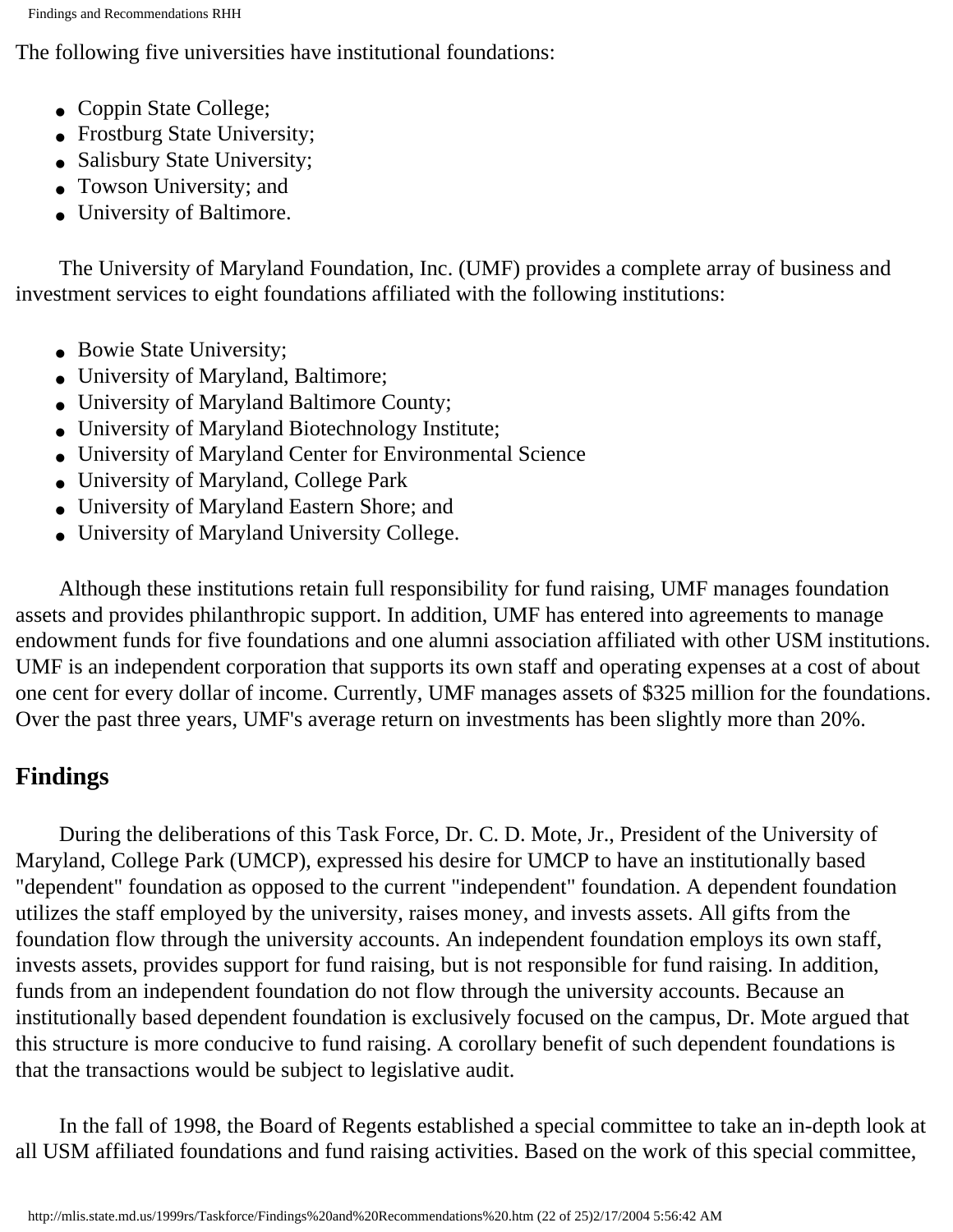The following five universities have institutional foundations:

- Coppin State College;
- Frostburg State University;
- Salisbury State University;
- Towson University; and
- University of Baltimore.

The University of Maryland Foundation, Inc. (UMF) provides a complete array of business and investment services to eight foundations affiliated with the following institutions:

- Bowie State University;
- University of Maryland, Baltimore;
- University of Maryland Baltimore County;
- University of Maryland Biotechnology Institute;
- University of Maryland Center for Environmental Science
- University of Maryland, College Park
- University of Maryland Eastern Shore; and
- University of Maryland University College.

Although these institutions retain full responsibility for fund raising, UMF manages foundation assets and provides philanthropic support. In addition, UMF has entered into agreements to manage endowment funds for five foundations and one alumni association affiliated with other USM institutions. UMF is an independent corporation that supports its own staff and operating expenses at a cost of about one cent for every dollar of income. Currently, UMF manages assets of $325 million for the foundations. Over the past three years, UMF's average return on investments has been slightly more than 20%.

## Findings

During the deliberations of this Task Force, Dr. C. D. Mote, Jr., President of the University of Maryland, College Park (UMCP), expressed his desire for UMCP to have an institutionally based "dependent" foundation as opposed to the current "independent" foundation. A dependent foundation utilizes the staff employed by the university, raises money, and invests assets. All gifts from the foundation flow through the university accounts. An independent foundation employs its own staff, invests assets, provides support for fund raising, but is not responsible for fund raising. In addition, funds from an independent foundation do not flow through the university accounts. Because an institutionally based dependent foundation is exclusively focused on the campus, Dr. Mote argued that this structure is more conducive to fund raising. A corollary benefit of such dependent foundations is that the transactions would be subject to legislative audit.

In the fall of 1998, the Board of Regents established a special committee to take an in-depth look at all USM affiliated foundations and fund raising activities. Based on the work of this special committee,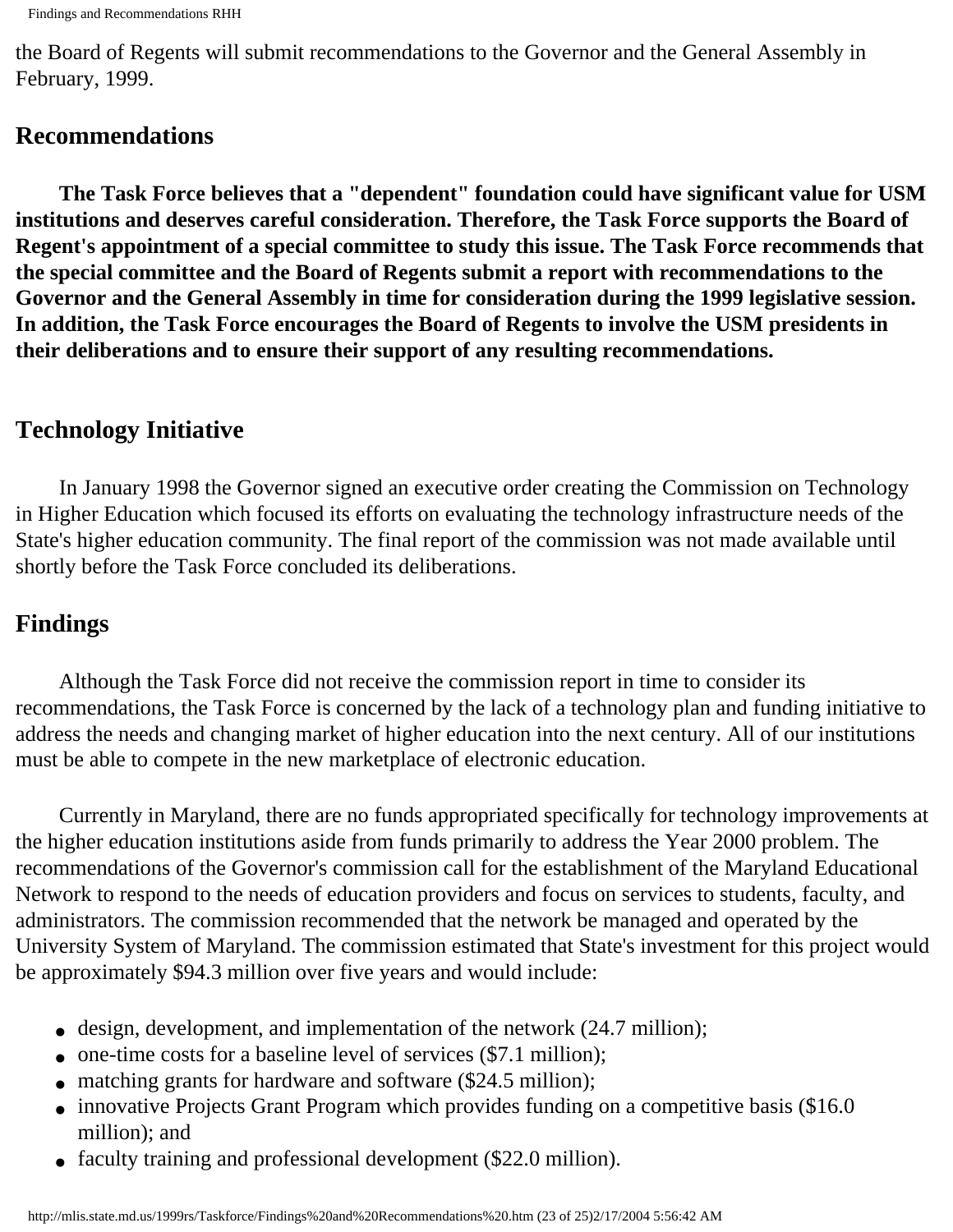the Board of Regents will submit recommendations to the Governor and the General Assembly in February, 1999.

## Recommendations

**The Task Force believes that a "dependent" foundation could have significant value for USM institutions and deserves careful consideration. Therefore, the Task Force supports the Board of Regent's appointment of a special committee to study this issue. The Task Force recommends that the special committee and the Board of Regents submit a report with recommendations to the Governor and the General Assembly in time for consideration during the 1999 legislative session. In addition, the Task Force encourages the Board of Regents to involve the USM presidents in their deliberations and to ensure their support of any resulting recommendations.**

## Technology Initiative

In January 1998 the Governor signed an executive order creating the Commission on Technology in Higher Education which focused its efforts on evaluating the technology infrastructure needs of the State's higher education community. The final report of the commission was not made available until shortly before the Task Force concluded its deliberations.

## Findings

Although the Task Force did not receive the commission report in time to consider its recommendations, the Task Force is concerned by the lack of a technology plan and funding initiative to address the needs and changing market of higher education into the next century. All of our institutions must be able to compete in the new marketplace of electronic education.

Currently in Maryland, there are no funds appropriated specifically for technology improvements at the higher education institutions aside from funds primarily to address the Year 2000 problem. The recommendations of the Governor's commission call for the establishment of the Maryland Educational Network to respond to the needs of education providers and focus on services to students, faculty, and administrators. The commission recommended that the network be managed and operated by the University System of Maryland. The commission estimated that State's investment for this project would be approximately $94.3 million over five years and would include:

- design, development, and implementation of the network (24.7 million);
- one-time costs for a baseline level of services ($7.1 million);
- matching grants for hardware and software ($24.5 million);
- innovative Projects Grant Program which provides funding on a competitive basis ($16.0 million); and
- faculty training and professional development ($22.0 million).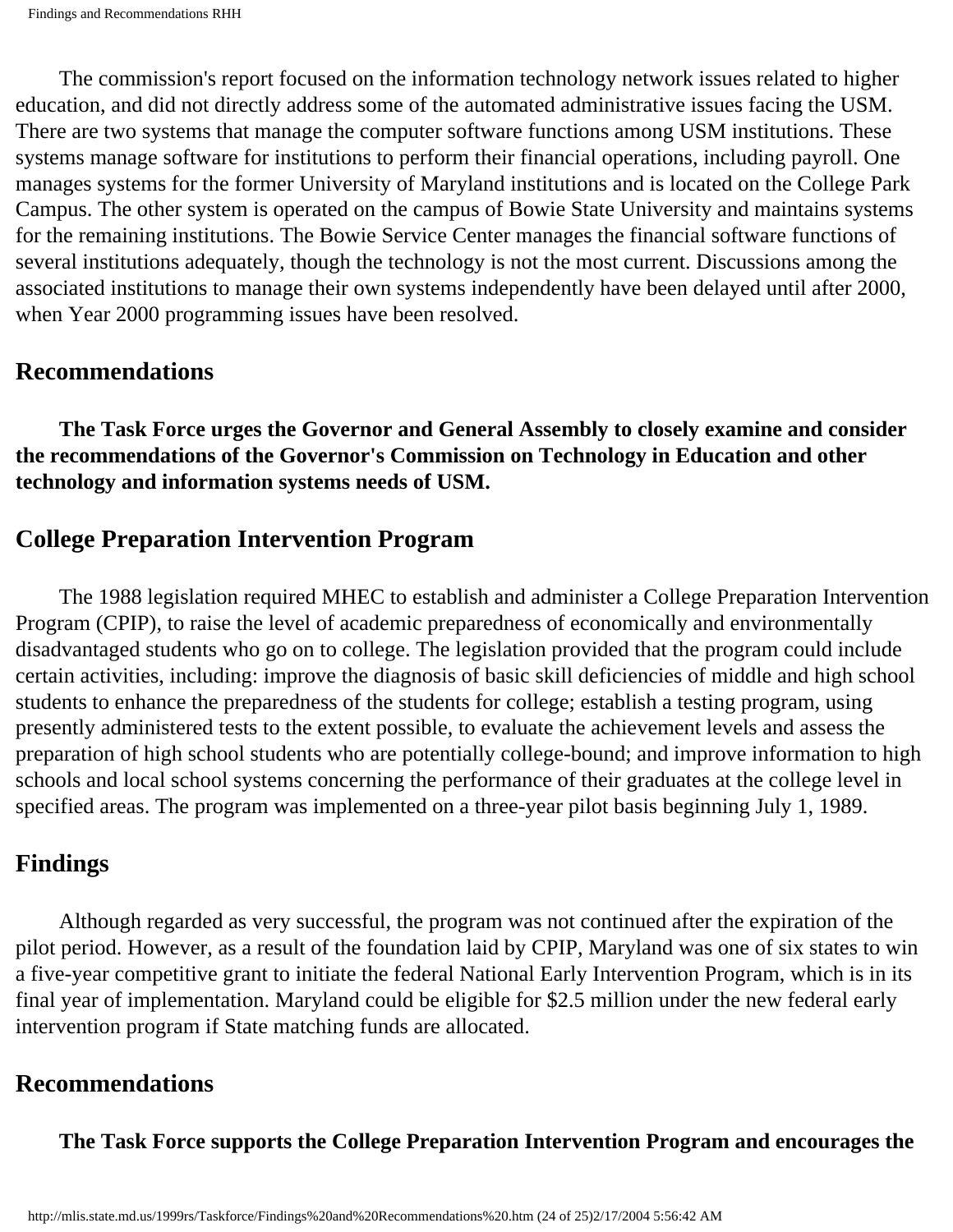The commission's report focused on the information technology network issues related to higher education, and did not directly address some of the automated administrative issues facing the USM. There are two systems that manage the computer software functions among USM institutions. These systems manage software for institutions to perform their financial operations, including payroll. One manages systems for the former University of Maryland institutions and is located on the College Park Campus. The other system is operated on the campus of Bowie State University and maintains systems for the remaining institutions. The Bowie Service Center manages the financial software functions of several institutions adequately, though the technology is not the most current. Discussions among the associated institutions to manage their own systems independently have been delayed until after 2000, when Year 2000 programming issues have been resolved.

## Recommendations

**The Task Force urges the Governor and General Assembly to closely examine and consider the recommendations of the Governor's Commission on Technology in Education and other technology and information systems needs of USM.**

## College Preparation Intervention Program

The 1988 legislation required MHEC to establish and administer a College Preparation Intervention Program (CPIP), to raise the level of academic preparedness of economically and environmentally disadvantaged students who go on to college. The legislation provided that the program could include certain activities, including: improve the diagnosis of basic skill deficiencies of middle and high school students to enhance the preparedness of the students for college; establish a testing program, using presently administered tests to the extent possible, to evaluate the achievement levels and assess the preparation of high school students who are potentially college-bound; and improve information to high schools and local school systems concerning the performance of their graduates at the college level in specified areas. The program was implemented on a three-year pilot basis beginning July 1, 1989.

## Findings

Although regarded as very successful, the program was not continued after the expiration of the pilot period. However, as a result of the foundation laid by CPIP, Maryland was one of six states to win a five-year competitive grant to initiate the federal National Early Intervention Program, which is in its final year of implementation. Maryland could be eligible for $2.5 million under the new federal early intervention program if State matching funds are allocated.

## Recommendations

**The Task Force supports the College Preparation Intervention Program and encourages the**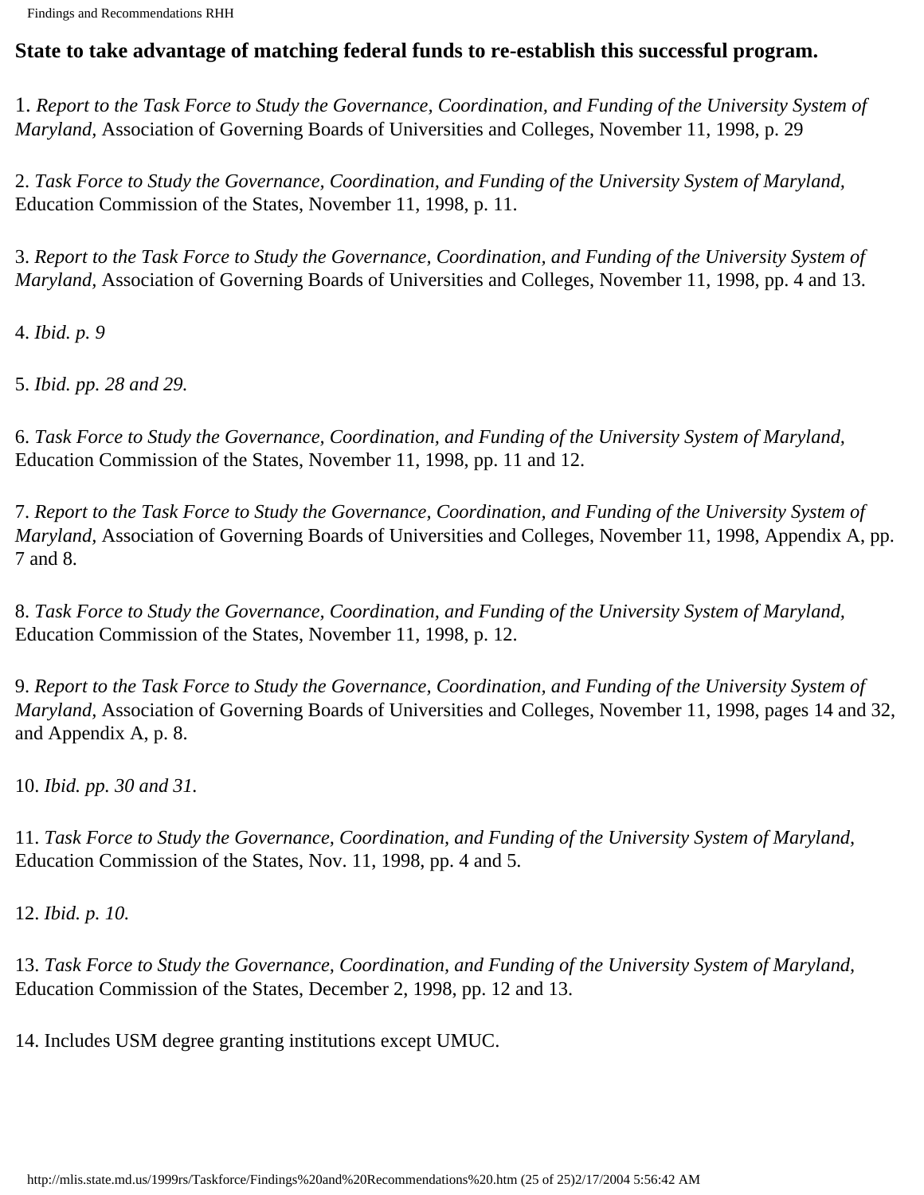**State to take advantage of matching federal funds to re-establish this successful program.**

1. *Report to the Task Force to Study the Governance, Coordination, and Funding of the University System of Maryland,* Association of Governing Boards of Universities and Colleges, November 11, 1998, p. 29

2. *Task Force to Study the Governance, Coordination, and Funding of the University System of Maryland,* Education Commission of the States, November 11, 1998, p. 11.

3. *Report to the Task Force to Study the Governance, Coordination, and Funding of the University System of Maryland,* Association of Governing Boards of Universities and Colleges, November 11, 1998, pp. 4 and 13.

4. *Ibid. p. 9*

5. *Ibid. pp. 28 and 29.*

6. *Task Force to Study the Governance, Coordination, and Funding of the University System of Maryland,* Education Commission of the States, November 11, 1998, pp. 11 and 12.

7. *Report to the Task Force to Study the Governance, Coordination, and Funding of the University System of Maryland,* Association of Governing Boards of Universities and Colleges, November 11, 1998, Appendix A, pp. 7 and 8.

8. *Task Force to Study the Governance, Coordination, and Funding of the University System of Maryland,* Education Commission of the States, November 11, 1998, p. 12.

9. *Report to the Task Force to Study the Governance, Coordination, and Funding of the University System of Maryland,* Association of Governing Boards of Universities and Colleges, November 11, 1998, pages 14 and 32, and Appendix A, p. 8.

10. *Ibid. pp. 30 and 31.*

11. *Task Force to Study the Governance, Coordination, and Funding of the University System of Maryland,* Education Commission of the States, Nov. 11, 1998, pp. 4 and 5.

12. *Ibid. p. 10.*

13. *Task Force to Study the Governance, Coordination, and Funding of the University System of Maryland,* Education Commission of the States, December 2, 1998, pp. 12 and 13.

14. Includes USM degree granting institutions except UMUC.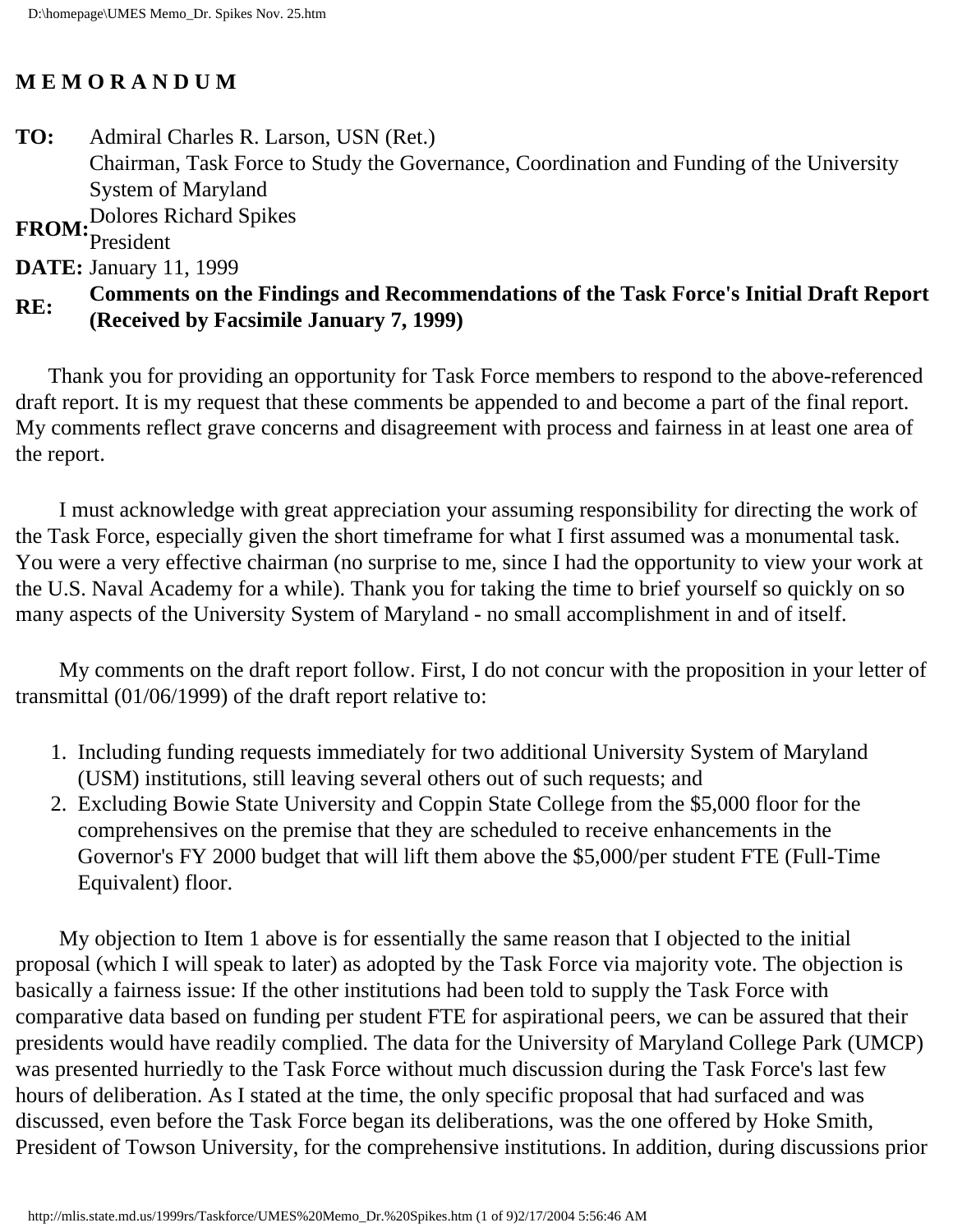# M E M O R A N D U M

**TO:** Admiral Charles R. Larson, USN (Ret.)
Chairman, Task Force to Study the Governance, Coordination and Funding of the University System of Maryland

**FROM:** Dolores Richard Spikes
President

**DATE:** January 11, 1999

**RE:** **Comments on the Findings and Recommendations of the Task Force's Initial Draft Report (Received by Facsimile January 7, 1999)**

Thank you for providing an opportunity for Task Force members to respond to the above-referenced draft report. It is my request that these comments be appended to and become a part of the final report. My comments reflect grave concerns and disagreement with process and fairness in at least one area of the report.

I must acknowledge with great appreciation your assuming responsibility for directing the work of the Task Force, especially given the short timeframe for what I first assumed was a monumental task. You were a very effective chairman (no surprise to me, since I had the opportunity to view your work at the U.S. Naval Academy for a while). Thank you for taking the time to brief yourself so quickly on so many aspects of the University System of Maryland - no small accomplishment in and of itself.

My comments on the draft report follow. First, I do not concur with the proposition in your letter of transmittal (01/06/1999) of the draft report relative to:

1. Including funding requests immediately for two additional University System of Maryland (USM) institutions, still leaving several others out of such requests; and
2. Excluding Bowie State University and Coppin State College from the $5,000 floor for the comprehensives on the premise that they are scheduled to receive enhancements in the Governor's FY 2000 budget that will lift them above the $5,000/per student FTE (Full-Time Equivalent) floor.

My objection to Item 1 above is for essentially the same reason that I objected to the initial proposal (which I will speak to later) as adopted by the Task Force via majority vote. The objection is basically a fairness issue: If the other institutions had been told to supply the Task Force with comparative data based on funding per student FTE for aspirational peers, we can be assured that their presidents would have readily complied. The data for the University of Maryland College Park (UMCP) was presented hurriedly to the Task Force without much discussion during the Task Force's last few hours of deliberation. As I stated at the time, the only specific proposal that had surfaced and was discussed, even before the Task Force began its deliberations, was the one offered by Hoke Smith, President of Towson University, for the comprehensive institutions. In addition, during discussions prior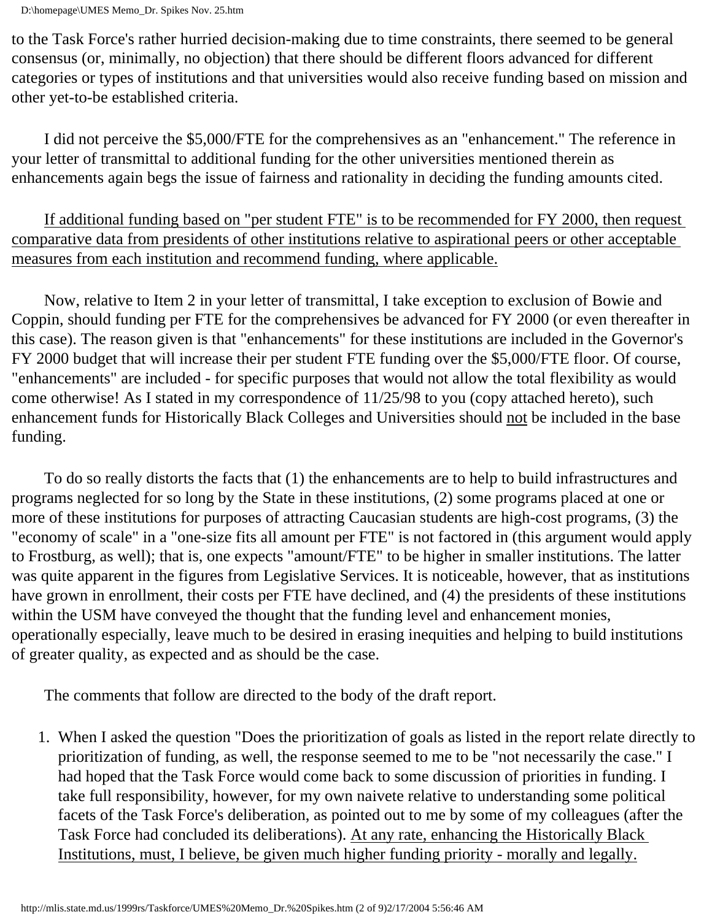to the Task Force's rather hurried decision-making due to time constraints, there seemed to be general consensus (or, minimally, no objection) that there should be different floors advanced for different categories or types of institutions and that universities would also receive funding based on mission and other yet-to-be established criteria.

I did not perceive the $5,000/FTE for the comprehensives as an "enhancement." The reference in your letter of transmittal to additional funding for the other universities mentioned therein as enhancements again begs the issue of fairness and rationality in deciding the funding amounts cited.

<u>If additional funding based on "per student FTE" is to be recommended for FY 2000, then request comparative data from presidents of other institutions relative to aspirational peers or other acceptable measures from each institution and recommend funding, where applicable.</u>

Now, relative to Item 2 in your letter of transmittal, I take exception to exclusion of Bowie and Coppin, should funding per FTE for the comprehensives be advanced for FY 2000 (or even thereafter in this case). The reason given is that "enhancements" for these institutions are included in the Governor's FY 2000 budget that will increase their per student FTE funding over the $5,000/FTE floor. Of course, "enhancements" are included - for specific purposes that would not allow the total flexibility as would come otherwise! As I stated in my correspondence of 11/25/98 to you (copy attached hereto), such enhancement funds for Historically Black Colleges and Universities should <u>not</u> be included in the base funding.

To do so really distorts the facts that (1) the enhancements are to help to build infrastructures and programs neglected for so long by the State in these institutions, (2) some programs placed at one or more of these institutions for purposes of attracting Caucasian students are high-cost programs, (3) the "economy of scale" in a "one-size fits all amount per FTE" is not factored in (this argument would apply to Frostburg, as well); that is, one expects "amount/FTE" to be higher in smaller institutions. The latter was quite apparent in the figures from Legislative Services. It is noticeable, however, that as institutions have grown in enrollment, their costs per FTE have declined, and (4) the presidents of these institutions within the USM have conveyed the thought that the funding level and enhancement monies, operationally especially, leave much to be desired in erasing inequities and helping to build institutions of greater quality, as expected and as should be the case.

The comments that follow are directed to the body of the draft report.

1. When I asked the question "Does the prioritization of goals as listed in the report relate directly to prioritization of funding, as well, the response seemed to me to be "not necessarily the case." I had hoped that the Task Force would come back to some discussion of priorities in funding. I take full responsibility, however, for my own naivete relative to understanding some political facets of the Task Force's deliberation, as pointed out to me by some of my colleagues (after the Task Force had concluded its deliberations). <u>At any rate, enhancing the Historically Black Institutions, must, I believe, be given much higher funding priority - morally and legally.</u>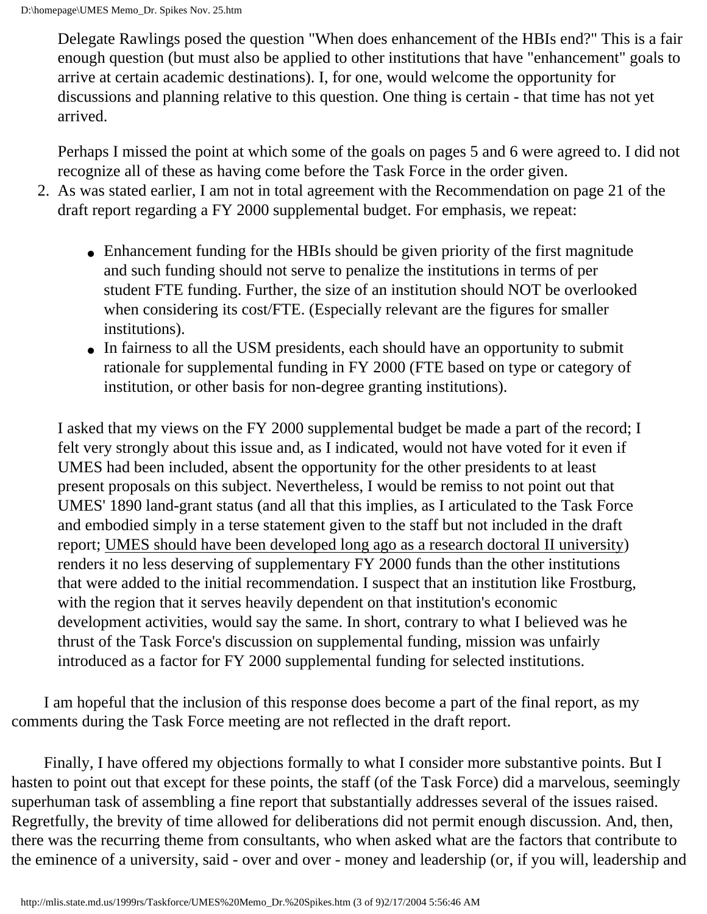Delegate Rawlings posed the question "When does enhancement of the HBIs end?" This is a fair enough question (but must also be applied to other institutions that have "enhancement" goals to arrive at certain academic destinations). I, for one, would welcome the opportunity for discussions and planning relative to this question. One thing is certain - that time has not yet arrived.

Perhaps I missed the point at which some of the goals on pages 5 and 6 were agreed to. I did not recognize all of these as having come before the Task Force in the order given.

2. As was stated earlier, I am not in total agreement with the Recommendation on page 21 of the draft report regarding a FY 2000 supplemental budget. For emphasis, we repeat:

   - Enhancement funding for the HBIs should be given priority of the first magnitude and such funding should not serve to penalize the institutions in terms of per student FTE funding. Further, the size of an institution should NOT be overlooked when considering its cost/FTE. (Especially relevant are the figures for smaller institutions).
   - In fairness to all the USM presidents, each should have an opportunity to submit rationale for supplemental funding in FY 2000 (FTE based on type or category of institution, or other basis for non-degree granting institutions).

   I asked that my views on the FY 2000 supplemental budget be made a part of the record; I felt very strongly about this issue and, as I indicated, would not have voted for it even if UMES had been included, absent the opportunity for the other presidents to at least present proposals on this subject. Nevertheless, I would be remiss to not point out that UMES' 1890 land-grant status (and all that this implies, as I articulated to the Task Force and embodied simply in a terse statement given to the staff but not included in the draft report; <u>UMES should have been developed long ago as a research doctoral II university</u>) renders it no less deserving of supplementary FY 2000 funds than the other institutions that were added to the initial recommendation. I suspect that an institution like Frostburg, with the region that it serves heavily dependent on that institution's economic development activities, would say the same. In short, contrary to what I believed was he thrust of the Task Force's discussion on supplemental funding, mission was unfairly introduced as a factor for FY 2000 supplemental funding for selected institutions.

I am hopeful that the inclusion of this response does become a part of the final report, as my comments during the Task Force meeting are not reflected in the draft report.

Finally, I have offered my objections formally to what I consider more substantive points. But I hasten to point out that except for these points, the staff (of the Task Force) did a marvelous, seemingly superhuman task of assembling a fine report that substantially addresses several of the issues raised. Regretfully, the brevity of time allowed for deliberations did not permit enough discussion. And, then, there was the recurring theme from consultants, who when asked what are the factors that contribute to the eminence of a university, said - over and over - money and leadership (or, if you will, leadership and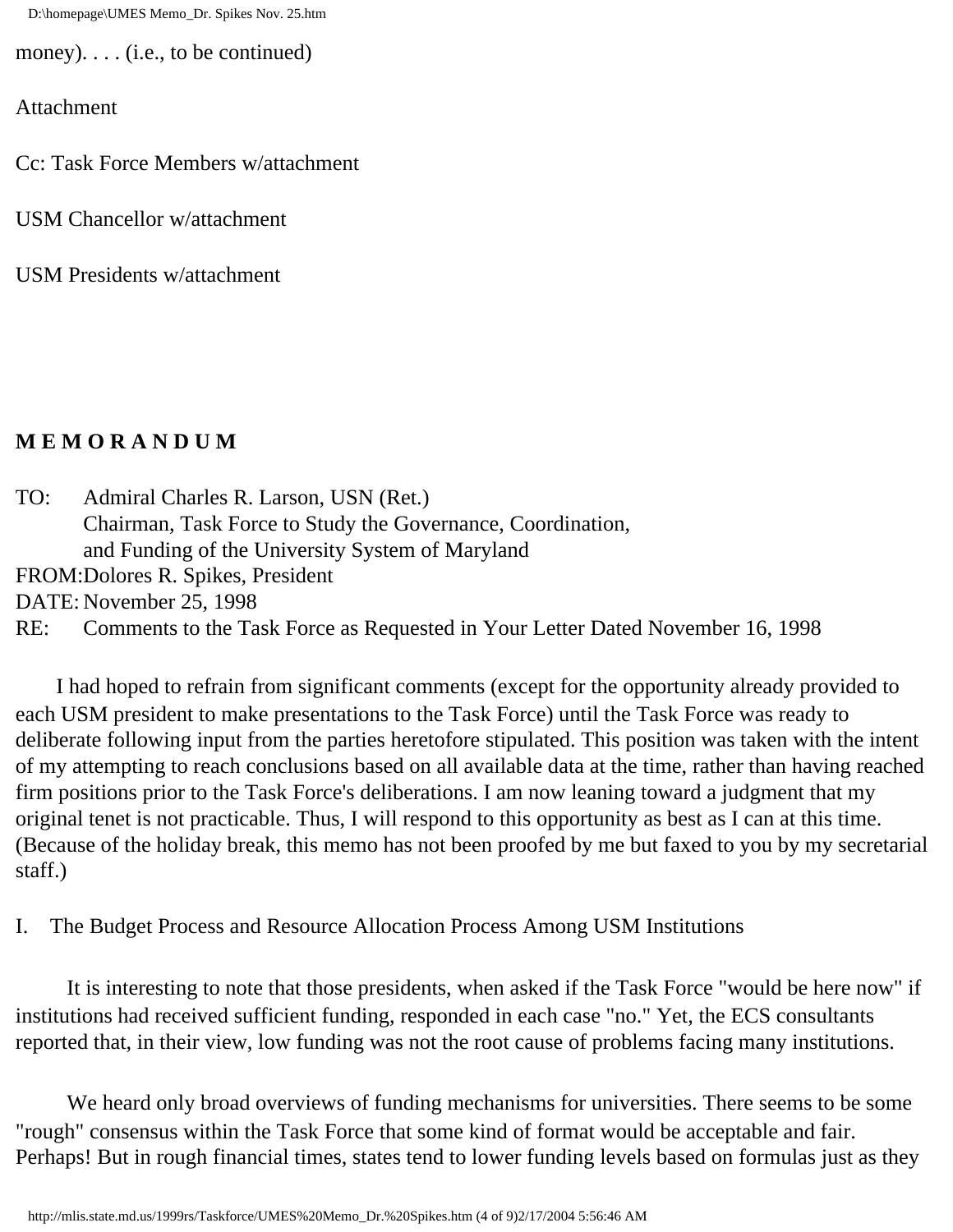money). . . . (i.e., to be continued)

Attachment

Cc: Task Force Members w/attachment

USM Chancellor w/attachment

USM Presidents w/attachment

**M E M O R A N D U M**

TO: Admiral Charles R. Larson, USN (Ret.)
Chairman, Task Force to Study the Governance, Coordination, and Funding of the University System of Maryland
FROM: Dolores R. Spikes, President
DATE: November 25, 1998
RE: Comments to the Task Force as Requested in Your Letter Dated November 16, 1998

I had hoped to refrain from significant comments (except for the opportunity already provided to each USM president to make presentations to the Task Force) until the Task Force was ready to deliberate following input from the parties heretofore stipulated. This position was taken with the intent of my attempting to reach conclusions based on all available data at the time, rather than having reached firm positions prior to the Task Force's deliberations. I am now leaning toward a judgment that my original tenet is not practicable. Thus, I will respond to this opportunity as best as I can at this time. (Because of the holiday break, this memo has not been proofed by me but faxed to you by my secretarial staff.)

I. The Budget Process and Resource Allocation Process Among USM Institutions

It is interesting to note that those presidents, when asked if the Task Force "would be here now" if institutions had received sufficient funding, responded in each case "no." Yet, the ECS consultants reported that, in their view, low funding was not the root cause of problems facing many institutions.

We heard only broad overviews of funding mechanisms for universities. There seems to be some "rough" consensus within the Task Force that some kind of format would be acceptable and fair. Perhaps! But in rough financial times, states tend to lower funding levels based on formulas just as they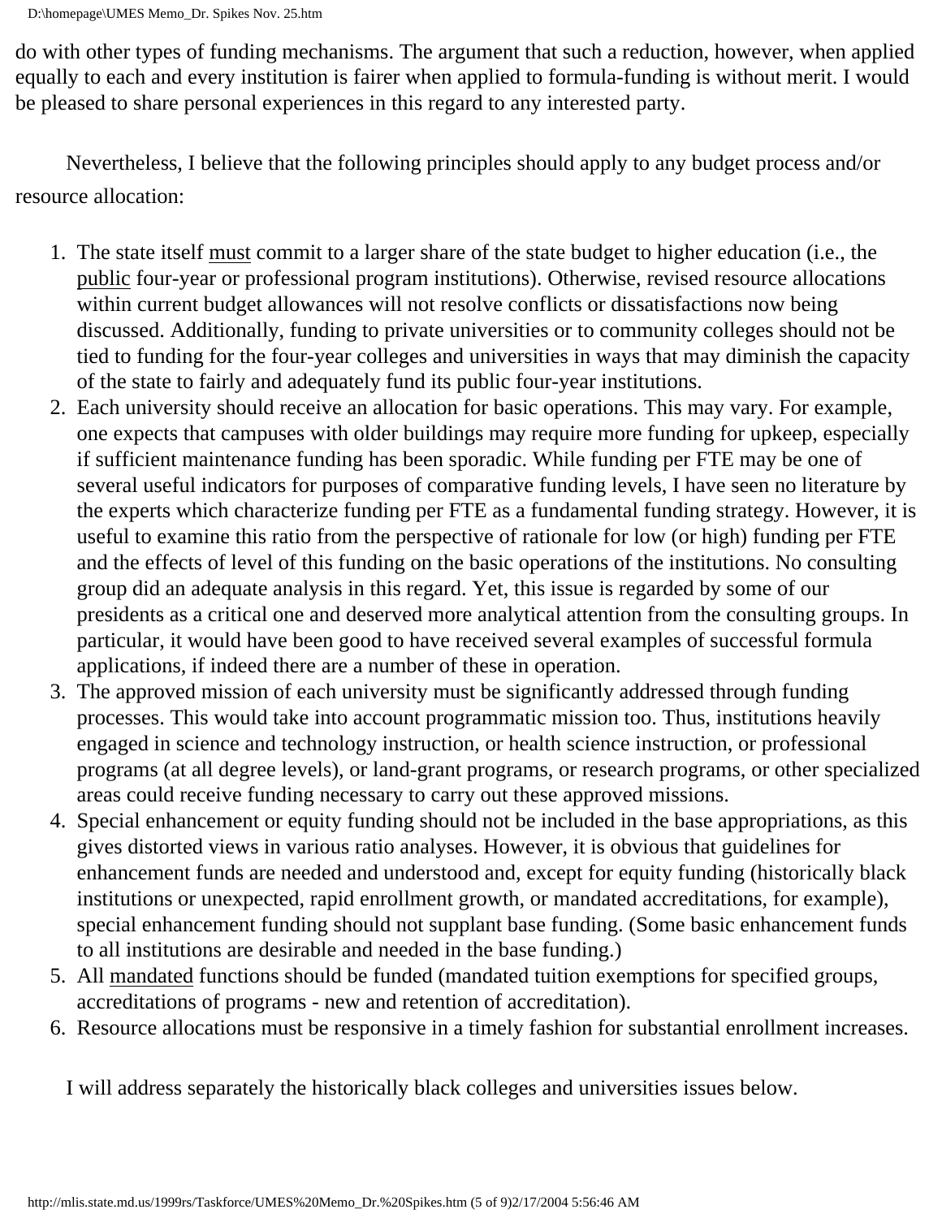do with other types of funding mechanisms. The argument that such a reduction, however, when applied equally to each and every institution is fairer when applied to formula-funding is without merit. I would be pleased to share personal experiences in this regard to any interested party.

Nevertheless, I believe that the following principles should apply to any budget process and/or resource allocation:

1. The state itself <u>must</u> commit to a larger share of the state budget to higher education (i.e., the <u>public</u> four-year or professional program institutions). Otherwise, revised resource allocations within current budget allowances will not resolve conflicts or dissatisfactions now being discussed. Additionally, funding to private universities or to community colleges should not be tied to funding for the four-year colleges and universities in ways that may diminish the capacity of the state to fairly and adequately fund its public four-year institutions.
2. Each university should receive an allocation for basic operations. This may vary. For example, one expects that campuses with older buildings may require more funding for upkeep, especially if sufficient maintenance funding has been sporadic. While funding per FTE may be one of several useful indicators for purposes of comparative funding levels, I have seen no literature by the experts which characterize funding per FTE as a fundamental funding strategy. However, it is useful to examine this ratio from the perspective of rationale for low (or high) funding per FTE and the effects of level of this funding on the basic operations of the institutions. No consulting group did an adequate analysis in this regard. Yet, this issue is regarded by some of our presidents as a critical one and deserved more analytical attention from the consulting groups. In particular, it would have been good to have received several examples of successful formula applications, if indeed there are a number of these in operation.
3. The approved mission of each university must be significantly addressed through funding processes. This would take into account programmatic mission too. Thus, institutions heavily engaged in science and technology instruction, or health science instruction, or professional programs (at all degree levels), or land-grant programs, or research programs, or other specialized areas could receive funding necessary to carry out these approved missions.
4. Special enhancement or equity funding should not be included in the base appropriations, as this gives distorted views in various ratio analyses. However, it is obvious that guidelines for enhancement funds are needed and understood and, except for equity funding (historically black institutions or unexpected, rapid enrollment growth, or mandated accreditations, for example), special enhancement funding should not supplant base funding. (Some basic enhancement funds to all institutions are desirable and needed in the base funding.)
5. All <u>mandated</u> functions should be funded (mandated tuition exemptions for specified groups, accreditations of programs - new and retention of accreditation).
6. Resource allocations must be responsive in a timely fashion for substantial enrollment increases.

I will address separately the historically black colleges and universities issues below.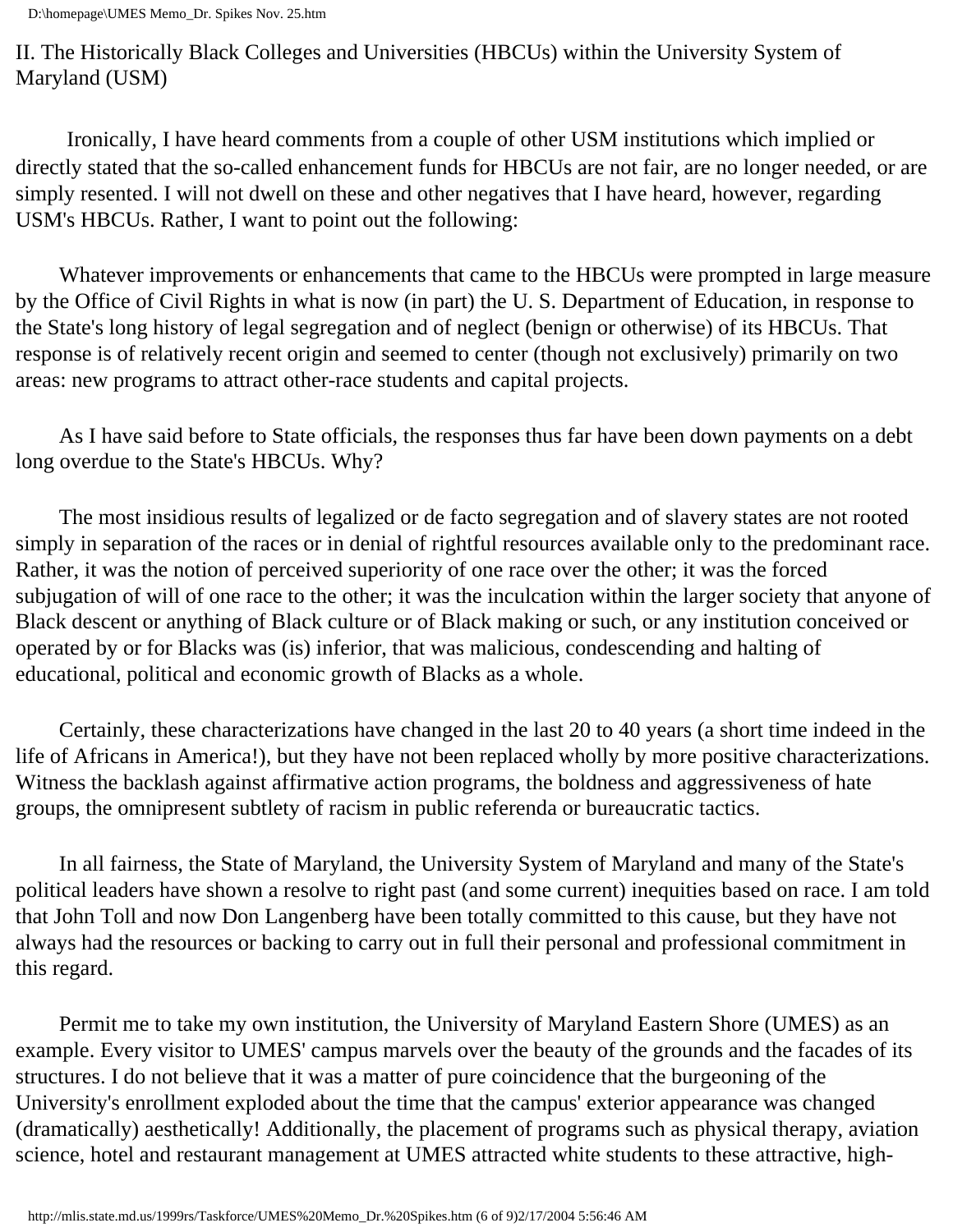## II. The Historically Black Colleges and Universities (HBCUs) within the University System of Maryland (USM)

Ironically, I have heard comments from a couple of other USM institutions which implied or directly stated that the so-called enhancement funds for HBCUs are not fair, are no longer needed, or are simply resented. I will not dwell on these and other negatives that I have heard, however, regarding USM's HBCUs. Rather, I want to point out the following:

Whatever improvements or enhancements that came to the HBCUs were prompted in large measure by the Office of Civil Rights in what is now (in part) the U. S. Department of Education, in response to the State's long history of legal segregation and of neglect (benign or otherwise) of its HBCUs. That response is of relatively recent origin and seemed to center (though not exclusively) primarily on two areas: new programs to attract other-race students and capital projects.

As I have said before to State officials, the responses thus far have been down payments on a debt long overdue to the State's HBCUs. Why?

The most insidious results of legalized or de facto segregation and of slavery states are not rooted simply in separation of the races or in denial of rightful resources available only to the predominant race. Rather, it was the notion of perceived superiority of one race over the other; it was the forced subjugation of will of one race to the other; it was the inculcation within the larger society that anyone of Black descent or anything of Black culture or of Black making or such, or any institution conceived or operated by or for Blacks was (is) inferior, that was malicious, condescending and halting of educational, political and economic growth of Blacks as a whole.

Certainly, these characterizations have changed in the last 20 to 40 years (a short time indeed in the life of Africans in America!), but they have not been replaced wholly by more positive characterizations. Witness the backlash against affirmative action programs, the boldness and aggressiveness of hate groups, the omnipresent subtlety of racism in public referenda or bureaucratic tactics.

In all fairness, the State of Maryland, the University System of Maryland and many of the State's political leaders have shown a resolve to right past (and some current) inequities based on race. I am told that John Toll and now Don Langenberg have been totally committed to this cause, but they have not always had the resources or backing to carry out in full their personal and professional commitment in this regard.

Permit me to take my own institution, the University of Maryland Eastern Shore (UMES) as an example. Every visitor to UMES' campus marvels over the beauty of the grounds and the facades of its structures. I do not believe that it was a matter of pure coincidence that the burgeoning of the University's enrollment exploded about the time that the campus' exterior appearance was changed (dramatically) aesthetically! Additionally, the placement of programs such as physical therapy, aviation science, hotel and restaurant management at UMES attracted white students to these attractive, high-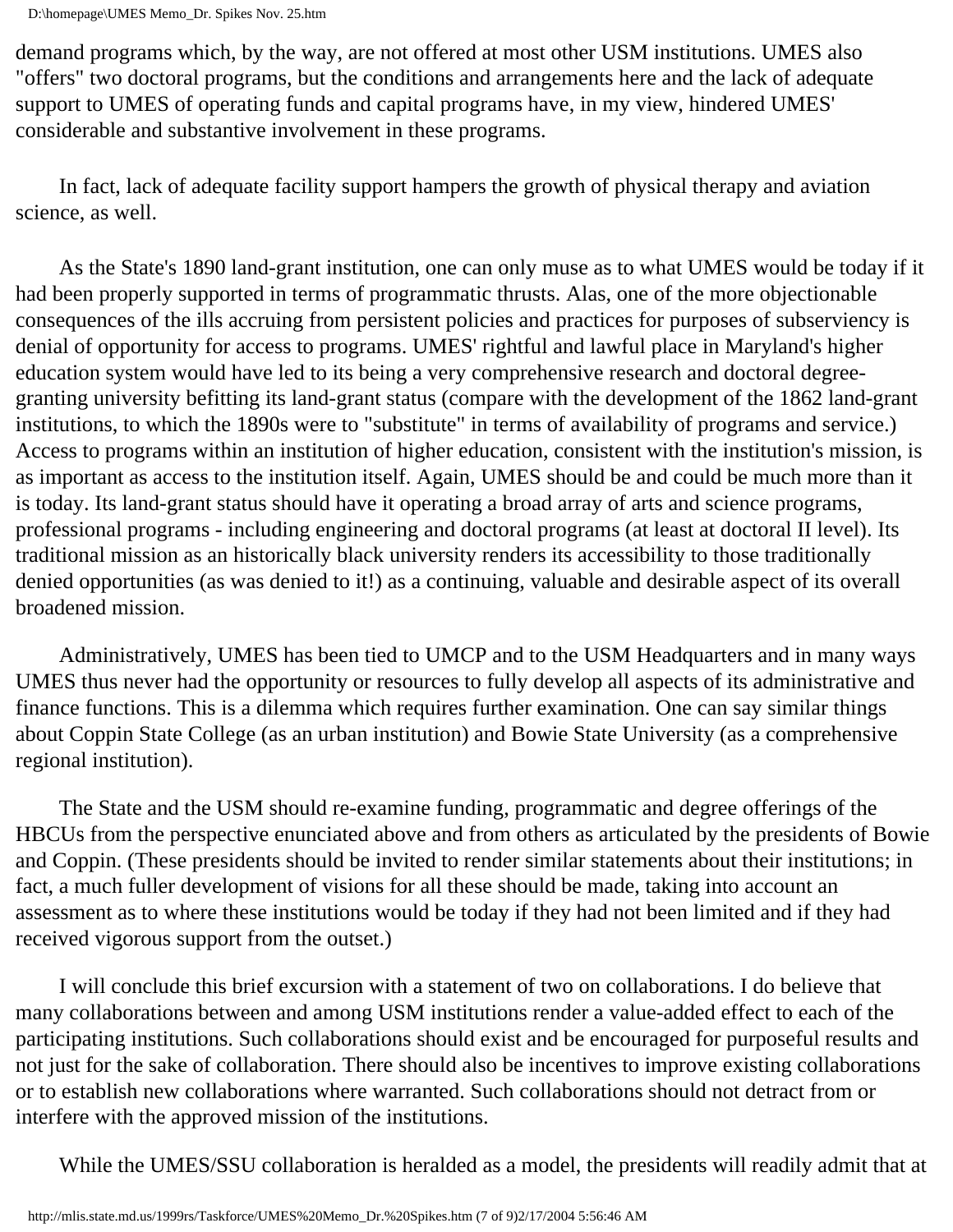demand programs which, by the way, are not offered at most other USM institutions. UMES also "offers" two doctoral programs, but the conditions and arrangements here and the lack of adequate support to UMES of operating funds and capital programs have, in my view, hindered UMES' considerable and substantive involvement in these programs.

In fact, lack of adequate facility support hampers the growth of physical therapy and aviation science, as well.

As the State's 1890 land-grant institution, one can only muse as to what UMES would be today if it had been properly supported in terms of programmatic thrusts. Alas, one of the more objectionable consequences of the ills accruing from persistent policies and practices for purposes of subserviency is denial of opportunity for access to programs. UMES' rightful and lawful place in Maryland's higher education system would have led to its being a very comprehensive research and doctoral degree-granting university befitting its land-grant status (compare with the development of the 1862 land-grant institutions, to which the 1890s were to "substitute" in terms of availability of programs and service.) Access to programs within an institution of higher education, consistent with the institution's mission, is as important as access to the institution itself. Again, UMES should be and could be much more than it is today. Its land-grant status should have it operating a broad array of arts and science programs, professional programs - including engineering and doctoral programs (at least at doctoral II level). Its traditional mission as an historically black university renders its accessibility to those traditionally denied opportunities (as was denied to it!) as a continuing, valuable and desirable aspect of its overall broadened mission.

Administratively, UMES has been tied to UMCP and to the USM Headquarters and in many ways UMES thus never had the opportunity or resources to fully develop all aspects of its administrative and finance functions. This is a dilemma which requires further examination. One can say similar things about Coppin State College (as an urban institution) and Bowie State University (as a comprehensive regional institution).

The State and the USM should re-examine funding, programmatic and degree offerings of the HBCUs from the perspective enunciated above and from others as articulated by the presidents of Bowie and Coppin. (These presidents should be invited to render similar statements about their institutions; in fact, a much fuller development of visions for all these should be made, taking into account an assessment as to where these institutions would be today if they had not been limited and if they had received vigorous support from the outset.)

I will conclude this brief excursion with a statement of two on collaborations. I do believe that many collaborations between and among USM institutions render a value-added effect to each of the participating institutions. Such collaborations should exist and be encouraged for purposeful results and not just for the sake of collaboration. There should also be incentives to improve existing collaborations or to establish new collaborations where warranted. Such collaborations should not detract from or interfere with the approved mission of the institutions.

While the UMES/SSU collaboration is heralded as a model, the presidents will readily admit that at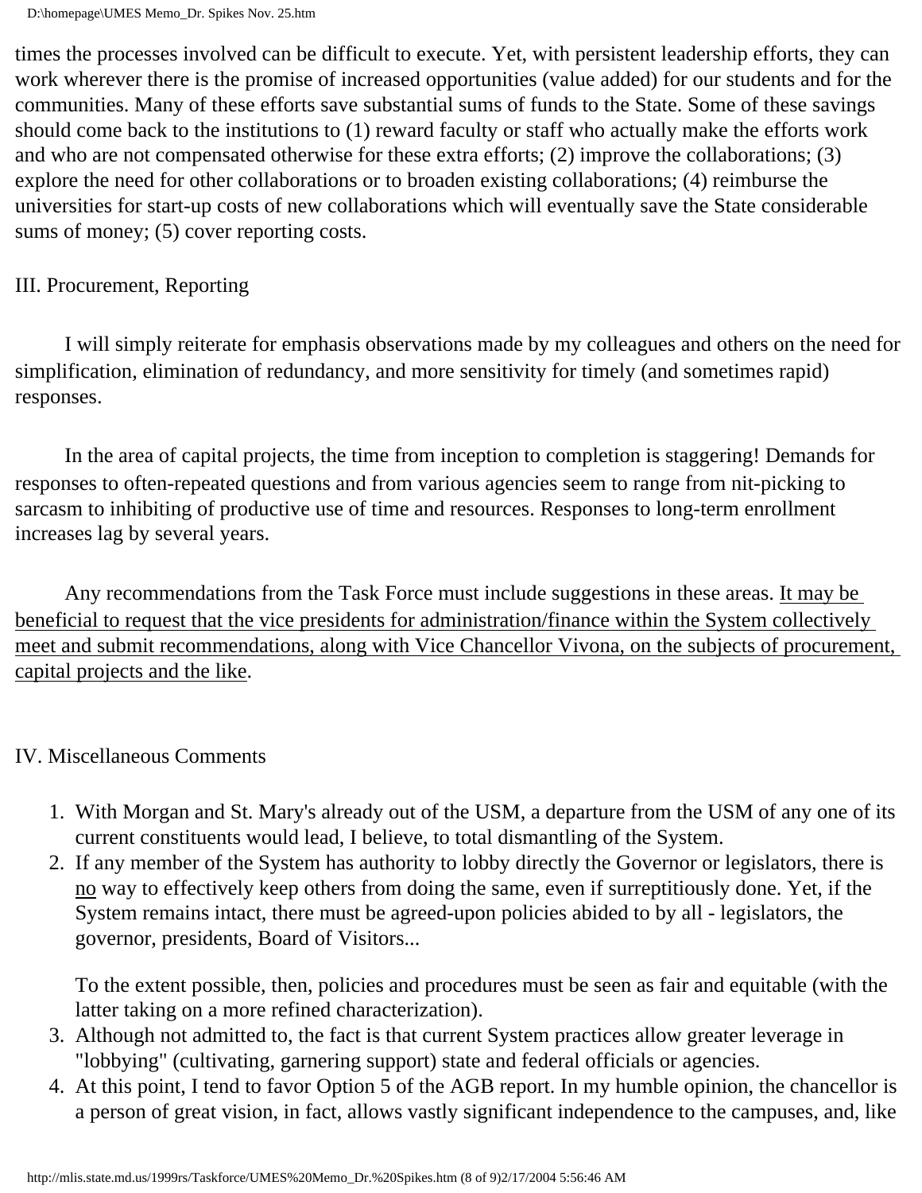times the processes involved can be difficult to execute. Yet, with persistent leadership efforts, they can work wherever there is the promise of increased opportunities (value added) for our students and for the communities. Many of these efforts save substantial sums of funds to the State. Some of these savings should come back to the institutions to (1) reward faculty or staff who actually make the efforts work and who are not compensated otherwise for these extra efforts; (2) improve the collaborations; (3) explore the need for other collaborations or to broaden existing collaborations; (4) reimburse the universities for start-up costs of new collaborations which will eventually save the State considerable sums of money; (5) cover reporting costs.

III. Procurement, Reporting

I will simply reiterate for emphasis observations made by my colleagues and others on the need for simplification, elimination of redundancy, and more sensitivity for timely (and sometimes rapid) responses.

In the area of capital projects, the time from inception to completion is staggering! Demands for responses to often-repeated questions and from various agencies seem to range from nit-picking to sarcasm to inhibiting of productive use of time and resources. Responses to long-term enrollment increases lag by several years.

Any recommendations from the Task Force must include suggestions in these areas. <u>It may be beneficial to request that the vice presidents for administration/finance within the System collectively meet and submit recommendations, along with Vice Chancellor Vivona, on the subjects of procurement, capital projects and the like</u>.

IV. Miscellaneous Comments

1. With Morgan and St. Mary's already out of the USM, a departure from the USM of any one of its current constituents would lead, I believe, to total dismantling of the System.
2. If any member of the System has authority to lobby directly the Governor or legislators, there is <u>no</u> way to effectively keep others from doing the same, even if surreptitiously done. Yet, if the System remains intact, there must be agreed-upon policies abided to by all - legislators, the governor, presidents, Board of Visitors...

   To the extent possible, then, policies and procedures must be seen as fair and equitable (with the latter taking on a more refined characterization).
3. Although not admitted to, the fact is that current System practices allow greater leverage in "lobbying" (cultivating, garnering support) state and federal officials or agencies.
4. At this point, I tend to favor Option 5 of the AGB report. In my humble opinion, the chancellor is a person of great vision, in fact, allows vastly significant independence to the campuses, and, like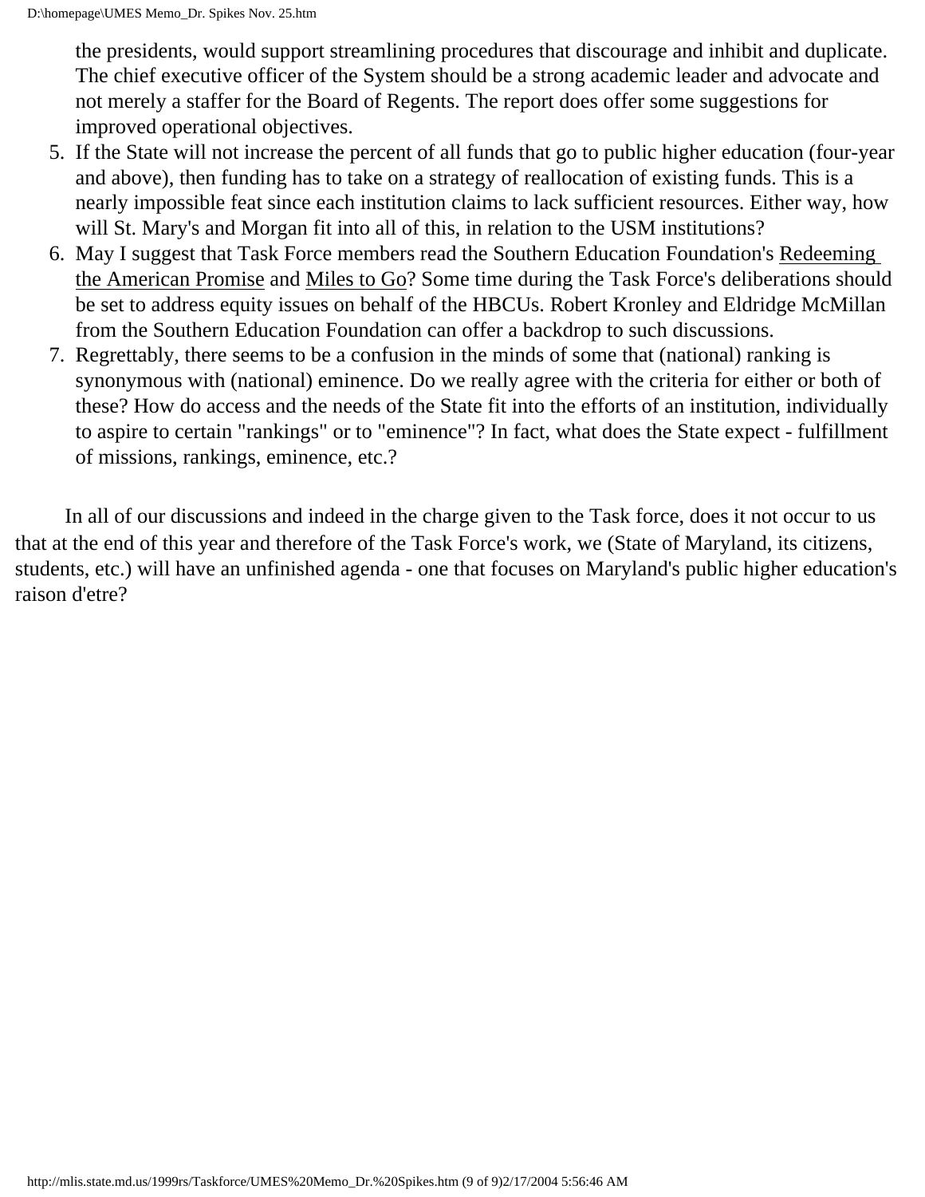the presidents, would support streamlining procedures that discourage and inhibit and duplicate. The chief executive officer of the System should be a strong academic leader and advocate and not merely a staffer for the Board of Regents. The report does offer some suggestions for improved operational objectives.

5. If the State will not increase the percent of all funds that go to public higher education (four-year and above), then funding has to take on a strategy of reallocation of existing funds. This is a nearly impossible feat since each institution claims to lack sufficient resources. Either way, how will St. Mary's and Morgan fit into all of this, in relation to the USM institutions?
6. May I suggest that Task Force members read the Southern Education Foundation's Redeeming the American Promise and Miles to Go? Some time during the Task Force's deliberations should be set to address equity issues on behalf of the HBCUs. Robert Kronley and Eldridge McMillan from the Southern Education Foundation can offer a backdrop to such discussions.
7. Regrettably, there seems to be a confusion in the minds of some that (national) ranking is synonymous with (national) eminence. Do we really agree with the criteria for either or both of these? How do access and the needs of the State fit into the efforts of an institution, individually to aspire to certain "rankings" or to "eminence"? In fact, what does the State expect - fulfillment of missions, rankings, eminence, etc.?

In all of our discussions and indeed in the charge given to the Task force, does it not occur to us that at the end of this year and therefore of the Task Force's work, we (State of Maryland, its citizens, students, etc.) will have an unfinished agenda - one that focuses on Maryland's public higher education's raison d'etre?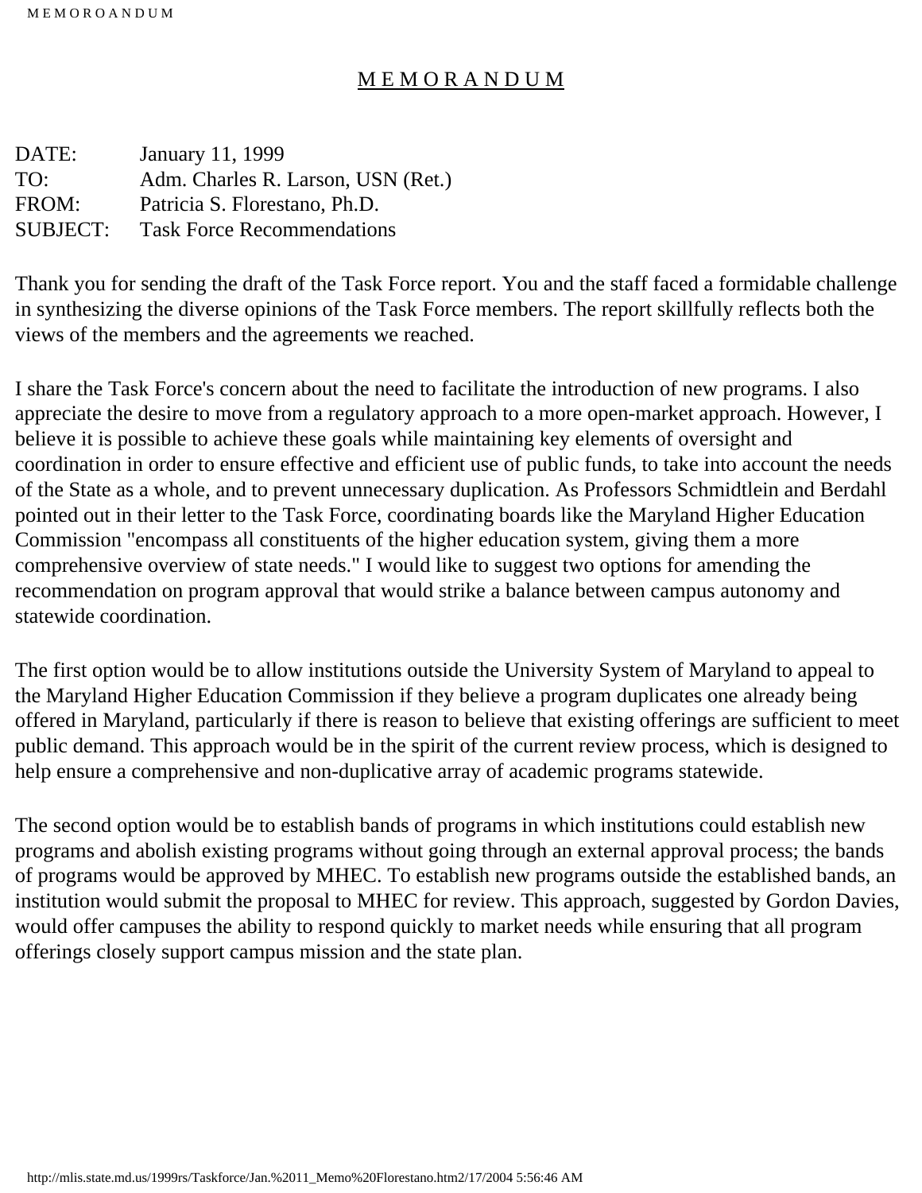# M E M O R A N D U M

DATE: January 11, 1999
TO: Adm. Charles R. Larson, USN (Ret.)
FROM: Patricia S. Florestano, Ph.D.
SUBJECT: Task Force Recommendations

Thank you for sending the draft of the Task Force report. You and the staff faced a formidable challenge in synthesizing the diverse opinions of the Task Force members. The report skillfully reflects both the views of the members and the agreements we reached.

I share the Task Force's concern about the need to facilitate the introduction of new programs. I also appreciate the desire to move from a regulatory approach to a more open-market approach. However, I believe it is possible to achieve these goals while maintaining key elements of oversight and coordination in order to ensure effective and efficient use of public funds, to take into account the needs of the State as a whole, and to prevent unnecessary duplication. As Professors Schmidtlein and Berdahl pointed out in their letter to the Task Force, coordinating boards like the Maryland Higher Education Commission "encompass all constituents of the higher education system, giving them a more comprehensive overview of state needs." I would like to suggest two options for amending the recommendation on program approval that would strike a balance between campus autonomy and statewide coordination.

The first option would be to allow institutions outside the University System of Maryland to appeal to the Maryland Higher Education Commission if they believe a program duplicates one already being offered in Maryland, particularly if there is reason to believe that existing offerings are sufficient to meet public demand. This approach would be in the spirit of the current review process, which is designed to help ensure a comprehensive and non-duplicative array of academic programs statewide.

The second option would be to establish bands of programs in which institutions could establish new programs and abolish existing programs without going through an external approval process; the bands of programs would be approved by MHEC. To establish new programs outside the established bands, an institution would submit the proposal to MHEC for review. This approach, suggested by Gordon Davies, would offer campuses the ability to respond quickly to market needs while ensuring that all program offerings closely support campus mission and the state plan.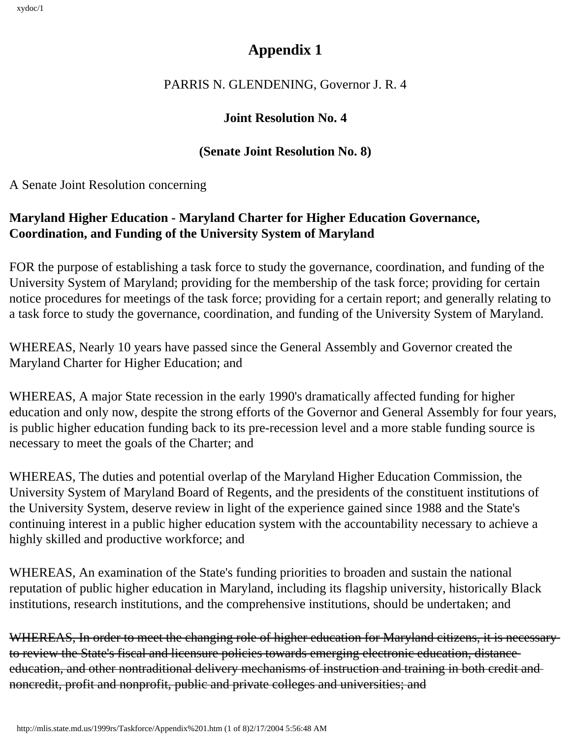# Appendix 1

PARRIS N. GLENDENING, Governor J. R. 4

**Joint Resolution No. 4**

**(Senate Joint Resolution No. 8)**

A Senate Joint Resolution concerning

**Maryland Higher Education - Maryland Charter for Higher Education Governance, Coordination, and Funding of the University System of Maryland**

FOR the purpose of establishing a task force to study the governance, coordination, and funding of the University System of Maryland; providing for the membership of the task force; providing for certain notice procedures for meetings of the task force; providing for a certain report; and generally relating to a task force to study the governance, coordination, and funding of the University System of Maryland.

WHEREAS, Nearly 10 years have passed since the General Assembly and Governor created the Maryland Charter for Higher Education; and

WHEREAS, A major State recession in the early 1990's dramatically affected funding for higher education and only now, despite the strong efforts of the Governor and General Assembly for four years, is public higher education funding back to its pre-recession level and a more stable funding source is necessary to meet the goals of the Charter; and

WHEREAS, The duties and potential overlap of the Maryland Higher Education Commission, the University System of Maryland Board of Regents, and the presidents of the constituent institutions of the University System, deserve review in light of the experience gained since 1988 and the State's continuing interest in a public higher education system with the accountability necessary to achieve a highly skilled and productive workforce; and

WHEREAS, An examination of the State's funding priorities to broaden and sustain the national reputation of public higher education in Maryland, including its flagship university, historically Black institutions, research institutions, and the comprehensive institutions, should be undertaken; and

~~WHEREAS, In order to meet the changing role of higher education for Maryland citizens, it is necessary to review the State's fiscal and licensure policies towards emerging electronic education, distance education, and other nontraditional delivery mechanisms of instruction and training in both credit and noncredit, profit and nonprofit, public and private colleges and universities; and~~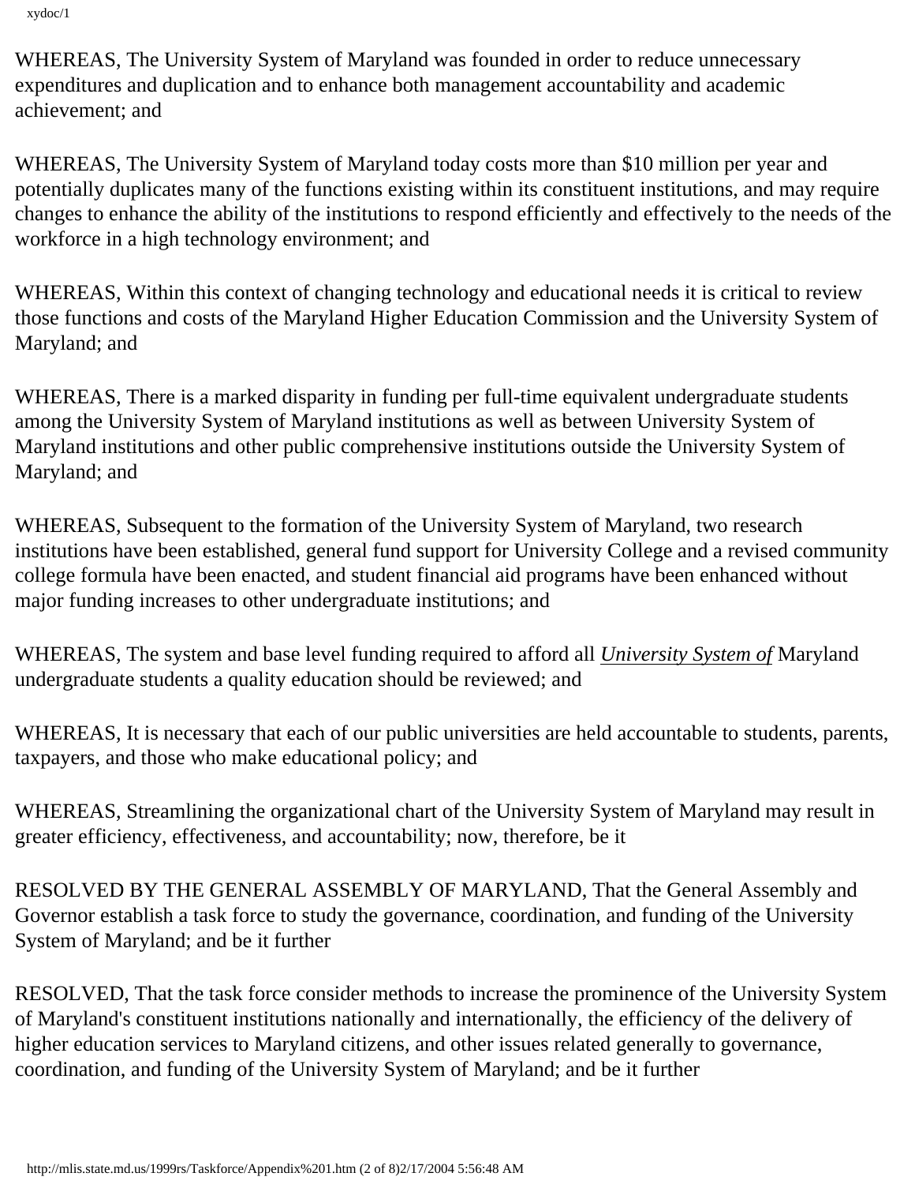WHEREAS, The University System of Maryland was founded in order to reduce unnecessary expenditures and duplication and to enhance both management accountability and academic achievement; and

WHEREAS, The University System of Maryland today costs more than $10 million per year and potentially duplicates many of the functions existing within its constituent institutions, and may require changes to enhance the ability of the institutions to respond efficiently and effectively to the needs of the workforce in a high technology environment; and

WHEREAS, Within this context of changing technology and educational needs it is critical to review those functions and costs of the Maryland Higher Education Commission and the University System of Maryland; and

WHEREAS, There is a marked disparity in funding per full-time equivalent undergraduate students among the University System of Maryland institutions as well as between University System of Maryland institutions and other public comprehensive institutions outside the University System of Maryland; and

WHEREAS, Subsequent to the formation of the University System of Maryland, two research institutions have been established, general fund support for University College and a revised community college formula have been enacted, and student financial aid programs have been enhanced without major funding increases to other undergraduate institutions; and

WHEREAS, The system and base level funding required to afford all *University System of* Maryland undergraduate students a quality education should be reviewed; and

WHEREAS, It is necessary that each of our public universities are held accountable to students, parents, taxpayers, and those who make educational policy; and

WHEREAS, Streamlining the organizational chart of the University System of Maryland may result in greater efficiency, effectiveness, and accountability; now, therefore, be it

RESOLVED BY THE GENERAL ASSEMBLY OF MARYLAND, That the General Assembly and Governor establish a task force to study the governance, coordination, and funding of the University System of Maryland; and be it further

RESOLVED, That the task force consider methods to increase the prominence of the University System of Maryland's constituent institutions nationally and internationally, the efficiency of the delivery of higher education services to Maryland citizens, and other issues related generally to governance, coordination, and funding of the University System of Maryland; and be it further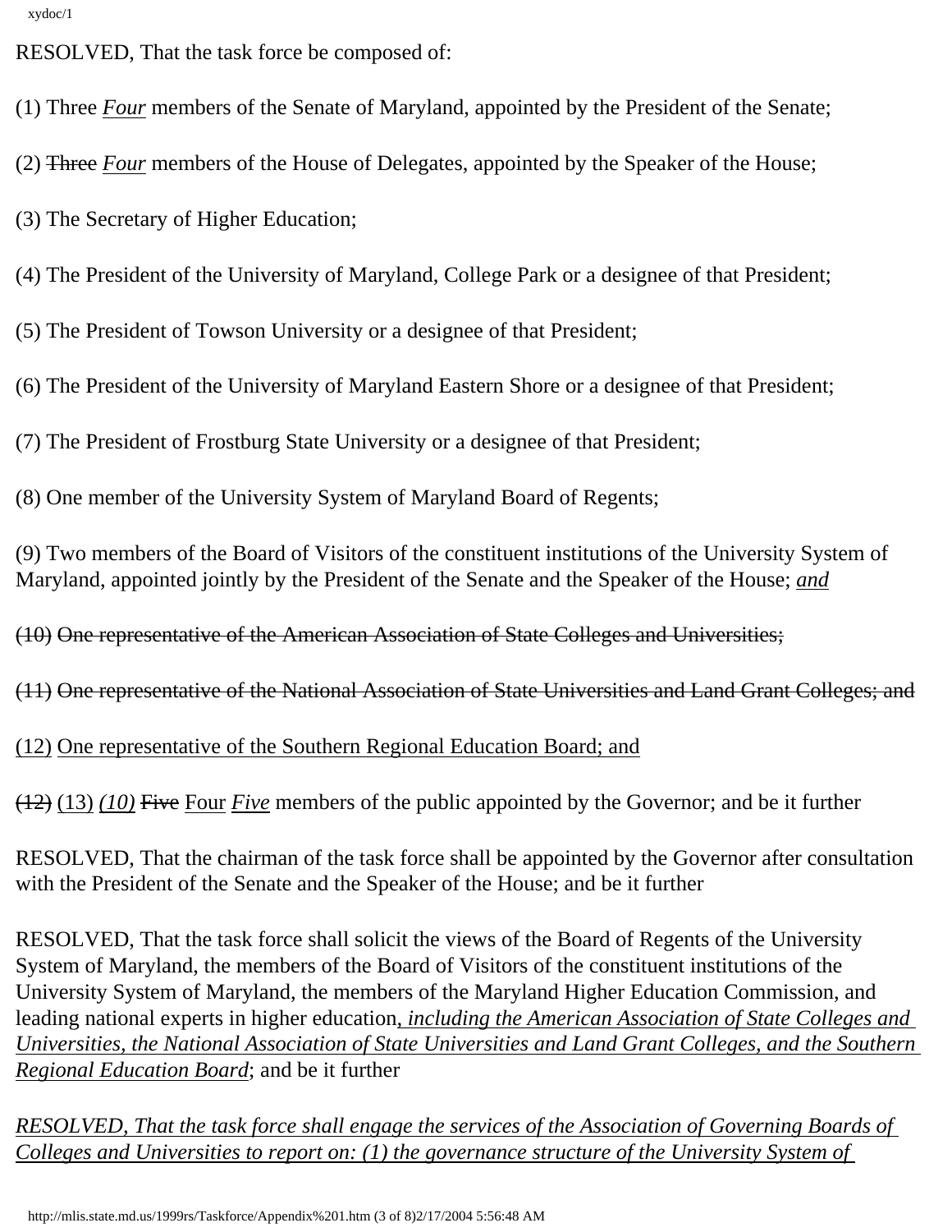RESOLVED, That the task force be composed of:

(1) Three *Four* members of the Senate of Maryland, appointed by the President of the Senate;

(2) ~~Three~~ *Four* members of the House of Delegates, appointed by the Speaker of the House;

(3) The Secretary of Higher Education;

(4) The President of the University of Maryland, College Park or a designee of that President;

(5) The President of Towson University or a designee of that President;

(6) The President of the University of Maryland Eastern Shore or a designee of that President;

(7) The President of Frostburg State University or a designee of that President;

(8) One member of the University System of Maryland Board of Regents;

(9) Two members of the Board of Visitors of the constituent institutions of the University System of Maryland, appointed jointly by the President of the Senate and the Speaker of the House; *and*

~~(10) One representative of the American Association of State Colleges and Universities;~~

~~(11) One representative of the National Association of State Universities and Land Grant Colleges; and~~

(12) One representative of the Southern Regional Education Board; and

~~(12)~~ (13) *(10)* ~~Five~~ Four *Five* members of the public appointed by the Governor; and be it further

RESOLVED, That the chairman of the task force shall be appointed by the Governor after consultation with the President of the Senate and the Speaker of the House; and be it further

RESOLVED, That the task force shall solicit the views of the Board of Regents of the University System of Maryland, the members of the Board of Visitors of the constituent institutions of the University System of Maryland, the members of the Maryland Higher Education Commission, and leading national experts in higher education*, including the American Association of State Colleges and Universities, the National Association of State Universities and Land Grant Colleges, and the Southern Regional Education Board*; and be it further

*RESOLVED, That the task force shall engage the services of the Association of Governing Boards of Colleges and Universities to report on: (1) the governance structure of the University System of*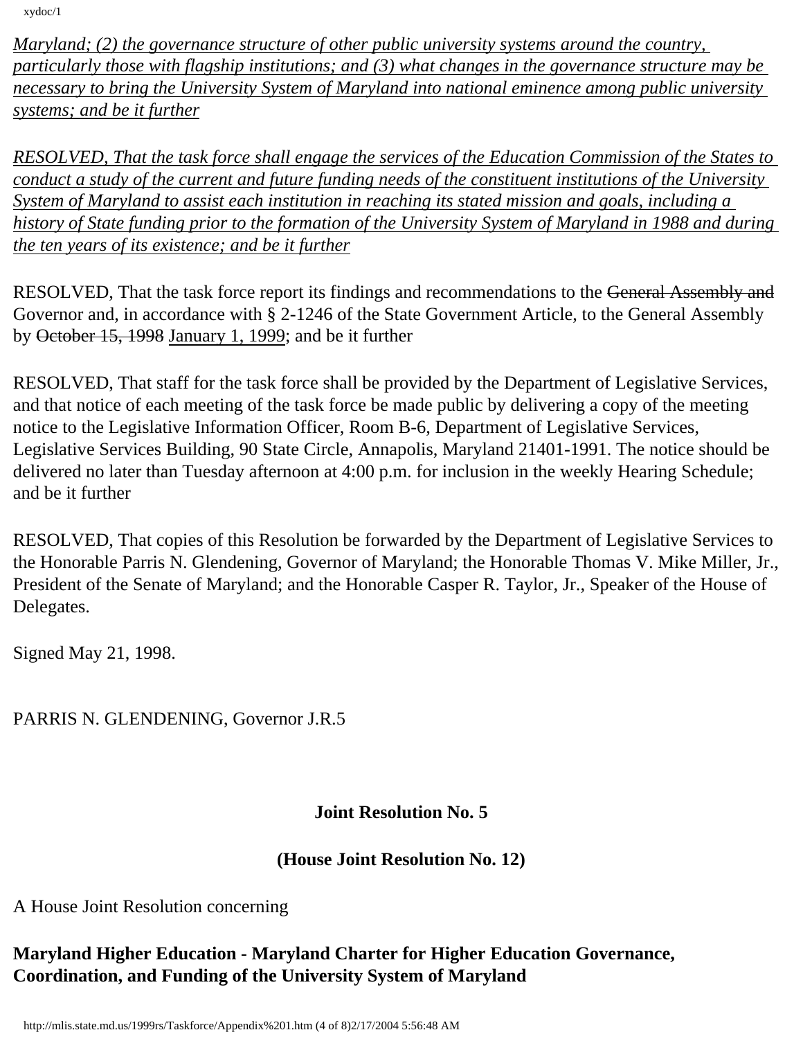*Maryland; (2) the governance structure of other public university systems around the country, particularly those with flagship institutions; and (3) what changes in the governance structure may be necessary to bring the University System of Maryland into national eminence among public university systems; and be it further*

*RESOLVED, That the task force shall engage the services of the Education Commission of the States to conduct a study of the current and future funding needs of the constituent institutions of the University System of Maryland to assist each institution in reaching its stated mission and goals, including a history of State funding prior to the formation of the University System of Maryland in 1988 and during the ten years of its existence; and be it further*

RESOLVED, That the task force report its findings and recommendations to the ~~General Assembly and~~ Governor and, in accordance with § 2-1246 of the State Government Article, to the General Assembly by ~~October 15, 1998~~ January 1, 1999; and be it further

RESOLVED, That staff for the task force shall be provided by the Department of Legislative Services, and that notice of each meeting of the task force be made public by delivering a copy of the meeting notice to the Legislative Information Officer, Room B-6, Department of Legislative Services, Legislative Services Building, 90 State Circle, Annapolis, Maryland 21401-1991. The notice should be delivered no later than Tuesday afternoon at 4:00 p.m. for inclusion in the weekly Hearing Schedule; and be it further

RESOLVED, That copies of this Resolution be forwarded by the Department of Legislative Services to the Honorable Parris N. Glendening, Governor of Maryland; the Honorable Thomas V. Mike Miller, Jr., President of the Senate of Maryland; and the Honorable Casper R. Taylor, Jr., Speaker of the House of Delegates.

Signed May 21, 1998.

PARRIS N. GLENDENING, Governor J.R.5

**Joint Resolution No. 5**

**(House Joint Resolution No. 12)**

A House Joint Resolution concerning

**Maryland Higher Education - Maryland Charter for Higher Education Governance, Coordination, and Funding of the University System of Maryland**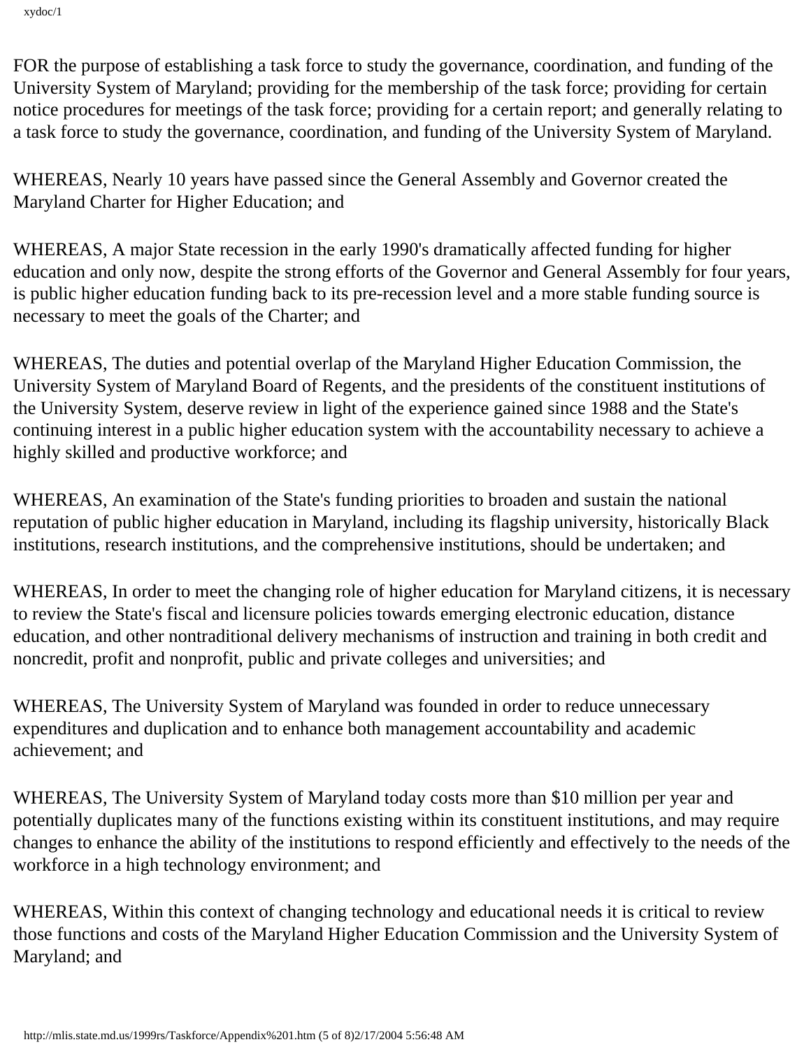FOR the purpose of establishing a task force to study the governance, coordination, and funding of the University System of Maryland; providing for the membership of the task force; providing for certain notice procedures for meetings of the task force; providing for a certain report; and generally relating to a task force to study the governance, coordination, and funding of the University System of Maryland.

WHEREAS, Nearly 10 years have passed since the General Assembly and Governor created the Maryland Charter for Higher Education; and

WHEREAS, A major State recession in the early 1990's dramatically affected funding for higher education and only now, despite the strong efforts of the Governor and General Assembly for four years, is public higher education funding back to its pre-recession level and a more stable funding source is necessary to meet the goals of the Charter; and

WHEREAS, The duties and potential overlap of the Maryland Higher Education Commission, the University System of Maryland Board of Regents, and the presidents of the constituent institutions of the University System, deserve review in light of the experience gained since 1988 and the State's continuing interest in a public higher education system with the accountability necessary to achieve a highly skilled and productive workforce; and

WHEREAS, An examination of the State's funding priorities to broaden and sustain the national reputation of public higher education in Maryland, including its flagship university, historically Black institutions, research institutions, and the comprehensive institutions, should be undertaken; and

WHEREAS, In order to meet the changing role of higher education for Maryland citizens, it is necessary to review the State's fiscal and licensure policies towards emerging electronic education, distance education, and other nontraditional delivery mechanisms of instruction and training in both credit and noncredit, profit and nonprofit, public and private colleges and universities; and

WHEREAS, The University System of Maryland was founded in order to reduce unnecessary expenditures and duplication and to enhance both management accountability and academic achievement; and

WHEREAS, The University System of Maryland today costs more than $10 million per year and potentially duplicates many of the functions existing within its constituent institutions, and may require changes to enhance the ability of the institutions to respond efficiently and effectively to the needs of the workforce in a high technology environment; and

WHEREAS, Within this context of changing technology and educational needs it is critical to review those functions and costs of the Maryland Higher Education Commission and the University System of Maryland; and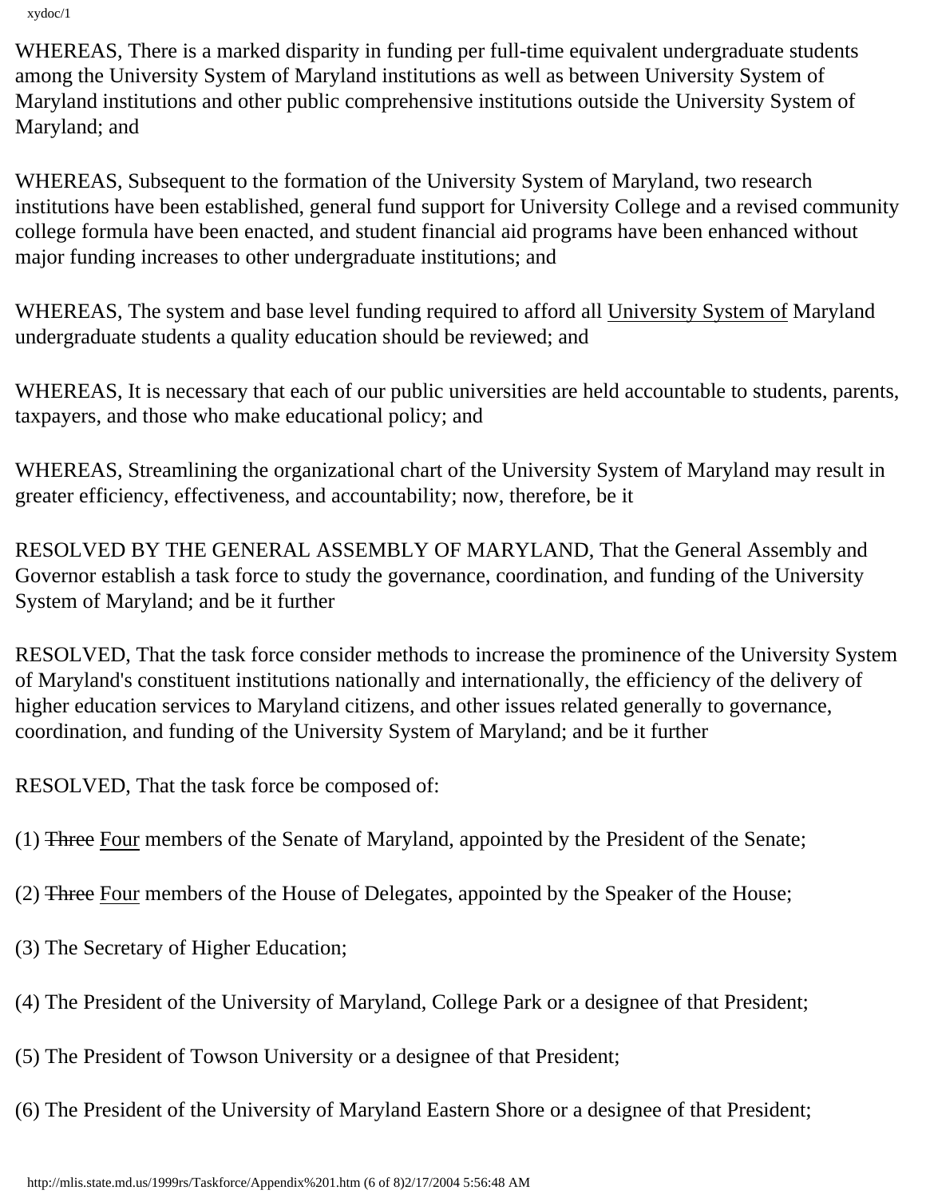WHEREAS, There is a marked disparity in funding per full-time equivalent undergraduate students among the University System of Maryland institutions as well as between University System of Maryland institutions and other public comprehensive institutions outside the University System of Maryland; and

WHEREAS, Subsequent to the formation of the University System of Maryland, two research institutions have been established, general fund support for University College and a revised community college formula have been enacted, and student financial aid programs have been enhanced without major funding increases to other undergraduate institutions; and

WHEREAS, The system and base level funding required to afford all University System of Maryland undergraduate students a quality education should be reviewed; and

WHEREAS, It is necessary that each of our public universities are held accountable to students, parents, taxpayers, and those who make educational policy; and

WHEREAS, Streamlining the organizational chart of the University System of Maryland may result in greater efficiency, effectiveness, and accountability; now, therefore, be it

RESOLVED BY THE GENERAL ASSEMBLY OF MARYLAND, That the General Assembly and Governor establish a task force to study the governance, coordination, and funding of the University System of Maryland; and be it further

RESOLVED, That the task force consider methods to increase the prominence of the University System of Maryland's constituent institutions nationally and internationally, the efficiency of the delivery of higher education services to Maryland citizens, and other issues related generally to governance, coordination, and funding of the University System of Maryland; and be it further

RESOLVED, That the task force be composed of:

(1) ~~Three~~ Four members of the Senate of Maryland, appointed by the President of the Senate;

(2) ~~Three~~ Four members of the House of Delegates, appointed by the Speaker of the House;

(3) The Secretary of Higher Education;

(4) The President of the University of Maryland, College Park or a designee of that President;

(5) The President of Towson University or a designee of that President;

(6) The President of the University of Maryland Eastern Shore or a designee of that President;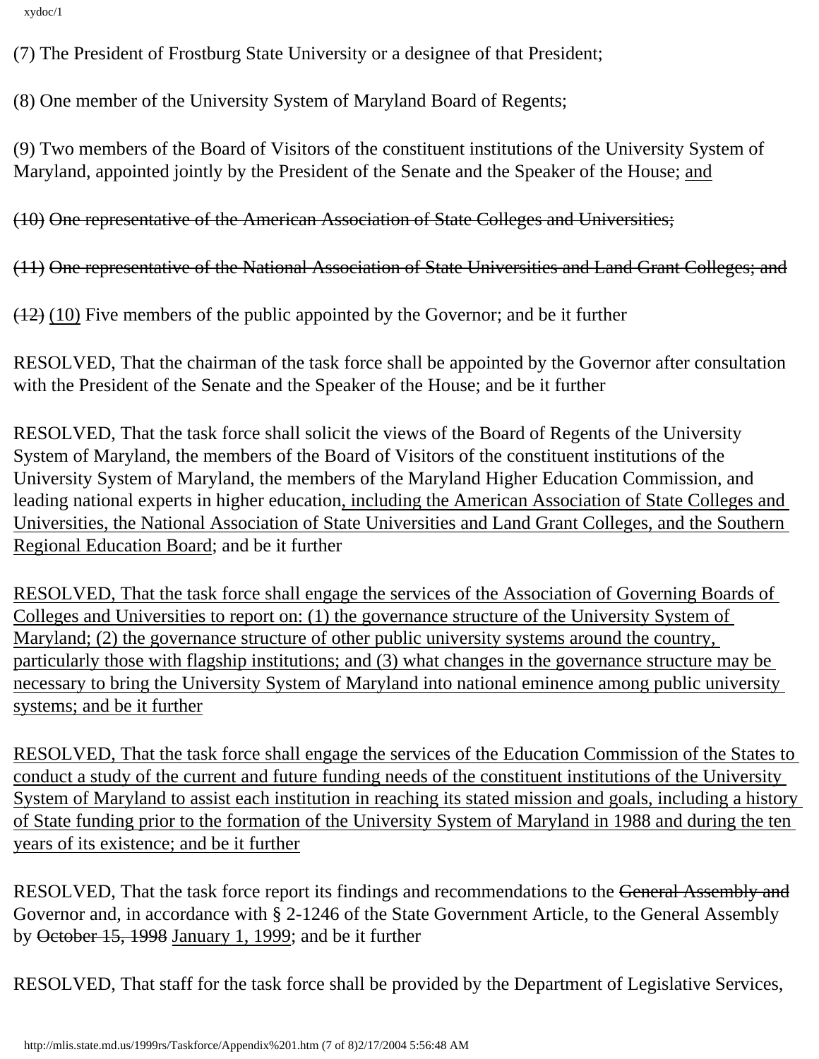(7) The President of Frostburg State University or a designee of that President;

(8) One member of the University System of Maryland Board of Regents;

(9) Two members of the Board of Visitors of the constituent institutions of the University System of Maryland, appointed jointly by the President of the Senate and the Speaker of the House; <u>and</u>

~~(10) One representative of the American Association of State Colleges and Universities;~~

~~(11) One representative of the National Association of State Universities and Land Grant Colleges; and~~

~~(12)~~ <u>(10)</u> Five members of the public appointed by the Governor; and be it further

RESOLVED, That the chairman of the task force shall be appointed by the Governor after consultation with the President of the Senate and the Speaker of the House; and be it further

RESOLVED, That the task force shall solicit the views of the Board of Regents of the University System of Maryland, the members of the Board of Visitors of the constituent institutions of the University System of Maryland, the members of the Maryland Higher Education Commission, and leading national experts in higher education<u>, including the American Association of State Colleges and Universities, the National Association of State Universities and Land Grant Colleges, and the Southern Regional Education Board</u>; and be it further

<u>RESOLVED, That the task force shall engage the services of the Association of Governing Boards of Colleges and Universities to report on: (1) the governance structure of the University System of Maryland; (2) the governance structure of other public university systems around the country, particularly those with flagship institutions; and (3) what changes in the governance structure may be necessary to bring the University System of Maryland into national eminence among public university systems; and be it further</u>

<u>RESOLVED, That the task force shall engage the services of the Education Commission of the States to conduct a study of the current and future funding needs of the constituent institutions of the University System of Maryland to assist each institution in reaching its stated mission and goals, including a history of State funding prior to the formation of the University System of Maryland in 1988 and during the ten years of its existence; and be it further</u>

RESOLVED, That the task force report its findings and recommendations to the ~~General Assembly and~~ Governor and, in accordance with § 2-1246 of the State Government Article, to the General Assembly by ~~October 15, 1998~~ <u>January 1, 1999</u>; and be it further

RESOLVED, That staff for the task force shall be provided by the Department of Legislative Services,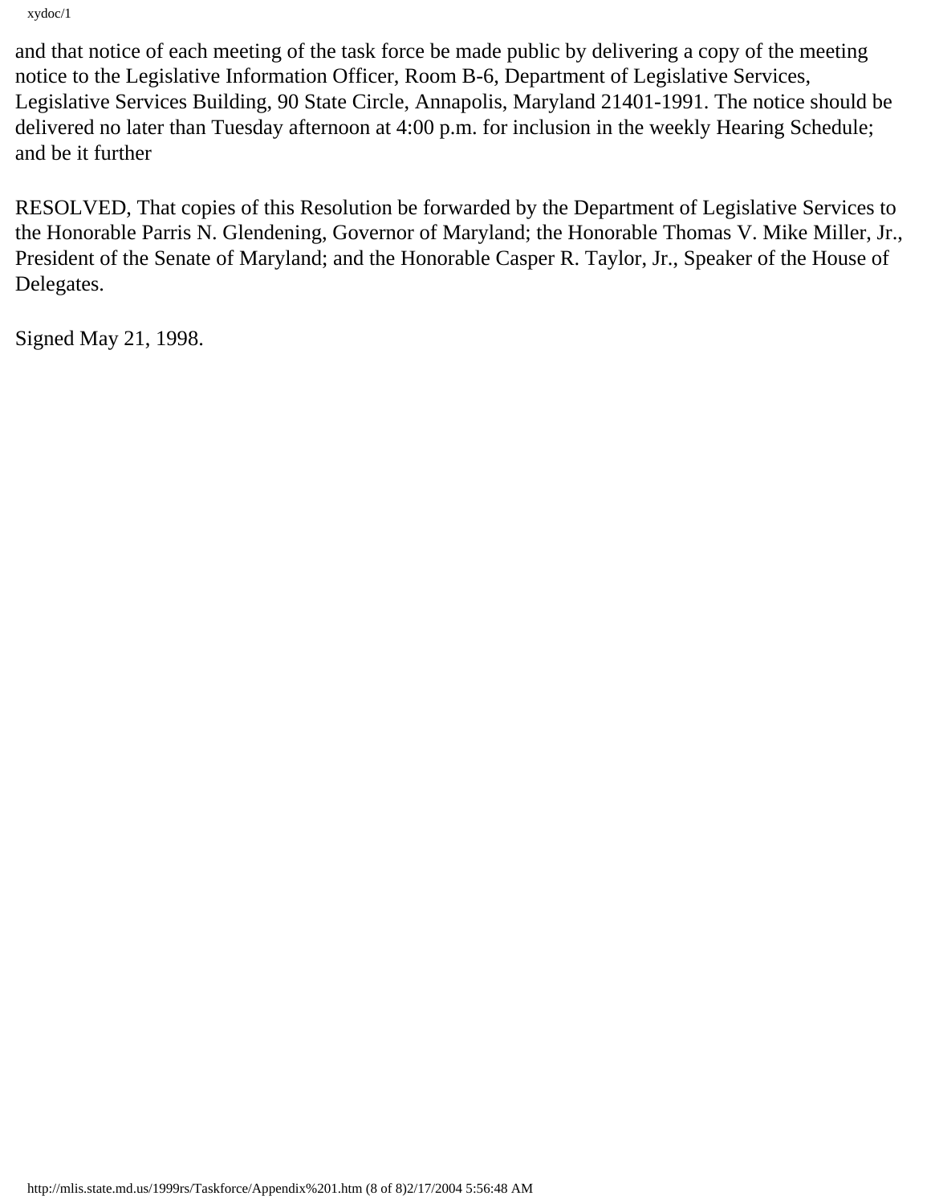and that notice of each meeting of the task force be made public by delivering a copy of the meeting notice to the Legislative Information Officer, Room B-6, Department of Legislative Services, Legislative Services Building, 90 State Circle, Annapolis, Maryland 21401-1991. The notice should be delivered no later than Tuesday afternoon at 4:00 p.m. for inclusion in the weekly Hearing Schedule; and be it further

RESOLVED, That copies of this Resolution be forwarded by the Department of Legislative Services to the Honorable Parris N. Glendening, Governor of Maryland; the Honorable Thomas V. Mike Miller, Jr., President of the Senate of Maryland; and the Honorable Casper R. Taylor, Jr., Speaker of the House of Delegates.

Signed May 21, 1998.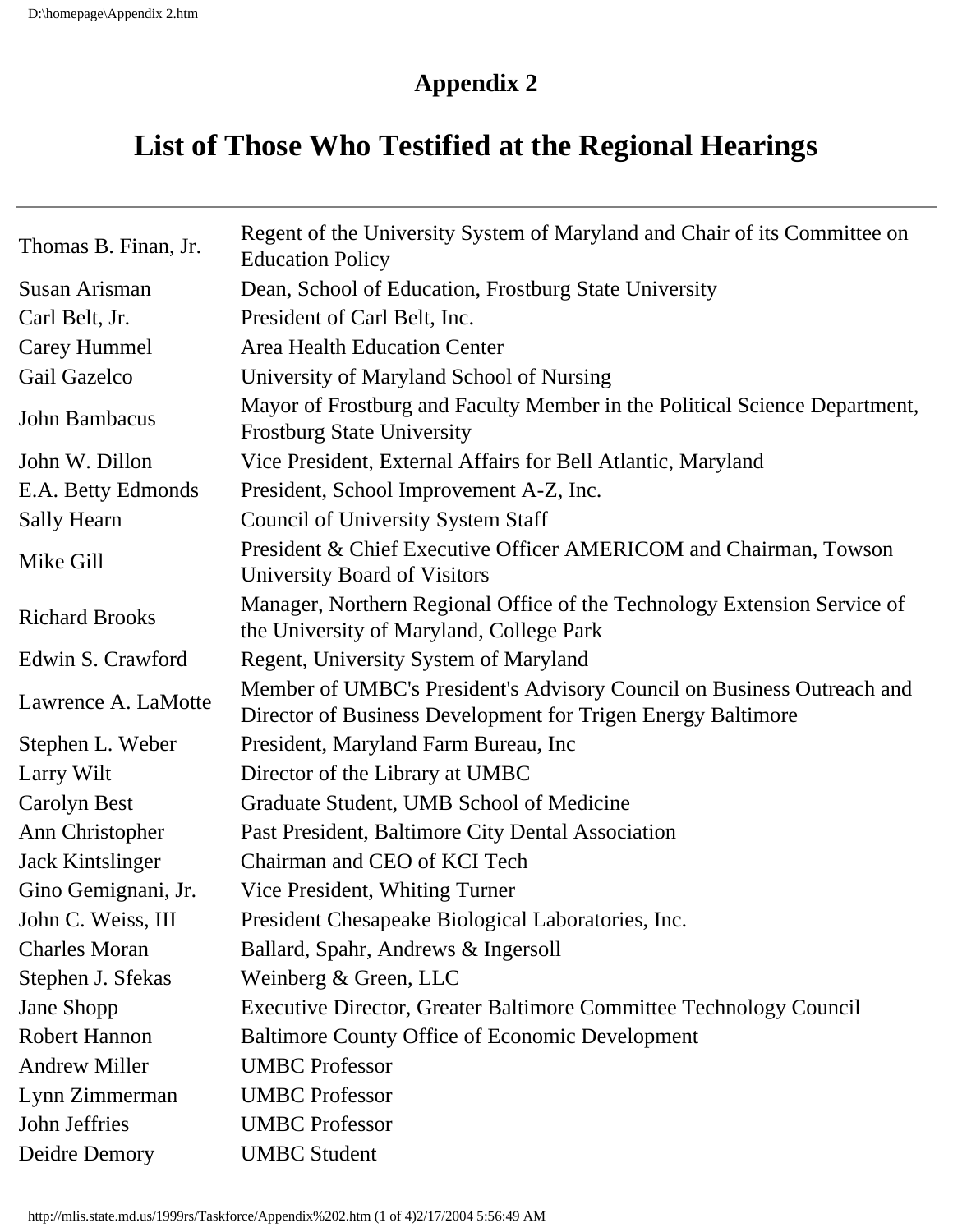# Appendix 2

# List of Those Who Testified at the Regional Hearings

| | |
|---|---|
| Thomas B. Finan, Jr. | Regent of the University System of Maryland and Chair of its Committee on Education Policy |
| Susan Arisman | Dean, School of Education, Frostburg State University |
| Carl Belt, Jr. | President of Carl Belt, Inc. |
| Carey Hummel | Area Health Education Center |
| Gail Gazelco | University of Maryland School of Nursing |
| John Bambacus | Mayor of Frostburg and Faculty Member in the Political Science Department, Frostburg State University |
| John W. Dillon | Vice President, External Affairs for Bell Atlantic, Maryland |
| E.A. Betty Edmonds | President, School Improvement A-Z, Inc. |
| Sally Hearn | Council of University System Staff |
| Mike Gill | President & Chief Executive Officer AMERICOM and Chairman, Towson University Board of Visitors |
| Richard Brooks | Manager, Northern Regional Office of the Technology Extension Service of the University of Maryland, College Park |
| Edwin S. Crawford | Regent, University System of Maryland |
| Lawrence A. LaMotte | Member of UMBC's President's Advisory Council on Business Outreach and Director of Business Development for Trigen Energy Baltimore |
| Stephen L. Weber | President, Maryland Farm Bureau, Inc |
| Larry Wilt | Director of the Library at UMBC |
| Carolyn Best | Graduate Student, UMB School of Medicine |
| Ann Christopher | Past President, Baltimore City Dental Association |
| Jack Kintslinger | Chairman and CEO of KCI Tech |
| Gino Gemignani, Jr. | Vice President, Whiting Turner |
| John C. Weiss, III | President Chesapeake Biological Laboratories, Inc. |
| Charles Moran | Ballard, Spahr, Andrews & Ingersoll |
| Stephen J. Sfekas | Weinberg & Green, LLC |
| Jane Shopp | Executive Director, Greater Baltimore Committee Technology Council |
| Robert Hannon | Baltimore County Office of Economic Development |
| Andrew Miller | UMBC Professor |
| Lynn Zimmerman | UMBC Professor |
| John Jeffries | UMBC Professor |
| Deidre Demory | UMBC Student |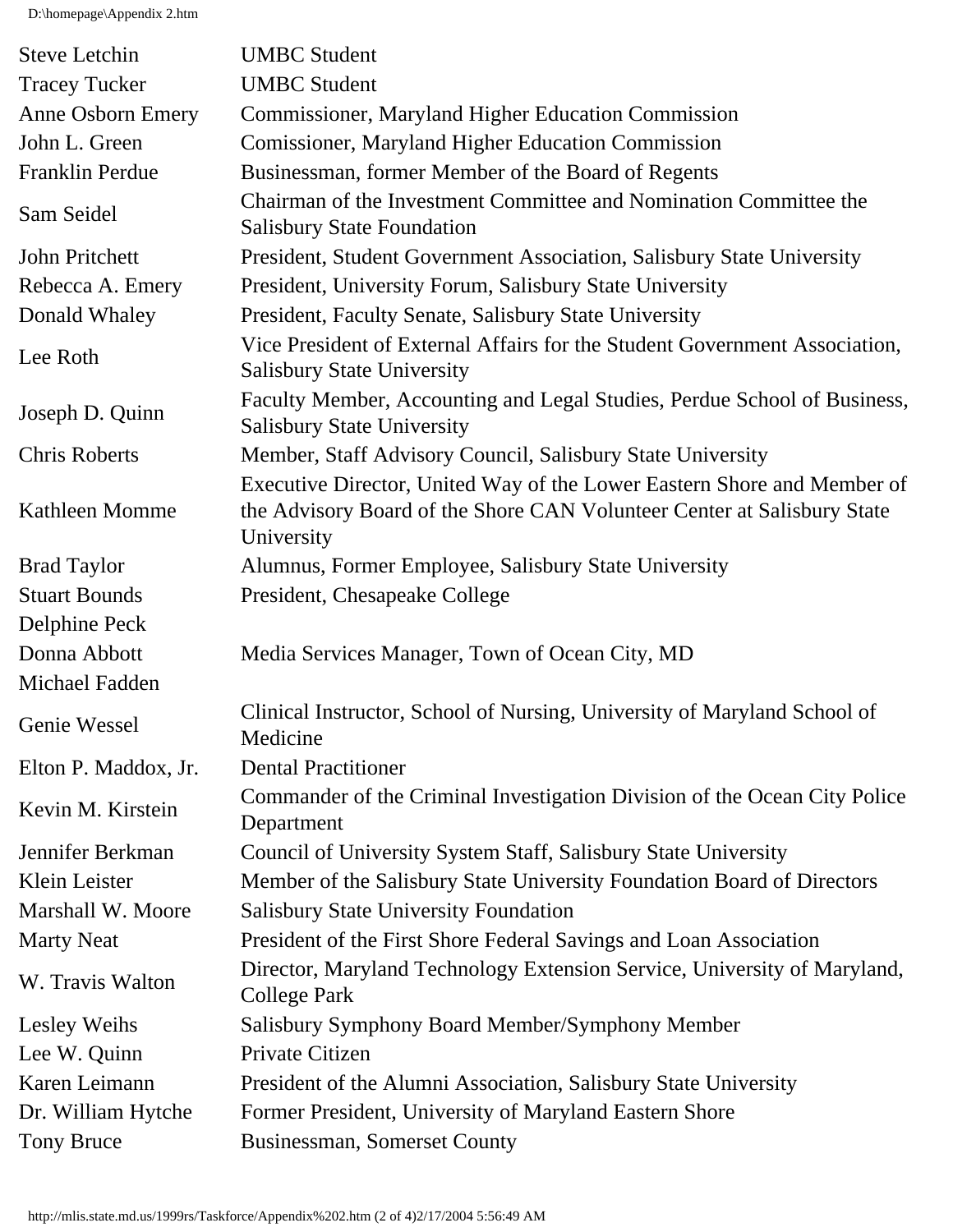| | |
|---|---|
| Steve Letchin | UMBC Student |
| Tracey Tucker | UMBC Student |
| Anne Osborn Emery | Commissioner, Maryland Higher Education Commission |
| John L. Green | Comissioner, Maryland Higher Education Commission |
| Franklin Perdue | Businessman, former Member of the Board of Regents |
| Sam Seidel | Chairman of the Investment Committee and Nomination Committee the Salisbury State Foundation |
| John Pritchett | President, Student Government Association, Salisbury State University |
| Rebecca A. Emery | President, University Forum, Salisbury State University |
| Donald Whaley | President, Faculty Senate, Salisbury State University |
| Lee Roth | Vice President of External Affairs for the Student Government Association, Salisbury State University |
| Joseph D. Quinn | Faculty Member, Accounting and Legal Studies, Perdue School of Business, Salisbury State University |
| Chris Roberts | Member, Staff Advisory Council, Salisbury State University |
| Kathleen Momme | Executive Director, United Way of the Lower Eastern Shore and Member of the Advisory Board of the Shore CAN Volunteer Center at Salisbury State University |
| Brad Taylor | Alumnus, Former Employee, Salisbury State University |
| Stuart Bounds | President, Chesapeake College |
| Delphine Peck | |
| Donna Abbott | Media Services Manager, Town of Ocean City, MD |
| Michael Fadden | |
| Genie Wessel | Clinical Instructor, School of Nursing, University of Maryland School of Medicine |
| Elton P. Maddox, Jr. | Dental Practitioner |
| Kevin M. Kirstein | Commander of the Criminal Investigation Division of the Ocean City Police Department |
| Jennifer Berkman | Council of University System Staff, Salisbury State University |
| Klein Leister | Member of the Salisbury State University Foundation Board of Directors |
| Marshall W. Moore | Salisbury State University Foundation |
| Marty Neat | President of the First Shore Federal Savings and Loan Association |
| W. Travis Walton | Director, Maryland Technology Extension Service, University of Maryland, College Park |
| Lesley Weihs | Salisbury Symphony Board Member/Symphony Member |
| Lee W. Quinn | Private Citizen |
| Karen Leimann | President of the Alumni Association, Salisbury State University |
| Dr. William Hytche | Former President, University of Maryland Eastern Shore |
| Tony Bruce | Businessman, Somerset County |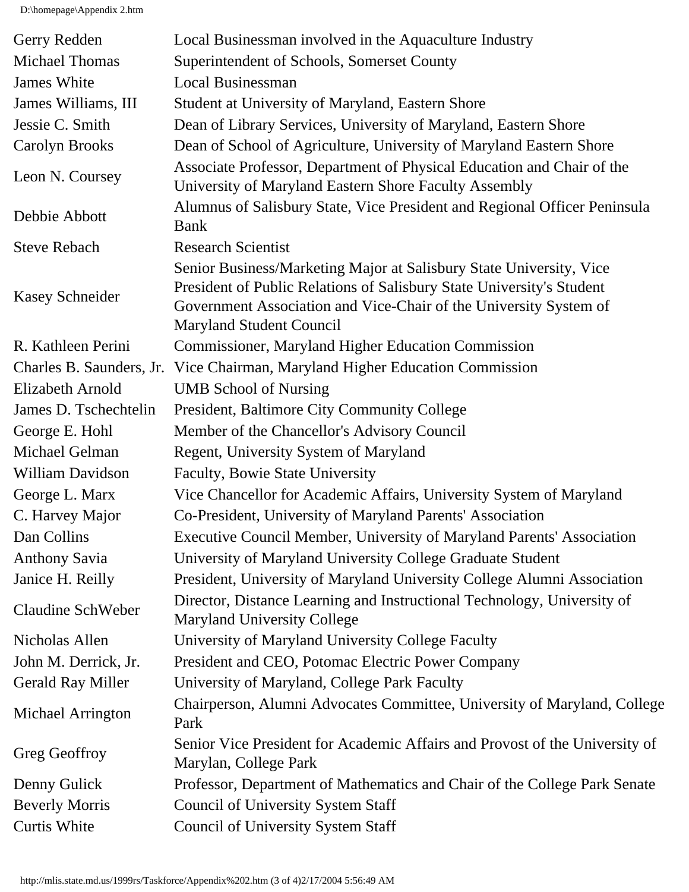| | |
|---|---|
| Gerry Redden | Local Businessman involved in the Aquaculture Industry |
| Michael Thomas | Superintendent of Schools, Somerset County |
| James White | Local Businessman |
| James Williams, III | Student at University of Maryland, Eastern Shore |
| Jessie C. Smith | Dean of Library Services, University of Maryland, Eastern Shore |
| Carolyn Brooks | Dean of School of Agriculture, University of Maryland Eastern Shore |
| Leon N. Coursey | Associate Professor, Department of Physical Education and Chair of the University of Maryland Eastern Shore Faculty Assembly |
| Debbie Abbott | Alumnus of Salisbury State, Vice President and Regional Officer Peninsula Bank |
| Steve Rebach | Research Scientist |
| Kasey Schneider | Senior Business/Marketing Major at Salisbury State University, Vice President of Public Relations of Salisbury State University's Student Government Association and Vice-Chair of the University System of Maryland Student Council |
| R. Kathleen Perini | Commissioner, Maryland Higher Education Commission |
| Charles B. Saunders, Jr. | Vice Chairman, Maryland Higher Education Commission |
| Elizabeth Arnold | UMB School of Nursing |
| James D. Tschechtelin | President, Baltimore City Community College |
| George E. Hohl | Member of the Chancellor's Advisory Council |
| Michael Gelman | Regent, University System of Maryland |
| William Davidson | Faculty, Bowie State University |
| George L. Marx | Vice Chancellor for Academic Affairs, University System of Maryland |
| C. Harvey Major | Co-President, University of Maryland Parents' Association |
| Dan Collins | Executive Council Member, University of Maryland Parents' Association |
| Anthony Savia | University of Maryland University College Graduate Student |
| Janice H. Reilly | President, University of Maryland University College Alumni Association |
| Claudine SchWeber | Director, Distance Learning and Instructional Technology, University of Maryland University College |
| Nicholas Allen | University of Maryland University College Faculty |
| John M. Derrick, Jr. | President and CEO, Potomac Electric Power Company |
| Gerald Ray Miller | University of Maryland, College Park Faculty |
| Michael Arrington | Chairperson, Alumni Advocates Committee, University of Maryland, College Park |
| Greg Geoffroy | Senior Vice President for Academic Affairs and Provost of the University of Marylan, College Park |
| Denny Gulick | Professor, Department of Mathematics and Chair of the College Park Senate |
| Beverly Morris | Council of University System Staff |
| Curtis White | Council of University System Staff |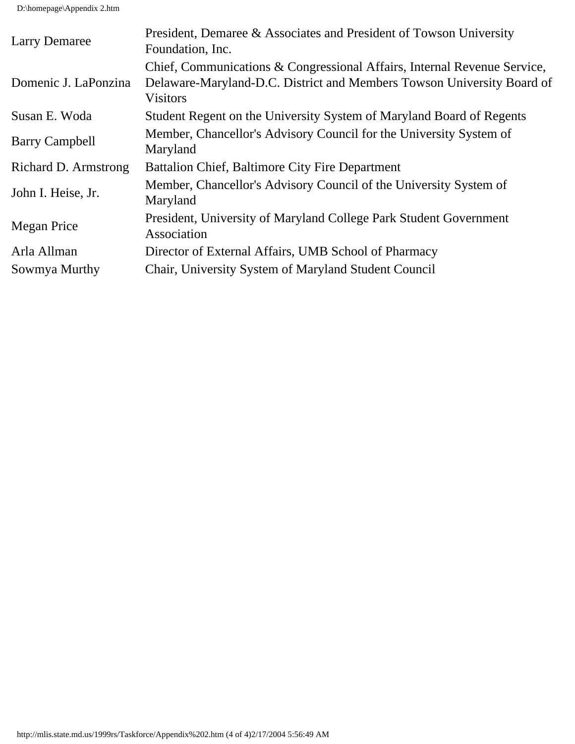| | |
|---|---|
| Larry Demaree | President, Demaree & Associates and President of Towson University Foundation, Inc. |
| Domenic J. LaPonzina | Chief, Communications & Congressional Affairs, Internal Revenue Service, Delaware-Maryland-D.C. District and Members Towson University Board of Visitors |
| Susan E. Woda | Student Regent on the University System of Maryland Board of Regents |
| Barry Campbell | Member, Chancellor's Advisory Council for the University System of Maryland |
| Richard D. Armstrong | Battalion Chief, Baltimore City Fire Department |
| John I. Heise, Jr. | Member, Chancellor's Advisory Council of the University System of Maryland |
| Megan Price | President, University of Maryland College Park Student Government Association |
| Arla Allman | Director of External Affairs, UMB School of Pharmacy |
| Sowmya Murthy | Chair, University System of Maryland Student Council |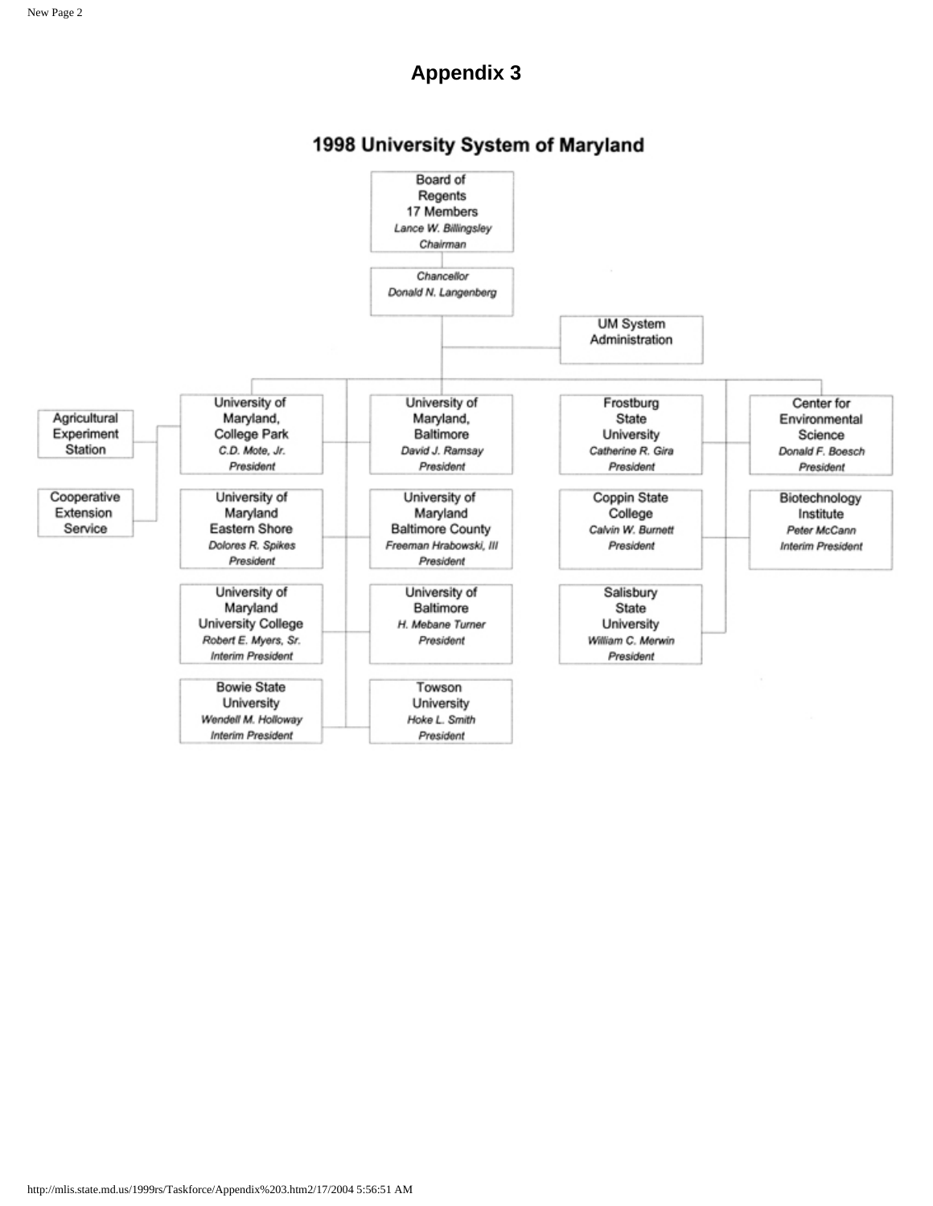# Appendix 3

## 1998 University System of Maryland

**Board of Regents**
17 Members
*Lance W. Billingsley*
*Chairman*

**Chancellor**
*Donald N. Langenberg*

**UM System Administration**

- University of Maryland, College Park — *C.D. Mote, Jr.*, *President*
  - Agricultural Experiment Station
  - Cooperative Extension Service
- University of Maryland Eastern Shore — *Dolores R. Spikes*, *President*
- University of Maryland University College — *Robert E. Myers, Sr.*, *Interim President*
- Bowie State University — *Wendell M. Holloway*, *Interim President*
- University of Maryland, Baltimore — *David J. Ramsay*, *President*
- University of Maryland Baltimore County — *Freeman Hrabowski, III*, *President*
- University of Baltimore — *H. Mebane Turner*, *President*
- Towson University — *Hoke L. Smith*, *President*
- Frostburg State University — *Catherine R. Gira*, *President*
- Coppin State College — *Calvin W. Burnett*, *President*
- Salisbury State University — *William C. Merwin*, *President*
- Center for Environmental Science — *Donald F. Boesch*, *President*
- Biotechnology Institute — *Peter McCann*, *Interim President*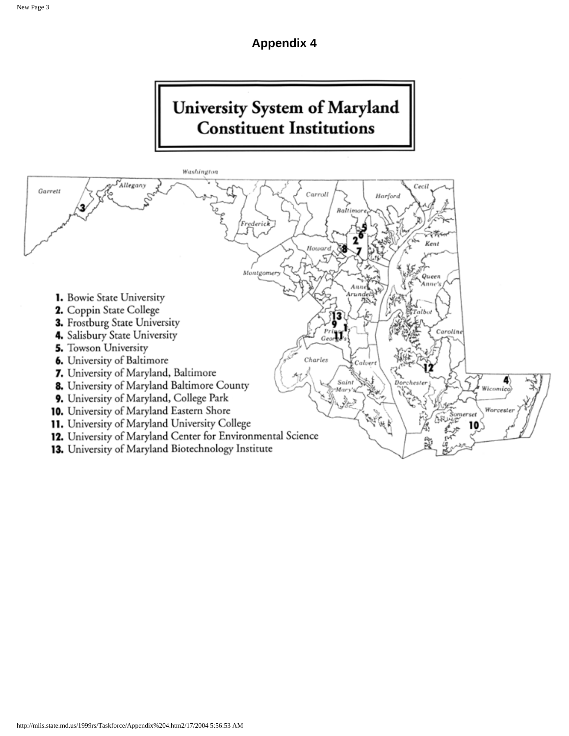# Appendix 4

## University System of Maryland Constituent Institutions

1. Bowie State University
2. Coppin State College
3. Frostburg State University
4. Salisbury State University
5. Towson University
6. University of Baltimore
7. University of Maryland, Baltimore
8. University of Maryland Baltimore County
9. University of Maryland, College Park
10. University of Maryland Eastern Shore
11. University of Maryland University College
12. University of Maryland Center for Environmental Science
13. University of Maryland Biotechnology Institute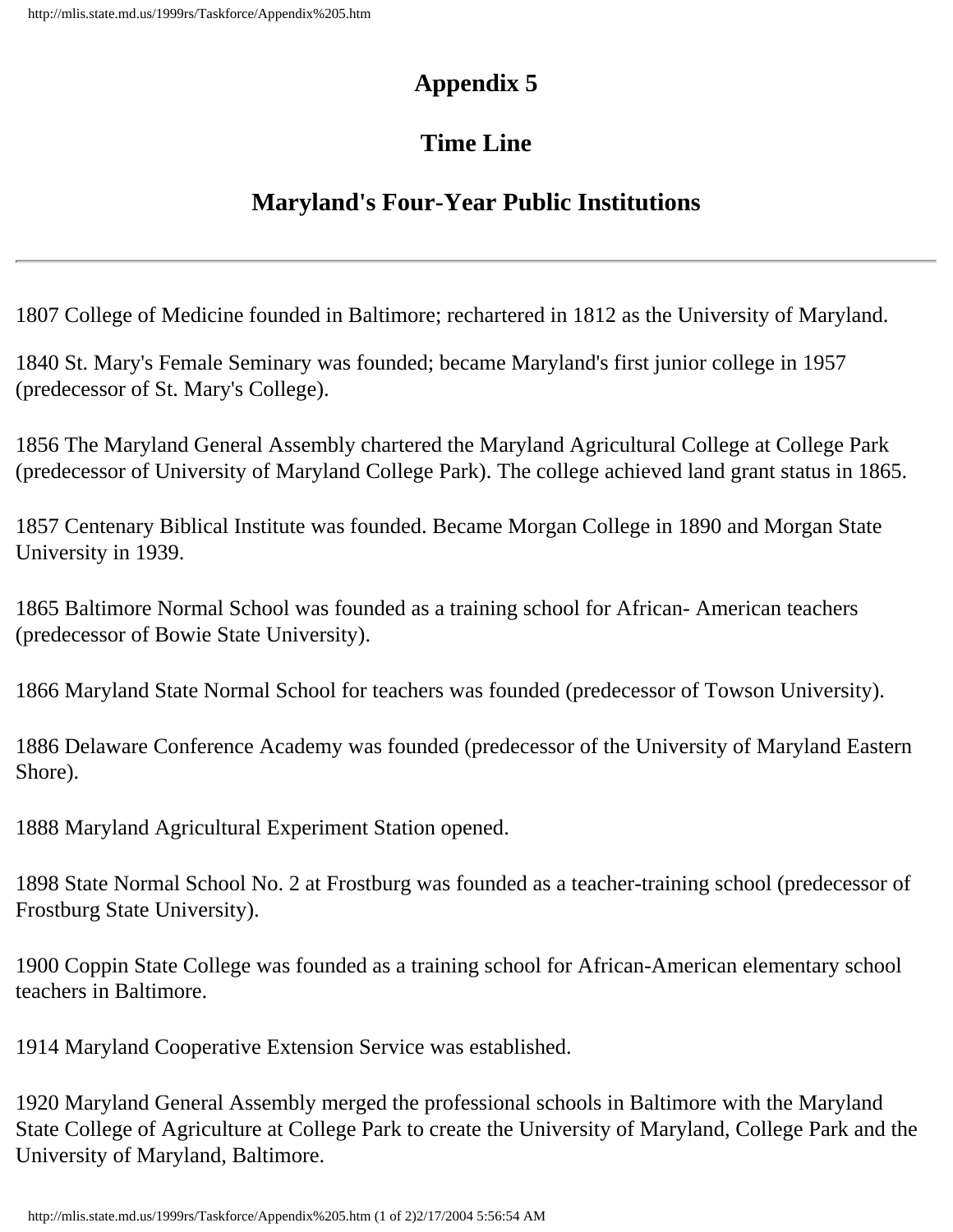# Appendix 5

## Time Line

## Maryland's Four-Year Public Institutions

---

1807 College of Medicine founded in Baltimore; rechartered in 1812 as the University of Maryland.

1840 St. Mary's Female Seminary was founded; became Maryland's first junior college in 1957 (predecessor of St. Mary's College).

1856 The Maryland General Assembly chartered the Maryland Agricultural College at College Park (predecessor of University of Maryland College Park). The college achieved land grant status in 1865.

1857 Centenary Biblical Institute was founded. Became Morgan College in 1890 and Morgan State University in 1939.

1865 Baltimore Normal School was founded as a training school for African- American teachers (predecessor of Bowie State University).

1866 Maryland State Normal School for teachers was founded (predecessor of Towson University).

1886 Delaware Conference Academy was founded (predecessor of the University of Maryland Eastern Shore).

1888 Maryland Agricultural Experiment Station opened.

1898 State Normal School No. 2 at Frostburg was founded as a teacher-training school (predecessor of Frostburg State University).

1900 Coppin State College was founded as a training school for African-American elementary school teachers in Baltimore.

1914 Maryland Cooperative Extension Service was established.

1920 Maryland General Assembly merged the professional schools in Baltimore with the Maryland State College of Agriculture at College Park to create the University of Maryland, College Park and the University of Maryland, Baltimore.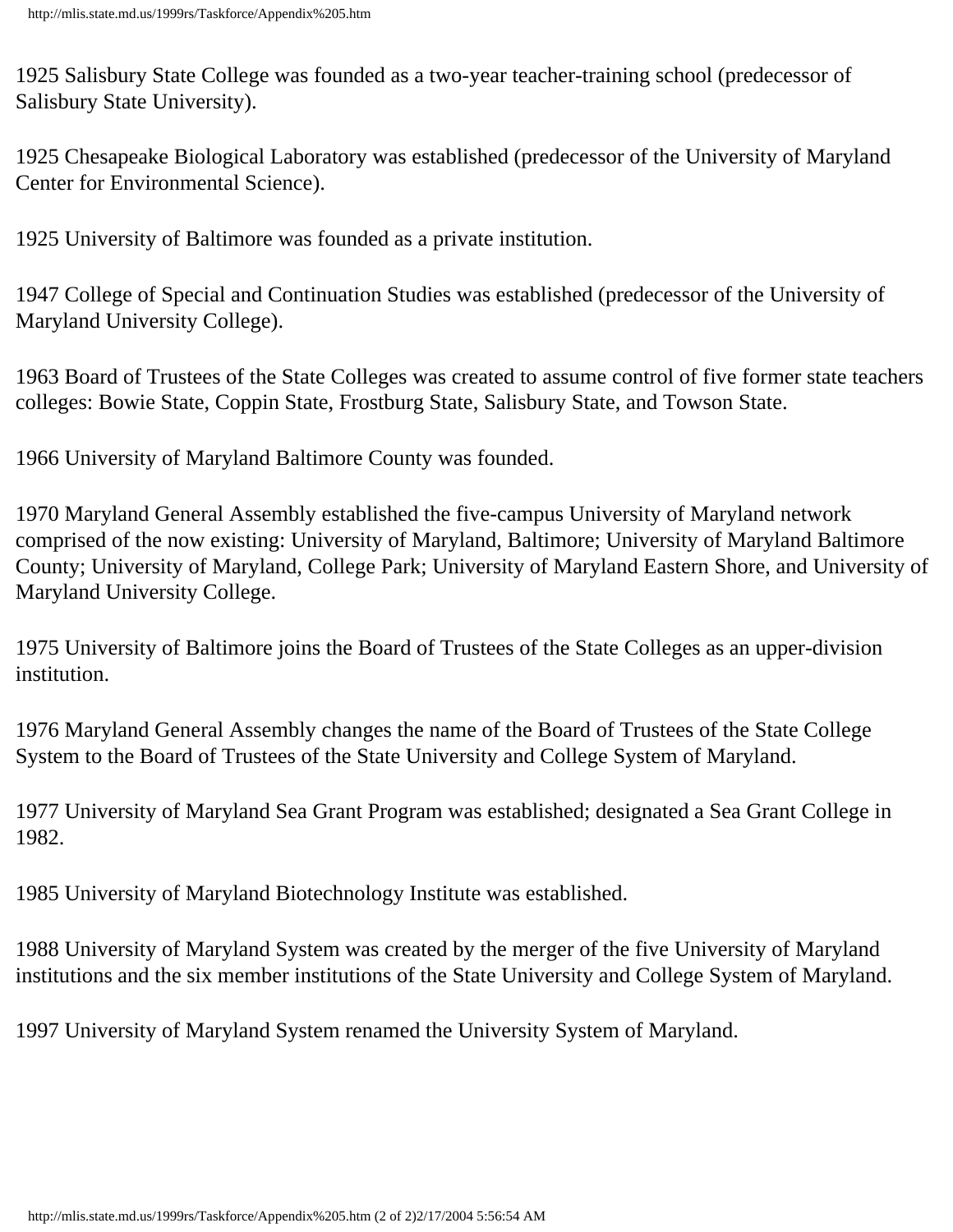1925 Salisbury State College was founded as a two-year teacher-training school (predecessor of Salisbury State University).

1925 Chesapeake Biological Laboratory was established (predecessor of the University of Maryland Center for Environmental Science).

1925 University of Baltimore was founded as a private institution.

1947 College of Special and Continuation Studies was established (predecessor of the University of Maryland University College).

1963 Board of Trustees of the State Colleges was created to assume control of five former state teachers colleges: Bowie State, Coppin State, Frostburg State, Salisbury State, and Towson State.

1966 University of Maryland Baltimore County was founded.

1970 Maryland General Assembly established the five-campus University of Maryland network comprised of the now existing: University of Maryland, Baltimore; University of Maryland Baltimore County; University of Maryland, College Park; University of Maryland Eastern Shore, and University of Maryland University College.

1975 University of Baltimore joins the Board of Trustees of the State Colleges as an upper-division institution.

1976 Maryland General Assembly changes the name of the Board of Trustees of the State College System to the Board of Trustees of the State University and College System of Maryland.

1977 University of Maryland Sea Grant Program was established; designated a Sea Grant College in 1982.

1985 University of Maryland Biotechnology Institute was established.

1988 University of Maryland System was created by the merger of the five University of Maryland institutions and the six member institutions of the State University and College System of Maryland.

1997 University of Maryland System renamed the University System of Maryland.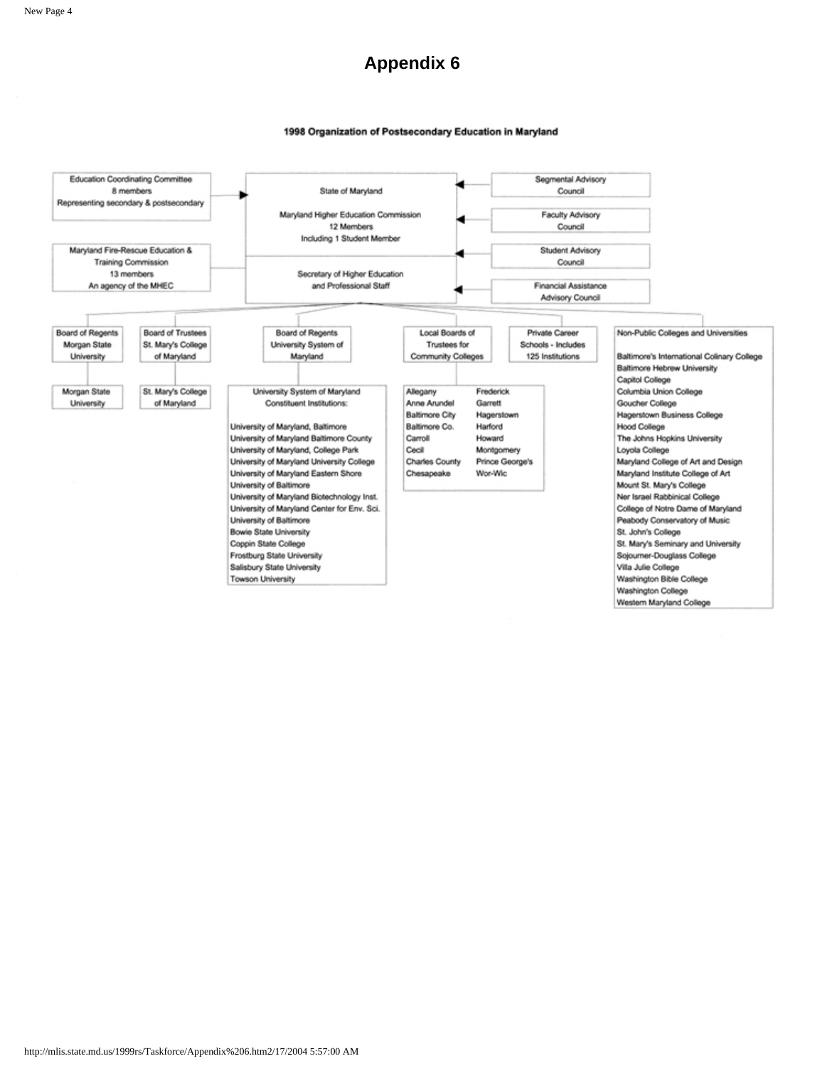# Appendix 6

**1998 Organization of Postsecondary Education in Maryland**

**Education Coordinating Committee**
8 members
Representing secondary & postsecondary

**Maryland Fire-Rescue Education & Training Commission**
13 members
An agency of the MHEC

**State of Maryland**

**Maryland Higher Education Commission**
12 Members
Including 1 Student Member

**Secretary of Higher Education and Professional Staff**

**Segmental Advisory Council**

**Faculty Advisory Council**

**Student Advisory Council**

**Financial Assistance Advisory Council**

---

**Board of Regents Morgan State University**
- Morgan State University

**Board of Trustees St. Mary's College of Maryland**
- St. Mary's College of Maryland

**Board of Regents University System of Maryland**

University System of Maryland Constituent Institutions:

- University of Maryland, Baltimore
- University of Maryland Baltimore County
- University of Maryland, College Park
- University of Maryland University College
- University of Maryland Eastern Shore
- University of Baltimore
- University of Maryland Biotechnology Inst.
- University of Maryland Center for Env. Sci.
- University of Baltimore
- Bowie State University
- Coppin State College
- Frostburg State University
- Salisbury State University
- Towson University

**Local Boards of Trustees for Community Colleges**

| | |
|---|---|
| Allegany | Frederick |
| Anne Arundel | Garrett |
| Baltimore City | Hagerstown |
| Baltimore Co. | Harford |
| Carroll | Howard |
| Cecil | Montgomery |
| Charles County | Prince George's |
| Chesapeake | Wor-Wic |

**Private Career Schools - Includes 125 Institutions**

**Non-Public Colleges and Universities**

- Baltimore's International Colinary College
- Baltimore Hebrew University
- Capitol College
- Columbia Union College
- Goucher College
- Hagerstown Business College
- Hood College
- The Johns Hopkins University
- Loyola College
- Maryland College of Art and Design
- Maryland Institute College of Art
- Mount St. Mary's College
- Ner Israel Rabbinical College
- College of Notre Dame of Maryland
- Peabody Conservatory of Music
- St. John's College
- St. Mary's Seminary and University
- Sojourner-Douglass College
- Villa Julie College
- Washington Bible College
- Washington College
- Western Maryland College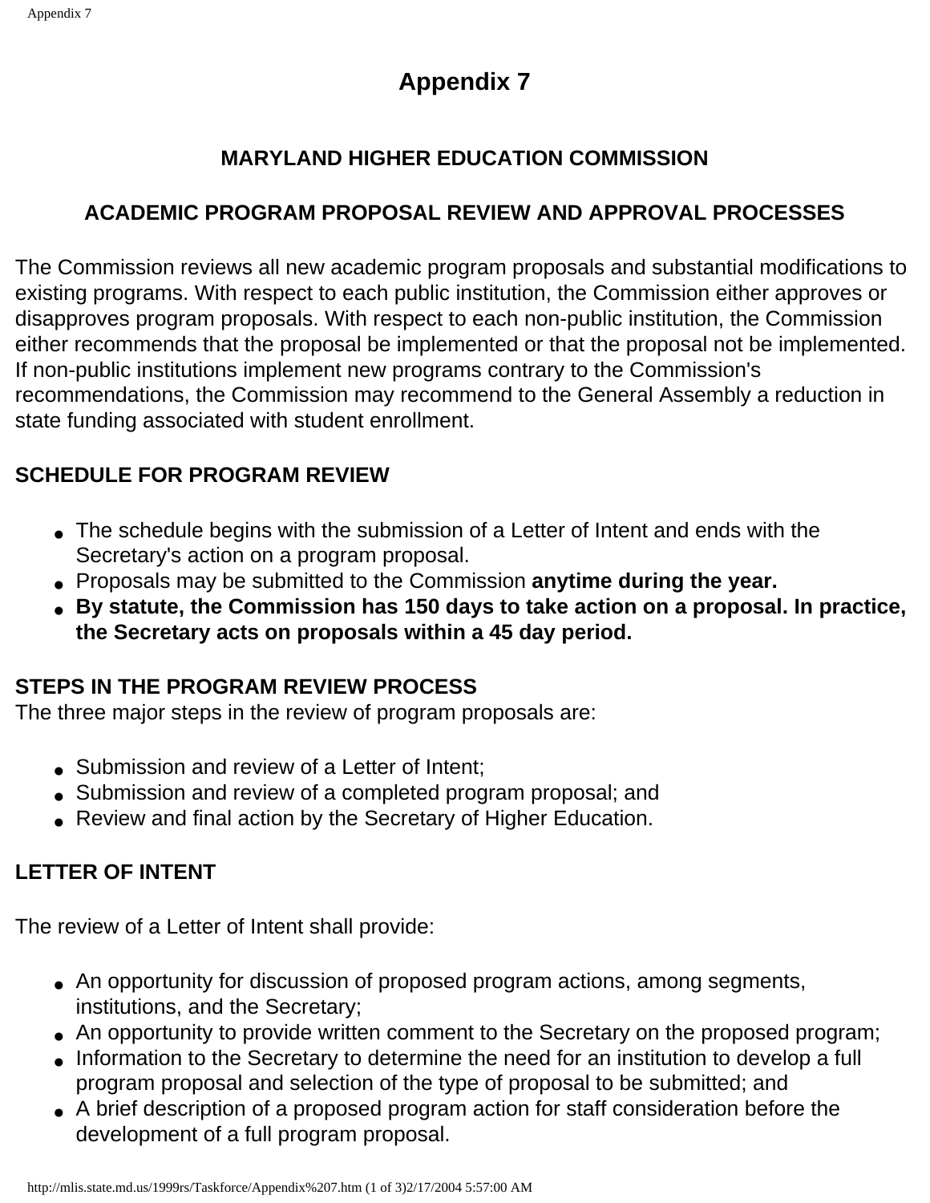# Appendix 7

## MARYLAND HIGHER EDUCATION COMMISSION

## ACADEMIC PROGRAM PROPOSAL REVIEW AND APPROVAL PROCESSES

The Commission reviews all new academic program proposals and substantial modifications to existing programs. With respect to each public institution, the Commission either approves or disapproves program proposals. With respect to each non-public institution, the Commission either recommends that the proposal be implemented or that the proposal not be implemented. If non-public institutions implement new programs contrary to the Commission's recommendations, the Commission may recommend to the General Assembly a reduction in state funding associated with student enrollment.

### SCHEDULE FOR PROGRAM REVIEW

- The schedule begins with the submission of a Letter of Intent and ends with the Secretary's action on a program proposal.
- Proposals may be submitted to the Commission **anytime during the year.**
- **By statute, the Commission has 150 days to take action on a proposal. In practice, the Secretary acts on proposals within a 45 day period.**

### STEPS IN THE PROGRAM REVIEW PROCESS

The three major steps in the review of program proposals are:

- Submission and review of a Letter of Intent;
- Submission and review of a completed program proposal; and
- Review and final action by the Secretary of Higher Education.

### LETTER OF INTENT

The review of a Letter of Intent shall provide:

- An opportunity for discussion of proposed program actions, among segments, institutions, and the Secretary;
- An opportunity to provide written comment to the Secretary on the proposed program;
- Information to the Secretary to determine the need for an institution to develop a full program proposal and selection of the type of proposal to be submitted; and
- A brief description of a proposed program action for staff consideration before the development of a full program proposal.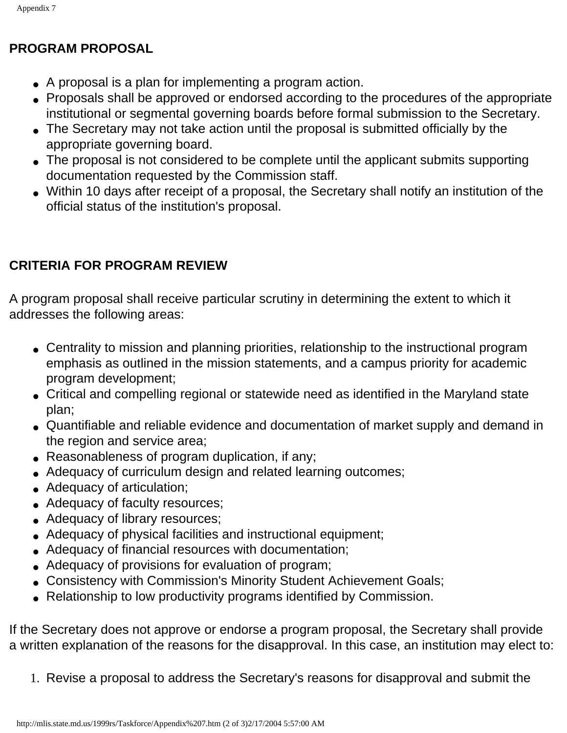## PROGRAM PROPOSAL

- A proposal is a plan for implementing a program action.
- Proposals shall be approved or endorsed according to the procedures of the appropriate institutional or segmental governing boards before formal submission to the Secretary.
- The Secretary may not take action until the proposal is submitted officially by the appropriate governing board.
- The proposal is not considered to be complete until the applicant submits supporting documentation requested by the Commission staff.
- Within 10 days after receipt of a proposal, the Secretary shall notify an institution of the official status of the institution's proposal.

## CRITERIA FOR PROGRAM REVIEW

A program proposal shall receive particular scrutiny in determining the extent to which it addresses the following areas:

- Centrality to mission and planning priorities, relationship to the instructional program emphasis as outlined in the mission statements, and a campus priority for academic program development;
- Critical and compelling regional or statewide need as identified in the Maryland state plan;
- Quantifiable and reliable evidence and documentation of market supply and demand in the region and service area;
- Reasonableness of program duplication, if any;
- Adequacy of curriculum design and related learning outcomes;
- Adequacy of articulation;
- Adequacy of faculty resources;
- Adequacy of library resources;
- Adequacy of physical facilities and instructional equipment;
- Adequacy of financial resources with documentation;
- Adequacy of provisions for evaluation of program;
- Consistency with Commission's Minority Student Achievement Goals;
- Relationship to low productivity programs identified by Commission.

If the Secretary does not approve or endorse a program proposal, the Secretary shall provide a written explanation of the reasons for the disapproval. In this case, an institution may elect to:

1. Revise a proposal to address the Secretary's reasons for disapproval and submit the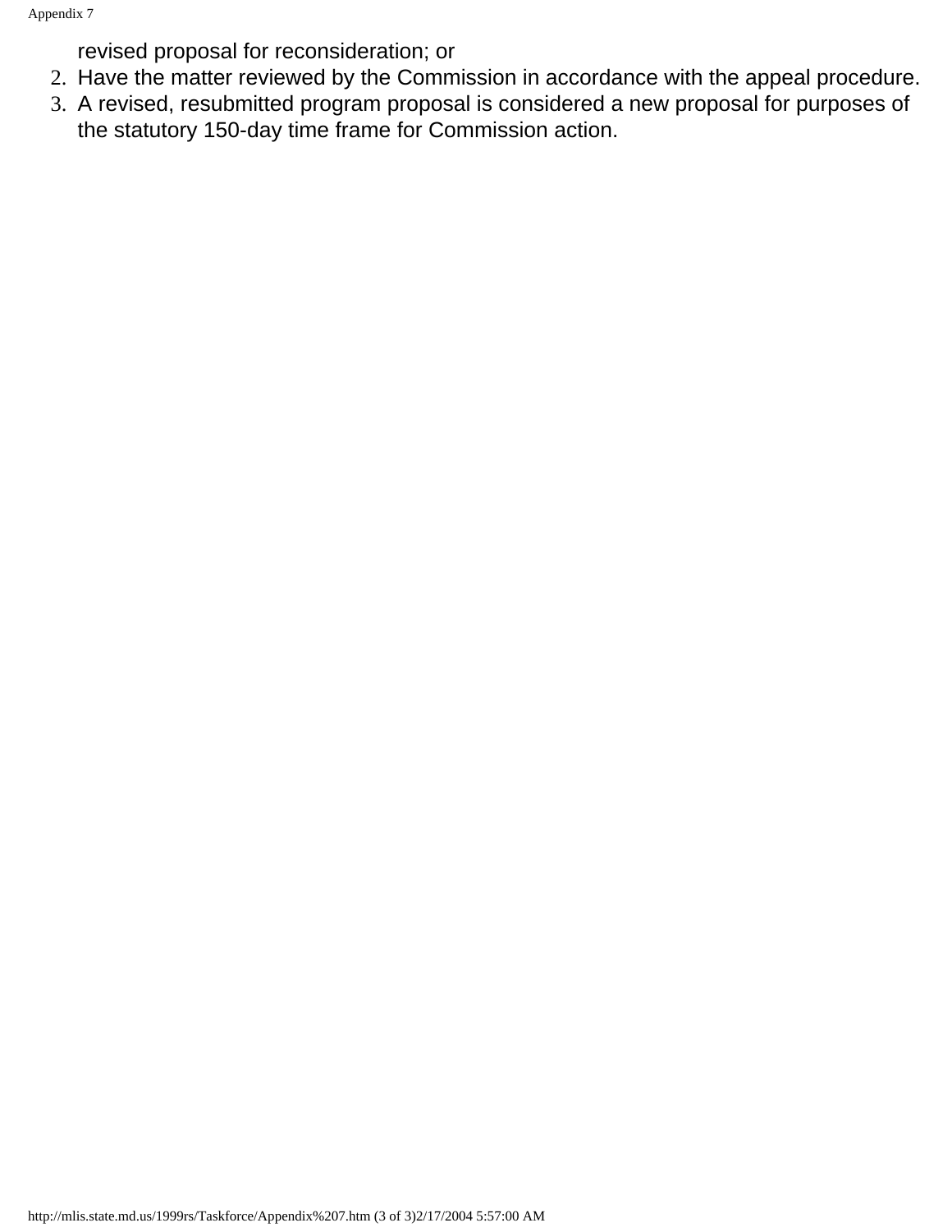revised proposal for reconsideration; or

2. Have the matter reviewed by the Commission in accordance with the appeal procedure.
3. A revised, resubmitted program proposal is considered a new proposal for purposes of the statutory 150-day time frame for Commission action.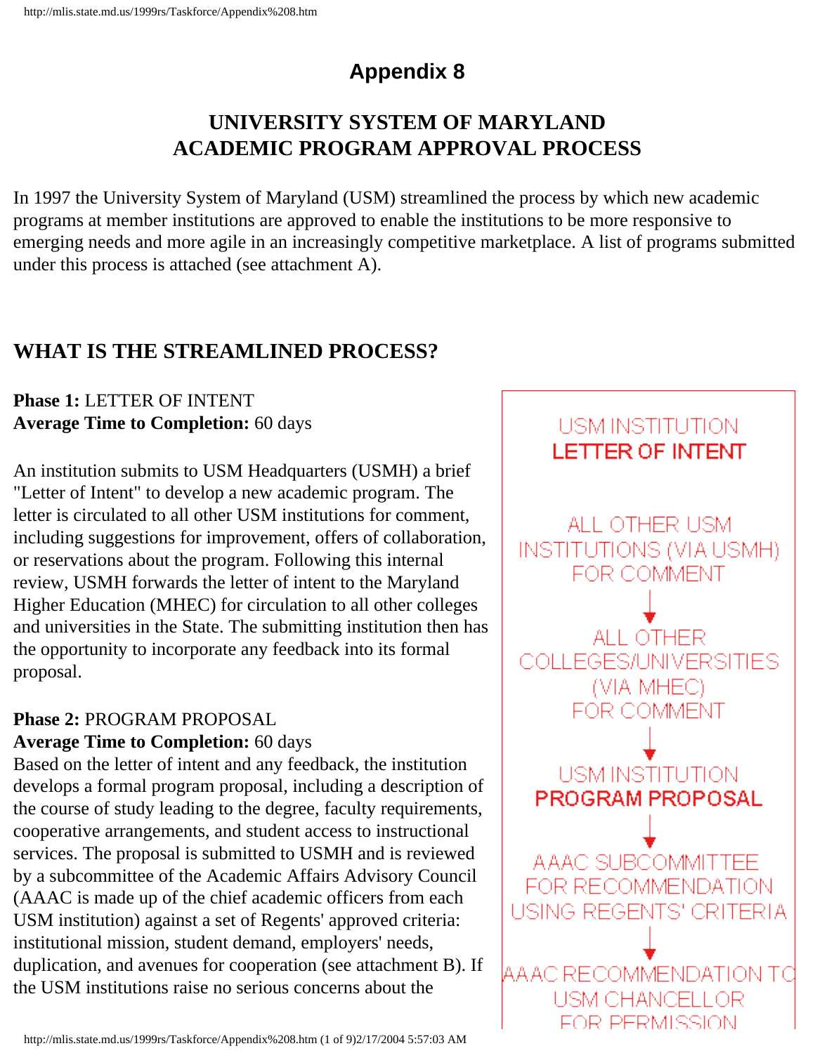# Appendix 8

## UNIVERSITY SYSTEM OF MARYLAND
## ACADEMIC PROGRAM APPROVAL PROCESS

In 1997 the University System of Maryland (USM) streamlined the process by which new academic programs at member institutions are approved to enable the institutions to be more responsive to emerging needs and more agile in an increasingly competitive marketplace. A list of programs submitted under this process is attached (see attachment A).

## WHAT IS THE STREAMLINED PROCESS?

**Phase 1:** LETTER OF INTENT
**Average Time to Completion:** 60 days

An institution submits to USM Headquarters (USMH) a brief "Letter of Intent" to develop a new academic program. The letter is circulated to all other USM institutions for comment, including suggestions for improvement, offers of collaboration, or reservations about the program. Following this internal review, USMH forwards the letter of intent to the Maryland Higher Education (MHEC) for circulation to all other colleges and universities in the State. The submitting institution then has the opportunity to incorporate any feedback into its formal proposal.

**Phase 2:** PROGRAM PROPOSAL
**Average Time to Completion:** 60 days
Based on the letter of intent and any feedback, the institution develops a formal program proposal, including a description of the course of study leading to the degree, faculty requirements, cooperative arrangements, and student access to instructional services. The proposal is submitted to USMH and is reviewed by a subcommittee of the Academic Affairs Advisory Council (AAAC is made up of the chief academic officers from each USM institution) against a set of Regents' approved criteria: institutional mission, student demand, employers' needs, duplication, and avenues for cooperation (see attachment B). If the USM institutions raise no serious concerns about the

USM INSTITUTION
**LETTER OF INTENT**

ALL OTHER USM INSTITUTIONS (VIA USMH) FOR COMMENT

↓

ALL OTHER COLLEGES/UNIVERSITIES (VIA MHEC) FOR COMMENT

↓

USM INSTITUTION
**PROGRAM PROPOSAL**

↓

AAAC SUBCOMMITTEE FOR RECOMMENDATION USING REGENTS' CRITERIA

↓

AAAC RECOMMENDATION TO USM CHANCELLOR FOR PERMISSION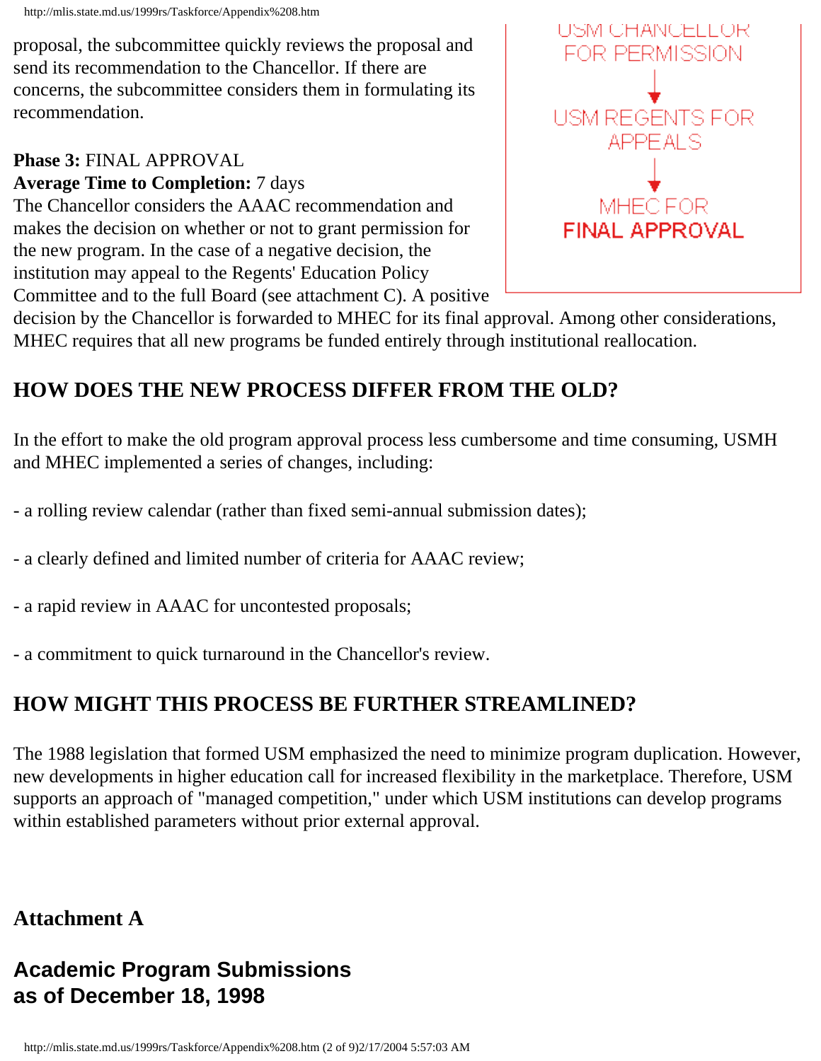proposal, the subcommittee quickly reviews the proposal and send its recommendation to the Chancellor. If there are concerns, the subcommittee considers them in formulating its recommendation.

USM CHANCELLOR FOR PERMISSION

↓

USM REGENTS FOR APPEALS

↓

MHEC FOR **FINAL APPROVAL**

**Phase 3:** FINAL APPROVAL
**Average Time to Completion:** 7 days
The Chancellor considers the AAAC recommendation and makes the decision on whether or not to grant permission for the new program. In the case of a negative decision, the institution may appeal to the Regents' Education Policy Committee and to the full Board (see attachment C). A positive decision by the Chancellor is forwarded to MHEC for its final approval. Among other considerations, MHEC requires that all new programs be funded entirely through institutional reallocation.

## HOW DOES THE NEW PROCESS DIFFER FROM THE OLD?

In the effort to make the old program approval process less cumbersome and time consuming, USMH and MHEC implemented a series of changes, including:

- a rolling review calendar (rather than fixed semi-annual submission dates);

- a clearly defined and limited number of criteria for AAAC review;

- a rapid review in AAAC for uncontested proposals;

- a commitment to quick turnaround in the Chancellor's review.

## HOW MIGHT THIS PROCESS BE FURTHER STREAMLINED?

The 1988 legislation that formed USM emphasized the need to minimize program duplication. However, new developments in higher education call for increased flexibility in the marketplace. Therefore, USM supports an approach of "managed competition," under which USM institutions can develop programs within established parameters without prior external approval.

## Attachment A

## Academic Program Submissions as of December 18, 1998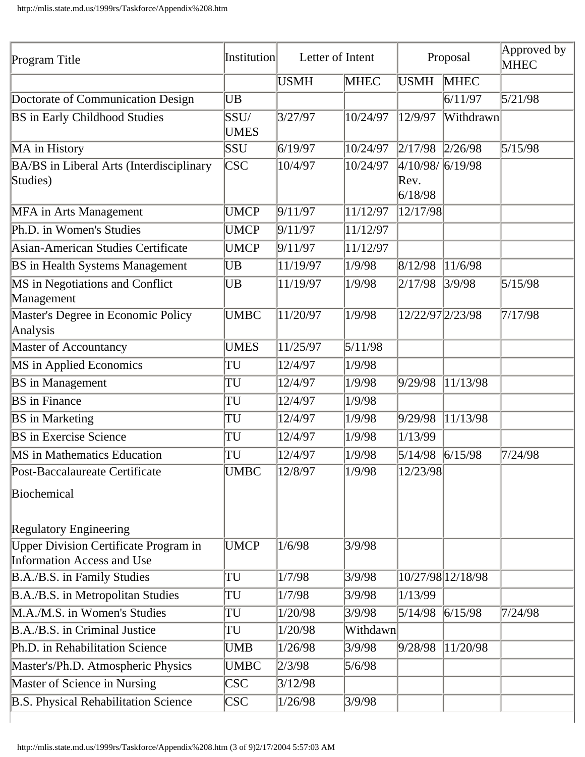| Program Title | Institution | Letter of Intent | | Proposal | | Approved by MHEC |
|---|---|---|---|---|---|---|
| | | USMH | MHEC | USMH | MHEC | |
| Doctorate of Communication Design | UB | | | | 6/11/97 | 5/21/98 |
| BS in Early Childhood Studies | SSU/ UMES | 3/27/97 | 10/24/97 | 12/9/97 | Withdrawn | |
| MA in History | SSU | 6/19/97 | 10/24/97 | 2/17/98 | 2/26/98 | 5/15/98 |
| BA/BS in Liberal Arts (Interdisciplinary Studies) | CSC | 10/4/97 | 10/24/97 | 4/10/98/ Rev. 6/18/98 | 6/19/98 | |
| MFA in Arts Management | UMCP | 9/11/97 | 11/12/97 | 12/17/98 | | |
| Ph.D. in Women's Studies | UMCP | 9/11/97 | 11/12/97 | | | |
| Asian-American Studies Certificate | UMCP | 9/11/97 | 11/12/97 | | | |
| BS in Health Systems Management | UB | 11/19/97 | 1/9/98 | 8/12/98 | 11/6/98 | |
| MS in Negotiations and Conflict Management | UB | 11/19/97 | 1/9/98 | 2/17/98 | 3/9/98 | 5/15/98 |
| Master's Degree in Economic Policy Analysis | UMBC | 11/20/97 | 1/9/98 | 12/22/97 | 2/23/98 | 7/17/98 |
| Master of Accountancy | UMES | 11/25/97 | 5/11/98 | | | |
| MS in Applied Economics | TU | 12/4/97 | 1/9/98 | | | |
| BS in Management | TU | 12/4/97 | 1/9/98 | 9/29/98 | 11/13/98 | |
| BS in Finance | TU | 12/4/97 | 1/9/98 | | | |
| BS in Marketing | TU | 12/4/97 | 1/9/98 | 9/29/98 | 11/13/98 | |
| BS in Exercise Science | TU | 12/4/97 | 1/9/98 | 1/13/99 | | |
| MS in Mathematics Education | TU | 12/4/97 | 1/9/98 | 5/14/98 | 6/15/98 | 7/24/98 |
| Post-Baccalaureate Certificate Biochemical Regulatory Engineering | UMBC | 12/8/97 | 1/9/98 | 12/23/98 | | |
| Upper Division Certificate Program in Information Access and Use | UMCP | 1/6/98 | 3/9/98 | | | |
| B.A./B.S. in Family Studies | TU | 1/7/98 | 3/9/98 | 10/27/98 | 12/18/98 | |
| B.A./B.S. in Metropolitan Studies | TU | 1/7/98 | 3/9/98 | 1/13/99 | | |
| M.A./M.S. in Women's Studies | TU | 1/20/98 | 3/9/98 | 5/14/98 | 6/15/98 | 7/24/98 |
| B.A./B.S. in Criminal Justice | TU | 1/20/98 | Withdawn | | | |
| Ph.D. in Rehabilitation Science | UMB | 1/26/98 | 3/9/98 | 9/28/98 | 11/20/98 | |
| Master's/Ph.D. Atmospheric Physics | UMBC | 2/3/98 | 5/6/98 | | | |
| Master of Science in Nursing | CSC | 3/12/98 | | | | |
| B.S. Physical Rehabilitation Science | CSC | 1/26/98 | 3/9/98 | | | |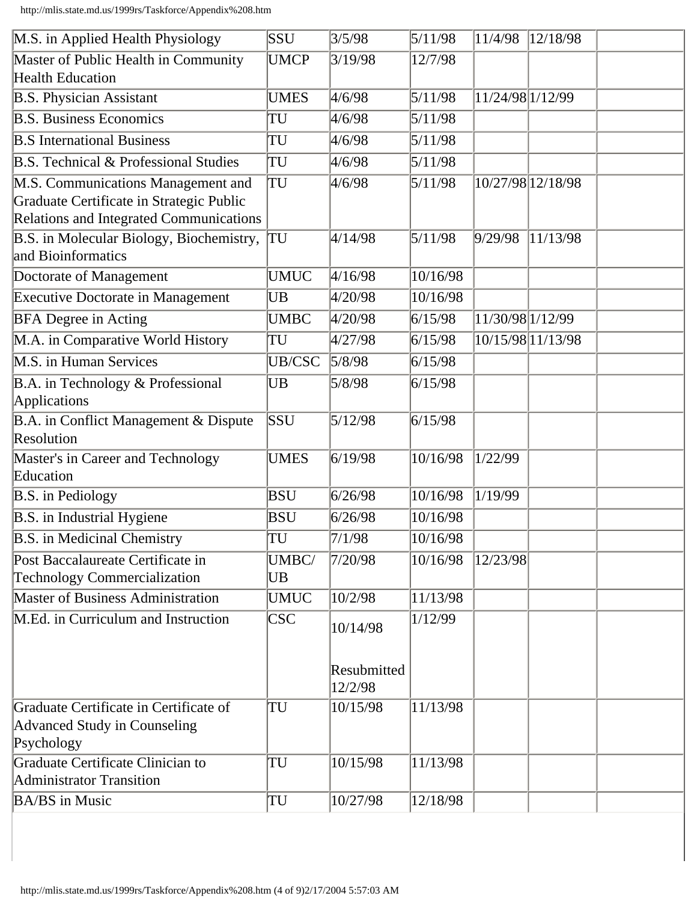| | | | | | | |
|---|---|---|---|---|---|---|
| M.S. in Applied Health Physiology | SSU | 3/5/98 | 5/11/98 | 11/4/98 | 12/18/98 | |
| Master of Public Health in Community Health Education | UMCP | 3/19/98 | 12/7/98 | | | |
| B.S. Physician Assistant | UMES | 4/6/98 | 5/11/98 | 11/24/98 | 1/12/99 | |
| B.S. Business Economics | TU | 4/6/98 | 5/11/98 | | | |
| B.S International Business | TU | 4/6/98 | 5/11/98 | | | |
| B.S. Technical & Professional Studies | TU | 4/6/98 | 5/11/98 | | | |
| M.S. Communications Management and Graduate Certificate in Strategic Public Relations and Integrated Communications | TU | 4/6/98 | 5/11/98 | 10/27/98 | 12/18/98 | |
| B.S. in Molecular Biology, Biochemistry, and Bioinformatics | TU | 4/14/98 | 5/11/98 | 9/29/98 | 11/13/98 | |
| Doctorate of Management | UMUC | 4/16/98 | 10/16/98 | | | |
| Executive Doctorate in Management | UB | 4/20/98 | 10/16/98 | | | |
| BFA Degree in Acting | UMBC | 4/20/98 | 6/15/98 | 11/30/98 | 1/12/99 | |
| M.A. in Comparative World History | TU | 4/27/98 | 6/15/98 | 10/15/98 | 11/13/98 | |
| M.S. in Human Services | UB/CSC | 5/8/98 | 6/15/98 | | | |
| B.A. in Technology & Professional Applications | UB | 5/8/98 | 6/15/98 | | | |
| B.A. in Conflict Management & Dispute Resolution | SSU | 5/12/98 | 6/15/98 | | | |
| Master's in Career and Technology Education | UMES | 6/19/98 | 10/16/98 | 1/22/99 | | |
| B.S. in Pediology | BSU | 6/26/98 | 10/16/98 | 1/19/99 | | |
| B.S. in Industrial Hygiene | BSU | 6/26/98 | 10/16/98 | | | |
| B.S. in Medicinal Chemistry | TU | 7/1/98 | 10/16/98 | | | |
| Post Baccalaureate Certificate in Technology Commercialization | UMBC/ UB | 7/20/98 | 10/16/98 | 12/23/98 | | |
| Master of Business Administration | UMUC | 10/2/98 | 11/13/98 | | | |
| M.Ed. in Curriculum and Instruction | CSC | 10/14/98<br><br>Resubmitted 12/2/98 | 1/12/99 | | | |
| Graduate Certificate in Certificate of Advanced Study in Counseling Psychology | TU | 10/15/98 | 11/13/98 | | | |
| Graduate Certificate Clinician to Administrator Transition | TU | 10/15/98 | 11/13/98 | | | |
| BA/BS in Music | TU | 10/27/98 | 12/18/98 | | | |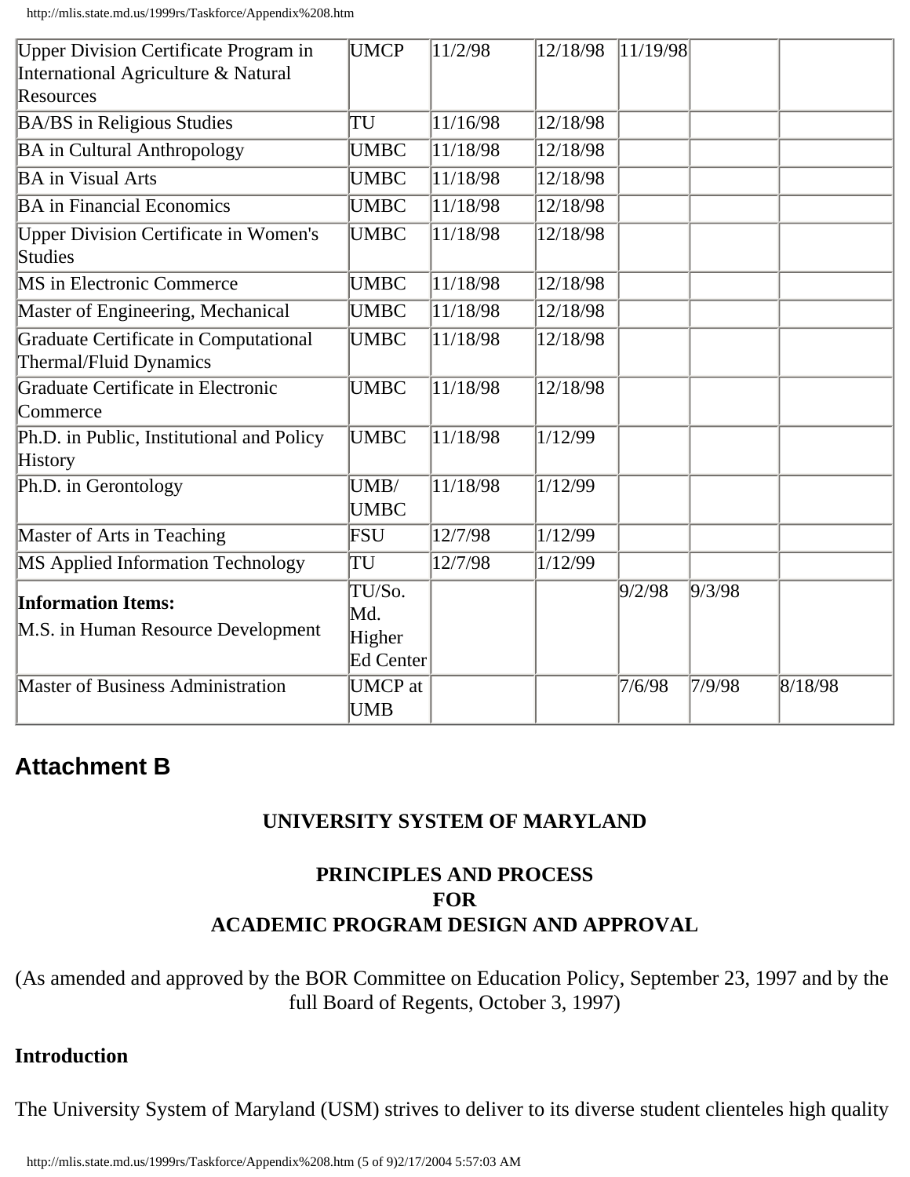| | | | | | | |
|---|---|---|---|---|---|---|
| Upper Division Certificate Program in International Agriculture & Natural Resources | UMCP | 11/2/98 | 12/18/98 | 11/19/98 | | |
| BA/BS in Religious Studies | TU | 11/16/98 | 12/18/98 | | | |
| BA in Cultural Anthropology | UMBC | 11/18/98 | 12/18/98 | | | |
| BA in Visual Arts | UMBC | 11/18/98 | 12/18/98 | | | |
| BA in Financial Economics | UMBC | 11/18/98 | 12/18/98 | | | |
| Upper Division Certificate in Women's Studies | UMBC | 11/18/98 | 12/18/98 | | | |
| MS in Electronic Commerce | UMBC | 11/18/98 | 12/18/98 | | | |
| Master of Engineering, Mechanical | UMBC | 11/18/98 | 12/18/98 | | | |
| Graduate Certificate in Computational Thermal/Fluid Dynamics | UMBC | 11/18/98 | 12/18/98 | | | |
| Graduate Certificate in Electronic Commerce | UMBC | 11/18/98 | 12/18/98 | | | |
| Ph.D. in Public, Institutional and Policy History | UMBC | 11/18/98 | 1/12/99 | | | |
| Ph.D. in Gerontology | UMB/ UMBC | 11/18/98 | 1/12/99 | | | |
| Master of Arts in Teaching | FSU | 12/7/98 | 1/12/99 | | | |
| MS Applied Information Technology | TU | 12/7/98 | 1/12/99 | | | |
| **Information Items:** M.S. in Human Resource Development | TU/So. Md. Higher Ed Center | | | 9/2/98 | 9/3/98 | |
| Master of Business Administration | UMCP at UMB | | | 7/6/98 | 7/9/98 | 8/18/98 |

## Attachment B

**UNIVERSITY SYSTEM OF MARYLAND**

**PRINCIPLES AND PROCESS FOR ACADEMIC PROGRAM DESIGN AND APPROVAL**

(As amended and approved by the BOR Committee on Education Policy, September 23, 1997 and by the full Board of Regents, October 3, 1997)

**Introduction**

The University System of Maryland (USM) strives to deliver to its diverse student clienteles high quality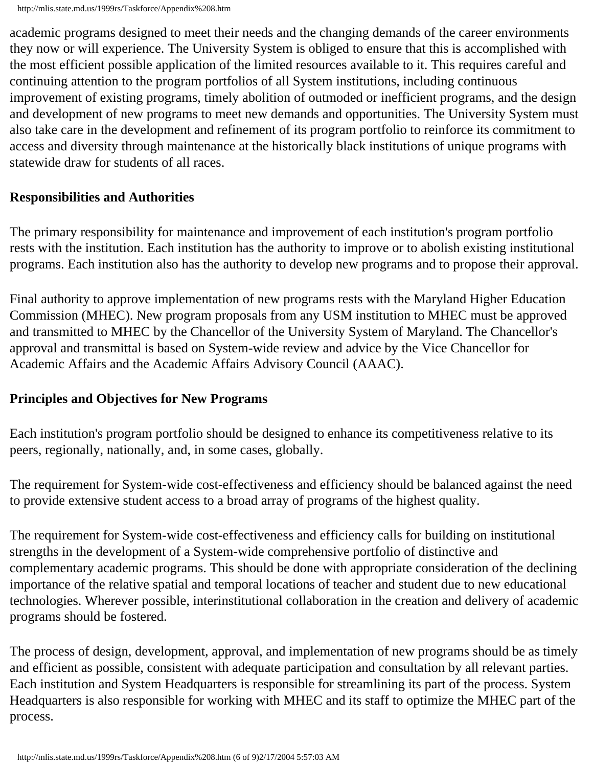academic programs designed to meet their needs and the changing demands of the career environments they now or will experience. The University System is obliged to ensure that this is accomplished with the most efficient possible application of the limited resources available to it. This requires careful and continuing attention to the program portfolios of all System institutions, including continuous improvement of existing programs, timely abolition of outmoded or inefficient programs, and the design and development of new programs to meet new demands and opportunities. The University System must also take care in the development and refinement of its program portfolio to reinforce its commitment to access and diversity through maintenance at the historically black institutions of unique programs with statewide draw for students of all races.

**Responsibilities and Authorities**

The primary responsibility for maintenance and improvement of each institution's program portfolio rests with the institution. Each institution has the authority to improve or to abolish existing institutional programs. Each institution also has the authority to develop new programs and to propose their approval.

Final authority to approve implementation of new programs rests with the Maryland Higher Education Commission (MHEC). New program proposals from any USM institution to MHEC must be approved and transmitted to MHEC by the Chancellor of the University System of Maryland. The Chancellor's approval and transmittal is based on System-wide review and advice by the Vice Chancellor for Academic Affairs and the Academic Affairs Advisory Council (AAAC).

**Principles and Objectives for New Programs**

Each institution's program portfolio should be designed to enhance its competitiveness relative to its peers, regionally, nationally, and, in some cases, globally.

The requirement for System-wide cost-effectiveness and efficiency should be balanced against the need to provide extensive student access to a broad array of programs of the highest quality.

The requirement for System-wide cost-effectiveness and efficiency calls for building on institutional strengths in the development of a System-wide comprehensive portfolio of distinctive and complementary academic programs. This should be done with appropriate consideration of the declining importance of the relative spatial and temporal locations of teacher and student due to new educational technologies. Wherever possible, interinstitutional collaboration in the creation and delivery of academic programs should be fostered.

The process of design, development, approval, and implementation of new programs should be as timely and efficient as possible, consistent with adequate participation and consultation by all relevant parties. Each institution and System Headquarters is responsible for streamlining its part of the process. System Headquarters is also responsible for working with MHEC and its staff to optimize the MHEC part of the process.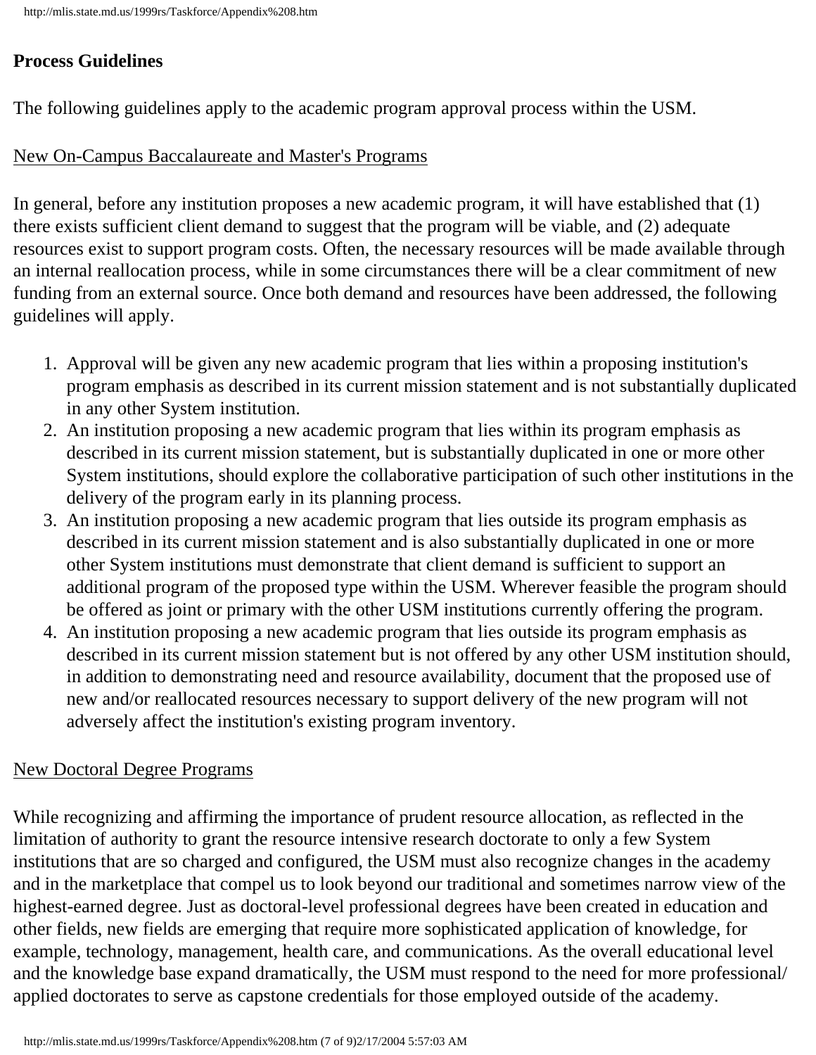**Process Guidelines**

The following guidelines apply to the academic program approval process within the USM.

New On-Campus Baccalaureate and Master's Programs

In general, before any institution proposes a new academic program, it will have established that (1) there exists sufficient client demand to suggest that the program will be viable, and (2) adequate resources exist to support program costs. Often, the necessary resources will be made available through an internal reallocation process, while in some circumstances there will be a clear commitment of new funding from an external source. Once both demand and resources have been addressed, the following guidelines will apply.

1. Approval will be given any new academic program that lies within a proposing institution's program emphasis as described in its current mission statement and is not substantially duplicated in any other System institution.
2. An institution proposing a new academic program that lies within its program emphasis as described in its current mission statement, but is substantially duplicated in one or more other System institutions, should explore the collaborative participation of such other institutions in the delivery of the program early in its planning process.
3. An institution proposing a new academic program that lies outside its program emphasis as described in its current mission statement and is also substantially duplicated in one or more other System institutions must demonstrate that client demand is sufficient to support an additional program of the proposed type within the USM. Wherever feasible the program should be offered as joint or primary with the other USM institutions currently offering the program.
4. An institution proposing a new academic program that lies outside its program emphasis as described in its current mission statement but is not offered by any other USM institution should, in addition to demonstrating need and resource availability, document that the proposed use of new and/or reallocated resources necessary to support delivery of the new program will not adversely affect the institution's existing program inventory.

New Doctoral Degree Programs

While recognizing and affirming the importance of prudent resource allocation, as reflected in the limitation of authority to grant the resource intensive research doctorate to only a few System institutions that are so charged and configured, the USM must also recognize changes in the academy and in the marketplace that compel us to look beyond our traditional and sometimes narrow view of the highest-earned degree. Just as doctoral-level professional degrees have been created in education and other fields, new fields are emerging that require more sophisticated application of knowledge, for example, technology, management, health care, and communications. As the overall educational level and the knowledge base expand dramatically, the USM must respond to the need for more professional/applied doctorates to serve as capstone credentials for those employed outside of the academy.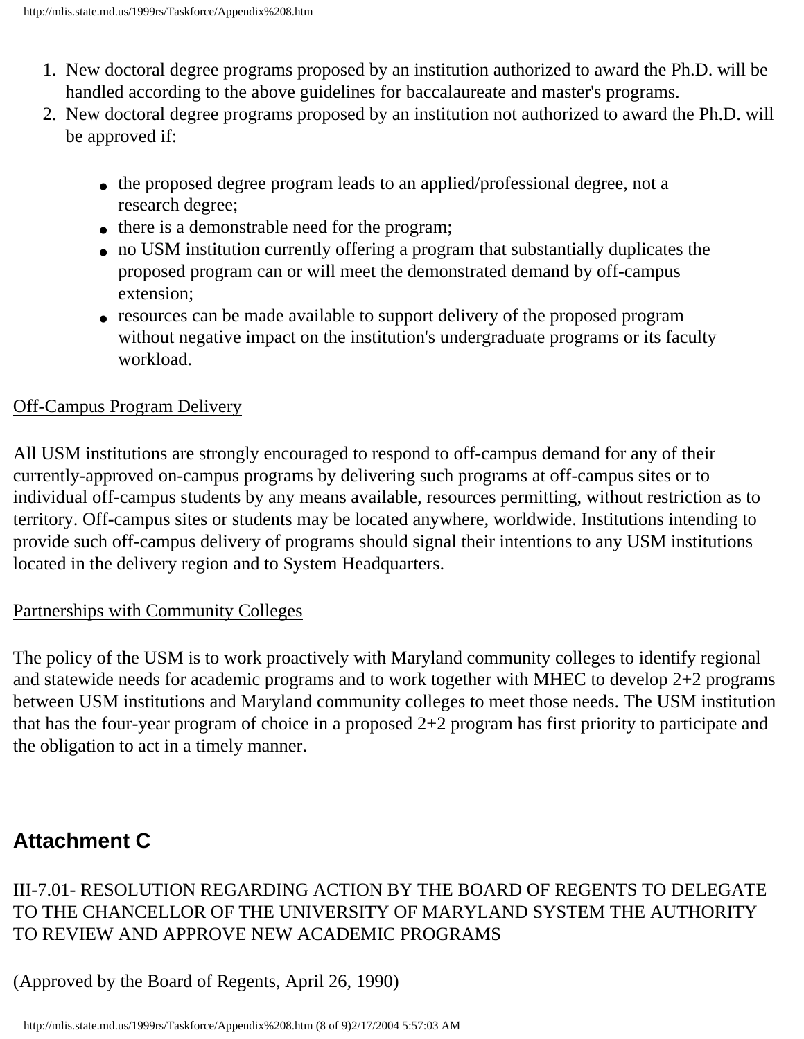1. New doctoral degree programs proposed by an institution authorized to award the Ph.D. will be handled according to the above guidelines for baccalaureate and master's programs.
2. New doctoral degree programs proposed by an institution not authorized to award the Ph.D. will be approved if:

    - the proposed degree program leads to an applied/professional degree, not a research degree;
    - there is a demonstrable need for the program;
    - no USM institution currently offering a program that substantially duplicates the proposed program can or will meet the demonstrated demand by off-campus extension;
    - resources can be made available to support delivery of the proposed program without negative impact on the institution's undergraduate programs or its faculty workload.

Off-Campus Program Delivery

All USM institutions are strongly encouraged to respond to off-campus demand for any of their currently-approved on-campus programs by delivering such programs at off-campus sites or to individual off-campus students by any means available, resources permitting, without restriction as to territory. Off-campus sites or students may be located anywhere, worldwide. Institutions intending to provide such off-campus delivery of programs should signal their intentions to any USM institutions located in the delivery region and to System Headquarters.

Partnerships with Community Colleges

The policy of the USM is to work proactively with Maryland community colleges to identify regional and statewide needs for academic programs and to work together with MHEC to develop 2+2 programs between USM institutions and Maryland community colleges to meet those needs. The USM institution that has the four-year program of choice in a proposed 2+2 program has first priority to participate and the obligation to act in a timely manner.

## Attachment C

III-7.01- RESOLUTION REGARDING ACTION BY THE BOARD OF REGENTS TO DELEGATE TO THE CHANCELLOR OF THE UNIVERSITY OF MARYLAND SYSTEM THE AUTHORITY TO REVIEW AND APPROVE NEW ACADEMIC PROGRAMS

(Approved by the Board of Regents, April 26, 1990)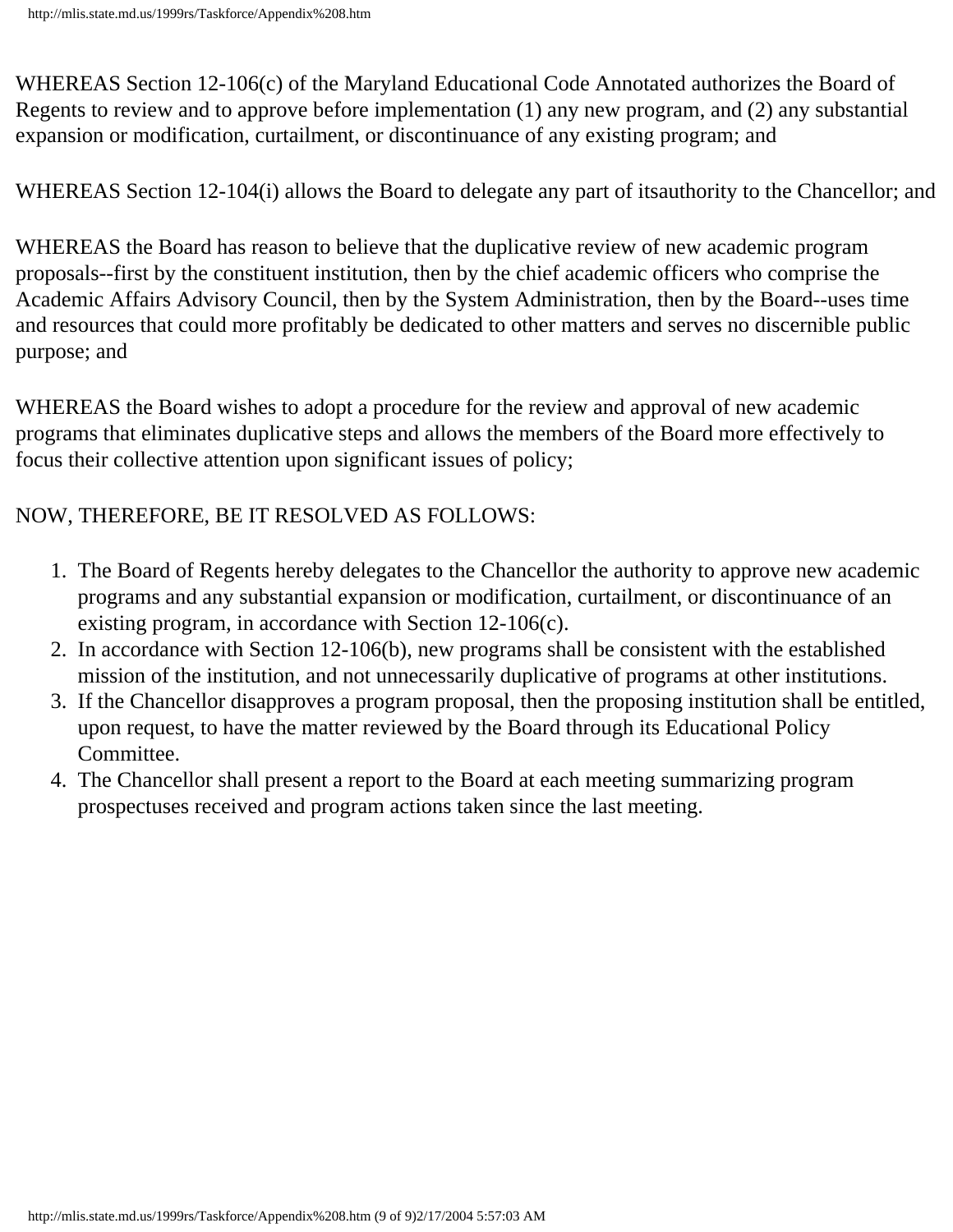WHEREAS Section 12-106(c) of the Maryland Educational Code Annotated authorizes the Board of Regents to review and to approve before implementation (1) any new program, and (2) any substantial expansion or modification, curtailment, or discontinuance of any existing program; and

WHEREAS Section 12-104(i) allows the Board to delegate any part of itsauthority to the Chancellor; and

WHEREAS the Board has reason to believe that the duplicative review of new academic program proposals--first by the constituent institution, then by the chief academic officers who comprise the Academic Affairs Advisory Council, then by the System Administration, then by the Board--uses time and resources that could more profitably be dedicated to other matters and serves no discernible public purpose; and

WHEREAS the Board wishes to adopt a procedure for the review and approval of new academic programs that eliminates duplicative steps and allows the members of the Board more effectively to focus their collective attention upon significant issues of policy;

NOW, THEREFORE, BE IT RESOLVED AS FOLLOWS:

1. The Board of Regents hereby delegates to the Chancellor the authority to approve new academic programs and any substantial expansion or modification, curtailment, or discontinuance of an existing program, in accordance with Section 12-106(c).
2. In accordance with Section 12-106(b), new programs shall be consistent with the established mission of the institution, and not unnecessarily duplicative of programs at other institutions.
3. If the Chancellor disapproves a program proposal, then the proposing institution shall be entitled, upon request, to have the matter reviewed by the Board through its Educational Policy Committee.
4. The Chancellor shall present a report to the Board at each meeting summarizing program prospectuses received and program actions taken since the last meeting.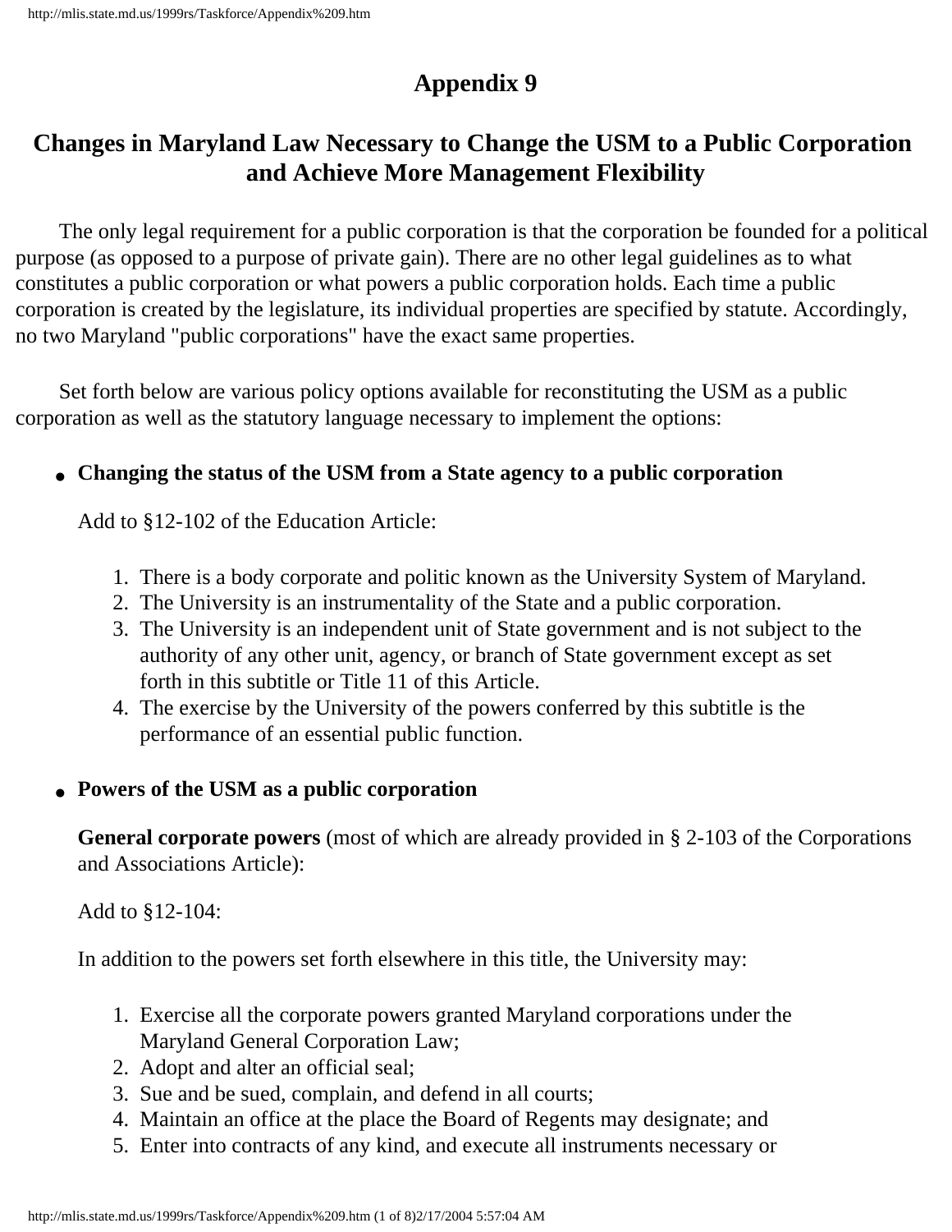# Appendix 9

## Changes in Maryland Law Necessary to Change the USM to a Public Corporation and Achieve More Management Flexibility

The only legal requirement for a public corporation is that the corporation be founded for a political purpose (as opposed to a purpose of private gain). There are no other legal guidelines as to what constitutes a public corporation or what powers a public corporation holds. Each time a public corporation is created by the legislature, its individual properties are specified by statute. Accordingly, no two Maryland "public corporations" have the exact same properties.

Set forth below are various policy options available for reconstituting the USM as a public corporation as well as the statutory language necessary to implement the options:

- **Changing the status of the USM from a State agency to a public corporation**

  Add to §12-102 of the Education Article:

  1. There is a body corporate and politic known as the University System of Maryland.
  2. The University is an instrumentality of the State and a public corporation.
  3. The University is an independent unit of State government and is not subject to the authority of any other unit, agency, or branch of State government except as set forth in this subtitle or Title 11 of this Article.
  4. The exercise by the University of the powers conferred by this subtitle is the performance of an essential public function.

- **Powers of the USM as a public corporation**

  **General corporate powers** (most of which are already provided in § 2-103 of the Corporations and Associations Article):

  Add to §12-104:

  In addition to the powers set forth elsewhere in this title, the University may:

  1. Exercise all the corporate powers granted Maryland corporations under the Maryland General Corporation Law;
  2. Adopt and alter an official seal;
  3. Sue and be sued, complain, and defend in all courts;
  4. Maintain an office at the place the Board of Regents may designate; and
  5. Enter into contracts of any kind, and execute all instruments necessary or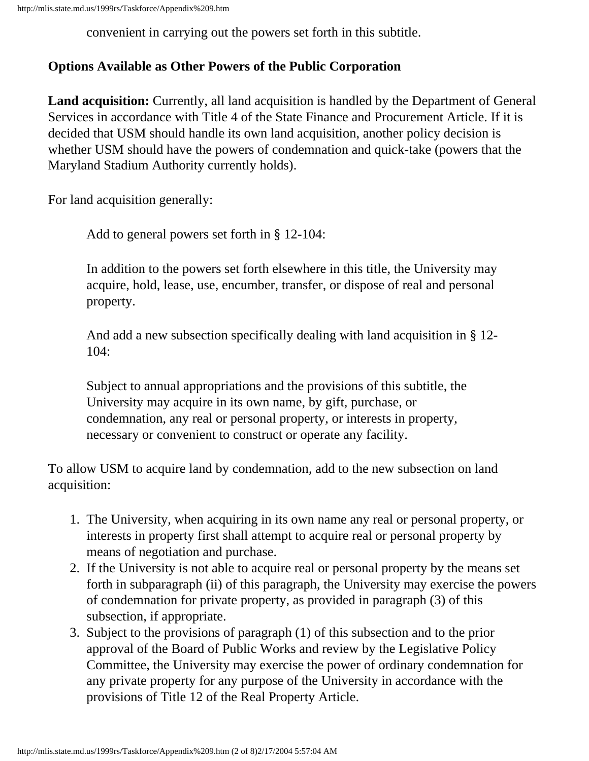convenient in carrying out the powers set forth in this subtitle.

**Options Available as Other Powers of the Public Corporation**

**Land acquisition:** Currently, all land acquisition is handled by the Department of General Services in accordance with Title 4 of the State Finance and Procurement Article. If it is decided that USM should handle its own land acquisition, another policy decision is whether USM should have the powers of condemnation and quick-take (powers that the Maryland Stadium Authority currently holds).

For land acquisition generally:

> Add to general powers set forth in § 12-104:
>
> In addition to the powers set forth elsewhere in this title, the University may acquire, hold, lease, use, encumber, transfer, or dispose of real and personal property.
>
> And add a new subsection specifically dealing with land acquisition in § 12-104:
>
> Subject to annual appropriations and the provisions of this subtitle, the University may acquire in its own name, by gift, purchase, or condemnation, any real or personal property, or interests in property, necessary or convenient to construct or operate any facility.

To allow USM to acquire land by condemnation, add to the new subsection on land acquisition:

1. The University, when acquiring in its own name any real or personal property, or interests in property first shall attempt to acquire real or personal property by means of negotiation and purchase.
2. If the University is not able to acquire real or personal property by the means set forth in subparagraph (ii) of this paragraph, the University may exercise the powers of condemnation for private property, as provided in paragraph (3) of this subsection, if appropriate.
3. Subject to the provisions of paragraph (1) of this subsection and to the prior approval of the Board of Public Works and review by the Legislative Policy Committee, the University may exercise the power of ordinary condemnation for any private property for any purpose of the University in accordance with the provisions of Title 12 of the Real Property Article.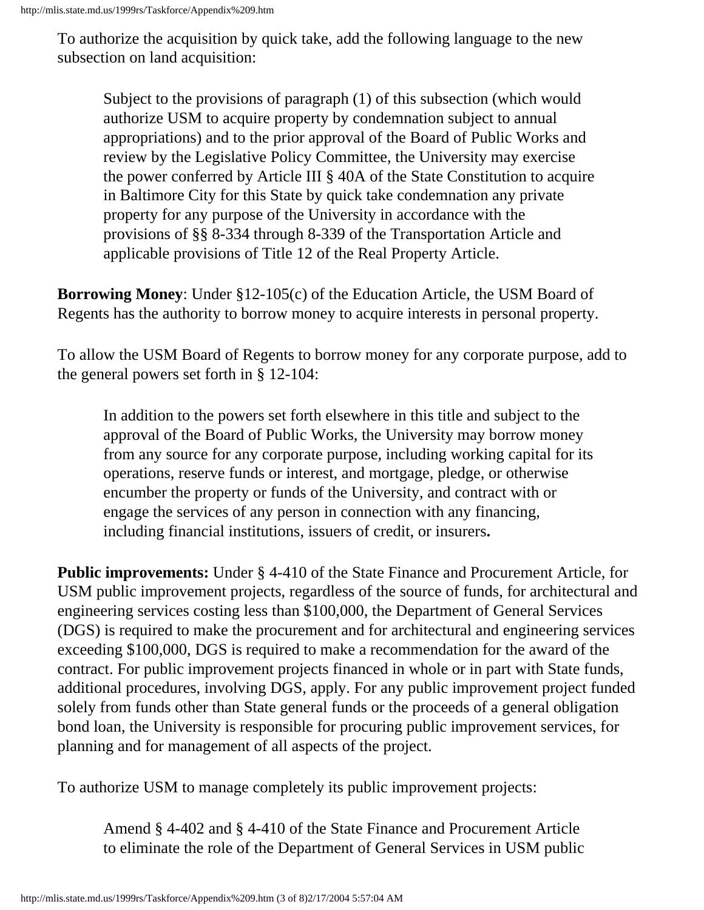To authorize the acquisition by quick take, add the following language to the new subsection on land acquisition:

> Subject to the provisions of paragraph (1) of this subsection (which would authorize USM to acquire property by condemnation subject to annual appropriations) and to the prior approval of the Board of Public Works and review by the Legislative Policy Committee, the University may exercise the power conferred by Article III § 40A of the State Constitution to acquire in Baltimore City for this State by quick take condemnation any private property for any purpose of the University in accordance with the provisions of §§ 8-334 through 8-339 of the Transportation Article and applicable provisions of Title 12 of the Real Property Article.

**Borrowing Money**: Under §12-105(c) of the Education Article, the USM Board of Regents has the authority to borrow money to acquire interests in personal property.

To allow the USM Board of Regents to borrow money for any corporate purpose, add to the general powers set forth in § 12-104:

> In addition to the powers set forth elsewhere in this title and subject to the approval of the Board of Public Works, the University may borrow money from any source for any corporate purpose, including working capital for its operations, reserve funds or interest, and mortgage, pledge, or otherwise encumber the property or funds of the University, and contract with or engage the services of any person in connection with any financing, including financial institutions, issuers of credit, or insurers**.**

**Public improvements:** Under § 4-410 of the State Finance and Procurement Article, for USM public improvement projects, regardless of the source of funds, for architectural and engineering services costing less than $100,000, the Department of General Services (DGS) is required to make the procurement and for architectural and engineering services exceeding $100,000, DGS is required to make a recommendation for the award of the contract. For public improvement projects financed in whole or in part with State funds, additional procedures, involving DGS, apply. For any public improvement project funded solely from funds other than State general funds or the proceeds of a general obligation bond loan, the University is responsible for procuring public improvement services, for planning and for management of all aspects of the project.

To authorize USM to manage completely its public improvement projects:

> Amend § 4-402 and § 4-410 of the State Finance and Procurement Article to eliminate the role of the Department of General Services in USM public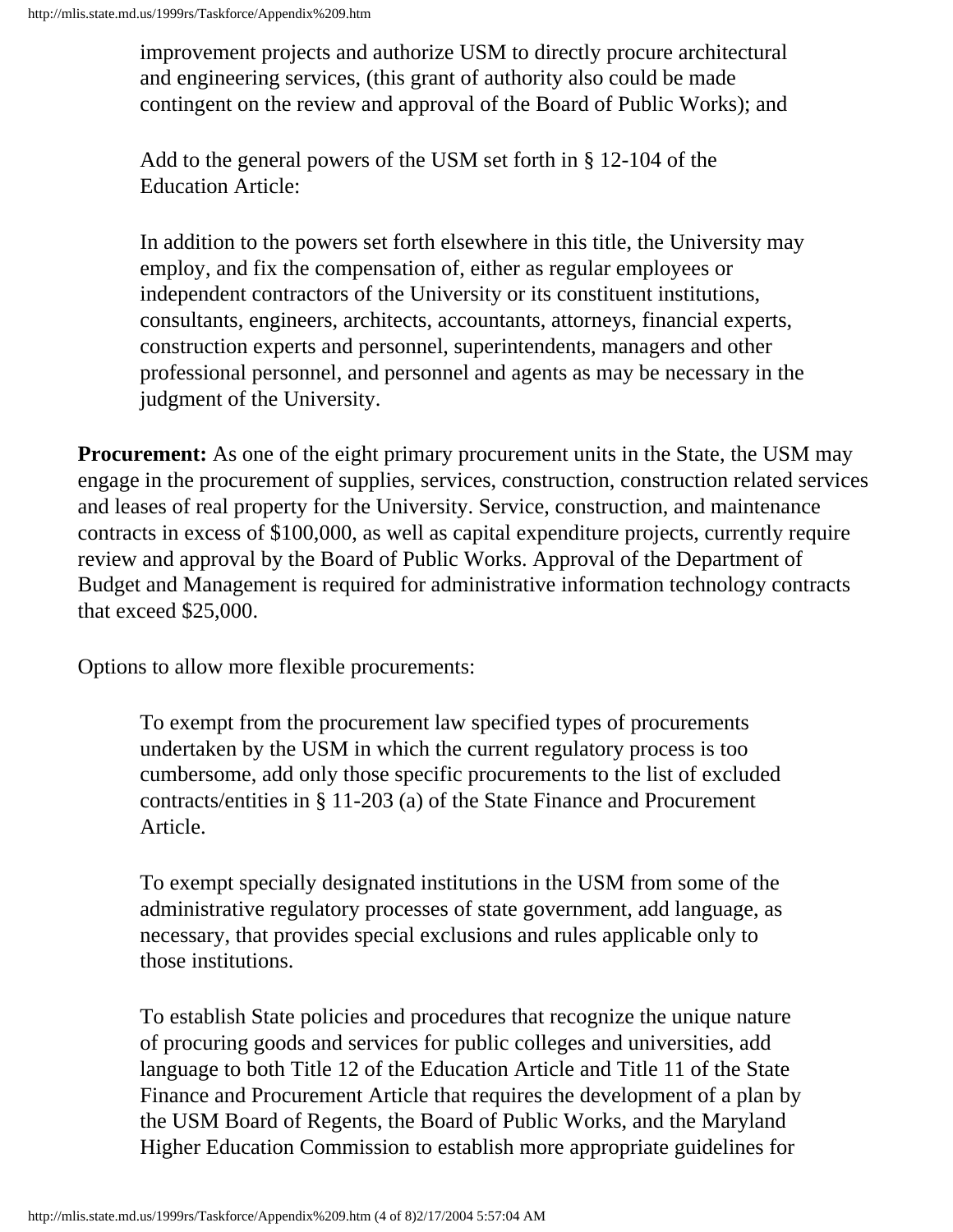improvement projects and authorize USM to directly procure architectural and engineering services, (this grant of authority also could be made contingent on the review and approval of the Board of Public Works); and

Add to the general powers of the USM set forth in § 12-104 of the Education Article:

In addition to the powers set forth elsewhere in this title, the University may employ, and fix the compensation of, either as regular employees or independent contractors of the University or its constituent institutions, consultants, engineers, architects, accountants, attorneys, financial experts, construction experts and personnel, superintendents, managers and other professional personnel, and personnel and agents as may be necessary in the judgment of the University.

**Procurement:** As one of the eight primary procurement units in the State, the USM may engage in the procurement of supplies, services, construction, construction related services and leases of real property for the University. Service, construction, and maintenance contracts in excess of $100,000, as well as capital expenditure projects, currently require review and approval by the Board of Public Works. Approval of the Department of Budget and Management is required for administrative information technology contracts that exceed $25,000.

Options to allow more flexible procurements:

To exempt from the procurement law specified types of procurements undertaken by the USM in which the current regulatory process is too cumbersome, add only those specific procurements to the list of excluded contracts/entities in § 11-203 (a) of the State Finance and Procurement Article.

To exempt specially designated institutions in the USM from some of the administrative regulatory processes of state government, add language, as necessary, that provides special exclusions and rules applicable only to those institutions.

To establish State policies and procedures that recognize the unique nature of procuring goods and services for public colleges and universities, add language to both Title 12 of the Education Article and Title 11 of the State Finance and Procurement Article that requires the development of a plan by the USM Board of Regents, the Board of Public Works, and the Maryland Higher Education Commission to establish more appropriate guidelines for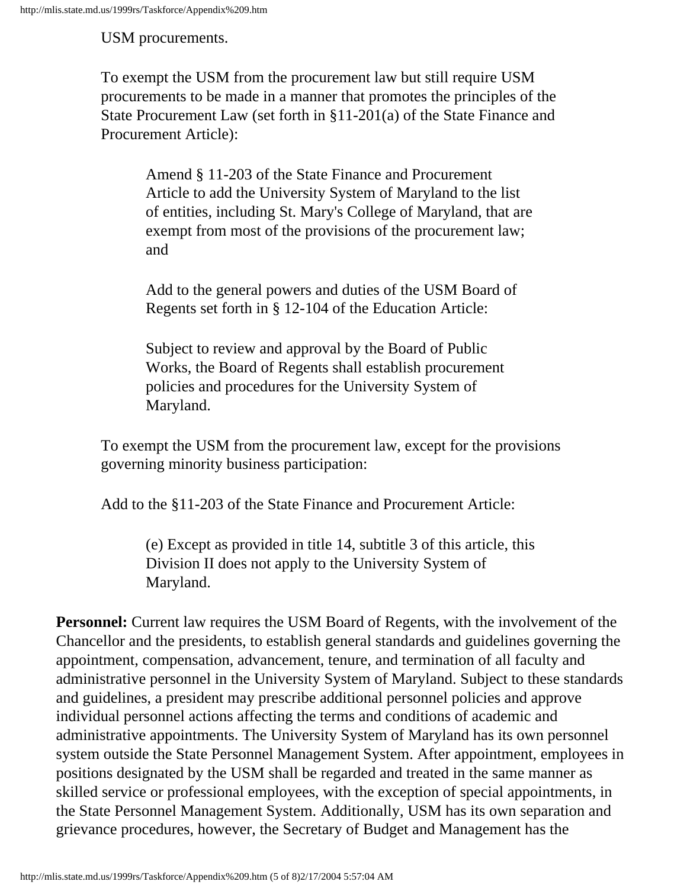USM procurements.

To exempt the USM from the procurement law but still require USM procurements to be made in a manner that promotes the principles of the State Procurement Law (set forth in §11-201(a) of the State Finance and Procurement Article):

> Amend § 11-203 of the State Finance and Procurement Article to add the University System of Maryland to the list of entities, including St. Mary's College of Maryland, that are exempt from most of the provisions of the procurement law; and
>
> Add to the general powers and duties of the USM Board of Regents set forth in § 12-104 of the Education Article:
>
> Subject to review and approval by the Board of Public Works, the Board of Regents shall establish procurement policies and procedures for the University System of Maryland.

To exempt the USM from the procurement law, except for the provisions governing minority business participation:

Add to the §11-203 of the State Finance and Procurement Article:

> (e) Except as provided in title 14, subtitle 3 of this article, this Division II does not apply to the University System of Maryland.

**Personnel:** Current law requires the USM Board of Regents, with the involvement of the Chancellor and the presidents, to establish general standards and guidelines governing the appointment, compensation, advancement, tenure, and termination of all faculty and administrative personnel in the University System of Maryland. Subject to these standards and guidelines, a president may prescribe additional personnel policies and approve individual personnel actions affecting the terms and conditions of academic and administrative appointments. The University System of Maryland has its own personnel system outside the State Personnel Management System. After appointment, employees in positions designated by the USM shall be regarded and treated in the same manner as skilled service or professional employees, with the exception of special appointments, in the State Personnel Management System. Additionally, USM has its own separation and grievance procedures, however, the Secretary of Budget and Management has the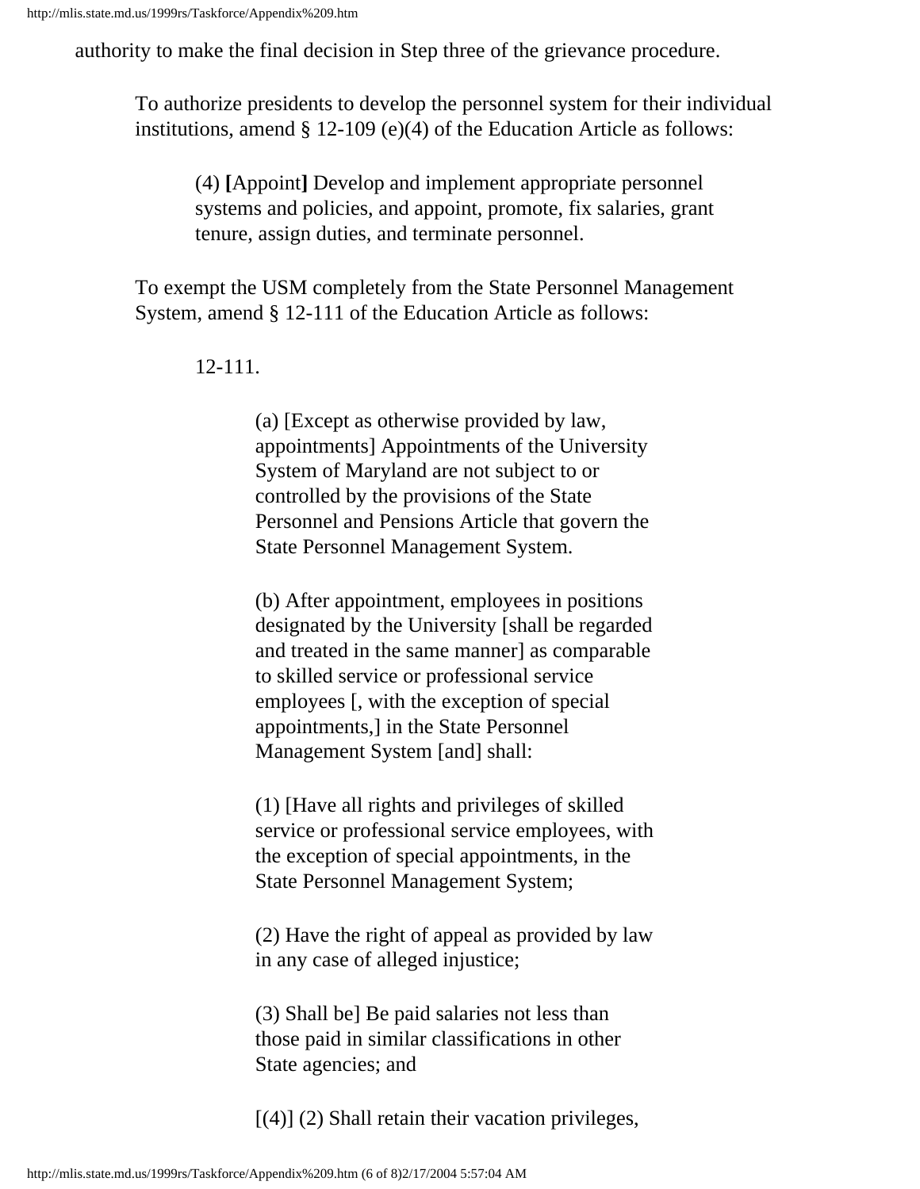authority to make the final decision in Step three of the grievance procedure.

> To authorize presidents to develop the personnel system for their individual institutions, amend § 12-109 (e)(4) of the Education Article as follows:
>
> > (4) **[**Appoint**]** Develop and implement appropriate personnel systems and policies, and appoint, promote, fix salaries, grant tenure, assign duties, and terminate personnel.
>
> To exempt the USM completely from the State Personnel Management System, amend § 12-111 of the Education Article as follows:
>
> > 12-111.
> >
> > > (a) [Except as otherwise provided by law, appointments] Appointments of the University System of Maryland are not subject to or controlled by the provisions of the State Personnel and Pensions Article that govern the State Personnel Management System.
> > >
> > > (b) After appointment, employees in positions designated by the University [shall be regarded and treated in the same manner] as comparable to skilled service or professional service employees [, with the exception of special appointments,] in the State Personnel Management System [and] shall:
> > >
> > > (1) [Have all rights and privileges of skilled service or professional service employees, with the exception of special appointments, in the State Personnel Management System;
> > >
> > > (2) Have the right of appeal as provided by law in any case of alleged injustice;
> > >
> > > (3) Shall be] Be paid salaries not less than those paid in similar classifications in other State agencies; and
> > >
> > > [(4)] (2) Shall retain their vacation privileges,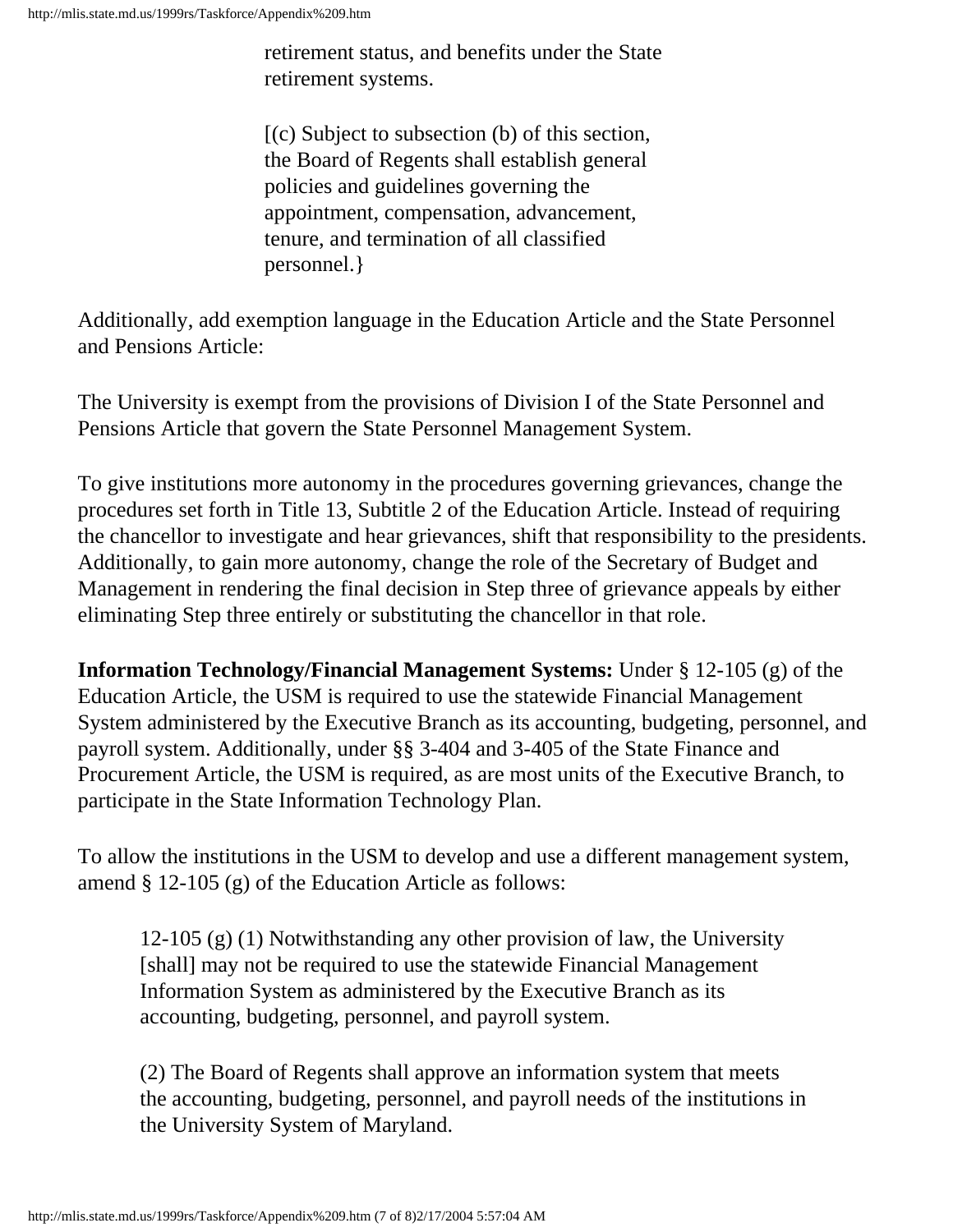retirement status, and benefits under the State retirement systems.

[(c) Subject to subsection (b) of this section, the Board of Regents shall establish general policies and guidelines governing the appointment, compensation, advancement, tenure, and termination of all classified personnel.}

Additionally, add exemption language in the Education Article and the State Personnel and Pensions Article:

The University is exempt from the provisions of Division I of the State Personnel and Pensions Article that govern the State Personnel Management System.

To give institutions more autonomy in the procedures governing grievances, change the procedures set forth in Title 13, Subtitle 2 of the Education Article. Instead of requiring the chancellor to investigate and hear grievances, shift that responsibility to the presidents. Additionally, to gain more autonomy, change the role of the Secretary of Budget and Management in rendering the final decision in Step three of grievance appeals by either eliminating Step three entirely or substituting the chancellor in that role.

**Information Technology/Financial Management Systems:** Under § 12-105 (g) of the Education Article, the USM is required to use the statewide Financial Management System administered by the Executive Branch as its accounting, budgeting, personnel, and payroll system. Additionally, under §§ 3-404 and 3-405 of the State Finance and Procurement Article, the USM is required, as are most units of the Executive Branch, to participate in the State Information Technology Plan.

To allow the institutions in the USM to develop and use a different management system, amend § 12-105 (g) of the Education Article as follows:

> 12-105 (g) (1) Notwithstanding any other provision of law, the University [shall] may not be required to use the statewide Financial Management Information System as administered by the Executive Branch as its accounting, budgeting, personnel, and payroll system.
>
> (2) The Board of Regents shall approve an information system that meets the accounting, budgeting, personnel, and payroll needs of the institutions in the University System of Maryland.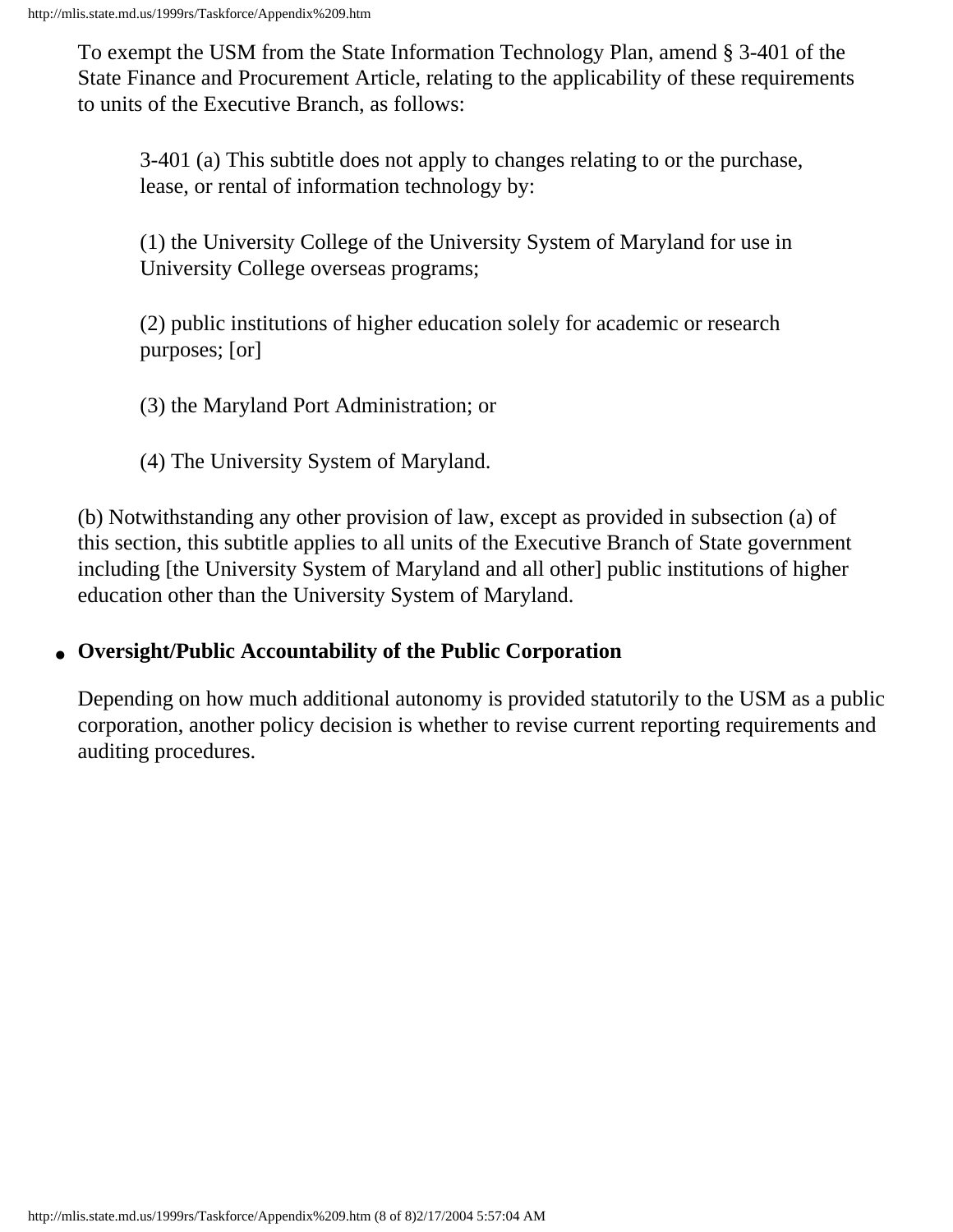To exempt the USM from the State Information Technology Plan, amend § 3-401 of the State Finance and Procurement Article, relating to the applicability of these requirements to units of the Executive Branch, as follows:

> 3-401 (a) This subtitle does not apply to changes relating to or the purchase, lease, or rental of information technology by:
>
> (1) the University College of the University System of Maryland for use in University College overseas programs;
>
> (2) public institutions of higher education solely for academic or research purposes; [or]
>
> (3) the Maryland Port Administration; or
>
> (4) The University System of Maryland.

(b) Notwithstanding any other provision of law, except as provided in subsection (a) of this section, this subtitle applies to all units of the Executive Branch of State government including [the University System of Maryland and all other] public institutions of higher education other than the University System of Maryland.

- **Oversight/Public Accountability of the Public Corporation**

  Depending on how much additional autonomy is provided statutorily to the USM as a public corporation, another policy decision is whether to revise current reporting requirements and auditing procedures.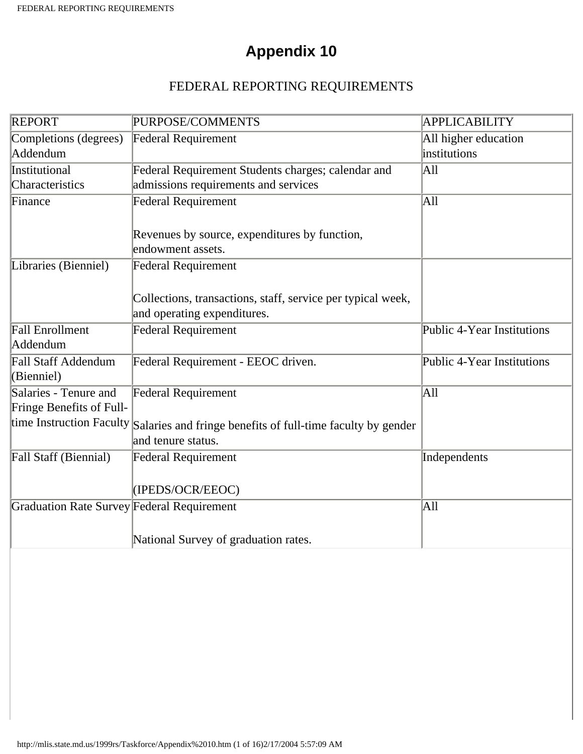# Appendix 10

FEDERAL REPORTING REQUIREMENTS

| REPORT | PURPOSE/COMMENTS | APPLICABILITY |
|---|---|---|
| Completions (degrees) Addendum | Federal Requirement | All higher education institutions |
| Institutional Characteristics | Federal Requirement Students charges; calendar and admissions requirements and services | All |
| Finance | Federal Requirement<br><br>Revenues by source, expenditures by function, endowment assets. | All |
| Libraries (Bienniel) | Federal Requirement<br><br>Collections, transactions, staff, service per typical week, and operating expenditures. | |
| Fall Enrollment Addendum | Federal Requirement | Public 4-Year Institutions |
| Fall Staff Addendum (Bienniel) | Federal Requirement - EEOC driven. | Public 4-Year Institutions |
| Salaries - Tenure and Fringe Benefits of Full-time Instruction Faculty | Federal Requirement<br><br>Salaries and fringe benefits of full-time faculty by gender and tenure status. | All |
| Fall Staff (Biennial) | Federal Requirement<br><br>(IPEDS/OCR/EEOC) | Independents |
| Graduation Rate Survey | Federal Requirement<br><br>National Survey of graduation rates. | All |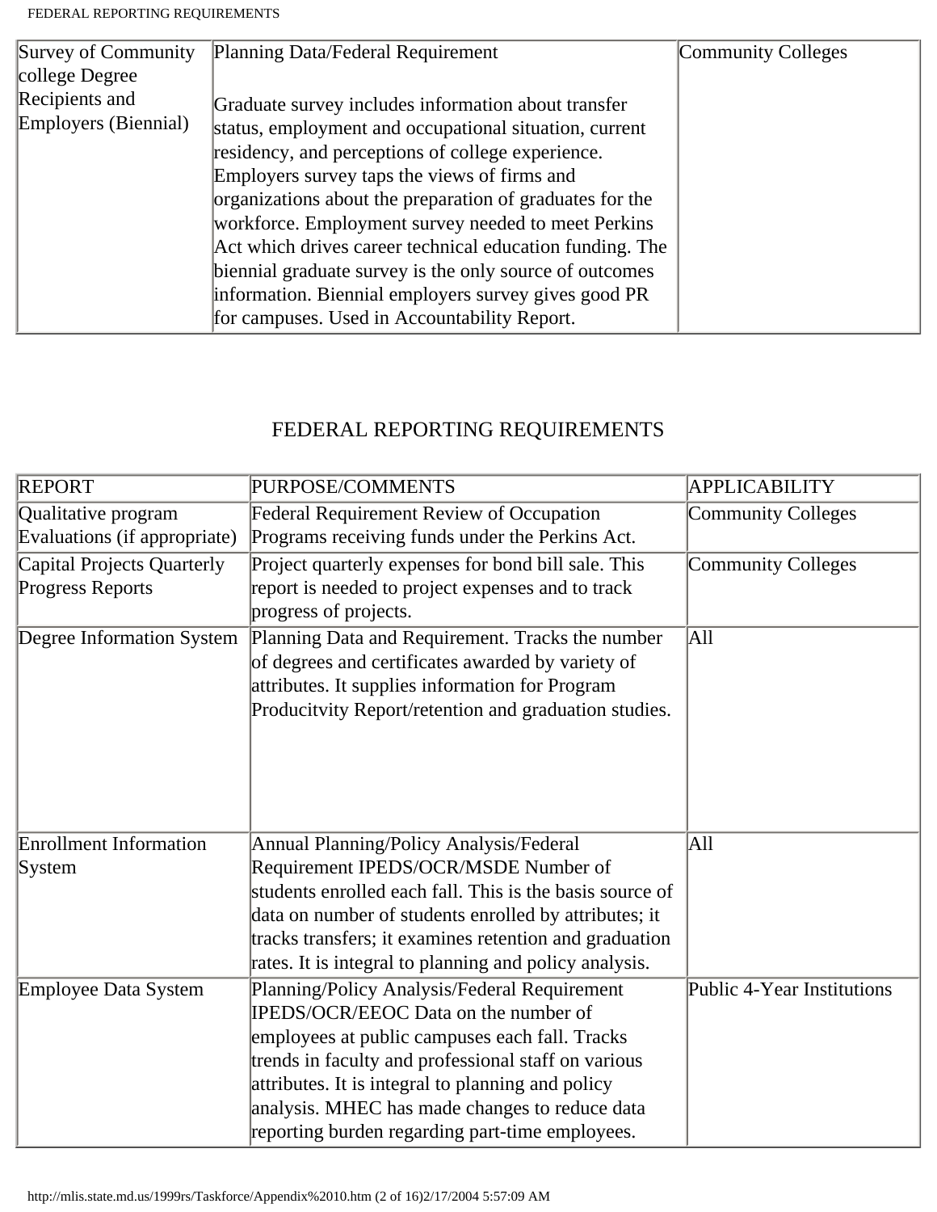| Survey of Community college Degree Recipients and Employers (Biennial) | Planning Data/Federal Requirement<br><br>Graduate survey includes information about transfer status, employment and occupational situation, current residency, and perceptions of college experience. Employers survey taps the views of firms and organizations about the preparation of graduates for the workforce. Employment survey needed to meet Perkins Act which drives career technical education funding. The biennial graduate survey is the only source of outcomes information. Biennial employers survey gives good PR for campuses. Used in Accountability Report. | Community Colleges |
| --- | --- | --- |

## FEDERAL REPORTING REQUIREMENTS

| REPORT | PURPOSE/COMMENTS | APPLICABILITY |
| --- | --- | --- |
| Qualitative program Evaluations (if appropriate) | Federal Requirement Review of Occupation Programs receiving funds under the Perkins Act. | Community Colleges |
| Capital Projects Quarterly Progress Reports | Project quarterly expenses for bond bill sale. This report is needed to project expenses and to track progress of projects. | Community Colleges |
| Degree Information System | Planning Data and Requirement. Tracks the number of degrees and certificates awarded by variety of attributes. It supplies information for Program Producitvity Report/retention and graduation studies. | All |
| Enrollment Information System | Annual Planning/Policy Analysis/Federal Requirement IPEDS/OCR/MSDE Number of students enrolled each fall. This is the basis source of data on number of students enrolled by attributes; it tracks transfers; it examines retention and graduation rates. It is integral to planning and policy analysis. | All |
| Employee Data System | Planning/Policy Analysis/Federal Requirement IPEDS/OCR/EEOC Data on the number of employees at public campuses each fall. Tracks trends in faculty and professional staff on various attributes. It is integral to planning and policy analysis. MHEC has made changes to reduce data reporting burden regarding part-time employees. | Public 4-Year Institutions |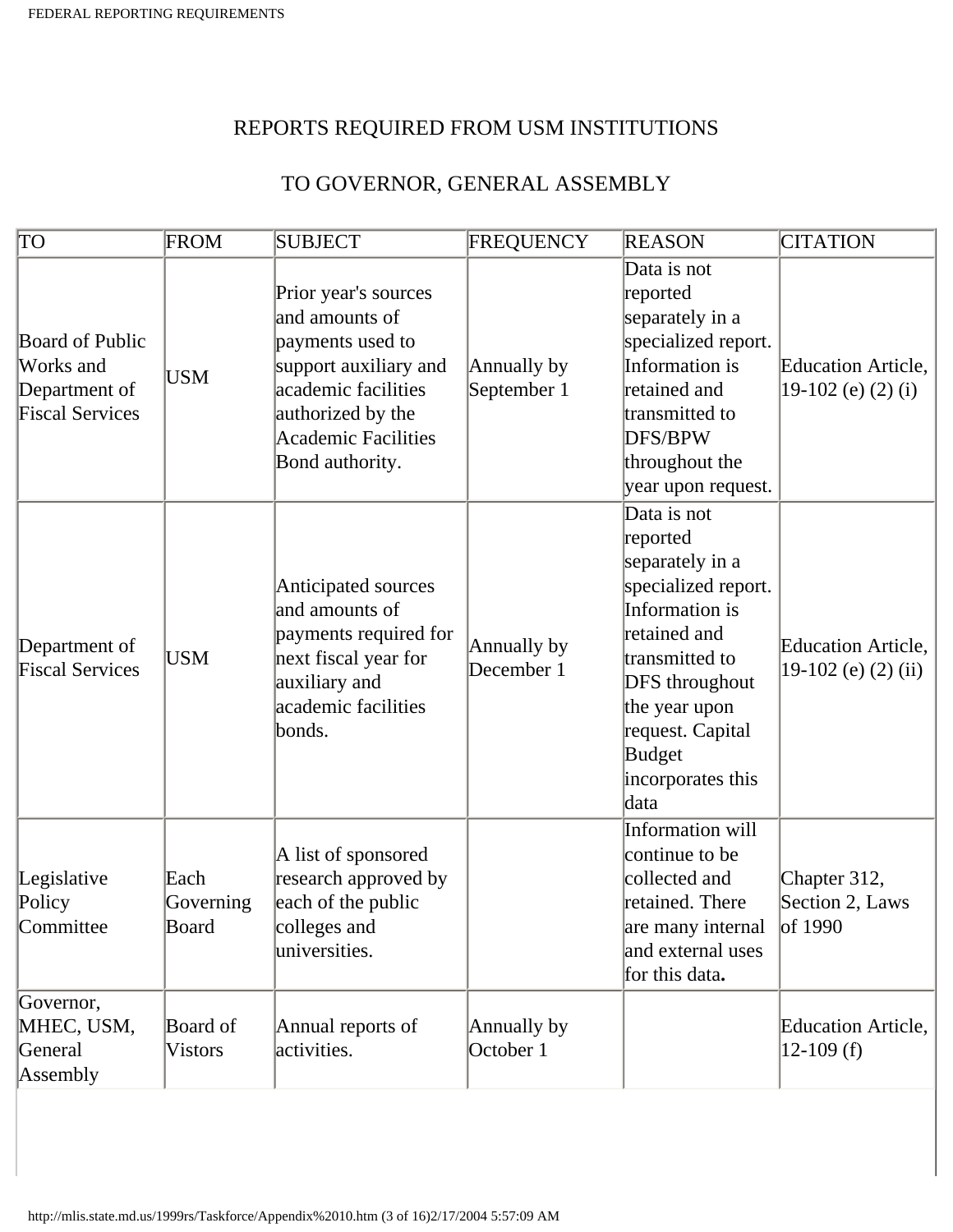REPORTS REQUIRED FROM USM INSTITUTIONS

TO GOVERNOR, GENERAL ASSEMBLY

| TO | FROM | SUBJECT | FREQUENCY | REASON | CITATION |
|---|---|---|---|---|---|
| Board of Public Works and Department of Fiscal Services | USM | Prior year's sources and amounts of payments used to support auxiliary and academic facilities authorized by the Academic Facilities Bond authority. | Annually by September 1 | Data is not reported separately in a specialized report. Information is retained and transmitted to DFS/BPW throughout the year upon request. | Education Article, 19-102 (e) (2) (i) |
| Department of Fiscal Services | USM | Anticipated sources and amounts of payments required for next fiscal year for auxiliary and academic facilities bonds. | Annually by December 1 | Data is not reported separately in a specialized report. Information is retained and transmitted to DFS throughout the year upon request. Capital Budget incorporates this data | Education Article, 19-102 (e) (2) (ii) |
| Legislative Policy Committee | Each Governing Board | A list of sponsored research approved by each of the public colleges and universities. | | Information will continue to be collected and retained. There are many internal and external uses for this data**.** | Chapter 312, Section 2, Laws of 1990 |
| Governor, MHEC, USM, General Assembly | Board of Vistors | Annual reports of activities. | Annually by October 1 | | Education Article, 12-109 (f) |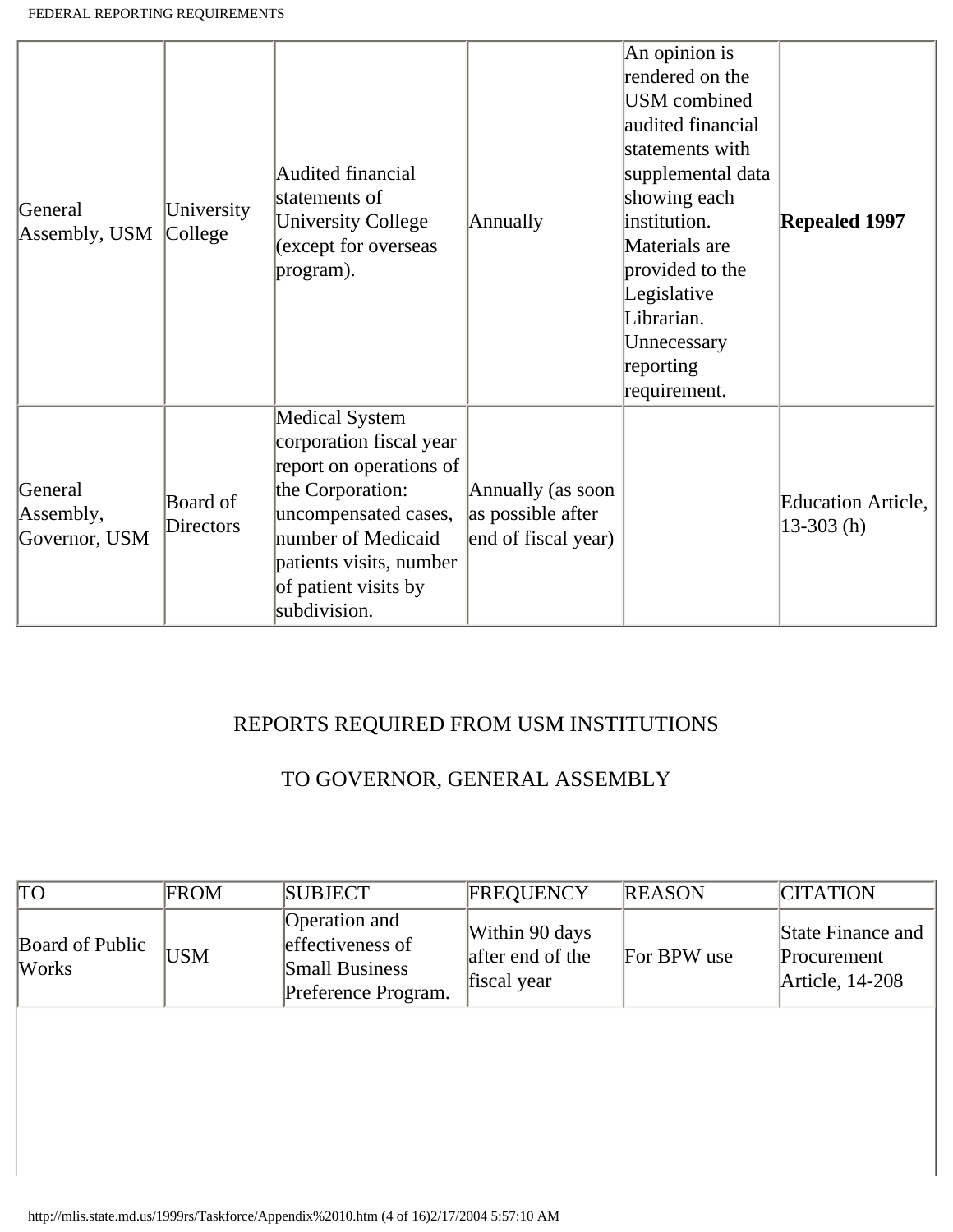| | | | | | |
|---|---|---|---|---|---|
| General Assembly, USM | University College | Audited financial statements of University College (except for overseas program). | Annually | An opinion is rendered on the USM combined audited financial statements with supplemental data showing each institution. Materials are provided to the Legislative Librarian. Unnecessary reporting requirement. | **Repealed 1997** |
| General Assembly, Governor, USM | Board of Directors | Medical System corporation fiscal year report on operations of the Corporation: uncompensated cases, number of Medicaid patients visits, number of patient visits by subdivision. | Annually (as soon as possible after end of fiscal year) | | Education Article, 13-303 (h) |

## REPORTS REQUIRED FROM USM INSTITUTIONS

## TO GOVERNOR, GENERAL ASSEMBLY

| TO | FROM | SUBJECT | FREQUENCY | REASON | CITATION |
|---|---|---|---|---|---|
| Board of Public Works | USM | Operation and effectiveness of Small Business Preference Program. | Within 90 days after end of the fiscal year | For BPW use | State Finance and Procurement Article, 14-208 |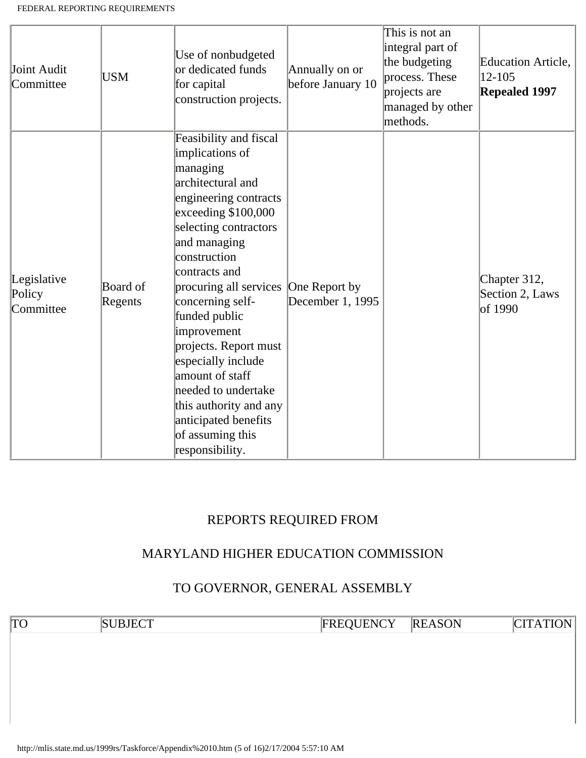| | | | | | |
|---|---|---|---|---|---|
| Joint Audit Committee | USM | Use of nonbudgeted or dedicated funds for capital construction projects. | Annually on or before January 10 | This is not an integral part of the budgeting process. These projects are managed by other methods. | Education Article, 12-105 **Repealed 1997** |
| Legislative Policy Committee | Board of Regents | Feasibility and fiscal implications of managing architectural and engineering contracts exceeding $100,000 selecting contractors and managing construction contracts and procuring all services concerning self-funded public improvement projects. Report must especially include amount of staff needed to undertake this authority and any anticipated benefits of assuming this responsibility. | One Report by December 1, 1995 | | Chapter 312, Section 2, Laws of 1990 |

REPORTS REQUIRED FROM

MARYLAND HIGHER EDUCATION COMMISSION

TO GOVERNOR, GENERAL ASSEMBLY

| TO | SUBJECT | FREQUENCY | REASON | CITATION |
|---|---|---|---|---|
| | | | | |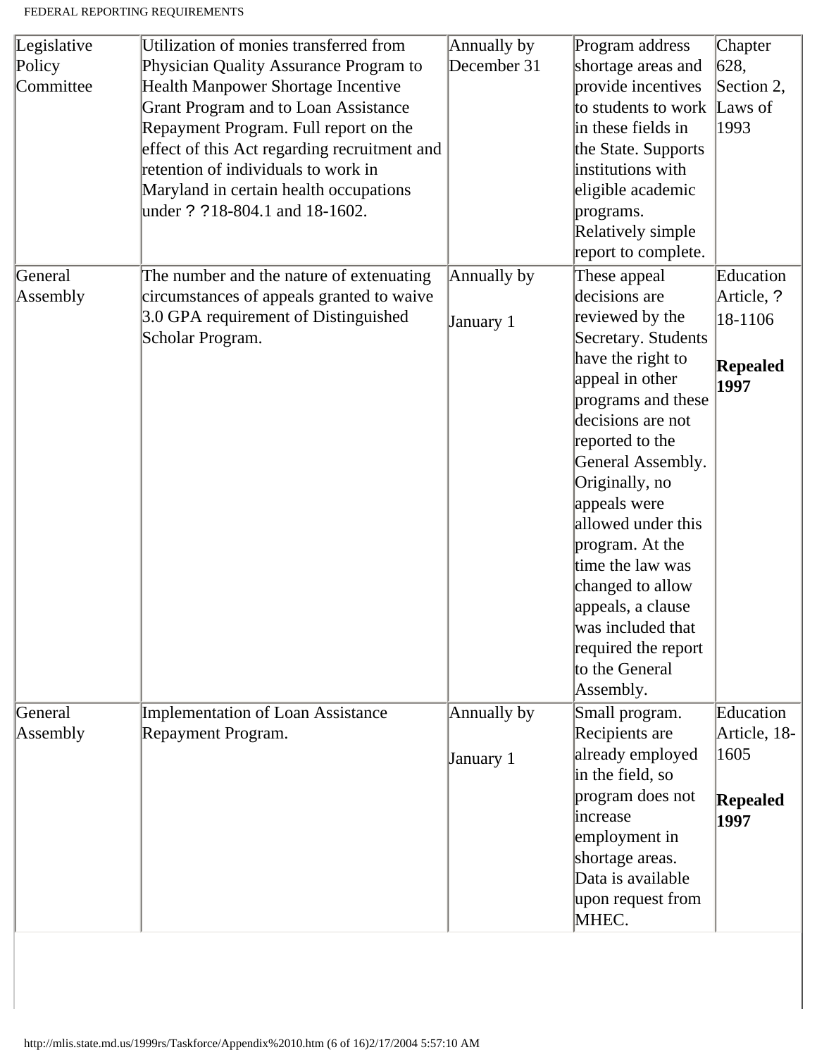| | | | | |
|---|---|---|---|---|
| Legislative Policy Committee | Utilization of monies transferred from Physician Quality Assurance Program to Health Manpower Shortage Incentive Grant Program and to Loan Assistance Repayment Program. Full report on the effect of this Act regarding recruitment and retention of individuals to work in Maryland in certain health occupations under ? ?18-804.1 and 18-1602. | Annually by December 31 | Program address shortage areas and provide incentives to students to work in these fields in the State. Supports institutions with eligible academic programs. Relatively simple report to complete. | Chapter 628, Section 2, Laws of 1993 |
| General Assembly | The number and the nature of extenuating circumstances of appeals granted to waive 3.0 GPA requirement of Distinguished Scholar Program. | Annually by January 1 | These appeal decisions are reviewed by the Secretary. Students have the right to appeal in other programs and these decisions are not reported to the General Assembly. Originally, no appeals were allowed under this program. At the time the law was changed to allow appeals, a clause was included that required the report to the General Assembly. | Education Article, ? 18-1106 **Repealed 1997** |
| General Assembly | Implementation of Loan Assistance Repayment Program. | Annually by January 1 | Small program. Recipients are already employed in the field, so program does not increase employment in shortage areas. Data is available upon request from MHEC. | Education Article, 18-1605 **Repealed 1997** |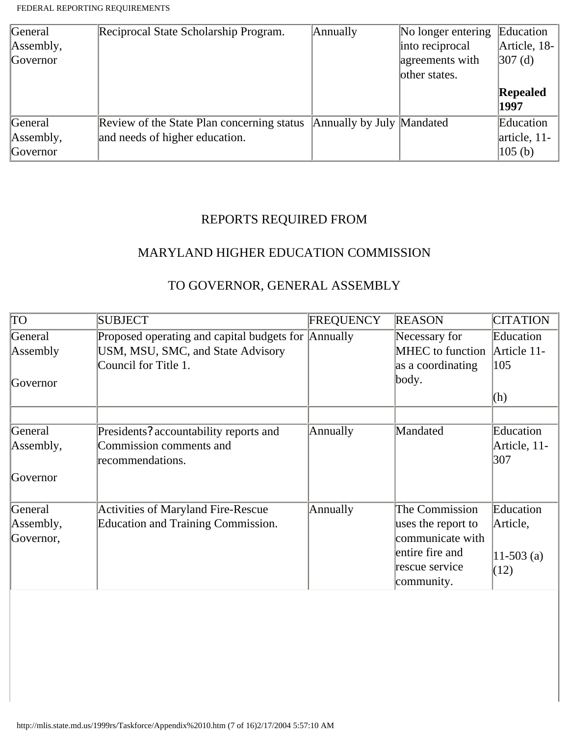| | | | | |
|---|---|---|---|---|
| General Assembly, Governor | Reciprocal State Scholarship Program. | Annually | No longer entering into reciprocal agreements with other states. | Education Article, 18-307 (d) **Repealed 1997** |
| General Assembly, Governor | Review of the State Plan concerning status and needs of higher education. | Annually by July | Mandated | Education article, 11-105 (b) |

REPORTS REQUIRED FROM

MARYLAND HIGHER EDUCATION COMMISSION

TO GOVERNOR, GENERAL ASSEMBLY

| TO | SUBJECT | FREQUENCY | REASON | CITATION |
|---|---|---|---|---|
| General Assembly Governor | Proposed operating and capital budgets for USM, MSU, SMC, and State Advisory Council for Title 1. | Annually | Necessary for MHEC to function as a coordinating body. | Education Article 11-105 (h) |
| | | | | |
| General Assembly, Governor | Presidents? accountability reports and Commission comments and recommendations. | Annually | Mandated | Education Article, 11-307 |
| General Assembly, Governor, | Activities of Maryland Fire-Rescue Education and Training Commission. | Annually | The Commission uses the report to communicate with entire fire and rescue service community. | Education Article, 11-503 (a) (12) |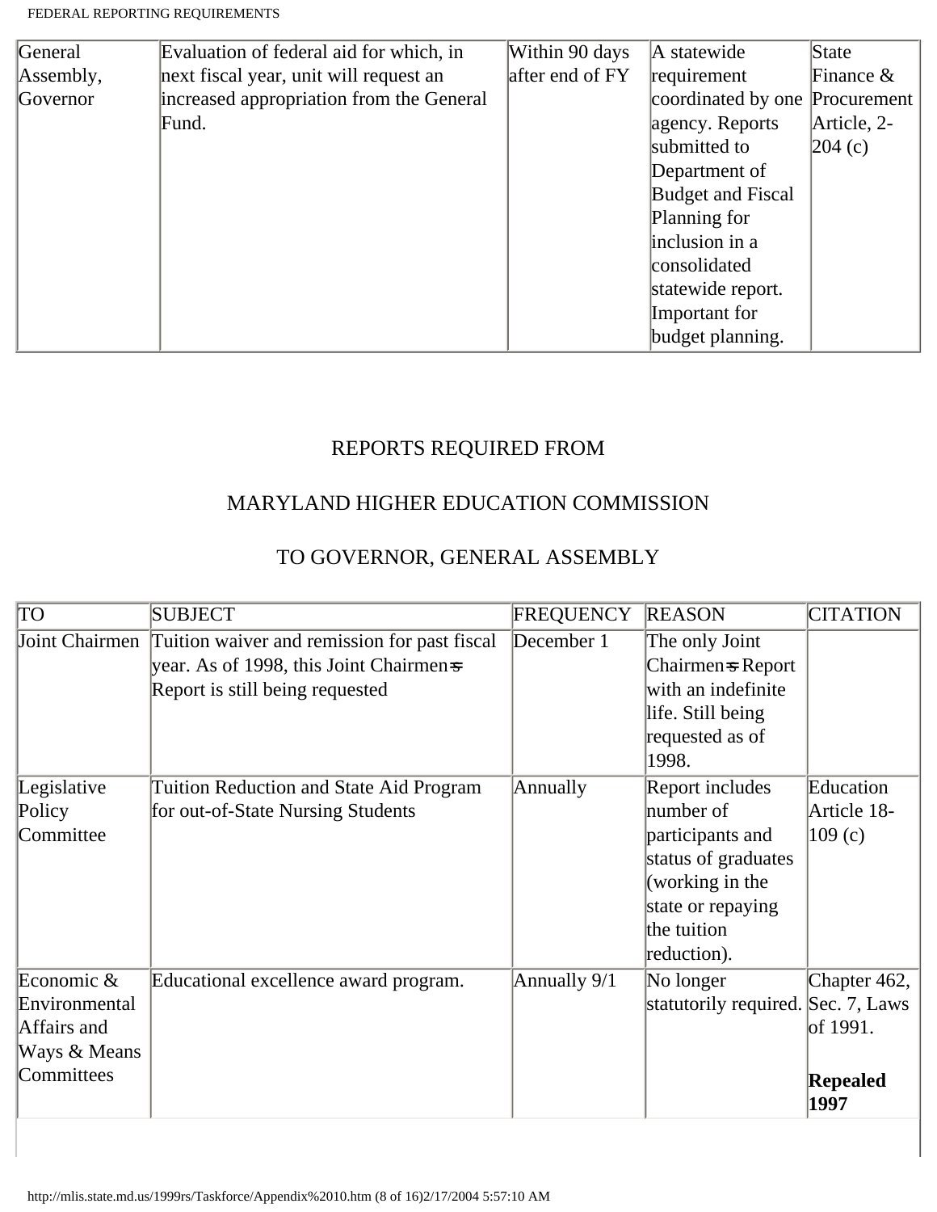| General Assembly, Governor | Evaluation of federal aid for which, in next fiscal year, unit will request an increased appropriation from the General Fund. | Within 90 days after end of FY | A statewide requirement coordinated by one agency. Reports submitted to Department of Budget and Fiscal Planning for inclusion in a consolidated statewide report. Important for budget planning. | State Finance & Procurement Article, 2-204 (c) |
|---|---|---|---|---|

REPORTS REQUIRED FROM

MARYLAND HIGHER EDUCATION COMMISSION

TO GOVERNOR, GENERAL ASSEMBLY

| TO | SUBJECT | FREQUENCY | REASON | CITATION |
|---|---|---|---|---|
| Joint Chairmen | Tuition waiver and remission for past fiscal year. As of 1998, this Joint Chairmen=s Report is still being requested | December 1 | The only Joint Chairmen=s Report with an indefinite life. Still being requested as of 1998. | |
| Legislative Policy Committee | Tuition Reduction and State Aid Program for out-of-State Nursing Students | Annually | Report includes number of participants and status of graduates (working in the state or repaying the tuition reduction). | Education Article 18-109 (c) |
| Economic & Environmental Affairs and Ways & Means Committees | Educational excellence award program. | Annually 9/1 | No longer statutorily required. | Chapter 462, Sec. 7, Laws of 1991. **Repealed 1997** |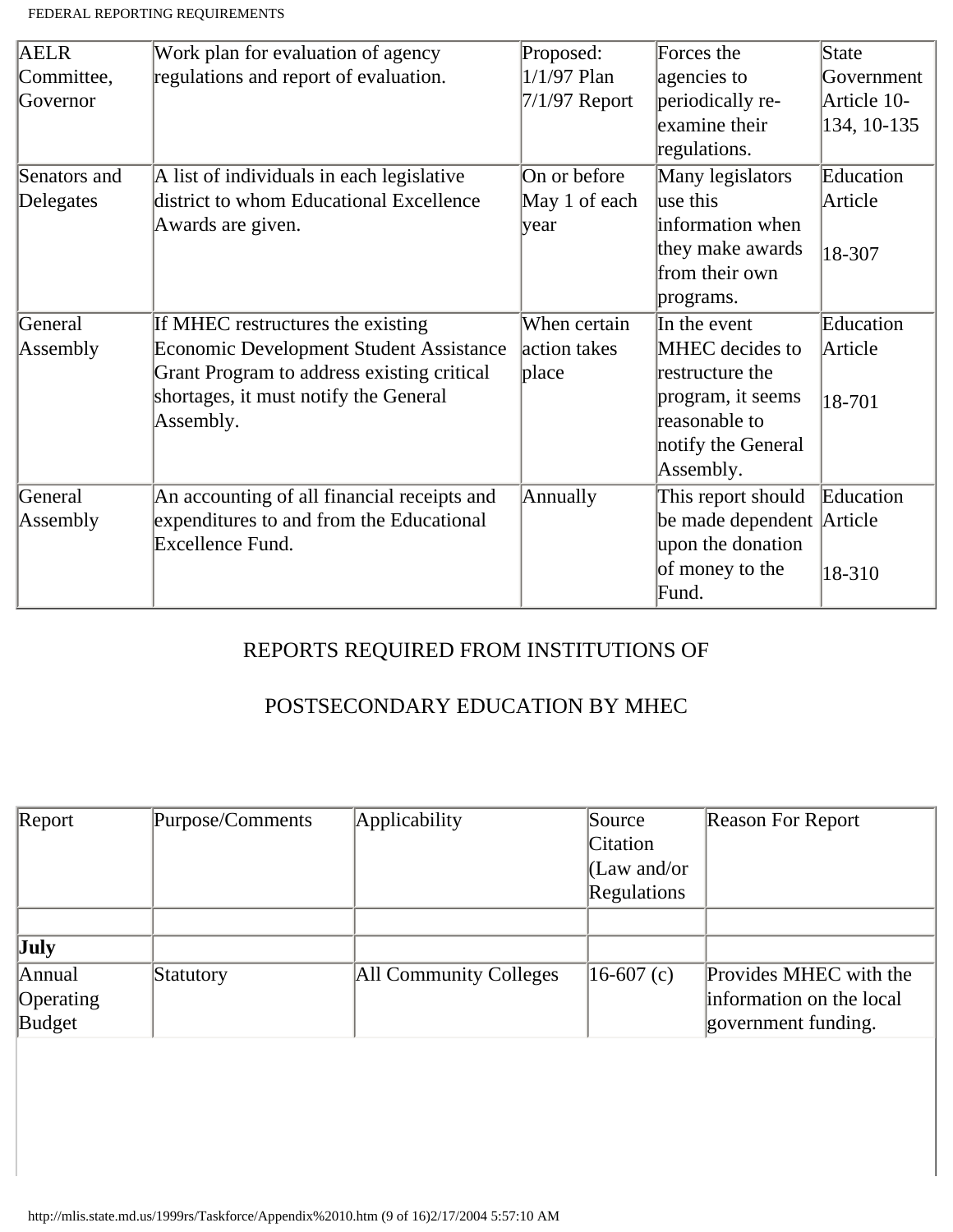| AELR Committee, Governor | Work plan for evaluation of agency regulations and report of evaluation. | Proposed: 1/1/97 Plan 7/1/97 Report | Forces the agencies to periodically re-examine their regulations. | State Government Article 10-134, 10-135 |
|---|---|---|---|---|
| Senators and Delegates | A list of individuals in each legislative district to whom Educational Excellence Awards are given. | On or before May 1 of each year | Many legislators use this information when they make awards from their own programs. | Education Article 18-307 |
| General Assembly | If MHEC restructures the existing Economic Development Student Assistance Grant Program to address existing critical shortages, it must notify the General Assembly. | When certain action takes place | In the event MHEC decides to restructure the program, it seems reasonable to notify the General Assembly. | Education Article 18-701 |
| General Assembly | An accounting of all financial receipts and expenditures to and from the Educational Excellence Fund. | Annually | This report should be made dependent upon the donation of money to the Fund. | Education Article 18-310 |

## REPORTS REQUIRED FROM INSTITUTIONS OF POSTSECONDARY EDUCATION BY MHEC

| Report | Purpose/Comments | Applicability | Source Citation (Law and/or Regulations | Reason For Report |
|---|---|---|---|---|
| | | | | |
| **July** | | | | |
| Annual Operating Budget | Statutory | All Community Colleges | 16-607 (c) | Provides MHEC with the information on the local government funding. |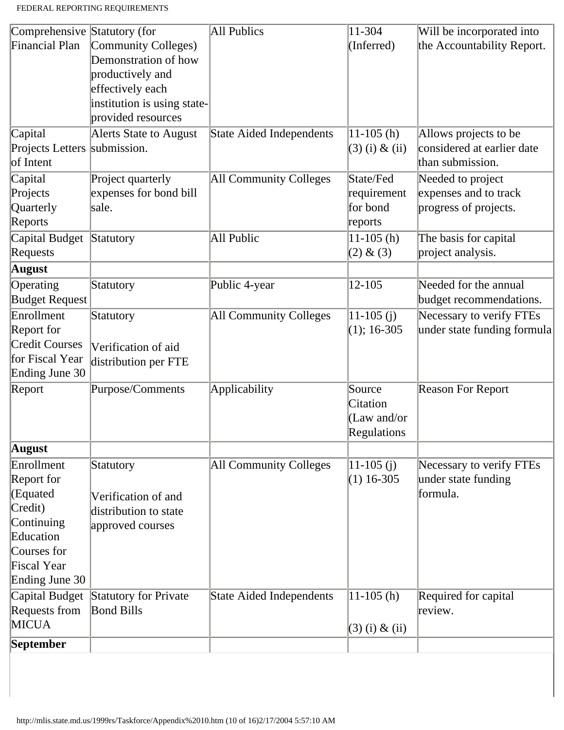| Comprehensive Financial Plan | Statutory (for Community Colleges) Demonstration of how productively and effectively each institution is using state-provided resources | All Publics | 11-304 (Inferred) | Will be incorporated into the Accountability Report. |
|---|---|---|---|---|
| Capital Projects Letters of Intent | Alerts State to August submission. | State Aided Independents | 11-105 (h) (3) (i) & (ii) | Allows projects to be considered at earlier date than submission. |
| Capital Projects Quarterly Reports | Project quarterly expenses for bond bill sale. | All Community Colleges | State/Fed requirement for bond reports | Needed to project expenses and to track progress of projects. |
| Capital Budget Requests | Statutory | All Public | 11-105 (h) (2) & (3) | The basis for capital project analysis. |
| **August** | | | | |
| Operating Budget Request | Statutory | Public 4-year | 12-105 | Needed for the annual budget recommendations. |
| Enrollment Report for Credit Courses for Fiscal Year Ending June 30 | Statutory<br><br>Verification of aid distribution per FTE | All Community Colleges | 11-105 (j) (1); 16-305 | Necessary to verify FTEs under state funding formula |
| Report | Purpose/Comments | Applicability | Source Citation (Law and/or Regulations | Reason For Report |
| **August** | | | | |
| Enrollment Report for (Equated Credit) Continuing Education Courses for Fiscal Year Ending June 30 | Statutory<br><br>Verification of and distribution to state approved courses | All Community Colleges | 11-105 (j) (1) 16-305 | Necessary to verify FTEs under state funding formula. |
| Capital Budget Requests from MICUA | Statutory for Private Bond Bills | State Aided Independents | 11-105 (h)<br><br>(3) (i) & (ii) | Required for capital review. |
| **September** | | | | |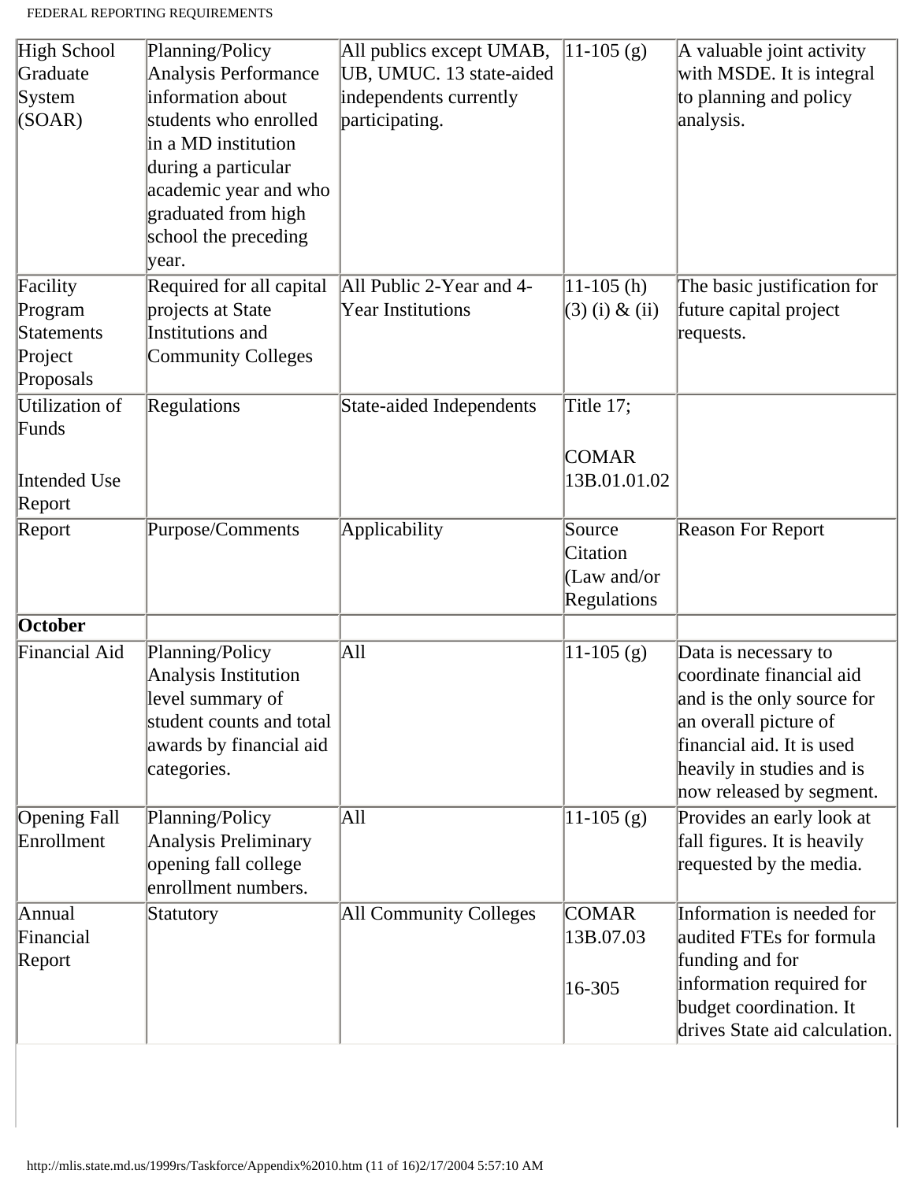| High School Graduate System (SOAR) | Planning/Policy Analysis Performance information about students who enrolled in a MD institution during a particular academic year and who graduated from high school the preceding year. | All publics except UMAB, UB, UMUC. 13 state-aided independents currently participating. | 11-105 (g) | A valuable joint activity with MSDE. It is integral to planning and policy analysis. |
|---|---|---|---|---|
| Facility Program Statements Project Proposals | Required for all capital projects at State Institutions and Community Colleges | All Public 2-Year and 4-Year Institutions | 11-105 (h) (3) (i) & (ii) | The basic justification for future capital project requests. |
| Utilization of Funds<br><br>Intended Use Report | Regulations | State-aided Independents | Title 17;<br><br>COMAR 13B.01.01.02 | |
| Report | Purpose/Comments | Applicability | Source Citation (Law and/or Regulations | Reason For Report |
| **October** | | | | |
| Financial Aid | Planning/Policy Analysis Institution level summary of student counts and total awards by financial aid categories. | All | 11-105 (g) | Data is necessary to coordinate financial aid and is the only source for an overall picture of financial aid. It is used heavily in studies and is now released by segment. |
| Opening Fall Enrollment | Planning/Policy Analysis Preliminary opening fall college enrollment numbers. | All | 11-105 (g) | Provides an early look at fall figures. It is heavily requested by the media. |
| Annual Financial Report | Statutory | All Community Colleges | COMAR 13B.07.03<br><br>16-305 | Information is needed for audited FTEs for formula funding and for information required for budget coordination. It drives State aid calculation. |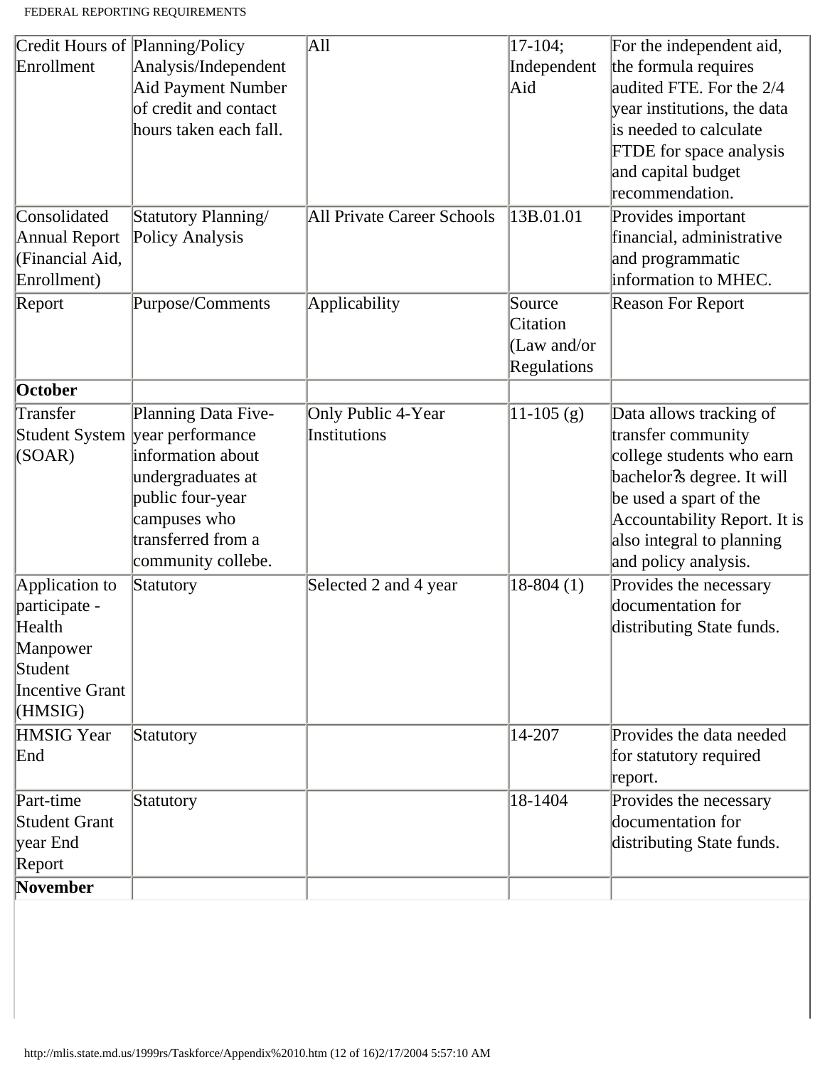| Credit Hours of Enrollment | Planning/Policy Analysis/Independent Aid Payment Number of credit and contact hours taken each fall. | All | 17-104; Independent Aid | For the independent aid, the formula requires audited FTE. For the 2/4 year institutions, the data is needed to calculate FTDE for space analysis and capital budget recommendation. |
|---|---|---|---|---|
| Consolidated Annual Report (Financial Aid, Enrollment) | Statutory Planning/ Policy Analysis | All Private Career Schools | 13B.01.01 | Provides important financial, administrative and programmatic information to MHEC. |
| Report | Purpose/Comments | Applicability | Source Citation (Law and/or Regulations | Reason For Report |
| **October** | | | | |
| Transfer Student System (SOAR) | Planning Data Five-year performance information about undergraduates at public four-year campuses who transferred from a community collebe. | Only Public 4-Year Institutions | 11-105 (g) | Data allows tracking of transfer community college students who earn bachelor?s degree. It will be used a spart of the Accountability Report. It is also integral to planning and policy analysis. |
| Application to participate - Health Manpower Student Incentive Grant (HMSIG) | Statutory | Selected 2 and 4 year | 18-804 (1) | Provides the necessary documentation for distributing State funds. |
| HMSIG Year End | Statutory | | 14-207 | Provides the data needed for statutory required report. |
| Part-time Student Grant year End Report | Statutory | | 18-1404 | Provides the necessary documentation for distributing State funds. |
| **November** | | | | |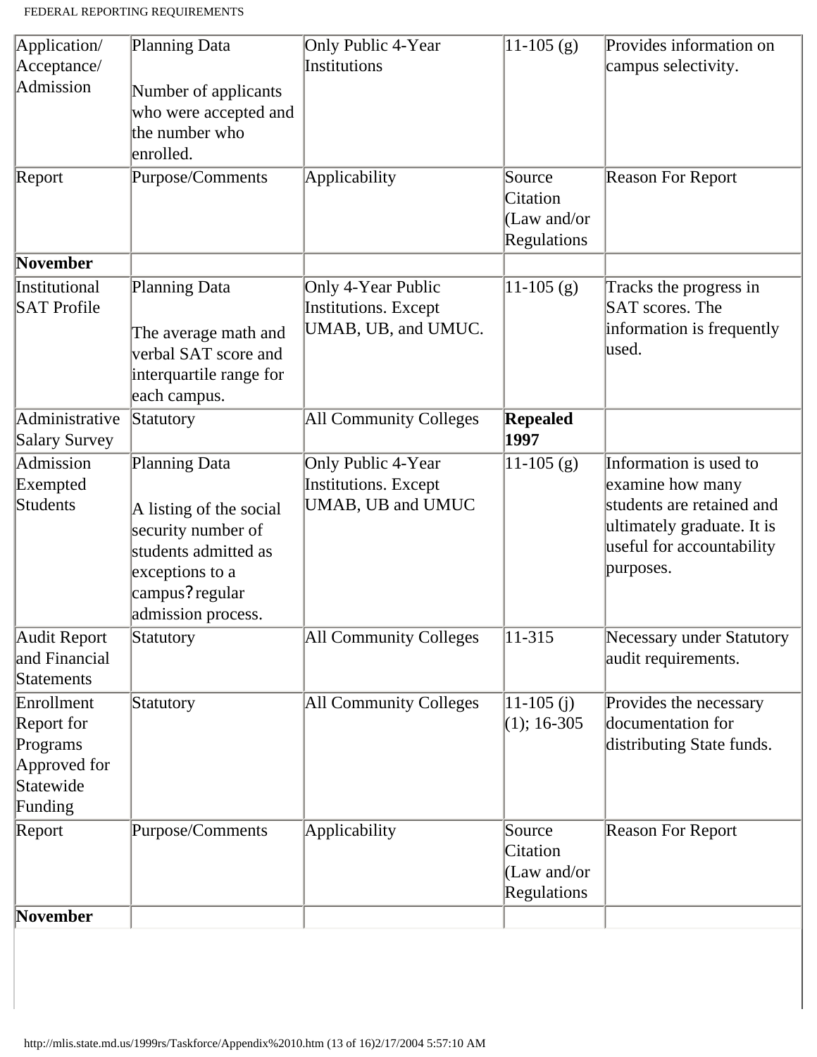| Report | Purpose/Comments | Applicability | Source Citation (Law and/or Regulations | Reason For Report |
|---|---|---|---|---|
| Application/ Acceptance/ Admission | Planning Data<br><br>Number of applicants who were accepted and the number who enrolled. | Only Public 4-Year Institutions | 11-105 (g) | Provides information on campus selectivity. |
| **November** | | | | |
| Institutional SAT Profile | Planning Data<br><br>The average math and verbal SAT score and interquartile range for each campus. | Only 4-Year Public Institutions. Except UMAB, UB, and UMUC. | 11-105 (g) | Tracks the progress in SAT scores. The information is frequently used. |
| Administrative Salary Survey | Statutory | All Community Colleges | **Repealed 1997** | |
| Admission Exempted Students | Planning Data<br><br>A listing of the social security number of students admitted as exceptions to a campus? regular admission process. | Only Public 4-Year Institutions. Except UMAB, UB and UMUC | 11-105 (g) | Information is used to examine how many students are retained and ultimately graduate. It is useful for accountability purposes. |
| Audit Report and Financial Statements | Statutory | All Community Colleges | 11-315 | Necessary under Statutory audit requirements. |
| Enrollment Report for Programs Approved for Statewide Funding | Statutory | All Community Colleges | 11-105 (j) (1); 16-305 | Provides the necessary documentation for distributing State funds. |
| **November** | | | | |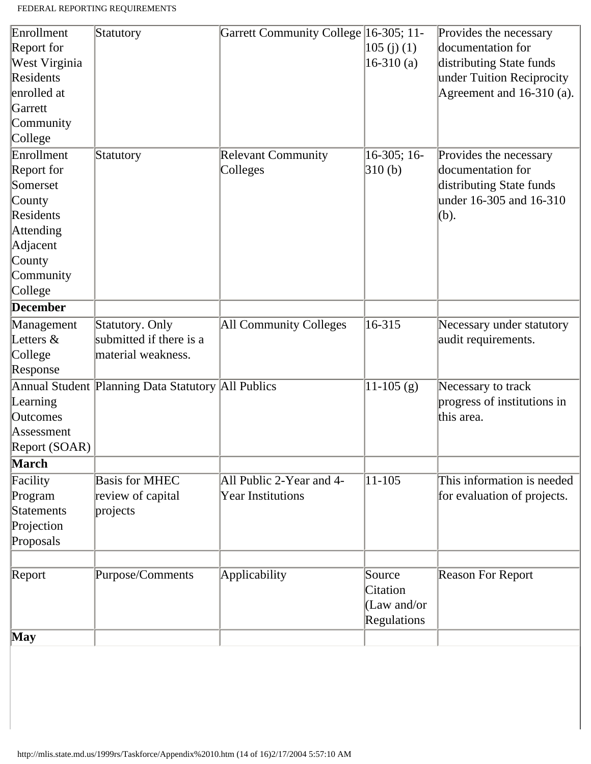| | | | | |
|---|---|---|---|---|
| Enrollment Report for West Virginia Residents enrolled at Garrett Community College | Statutory | Garrett Community College | 16-305; 11-105 (j) (1) 16-310 (a) | Provides the necessary documentation for distributing State funds under Tuition Reciprocity Agreement and 16-310 (a). |
| Enrollment Report for Somerset County Residents Attending Adjacent County Community College | Statutory | Relevant Community Colleges | 16-305; 16-310 (b) | Provides the necessary documentation for distributing State funds under 16-305 and 16-310 (b). |
| **December** | | | | |
| Management Letters & College Response | Statutory. Only submitted if there is a material weakness. | All Community Colleges | 16-315 | Necessary under statutory audit requirements. |
| Annual Student Learning Outcomes Assessment Report (SOAR) | Planning Data Statutory | All Publics | 11-105 (g) | Necessary to track progress of institutions in this area. |
| **March** | | | | |
| Facility Program Statements Projection Proposals | Basis for MHEC review of capital projects | All Public 2-Year and 4-Year Institutions | 11-105 | This information is needed for evaluation of projects. |
| | | | | |
| Report | Purpose/Comments | Applicability | Source Citation (Law and/or Regulations | Reason For Report |
| **May** | | | | |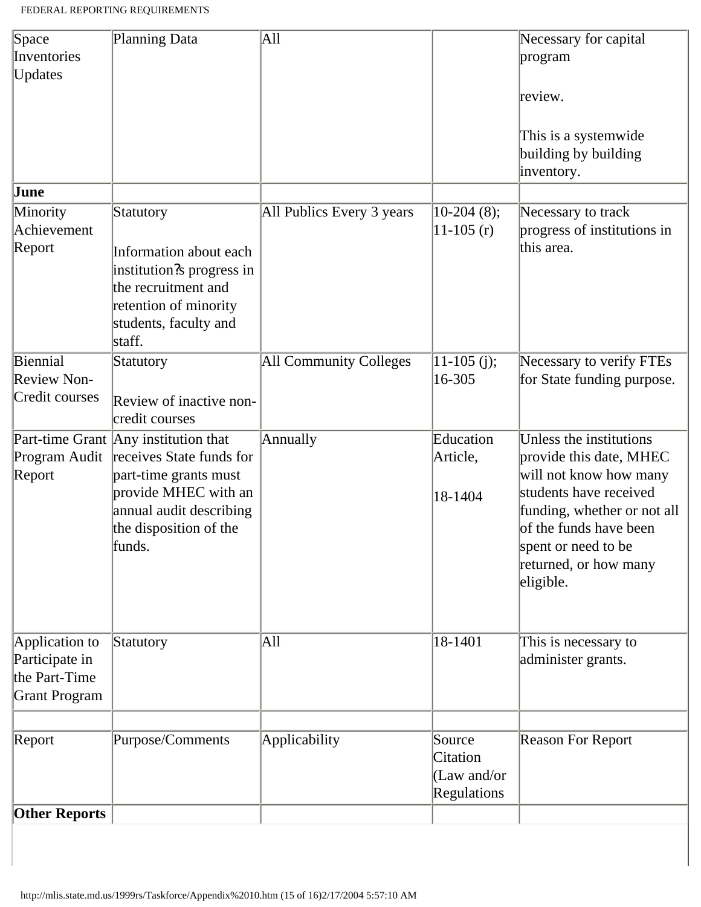| Space Inventories Updates | Planning Data | All | | Necessary for capital program<br><br>review.<br><br>This is a systemwide building by building inventory. |
|---|---|---|---|---|
| **June** | | | | |
| Minority Achievement Report | Statutory<br><br>Information about each institution?s progress in the recruitment and retention of minority students, faculty and staff. | All Publics Every 3 years | 10-204 (8); 11-105 (r) | Necessary to track progress of institutions in this area. |
| Biennial Review Non-Credit courses | Statutory<br><br>Review of inactive non-credit courses | All Community Colleges | 11-105 (j); 16-305 | Necessary to verify FTEs for State funding purpose. |
| Part-time Grant Program Audit Report | Any institution that receives State funds for part-time grants must provide MHEC with an annual audit describing the disposition of the funds. | Annually | Education Article,<br><br>18-1404 | Unless the institutions provide this date, MHEC will not know how many students have received funding, whether or not all of the funds have been spent or need to be returned, or how many eligible. |
| Application to Participate in the Part-Time Grant Program | Statutory | All | 18-1401 | This is necessary to administer grants. |
| | | | | |
| Report | Purpose/Comments | Applicability | Source Citation (Law and/or Regulations | Reason For Report |
| **Other Reports** | | | | |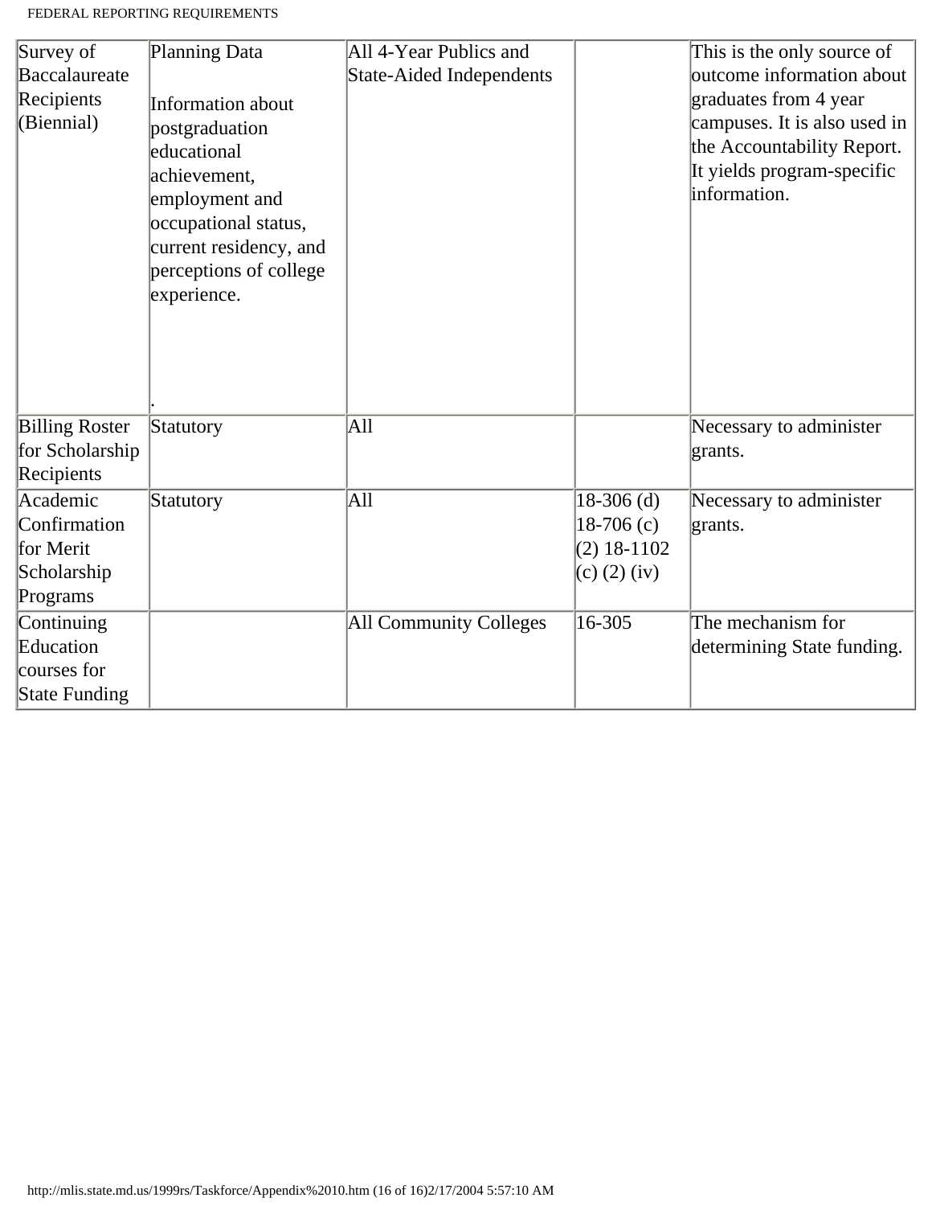| | | | | |
|---|---|---|---|---|
| Survey of Baccalaureate Recipients (Biennial) | Planning Data<br><br>Information about postgraduation educational achievement, employment and occupational status, current residency, and perceptions of college experience.<br><br>. | All 4-Year Publics and State-Aided Independents | | This is the only source of outcome information about graduates from 4 year campuses. It is also used in the Accountability Report. It yields program-specific information. |
| Billing Roster for Scholarship Recipients | Statutory | All | | Necessary to administer grants. |
| Academic Confirmation for Merit Scholarship Programs | Statutory | All | 18-306 (d) 18-706 (c) (2) 18-1102 (c) (2) (iv) | Necessary to administer grants. |
| Continuing Education courses for State Funding | | All Community Colleges | 16-305 | The mechanism for determining State funding. |